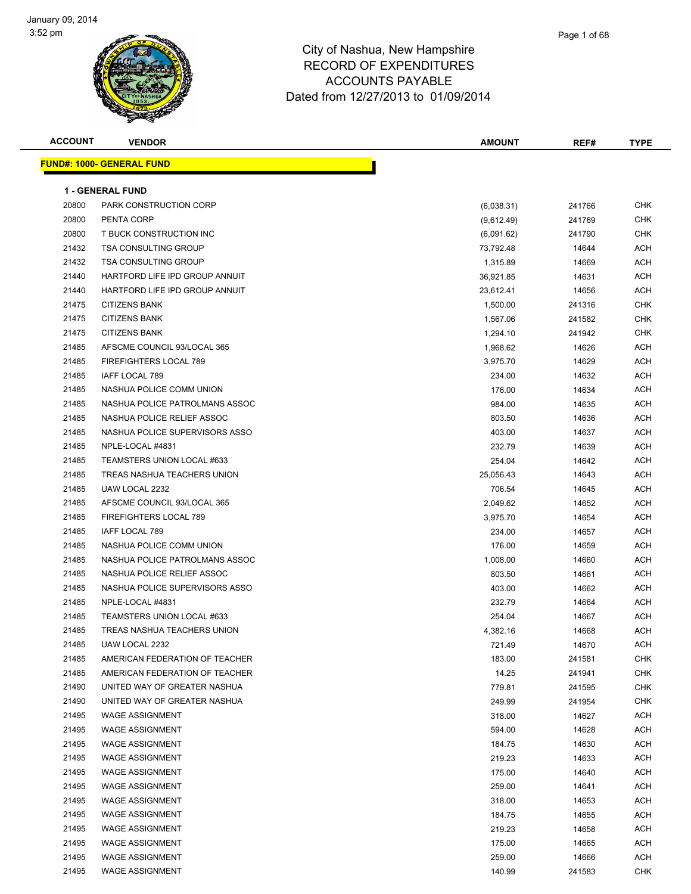# City of Nashua, New Hampshire
## RECORD OF EXPENDITURES
## ACCOUNTS PAYABLE
### Dated from 12/27/2013 to 01/09/2014

January 09, 2014
3:52 pm

**FUND#: 1000- GENERAL FUND**

**1 - GENERAL FUND**

| ACCOUNT | VENDOR | AMOUNT | REF# | TYPE |
|---|---|---|---|---|
| 20800 | PARK CONSTRUCTION CORP | (6,038.31) | 241766 | CHK |
| 20800 | PENTA CORP | (9,612.49) | 241769 | CHK |
| 20800 | T BUCK CONSTRUCTION INC | (6,091.62) | 241790 | CHK |
| 21432 | TSA CONSULTING GROUP | 73,792.48 | 14644 | ACH |
| 21432 | TSA CONSULTING GROUP | 1,315.89 | 14669 | ACH |
| 21440 | HARTFORD LIFE IPD GROUP ANNUIT | 36,921.85 | 14631 | ACH |
| 21440 | HARTFORD LIFE IPD GROUP ANNUIT | 23,612.41 | 14656 | ACH |
| 21475 | CITIZENS BANK | 1,500.00 | 241316 | CHK |
| 21475 | CITIZENS BANK | 1,567.06 | 241582 | CHK |
| 21475 | CITIZENS BANK | 1,294.10 | 241942 | CHK |
| 21485 | AFSCME COUNCIL 93/LOCAL 365 | 1,968.62 | 14626 | ACH |
| 21485 | FIREFIGHTERS LOCAL 789 | 3,975.70 | 14629 | ACH |
| 21485 | IAFF LOCAL 789 | 234.00 | 14632 | ACH |
| 21485 | NASHUA POLICE COMM UNION | 176.00 | 14634 | ACH |
| 21485 | NASHUA POLICE PATROLMANS ASSOC | 984.00 | 14635 | ACH |
| 21485 | NASHUA POLICE RELIEF ASSOC | 803.50 | 14636 | ACH |
| 21485 | NASHUA POLICE SUPERVISORS ASSO | 403.00 | 14637 | ACH |
| 21485 | NPLE-LOCAL #4831 | 232.79 | 14639 | ACH |
| 21485 | TEAMSTERS UNION LOCAL #633 | 254.04 | 14642 | ACH |
| 21485 | TREAS NASHUA TEACHERS UNION | 25,056.43 | 14643 | ACH |
| 21485 | UAW LOCAL 2232 | 706.54 | 14645 | ACH |
| 21485 | AFSCME COUNCIL 93/LOCAL 365 | 2,049.62 | 14652 | ACH |
| 21485 | FIREFIGHTERS LOCAL 789 | 3,975.70 | 14654 | ACH |
| 21485 | IAFF LOCAL 789 | 234.00 | 14657 | ACH |
| 21485 | NASHUA POLICE COMM UNION | 176.00 | 14659 | ACH |
| 21485 | NASHUA POLICE PATROLMANS ASSOC | 1,008.00 | 14660 | ACH |
| 21485 | NASHUA POLICE RELIEF ASSOC | 803.50 | 14661 | ACH |
| 21485 | NASHUA POLICE SUPERVISORS ASSO | 403.00 | 14662 | ACH |
| 21485 | NPLE-LOCAL #4831 | 232.79 | 14664 | ACH |
| 21485 | TEAMSTERS UNION LOCAL #633 | 254.04 | 14667 | ACH |
| 21485 | TREAS NASHUA TEACHERS UNION | 4,382.16 | 14668 | ACH |
| 21485 | UAW LOCAL 2232 | 721.49 | 14670 | ACH |
| 21485 | AMERICAN FEDERATION OF TEACHER | 183.00 | 241581 | CHK |
| 21485 | AMERICAN FEDERATION OF TEACHER | 14.25 | 241941 | CHK |
| 21490 | UNITED WAY OF GREATER NASHUA | 779.81 | 241595 | CHK |
| 21490 | UNITED WAY OF GREATER NASHUA | 249.99 | 241954 | CHK |
| 21495 | WAGE ASSIGNMENT | 318.00 | 14627 | ACH |
| 21495 | WAGE ASSIGNMENT | 594.00 | 14628 | ACH |
| 21495 | WAGE ASSIGNMENT | 184.75 | 14630 | ACH |
| 21495 | WAGE ASSIGNMENT | 219.23 | 14633 | ACH |
| 21495 | WAGE ASSIGNMENT | 175.00 | 14640 | ACH |
| 21495 | WAGE ASSIGNMENT | 259.00 | 14641 | ACH |
| 21495 | WAGE ASSIGNMENT | 318.00 | 14653 | ACH |
| 21495 | WAGE ASSIGNMENT | 184.75 | 14655 | ACH |
| 21495 | WAGE ASSIGNMENT | 219.23 | 14658 | ACH |
| 21495 | WAGE ASSIGNMENT | 175.00 | 14665 | ACH |
| 21495 | WAGE ASSIGNMENT | 259.00 | 14666 | ACH |
| 21495 | WAGE ASSIGNMENT | 140.99 | 241583 | CHK |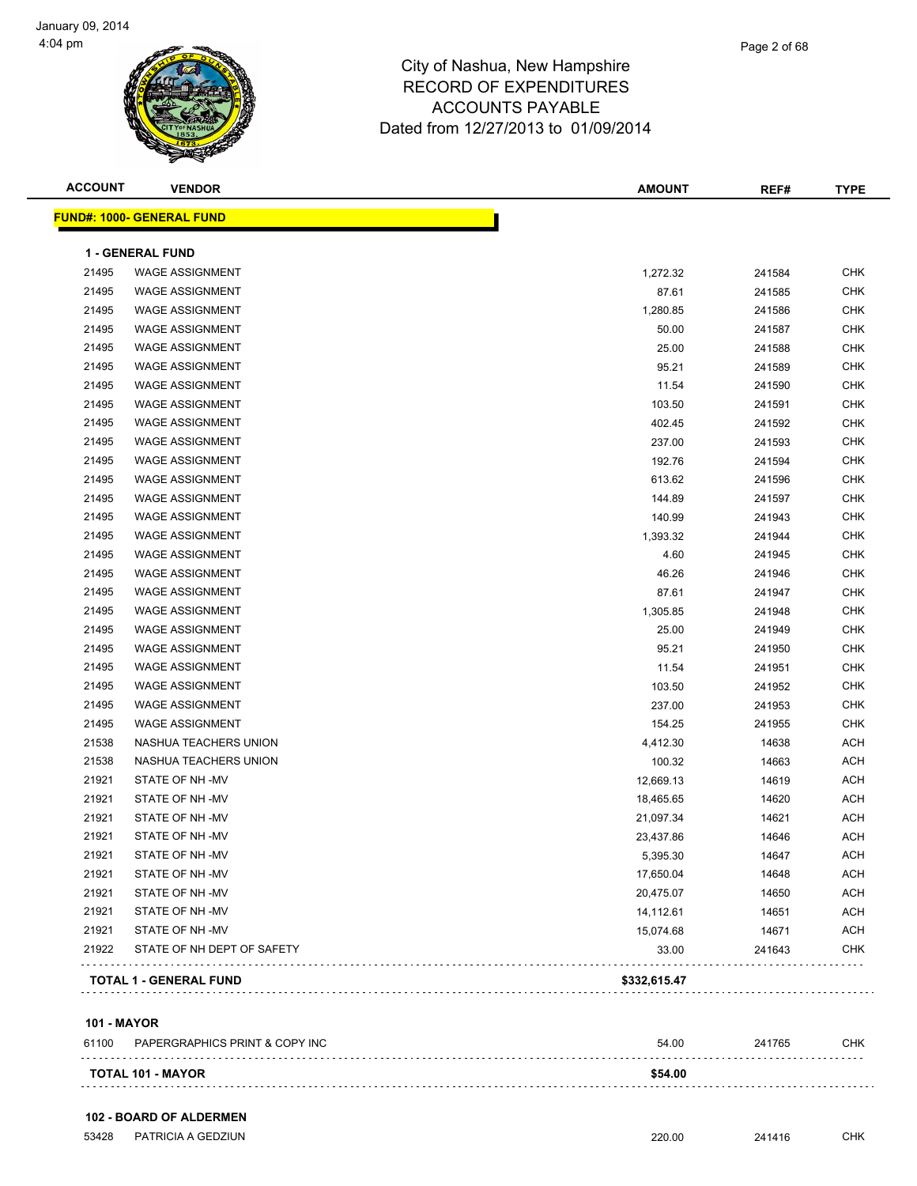City of Nashua, New Hampshire
RECORD OF EXPENDITURES
ACCOUNTS PAYABLE
Dated from 12/27/2013 to 01/09/2014

**FUND#: 1000- GENERAL FUND**

**1 - GENERAL FUND**

| ACCOUNT | VENDOR | AMOUNT | REF# | TYPE |
|---|---|---|---|---|
| 21495 | WAGE ASSIGNMENT | 1,272.32 | 241584 | CHK |
| 21495 | WAGE ASSIGNMENT | 87.61 | 241585 | CHK |
| 21495 | WAGE ASSIGNMENT | 1,280.85 | 241586 | CHK |
| 21495 | WAGE ASSIGNMENT | 50.00 | 241587 | CHK |
| 21495 | WAGE ASSIGNMENT | 25.00 | 241588 | CHK |
| 21495 | WAGE ASSIGNMENT | 95.21 | 241589 | CHK |
| 21495 | WAGE ASSIGNMENT | 11.54 | 241590 | CHK |
| 21495 | WAGE ASSIGNMENT | 103.50 | 241591 | CHK |
| 21495 | WAGE ASSIGNMENT | 402.45 | 241592 | CHK |
| 21495 | WAGE ASSIGNMENT | 237.00 | 241593 | CHK |
| 21495 | WAGE ASSIGNMENT | 192.76 | 241594 | CHK |
| 21495 | WAGE ASSIGNMENT | 613.62 | 241596 | CHK |
| 21495 | WAGE ASSIGNMENT | 144.89 | 241597 | CHK |
| 21495 | WAGE ASSIGNMENT | 140.99 | 241943 | CHK |
| 21495 | WAGE ASSIGNMENT | 1,393.32 | 241944 | CHK |
| 21495 | WAGE ASSIGNMENT | 4.60 | 241945 | CHK |
| 21495 | WAGE ASSIGNMENT | 46.26 | 241946 | CHK |
| 21495 | WAGE ASSIGNMENT | 87.61 | 241947 | CHK |
| 21495 | WAGE ASSIGNMENT | 1,305.85 | 241948 | CHK |
| 21495 | WAGE ASSIGNMENT | 25.00 | 241949 | CHK |
| 21495 | WAGE ASSIGNMENT | 95.21 | 241950 | CHK |
| 21495 | WAGE ASSIGNMENT | 11.54 | 241951 | CHK |
| 21495 | WAGE ASSIGNMENT | 103.50 | 241952 | CHK |
| 21495 | WAGE ASSIGNMENT | 237.00 | 241953 | CHK |
| 21495 | WAGE ASSIGNMENT | 154.25 | 241955 | CHK |
| 21538 | NASHUA TEACHERS UNION | 4,412.30 | 14638 | ACH |
| 21538 | NASHUA TEACHERS UNION | 100.32 | 14663 | ACH |
| 21921 | STATE OF NH -MV | 12,669.13 | 14619 | ACH |
| 21921 | STATE OF NH -MV | 18,465.65 | 14620 | ACH |
| 21921 | STATE OF NH -MV | 21,097.34 | 14621 | ACH |
| 21921 | STATE OF NH -MV | 23,437.86 | 14646 | ACH |
| 21921 | STATE OF NH -MV | 5,395.30 | 14647 | ACH |
| 21921 | STATE OF NH -MV | 17,650.04 | 14648 | ACH |
| 21921 | STATE OF NH -MV | 20,475.07 | 14650 | ACH |
| 21921 | STATE OF NH -MV | 14,112.61 | 14651 | ACH |
| 21921 | STATE OF NH -MV | 15,074.68 | 14671 | ACH |
| 21922 | STATE OF NH DEPT OF SAFETY | 33.00 | 241643 | CHK |
| | **TOTAL 1 - GENERAL FUND** | **$332,615.47** | | |

**101 - MAYOR**

| ACCOUNT | VENDOR | AMOUNT | REF# | TYPE |
|---|---|---|---|---|
| 61100 | PAPERGRAPHICS PRINT & COPY INC | 54.00 | 241765 | CHK |
| | **TOTAL 101 - MAYOR** | **$54.00** | | |

**102 - BOARD OF ALDERMEN**

| ACCOUNT | VENDOR | AMOUNT | REF# | TYPE |
|---|---|---|---|---|
| 53428 | PATRICIA A GEDZIUN | 220.00 | 241416 | CHK |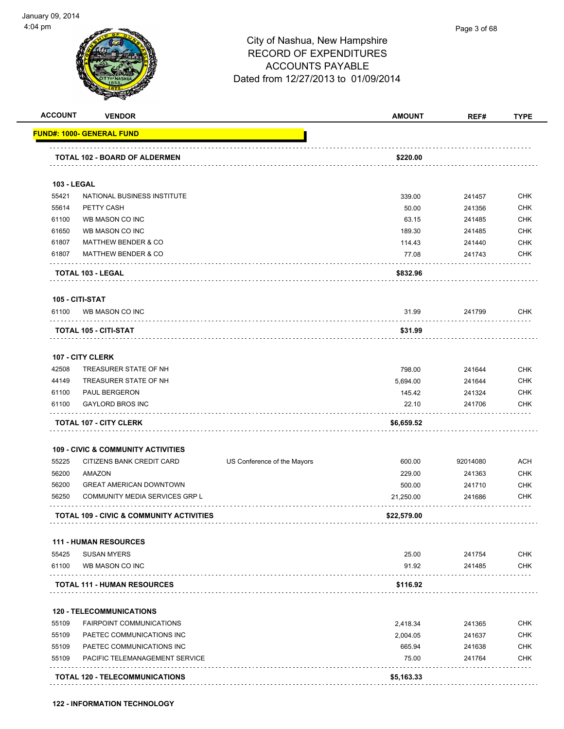# City of Nashua, New Hampshire
## RECORD OF EXPENDITURES
## ACCOUNTS PAYABLE
### Dated from 12/27/2013 to 01/09/2014

| ACCOUNT | VENDOR | | AMOUNT | REF# | TYPE |
|---|---|---|---|---|---|
| **FUND#: 1000- GENERAL FUND** | | | | | |
| **TOTAL 102 - BOARD OF ALDERMEN** | | | **$220.00** | | |
| **103 - LEGAL** | | | | | |
| 55421 | NATIONAL BUSINESS INSTITUTE | | 339.00 | 241457 | CHK |
| 55614 | PETTY CASH | | 50.00 | 241356 | CHK |
| 61100 | WB MASON CO INC | | 63.15 | 241485 | CHK |
| 61650 | WB MASON CO INC | | 189.30 | 241485 | CHK |
| 61807 | MATTHEW BENDER & CO | | 114.43 | 241440 | CHK |
| 61807 | MATTHEW BENDER & CO | | 77.08 | 241743 | CHK |
| **TOTAL 103 - LEGAL** | | | **$832.96** | | |
| **105 - CITI-STAT** | | | | | |
| 61100 | WB MASON CO INC | | 31.99 | 241799 | CHK |
| **TOTAL 105 - CITI-STAT** | | | **$31.99** | | |
| **107 - CITY CLERK** | | | | | |
| 42508 | TREASURER STATE OF NH | | 798.00 | 241644 | CHK |
| 44149 | TREASURER STATE OF NH | | 5,694.00 | 241644 | CHK |
| 61100 | PAUL BERGERON | | 145.42 | 241324 | CHK |
| 61100 | GAYLORD BROS INC | | 22.10 | 241706 | CHK |
| **TOTAL 107 - CITY CLERK** | | | **$6,659.52** | | |
| **109 - CIVIC & COMMUNITY ACTIVITIES** | | | | | |
| 55225 | CITIZENS BANK CREDIT CARD | US Conference of the Mayors | 600.00 | 92014080 | ACH |
| 56200 | AMAZON | | 229.00 | 241363 | CHK |
| 56200 | GREAT AMERICAN DOWNTOWN | | 500.00 | 241710 | CHK |
| 56250 | COMMUNITY MEDIA SERVICES GRP L | | 21,250.00 | 241686 | CHK |
| **TOTAL 109 - CIVIC & COMMUNITY ACTIVITIES** | | | **$22,579.00** | | |
| **111 - HUMAN RESOURCES** | | | | | |
| 55425 | SUSAN MYERS | | 25.00 | 241754 | CHK |
| 61100 | WB MASON CO INC | | 91.92 | 241485 | CHK |
| **TOTAL 111 - HUMAN RESOURCES** | | | **$116.92** | | |
| **120 - TELECOMMUNICATIONS** | | | | | |
| 55109 | FAIRPOINT COMMUNICATIONS | | 2,418.34 | 241365 | CHK |
| 55109 | PAETEC COMMUNICATIONS INC | | 2,004.05 | 241637 | CHK |
| 55109 | PAETEC COMMUNICATIONS INC | | 665.94 | 241638 | CHK |
| 55109 | PACIFIC TELEMANAGEMENT SERVICE | | 75.00 | 241764 | CHK |
| **TOTAL 120 - TELECOMMUNICATIONS** | | | **$5,163.33** | | |
| **122 - INFORMATION TECHNOLOGY** | | | | | |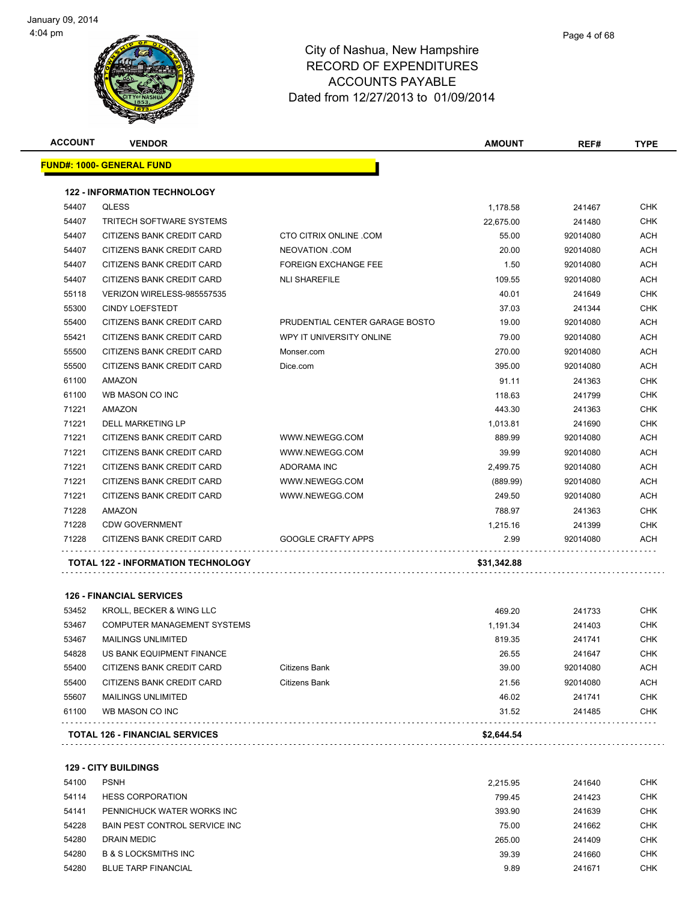# City of Nashua, New Hampshire
## RECORD OF EXPENDITURES
## ACCOUNTS PAYABLE
### Dated from 12/27/2013 to 01/09/2014

January 09, 2014
4:04 pm

**FUND#: 1000- GENERAL FUND**

**122 - INFORMATION TECHNOLOGY**

| ACCOUNT | VENDOR | | AMOUNT | REF# | TYPE |
|---|---|---|---|---|---|
| 54407 | QLESS | | 1,178.58 | 241467 | CHK |
| 54407 | TRITECH SOFTWARE SYSTEMS | | 22,675.00 | 241480 | CHK |
| 54407 | CITIZENS BANK CREDIT CARD | CTO CITRIX ONLINE .COM | 55.00 | 92014080 | ACH |
| 54407 | CITIZENS BANK CREDIT CARD | NEOVATION .COM | 20.00 | 92014080 | ACH |
| 54407 | CITIZENS BANK CREDIT CARD | FOREIGN EXCHANGE FEE | 1.50 | 92014080 | ACH |
| 54407 | CITIZENS BANK CREDIT CARD | NLI SHAREFILE | 109.55 | 92014080 | ACH |
| 55118 | VERIZON WIRELESS-985557535 | | 40.01 | 241649 | CHK |
| 55300 | CINDY LOEFSTEDT | | 37.03 | 241344 | CHK |
| 55400 | CITIZENS BANK CREDIT CARD | PRUDENTIAL CENTER GARAGE BOSTO | 19.00 | 92014080 | ACH |
| 55421 | CITIZENS BANK CREDIT CARD | WPY IT UNIVERSITY ONLINE | 79.00 | 92014080 | ACH |
| 55500 | CITIZENS BANK CREDIT CARD | Monser.com | 270.00 | 92014080 | ACH |
| 55500 | CITIZENS BANK CREDIT CARD | Dice.com | 395.00 | 92014080 | ACH |
| 61100 | AMAZON | | 91.11 | 241363 | CHK |
| 61100 | WB MASON CO INC | | 118.63 | 241799 | CHK |
| 71221 | AMAZON | | 443.30 | 241363 | CHK |
| 71221 | DELL MARKETING LP | | 1,013.81 | 241690 | CHK |
| 71221 | CITIZENS BANK CREDIT CARD | WWW.NEWEGG.COM | 889.99 | 92014080 | ACH |
| 71221 | CITIZENS BANK CREDIT CARD | WWW.NEWEGG.COM | 39.99 | 92014080 | ACH |
| 71221 | CITIZENS BANK CREDIT CARD | ADORAMA INC | 2,499.75 | 92014080 | ACH |
| 71221 | CITIZENS BANK CREDIT CARD | WWW.NEWEGG.COM | (889.99) | 92014080 | ACH |
| 71221 | CITIZENS BANK CREDIT CARD | WWW.NEWEGG.COM | 249.50 | 92014080 | ACH |
| 71228 | AMAZON | | 788.97 | 241363 | CHK |
| 71228 | CDW GOVERNMENT | | 1,215.16 | 241399 | CHK |
| 71228 | CITIZENS BANK CREDIT CARD | GOOGLE CRAFTY APPS | 2.99 | 92014080 | ACH |
| | **TOTAL 122 - INFORMATION TECHNOLOGY** | | **$31,342.88** | | |

**126 - FINANCIAL SERVICES**

| ACCOUNT | VENDOR | | AMOUNT | REF# | TYPE |
|---|---|---|---|---|---|
| 53452 | KROLL, BECKER & WING LLC | | 469.20 | 241733 | CHK |
| 53467 | COMPUTER MANAGEMENT SYSTEMS | | 1,191.34 | 241403 | CHK |
| 53467 | MAILINGS UNLIMITED | | 819.35 | 241741 | CHK |
| 54828 | US BANK EQUIPMENT FINANCE | | 26.55 | 241647 | CHK |
| 55400 | CITIZENS BANK CREDIT CARD | Citizens Bank | 39.00 | 92014080 | ACH |
| 55400 | CITIZENS BANK CREDIT CARD | Citizens Bank | 21.56 | 92014080 | ACH |
| 55607 | MAILINGS UNLIMITED | | 46.02 | 241741 | CHK |
| 61100 | WB MASON CO INC | | 31.52 | 241485 | CHK |
| | **TOTAL 126 - FINANCIAL SERVICES** | | **$2,644.54** | | |

**129 - CITY BUILDINGS**

| ACCOUNT | VENDOR | | AMOUNT | REF# | TYPE |
|---|---|---|---|---|---|
| 54100 | PSNH | | 2,215.95 | 241640 | CHK |
| 54114 | HESS CORPORATION | | 799.45 | 241423 | CHK |
| 54141 | PENNICHUCK WATER WORKS INC | | 393.90 | 241639 | CHK |
| 54228 | BAIN PEST CONTROL SERVICE INC | | 75.00 | 241662 | CHK |
| 54280 | DRAIN MEDIC | | 265.00 | 241409 | CHK |
| 54280 | B & S LOCKSMITHS INC | | 39.39 | 241660 | CHK |
| 54280 | BLUE TARP FINANCIAL | | 9.89 | 241671 | CHK |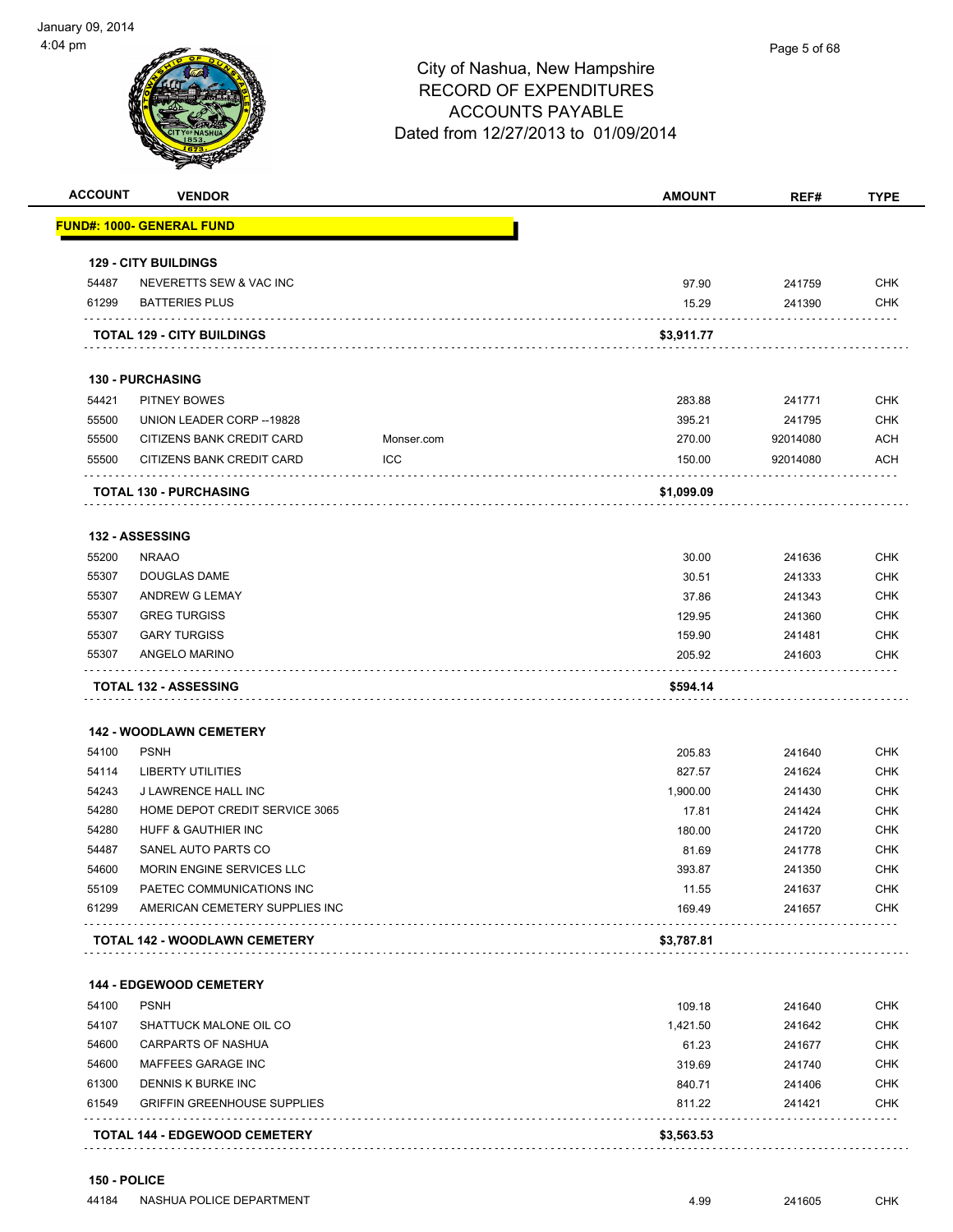# City of Nashua, New Hampshire
## RECORD OF EXPENDITURES
## ACCOUNTS PAYABLE
### Dated from 12/27/2013 to 01/09/2014

| ACCOUNT | VENDOR | | AMOUNT | REF# | TYPE |
|---|---|---|---|---|---|
| **FUND#: 1000- GENERAL FUND** | | | | | |
| **129 - CITY BUILDINGS** | | | | | |
| 54487 | NEVERETTS SEW & VAC INC | | 97.90 | 241759 | CHK |
| 61299 | BATTERIES PLUS | | 15.29 | 241390 | CHK |
| **TOTAL 129 - CITY BUILDINGS** | | | **$3,911.77** | | |
| **130 - PURCHASING** | | | | | |
| 54421 | PITNEY BOWES | | 283.88 | 241771 | CHK |
| 55500 | UNION LEADER CORP --19828 | | 395.21 | 241795 | CHK |
| 55500 | CITIZENS BANK CREDIT CARD | Monser.com | 270.00 | 92014080 | ACH |
| 55500 | CITIZENS BANK CREDIT CARD | ICC | 150.00 | 92014080 | ACH |
| **TOTAL 130 - PURCHASING** | | | **$1,099.09** | | |
| **132 - ASSESSING** | | | | | |
| 55200 | NRAAO | | 30.00 | 241636 | CHK |
| 55307 | DOUGLAS DAME | | 30.51 | 241333 | CHK |
| 55307 | ANDREW G LEMAY | | 37.86 | 241343 | CHK |
| 55307 | GREG TURGISS | | 129.95 | 241360 | CHK |
| 55307 | GARY TURGISS | | 159.90 | 241481 | CHK |
| 55307 | ANGELO MARINO | | 205.92 | 241603 | CHK |
| **TOTAL 132 - ASSESSING** | | | **$594.14** | | |
| **142 - WOODLAWN CEMETERY** | | | | | |
| 54100 | PSNH | | 205.83 | 241640 | CHK |
| 54114 | LIBERTY UTILITIES | | 827.57 | 241624 | CHK |
| 54243 | J LAWRENCE HALL INC | | 1,900.00 | 241430 | CHK |
| 54280 | HOME DEPOT CREDIT SERVICE 3065 | | 17.81 | 241424 | CHK |
| 54280 | HUFF & GAUTHIER INC | | 180.00 | 241720 | CHK |
| 54487 | SANEL AUTO PARTS CO | | 81.69 | 241778 | CHK |
| 54600 | MORIN ENGINE SERVICES LLC | | 393.87 | 241350 | CHK |
| 55109 | PAETEC COMMUNICATIONS INC | | 11.55 | 241637 | CHK |
| 61299 | AMERICAN CEMETERY SUPPLIES INC | | 169.49 | 241657 | CHK |
| **TOTAL 142 - WOODLAWN CEMETERY** | | | **$3,787.81** | | |
| **144 - EDGEWOOD CEMETERY** | | | | | |
| 54100 | PSNH | | 109.18 | 241640 | CHK |
| 54107 | SHATTUCK MALONE OIL CO | | 1,421.50 | 241642 | CHK |
| 54600 | CARPARTS OF NASHUA | | 61.23 | 241677 | CHK |
| 54600 | MAFFEES GARAGE INC | | 319.69 | 241740 | CHK |
| 61300 | DENNIS K BURKE INC | | 840.71 | 241406 | CHK |
| 61549 | GRIFFIN GREENHOUSE SUPPLIES | | 811.22 | 241421 | CHK |
| **TOTAL 144 - EDGEWOOD CEMETERY** | | | **$3,563.53** | | |
| **150 - POLICE** | | | | | |
| 44184 | NASHUA POLICE DEPARTMENT | | 4.99 | 241605 | CHK |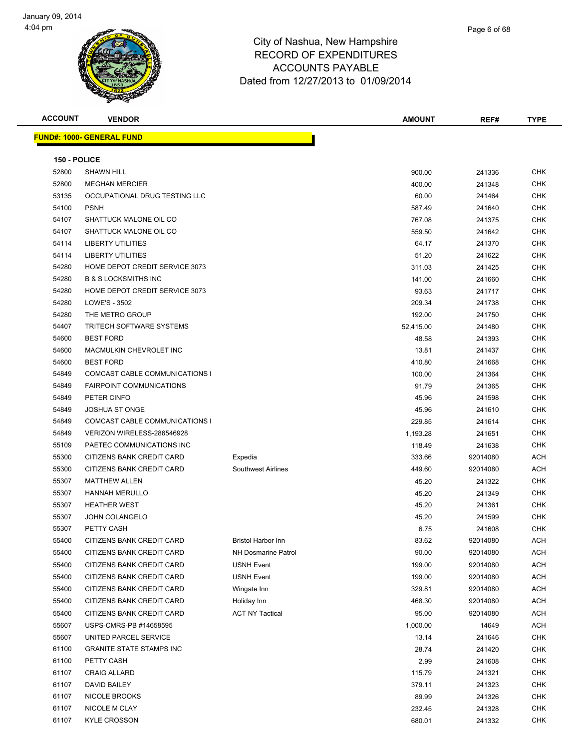# City of Nashua, New Hampshire
## RECORD OF EXPENDITURES
## ACCOUNTS PAYABLE
### Dated from 12/27/2013 to 01/09/2014

January 09, 2014
4:04 pm

**FUND#: 1000- GENERAL FUND**

**150 - POLICE**

| ACCOUNT | VENDOR | | AMOUNT | REF# | TYPE |
|---|---|---|---|---|---|
| 52800 | SHAWN HILL | | 900.00 | 241336 | CHK |
| 52800 | MEGHAN MERCIER | | 400.00 | 241348 | CHK |
| 53135 | OCCUPATIONAL DRUG TESTING LLC | | 60.00 | 241464 | CHK |
| 54100 | PSNH | | 587.49 | 241640 | CHK |
| 54107 | SHATTUCK MALONE OIL CO | | 767.08 | 241375 | CHK |
| 54107 | SHATTUCK MALONE OIL CO | | 559.50 | 241642 | CHK |
| 54114 | LIBERTY UTILITIES | | 64.17 | 241370 | CHK |
| 54114 | LIBERTY UTILITIES | | 51.20 | 241622 | CHK |
| 54280 | HOME DEPOT CREDIT SERVICE 3073 | | 311.03 | 241425 | CHK |
| 54280 | B & S LOCKSMITHS INC | | 141.00 | 241660 | CHK |
| 54280 | HOME DEPOT CREDIT SERVICE 3073 | | 93.63 | 241717 | CHK |
| 54280 | LOWE'S - 3502 | | 209.34 | 241738 | CHK |
| 54280 | THE METRO GROUP | | 192.00 | 241750 | CHK |
| 54407 | TRITECH SOFTWARE SYSTEMS | | 52,415.00 | 241480 | CHK |
| 54600 | BEST FORD | | 48.58 | 241393 | CHK |
| 54600 | MACMULKIN CHEVROLET INC | | 13.81 | 241437 | CHK |
| 54600 | BEST FORD | | 410.80 | 241668 | CHK |
| 54849 | COMCAST CABLE COMMUNICATIONS I | | 100.00 | 241364 | CHK |
| 54849 | FAIRPOINT COMMUNICATIONS | | 91.79 | 241365 | CHK |
| 54849 | PETER CINFO | | 45.96 | 241598 | CHK |
| 54849 | JOSHUA ST ONGE | | 45.96 | 241610 | CHK |
| 54849 | COMCAST CABLE COMMUNICATIONS I | | 229.85 | 241614 | CHK |
| 54849 | VERIZON WIRELESS-286546928 | | 1,193.28 | 241651 | CHK |
| 55109 | PAETEC COMMUNICATIONS INC | | 118.49 | 241638 | CHK |
| 55300 | CITIZENS BANK CREDIT CARD | Expedia | 333.66 | 92014080 | ACH |
| 55300 | CITIZENS BANK CREDIT CARD | Southwest Airlines | 449.60 | 92014080 | ACH |
| 55307 | MATTHEW ALLEN | | 45.20 | 241322 | CHK |
| 55307 | HANNAH MERULLO | | 45.20 | 241349 | CHK |
| 55307 | HEATHER WEST | | 45.20 | 241361 | CHK |
| 55307 | JOHN COLANGELO | | 45.20 | 241599 | CHK |
| 55307 | PETTY CASH | | 6.75 | 241608 | CHK |
| 55400 | CITIZENS BANK CREDIT CARD | Bristol Harbor Inn | 83.62 | 92014080 | ACH |
| 55400 | CITIZENS BANK CREDIT CARD | NH Dosmarine Patrol | 90.00 | 92014080 | ACH |
| 55400 | CITIZENS BANK CREDIT CARD | USNH Event | 199.00 | 92014080 | ACH |
| 55400 | CITIZENS BANK CREDIT CARD | USNH Event | 199.00 | 92014080 | ACH |
| 55400 | CITIZENS BANK CREDIT CARD | Wingate Inn | 329.81 | 92014080 | ACH |
| 55400 | CITIZENS BANK CREDIT CARD | Holiday Inn | 468.30 | 92014080 | ACH |
| 55400 | CITIZENS BANK CREDIT CARD | ACT NY Tactical | 95.00 | 92014080 | ACH |
| 55607 | USPS-CMRS-PB #14658595 | | 1,000.00 | 14649 | ACH |
| 55607 | UNITED PARCEL SERVICE | | 13.14 | 241646 | CHK |
| 61100 | GRANITE STATE STAMPS INC | | 28.74 | 241420 | CHK |
| 61100 | PETTY CASH | | 2.99 | 241608 | CHK |
| 61107 | CRAIG ALLARD | | 115.79 | 241321 | CHK |
| 61107 | DAVID BAILEY | | 379.11 | 241323 | CHK |
| 61107 | NICOLE BROOKS | | 89.99 | 241326 | CHK |
| 61107 | NICOLE M CLAY | | 232.45 | 241328 | CHK |
| 61107 | KYLE CROSSON | | 680.01 | 241332 | CHK |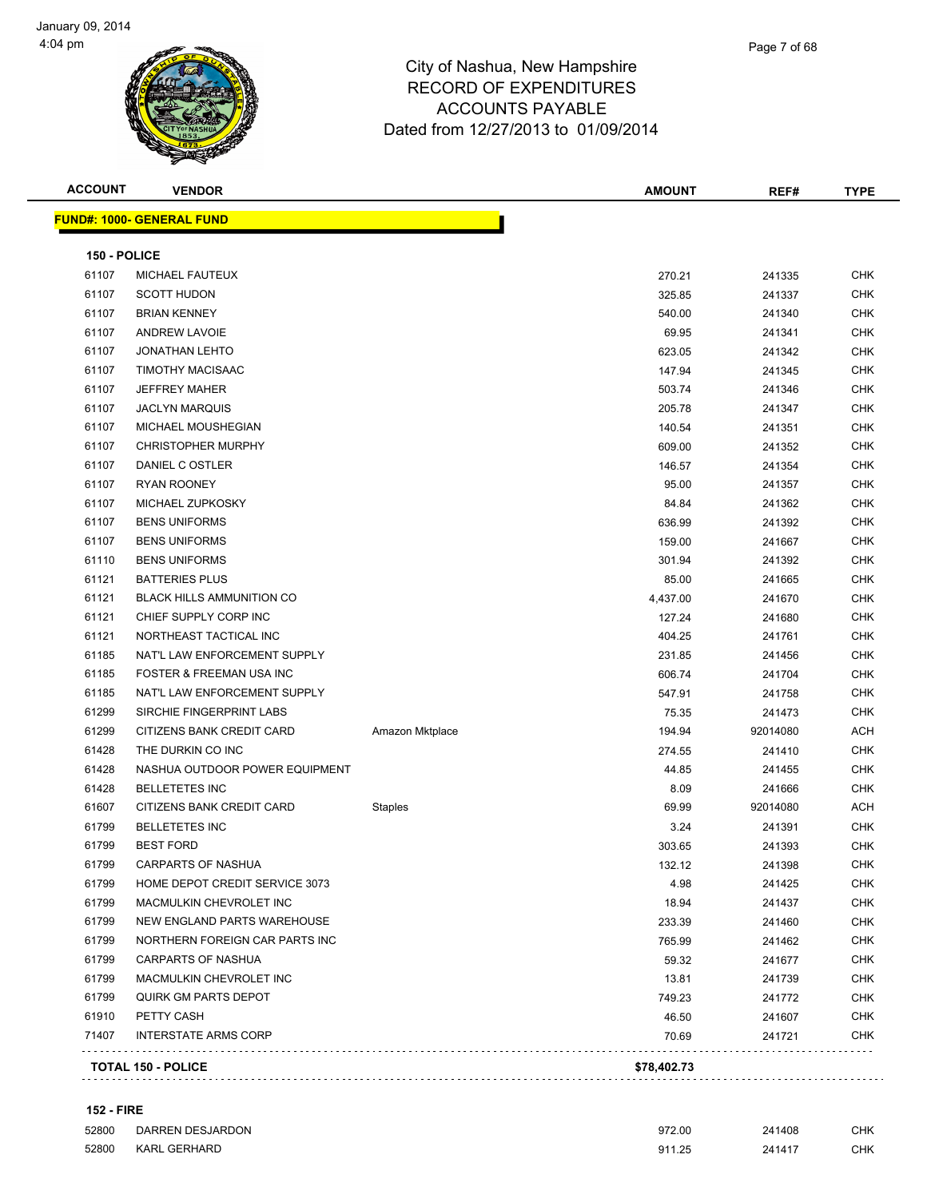January 09, 2014
4:04 pm

# City of Nashua, New Hampshire
## RECORD OF EXPENDITURES
## ACCOUNTS PAYABLE
### Dated from 12/27/2013 to 01/09/2014

| ACCOUNT | VENDOR | | AMOUNT | REF# | TYPE |
|---|---|---|---|---|---|
| **FUND#: 1000- GENERAL FUND** | | | | | |
| **150 - POLICE** | | | | | |
| 61107 | MICHAEL FAUTEUX | | 270.21 | 241335 | CHK |
| 61107 | SCOTT HUDON | | 325.85 | 241337 | CHK |
| 61107 | BRIAN KENNEY | | 540.00 | 241340 | CHK |
| 61107 | ANDREW LAVOIE | | 69.95 | 241341 | CHK |
| 61107 | JONATHAN LEHTO | | 623.05 | 241342 | CHK |
| 61107 | TIMOTHY MACISAAC | | 147.94 | 241345 | CHK |
| 61107 | JEFFREY MAHER | | 503.74 | 241346 | CHK |
| 61107 | JACLYN MARQUIS | | 205.78 | 241347 | CHK |
| 61107 | MICHAEL MOUSHEGIAN | | 140.54 | 241351 | CHK |
| 61107 | CHRISTOPHER MURPHY | | 609.00 | 241352 | CHK |
| 61107 | DANIEL C OSTLER | | 146.57 | 241354 | CHK |
| 61107 | RYAN ROONEY | | 95.00 | 241357 | CHK |
| 61107 | MICHAEL ZUPKOSKY | | 84.84 | 241362 | CHK |
| 61107 | BENS UNIFORMS | | 636.99 | 241392 | CHK |
| 61107 | BENS UNIFORMS | | 159.00 | 241667 | CHK |
| 61110 | BENS UNIFORMS | | 301.94 | 241392 | CHK |
| 61121 | BATTERIES PLUS | | 85.00 | 241665 | CHK |
| 61121 | BLACK HILLS AMMUNITION CO | | 4,437.00 | 241670 | CHK |
| 61121 | CHIEF SUPPLY CORP INC | | 127.24 | 241680 | CHK |
| 61121 | NORTHEAST TACTICAL INC | | 404.25 | 241761 | CHK |
| 61185 | NAT'L LAW ENFORCEMENT SUPPLY | | 231.85 | 241456 | CHK |
| 61185 | FOSTER & FREEMAN USA INC | | 606.74 | 241704 | CHK |
| 61185 | NAT'L LAW ENFORCEMENT SUPPLY | | 547.91 | 241758 | CHK |
| 61299 | SIRCHIE FINGERPRINT LABS | | 75.35 | 241473 | CHK |
| 61299 | CITIZENS BANK CREDIT CARD | Amazon Mktplace | 194.94 | 92014080 | ACH |
| 61428 | THE DURKIN CO INC | | 274.55 | 241410 | CHK |
| 61428 | NASHUA OUTDOOR POWER EQUIPMENT | | 44.85 | 241455 | CHK |
| 61428 | BELLETETES INC | | 8.09 | 241666 | CHK |
| 61607 | CITIZENS BANK CREDIT CARD | Staples | 69.99 | 92014080 | ACH |
| 61799 | BELLETETES INC | | 3.24 | 241391 | CHK |
| 61799 | BEST FORD | | 303.65 | 241393 | CHK |
| 61799 | CARPARTS OF NASHUA | | 132.12 | 241398 | CHK |
| 61799 | HOME DEPOT CREDIT SERVICE 3073 | | 4.98 | 241425 | CHK |
| 61799 | MACMULKIN CHEVROLET INC | | 18.94 | 241437 | CHK |
| 61799 | NEW ENGLAND PARTS WAREHOUSE | | 233.39 | 241460 | CHK |
| 61799 | NORTHERN FOREIGN CAR PARTS INC | | 765.99 | 241462 | CHK |
| 61799 | CARPARTS OF NASHUA | | 59.32 | 241677 | CHK |
| 61799 | MACMULKIN CHEVROLET INC | | 13.81 | 241739 | CHK |
| 61799 | QUIRK GM PARTS DEPOT | | 749.23 | 241772 | CHK |
| 61910 | PETTY CASH | | 46.50 | 241607 | CHK |
| 71407 | INTERSTATE ARMS CORP | | 70.69 | 241721 | CHK |
| **TOTAL 150 - POLICE** | | | **$78,402.73** | | |
| **152 - FIRE** | | | | | |
| 52800 | DARREN DESJARDON | | 972.00 | 241408 | CHK |
| 52800 | KARL GERHARD | | 911.25 | 241417 | CHK |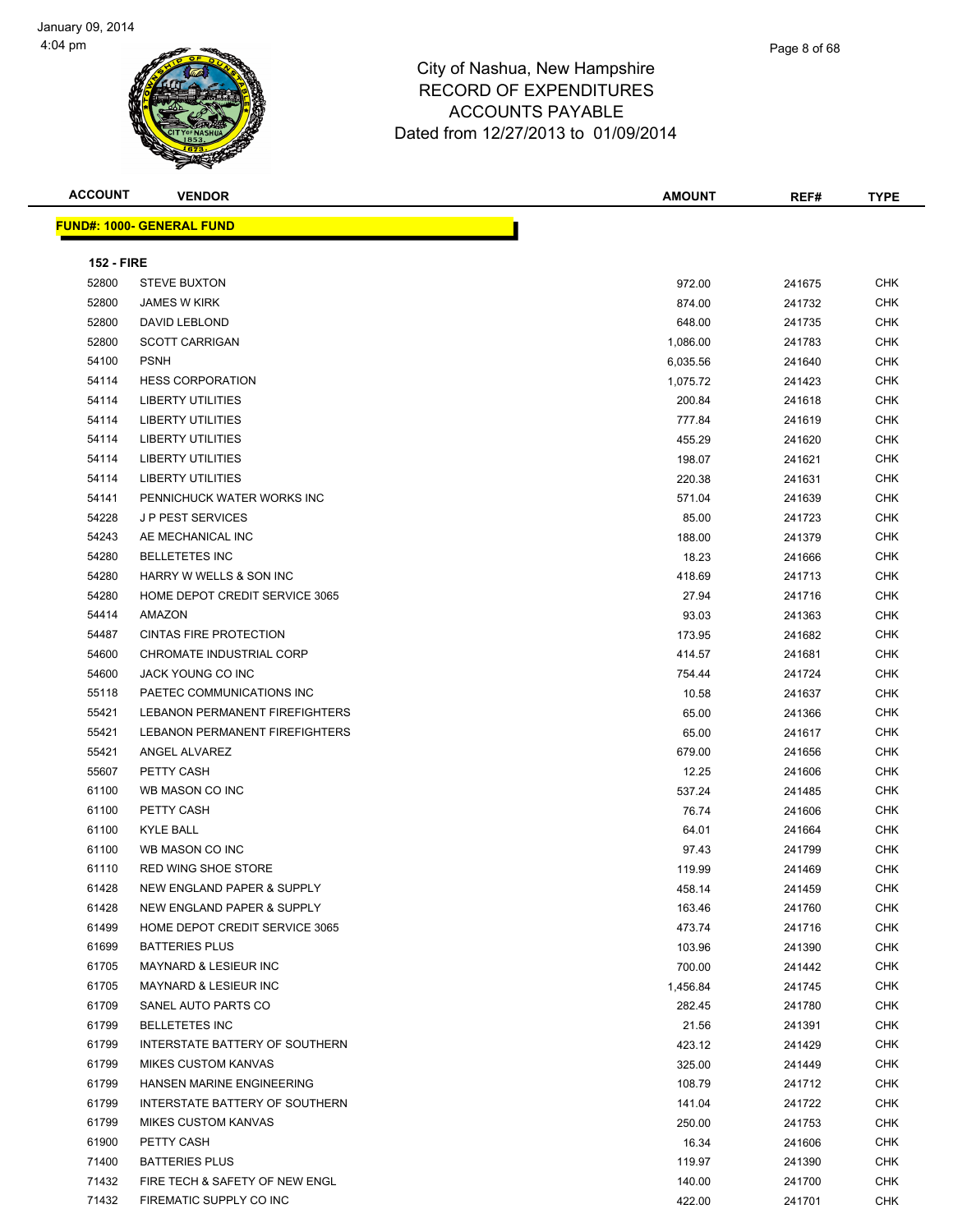# City of Nashua, New Hampshire
## RECORD OF EXPENDITURES
## ACCOUNTS PAYABLE
## Dated from 12/27/2013 to 01/09/2014

January 09, 2014
4:04 pm

| ACCOUNT | VENDOR | AMOUNT | REF# | TYPE |
|---|---|---|---|---|

**FUND#: 1000- GENERAL FUND**

**152 - FIRE**

| ACCOUNT | VENDOR | AMOUNT | REF# | TYPE |
|---|---|---|---|---|
| 52800 | STEVE BUXTON | 972.00 | 241675 | CHK |
| 52800 | JAMES W KIRK | 874.00 | 241732 | CHK |
| 52800 | DAVID LEBLOND | 648.00 | 241735 | CHK |
| 52800 | SCOTT CARRIGAN | 1,086.00 | 241783 | CHK |
| 54100 | PSNH | 6,035.56 | 241640 | CHK |
| 54114 | HESS CORPORATION | 1,075.72 | 241423 | CHK |
| 54114 | LIBERTY UTILITIES | 200.84 | 241618 | CHK |
| 54114 | LIBERTY UTILITIES | 777.84 | 241619 | CHK |
| 54114 | LIBERTY UTILITIES | 455.29 | 241620 | CHK |
| 54114 | LIBERTY UTILITIES | 198.07 | 241621 | CHK |
| 54114 | LIBERTY UTILITIES | 220.38 | 241631 | CHK |
| 54141 | PENNICHUCK WATER WORKS INC | 571.04 | 241639 | CHK |
| 54228 | J P PEST SERVICES | 85.00 | 241723 | CHK |
| 54243 | AE MECHANICAL INC | 188.00 | 241379 | CHK |
| 54280 | BELLETETES INC | 18.23 | 241666 | CHK |
| 54280 | HARRY W WELLS & SON INC | 418.69 | 241713 | CHK |
| 54280 | HOME DEPOT CREDIT SERVICE 3065 | 27.94 | 241716 | CHK |
| 54414 | AMAZON | 93.03 | 241363 | CHK |
| 54487 | CINTAS FIRE PROTECTION | 173.95 | 241682 | CHK |
| 54600 | CHROMATE INDUSTRIAL CORP | 414.57 | 241681 | CHK |
| 54600 | JACK YOUNG CO INC | 754.44 | 241724 | CHK |
| 55118 | PAETEC COMMUNICATIONS INC | 10.58 | 241637 | CHK |
| 55421 | LEBANON PERMANENT FIREFIGHTERS | 65.00 | 241366 | CHK |
| 55421 | LEBANON PERMANENT FIREFIGHTERS | 65.00 | 241617 | CHK |
| 55421 | ANGEL ALVAREZ | 679.00 | 241656 | CHK |
| 55607 | PETTY CASH | 12.25 | 241606 | CHK |
| 61100 | WB MASON CO INC | 537.24 | 241485 | CHK |
| 61100 | PETTY CASH | 76.74 | 241606 | CHK |
| 61100 | KYLE BALL | 64.01 | 241664 | CHK |
| 61100 | WB MASON CO INC | 97.43 | 241799 | CHK |
| 61110 | RED WING SHOE STORE | 119.99 | 241469 | CHK |
| 61428 | NEW ENGLAND PAPER & SUPPLY | 458.14 | 241459 | CHK |
| 61428 | NEW ENGLAND PAPER & SUPPLY | 163.46 | 241760 | CHK |
| 61499 | HOME DEPOT CREDIT SERVICE 3065 | 473.74 | 241716 | CHK |
| 61699 | BATTERIES PLUS | 103.96 | 241390 | CHK |
| 61705 | MAYNARD & LESIEUR INC | 700.00 | 241442 | CHK |
| 61705 | MAYNARD & LESIEUR INC | 1,456.84 | 241745 | CHK |
| 61709 | SANEL AUTO PARTS CO | 282.45 | 241780 | CHK |
| 61799 | BELLETETES INC | 21.56 | 241391 | CHK |
| 61799 | INTERSTATE BATTERY OF SOUTHERN | 423.12 | 241429 | CHK |
| 61799 | MIKES CUSTOM KANVAS | 325.00 | 241449 | CHK |
| 61799 | HANSEN MARINE ENGINEERING | 108.79 | 241712 | CHK |
| 61799 | INTERSTATE BATTERY OF SOUTHERN | 141.04 | 241722 | CHK |
| 61799 | MIKES CUSTOM KANVAS | 250.00 | 241753 | CHK |
| 61900 | PETTY CASH | 16.34 | 241606 | CHK |
| 71400 | BATTERIES PLUS | 119.97 | 241390 | CHK |
| 71432 | FIRE TECH & SAFETY OF NEW ENGL | 140.00 | 241700 | CHK |
| 71432 | FIREMATIC SUPPLY CO INC | 422.00 | 241701 | CHK |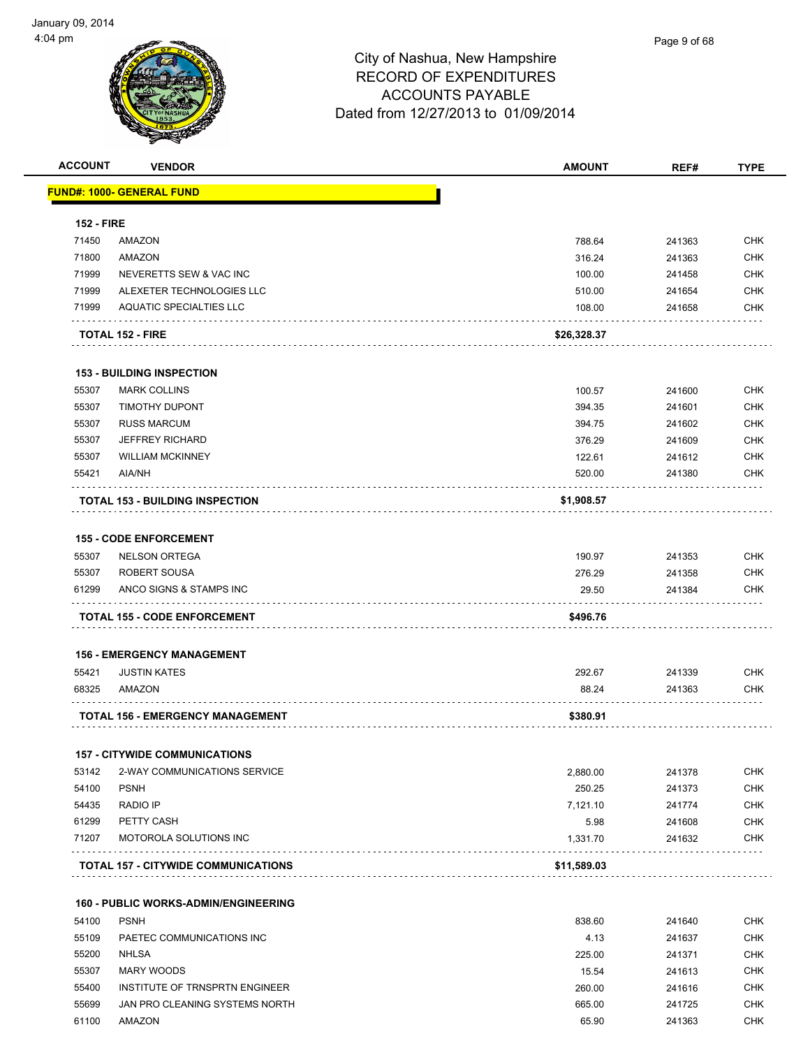City of Nashua, New Hampshire
RECORD OF EXPENDITURES
ACCOUNTS PAYABLE
Dated from 12/27/2013 to 01/09/2014

**FUND#: 1000- GENERAL FUND**

| ACCOUNT | VENDOR | AMOUNT | REF# | TYPE |
|---|---|---|---|---|
| **152 - FIRE** | | | | |
| 71450 | AMAZON | 788.64 | 241363 | CHK |
| 71800 | AMAZON | 316.24 | 241363 | CHK |
| 71999 | NEVERETTS SEW & VAC INC | 100.00 | 241458 | CHK |
| 71999 | ALEXETER TECHNOLOGIES LLC | 510.00 | 241654 | CHK |
| 71999 | AQUATIC SPECIALTIES LLC | 108.00 | 241658 | CHK |
| | **TOTAL 152 - FIRE** | **$26,328.37** | | |
| **153 - BUILDING INSPECTION** | | | | |
| 55307 | MARK COLLINS | 100.57 | 241600 | CHK |
| 55307 | TIMOTHY DUPONT | 394.35 | 241601 | CHK |
| 55307 | RUSS MARCUM | 394.75 | 241602 | CHK |
| 55307 | JEFFREY RICHARD | 376.29 | 241609 | CHK |
| 55307 | WILLIAM MCKINNEY | 122.61 | 241612 | CHK |
| 55421 | AIA/NH | 520.00 | 241380 | CHK |
| | **TOTAL 153 - BUILDING INSPECTION** | **$1,908.57** | | |
| **155 - CODE ENFORCEMENT** | | | | |
| 55307 | NELSON ORTEGA | 190.97 | 241353 | CHK |
| 55307 | ROBERT SOUSA | 276.29 | 241358 | CHK |
| 61299 | ANCO SIGNS & STAMPS INC | 29.50 | 241384 | CHK |
| | **TOTAL 155 - CODE ENFORCEMENT** | **$496.76** | | |
| **156 - EMERGENCY MANAGEMENT** | | | | |
| 55421 | JUSTIN KATES | 292.67 | 241339 | CHK |
| 68325 | AMAZON | 88.24 | 241363 | CHK |
| | **TOTAL 156 - EMERGENCY MANAGEMENT** | **$380.91** | | |
| **157 - CITYWIDE COMMUNICATIONS** | | | | |
| 53142 | 2-WAY COMMUNICATIONS SERVICE | 2,880.00 | 241378 | CHK |
| 54100 | PSNH | 250.25 | 241373 | CHK |
| 54435 | RADIO IP | 7,121.10 | 241774 | CHK |
| 61299 | PETTY CASH | 5.98 | 241608 | CHK |
| 71207 | MOTOROLA SOLUTIONS INC | 1,331.70 | 241632 | CHK |
| | **TOTAL 157 - CITYWIDE COMMUNICATIONS** | **$11,589.03** | | |
| **160 - PUBLIC WORKS-ADMIN/ENGINEERING** | | | | |
| 54100 | PSNH | 838.60 | 241640 | CHK |
| 55109 | PAETEC COMMUNICATIONS INC | 4.13 | 241637 | CHK |
| 55200 | NHLSA | 225.00 | 241371 | CHK |
| 55307 | MARY WOODS | 15.54 | 241613 | CHK |
| 55400 | INSTITUTE OF TRNSPRTN ENGINEER | 260.00 | 241616 | CHK |
| 55699 | JAN PRO CLEANING SYSTEMS NORTH | 665.00 | 241725 | CHK |
| 61100 | AMAZON | 65.90 | 241363 | CHK |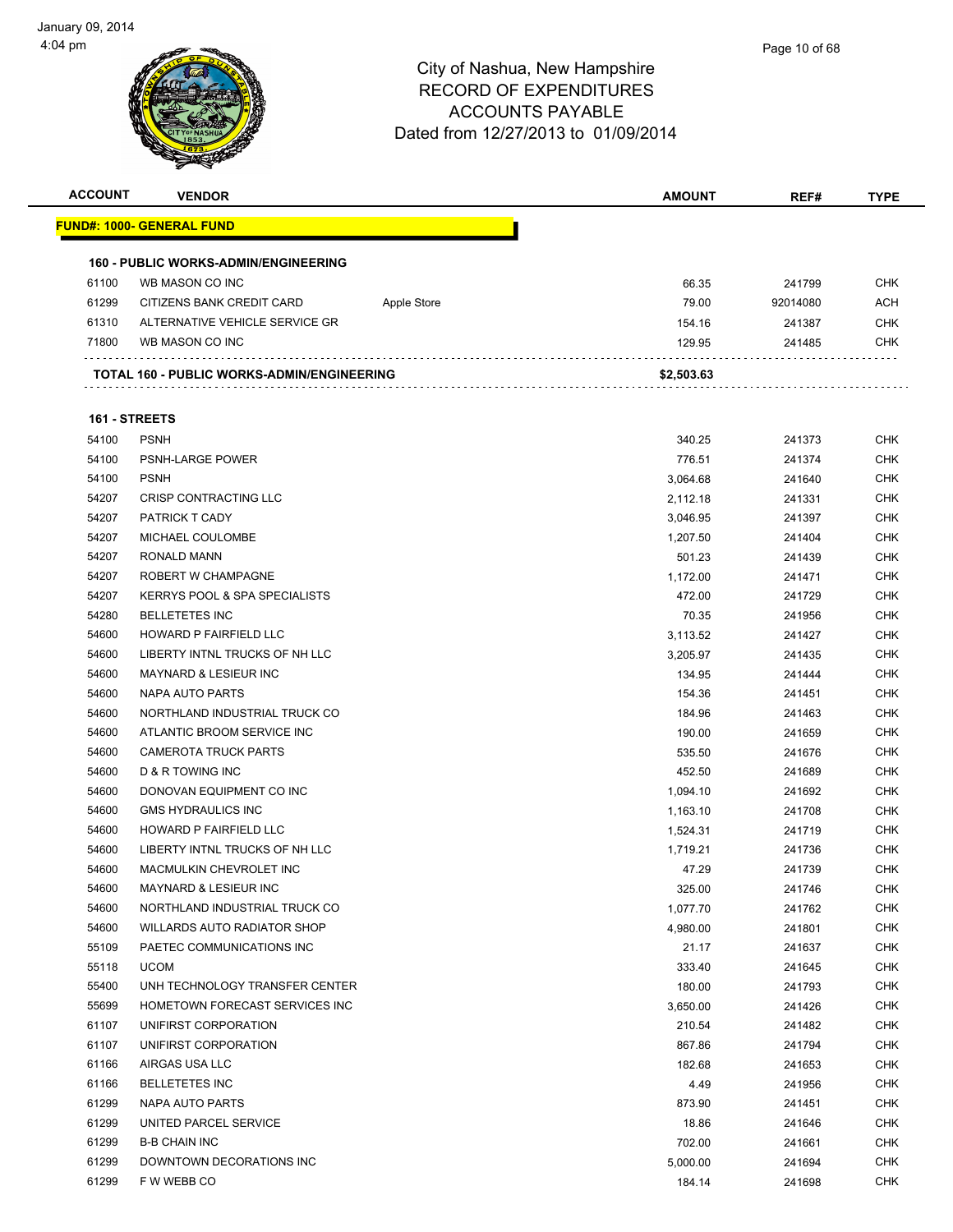City of Nashua, New Hampshire
RECORD OF EXPENDITURES
ACCOUNTS PAYABLE
Dated from 12/27/2013 to 01/09/2014

| ACCOUNT | VENDOR | | AMOUNT | REF# | TYPE |
|---|---|---|---|---|---|
| **FUND#: 1000- GENERAL FUND** | | | | | |
| **160 - PUBLIC WORKS-ADMIN/ENGINEERING** | | | | | |
| 61100 | WB MASON CO INC | | 66.35 | 241799 | CHK |
| 61299 | CITIZENS BANK CREDIT CARD | Apple Store | 79.00 | 92014080 | ACH |
| 61310 | ALTERNATIVE VEHICLE SERVICE GR | | 154.16 | 241387 | CHK |
| 71800 | WB MASON CO INC | | 129.95 | 241485 | CHK |
| **TOTAL 160 - PUBLIC WORKS-ADMIN/ENGINEERING** | | | **$2,503.63** | | |
| **161 - STREETS** | | | | | |
| 54100 | PSNH | | 340.25 | 241373 | CHK |
| 54100 | PSNH-LARGE POWER | | 776.51 | 241374 | CHK |
| 54100 | PSNH | | 3,064.68 | 241640 | CHK |
| 54207 | CRISP CONTRACTING LLC | | 2,112.18 | 241331 | CHK |
| 54207 | PATRICK T CADY | | 3,046.95 | 241397 | CHK |
| 54207 | MICHAEL COULOMBE | | 1,207.50 | 241404 | CHK |
| 54207 | RONALD MANN | | 501.23 | 241439 | CHK |
| 54207 | ROBERT W CHAMPAGNE | | 1,172.00 | 241471 | CHK |
| 54207 | KERRYS POOL & SPA SPECIALISTS | | 472.00 | 241729 | CHK |
| 54280 | BELLETETES INC | | 70.35 | 241956 | CHK |
| 54600 | HOWARD P FAIRFIELD LLC | | 3,113.52 | 241427 | CHK |
| 54600 | LIBERTY INTNL TRUCKS OF NH LLC | | 3,205.97 | 241435 | CHK |
| 54600 | MAYNARD & LESIEUR INC | | 134.95 | 241444 | CHK |
| 54600 | NAPA AUTO PARTS | | 154.36 | 241451 | CHK |
| 54600 | NORTHLAND INDUSTRIAL TRUCK CO | | 184.96 | 241463 | CHK |
| 54600 | ATLANTIC BROOM SERVICE INC | | 190.00 | 241659 | CHK |
| 54600 | CAMEROTA TRUCK PARTS | | 535.50 | 241676 | CHK |
| 54600 | D & R TOWING INC | | 452.50 | 241689 | CHK |
| 54600 | DONOVAN EQUIPMENT CO INC | | 1,094.10 | 241692 | CHK |
| 54600 | GMS HYDRAULICS INC | | 1,163.10 | 241708 | CHK |
| 54600 | HOWARD P FAIRFIELD LLC | | 1,524.31 | 241719 | CHK |
| 54600 | LIBERTY INTNL TRUCKS OF NH LLC | | 1,719.21 | 241736 | CHK |
| 54600 | MACMULKIN CHEVROLET INC | | 47.29 | 241739 | CHK |
| 54600 | MAYNARD & LESIEUR INC | | 325.00 | 241746 | CHK |
| 54600 | NORTHLAND INDUSTRIAL TRUCK CO | | 1,077.70 | 241762 | CHK |
| 54600 | WILLARDS AUTO RADIATOR SHOP | | 4,980.00 | 241801 | CHK |
| 55109 | PAETEC COMMUNICATIONS INC | | 21.17 | 241637 | CHK |
| 55118 | UCOM | | 333.40 | 241645 | CHK |
| 55400 | UNH TECHNOLOGY TRANSFER CENTER | | 180.00 | 241793 | CHK |
| 55699 | HOMETOWN FORECAST SERVICES INC | | 3,650.00 | 241426 | CHK |
| 61107 | UNIFIRST CORPORATION | | 210.54 | 241482 | CHK |
| 61107 | UNIFIRST CORPORATION | | 867.86 | 241794 | CHK |
| 61166 | AIRGAS USA LLC | | 182.68 | 241653 | CHK |
| 61166 | BELLETETES INC | | 4.49 | 241956 | CHK |
| 61299 | NAPA AUTO PARTS | | 873.90 | 241451 | CHK |
| 61299 | UNITED PARCEL SERVICE | | 18.86 | 241646 | CHK |
| 61299 | B-B CHAIN INC | | 702.00 | 241661 | CHK |
| 61299 | DOWNTOWN DECORATIONS INC | | 5,000.00 | 241694 | CHK |
| 61299 | F W WEBB CO | | 184.14 | 241698 | CHK |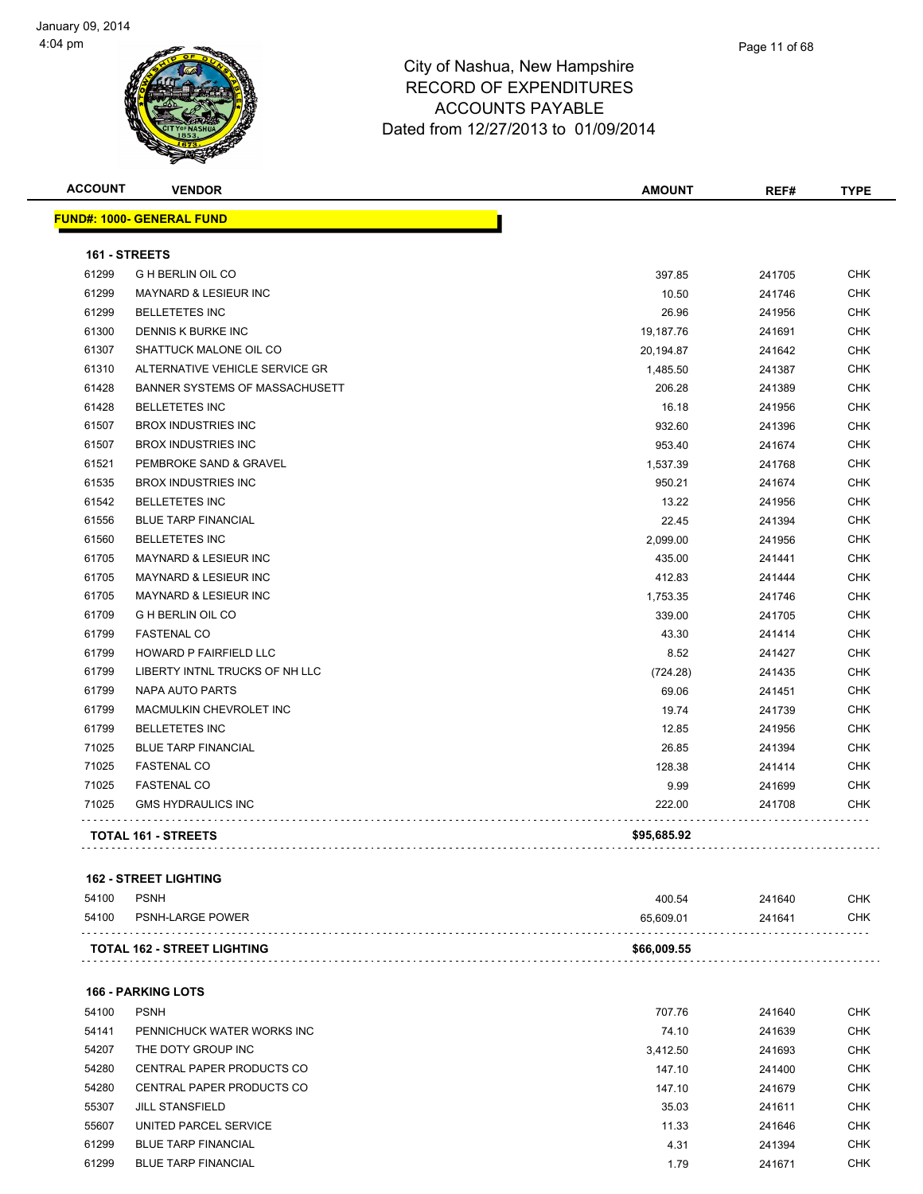# City of Nashua, New Hampshire
## RECORD OF EXPENDITURES
## ACCOUNTS PAYABLE
### Dated from 12/27/2013 to 01/09/2014

January 09, 2014
4:04 pm

| ACCOUNT | VENDOR | AMOUNT | REF# | TYPE |
|---|---|---|---|---|
| **FUND#: 1000- GENERAL FUND** | | | | |
| **161 - STREETS** | | | | |
| 61299 | G H BERLIN OIL CO | 397.85 | 241705 | CHK |
| 61299 | MAYNARD & LESIEUR INC | 10.50 | 241746 | CHK |
| 61299 | BELLETETES INC | 26.96 | 241956 | CHK |
| 61300 | DENNIS K BURKE INC | 19,187.76 | 241691 | CHK |
| 61307 | SHATTUCK MALONE OIL CO | 20,194.87 | 241642 | CHK |
| 61310 | ALTERNATIVE VEHICLE SERVICE GR | 1,485.50 | 241387 | CHK |
| 61428 | BANNER SYSTEMS OF MASSACHUSETT | 206.28 | 241389 | CHK |
| 61428 | BELLETETES INC | 16.18 | 241956 | CHK |
| 61507 | BROX INDUSTRIES INC | 932.60 | 241396 | CHK |
| 61507 | BROX INDUSTRIES INC | 953.40 | 241674 | CHK |
| 61521 | PEMBROKE SAND & GRAVEL | 1,537.39 | 241768 | CHK |
| 61535 | BROX INDUSTRIES INC | 950.21 | 241674 | CHK |
| 61542 | BELLETETES INC | 13.22 | 241956 | CHK |
| 61556 | BLUE TARP FINANCIAL | 22.45 | 241394 | CHK |
| 61560 | BELLETETES INC | 2,099.00 | 241956 | CHK |
| 61705 | MAYNARD & LESIEUR INC | 435.00 | 241441 | CHK |
| 61705 | MAYNARD & LESIEUR INC | 412.83 | 241444 | CHK |
| 61705 | MAYNARD & LESIEUR INC | 1,753.35 | 241746 | CHK |
| 61709 | G H BERLIN OIL CO | 339.00 | 241705 | CHK |
| 61799 | FASTENAL CO | 43.30 | 241414 | CHK |
| 61799 | HOWARD P FAIRFIELD LLC | 8.52 | 241427 | CHK |
| 61799 | LIBERTY INTNL TRUCKS OF NH LLC | (724.28) | 241435 | CHK |
| 61799 | NAPA AUTO PARTS | 69.06 | 241451 | CHK |
| 61799 | MACMULKIN CHEVROLET INC | 19.74 | 241739 | CHK |
| 61799 | BELLETETES INC | 12.85 | 241956 | CHK |
| 71025 | BLUE TARP FINANCIAL | 26.85 | 241394 | CHK |
| 71025 | FASTENAL CO | 128.38 | 241414 | CHK |
| 71025 | FASTENAL CO | 9.99 | 241699 | CHK |
| 71025 | GMS HYDRAULICS INC | 222.00 | 241708 | CHK |
| **TOTAL 161 - STREETS** | | **$95,685.92** | | |
| **162 - STREET LIGHTING** | | | | |
| 54100 | PSNH | 400.54 | 241640 | CHK |
| 54100 | PSNH-LARGE POWER | 65,609.01 | 241641 | CHK |
| **TOTAL 162 - STREET LIGHTING** | | **$66,009.55** | | |
| **166 - PARKING LOTS** | | | | |
| 54100 | PSNH | 707.76 | 241640 | CHK |
| 54141 | PENNICHUCK WATER WORKS INC | 74.10 | 241639 | CHK |
| 54207 | THE DOTY GROUP INC | 3,412.50 | 241693 | CHK |
| 54280 | CENTRAL PAPER PRODUCTS CO | 147.10 | 241400 | CHK |
| 54280 | CENTRAL PAPER PRODUCTS CO | 147.10 | 241679 | CHK |
| 55307 | JILL STANSFIELD | 35.03 | 241611 | CHK |
| 55607 | UNITED PARCEL SERVICE | 11.33 | 241646 | CHK |
| 61299 | BLUE TARP FINANCIAL | 4.31 | 241394 | CHK |
| 61299 | BLUE TARP FINANCIAL | 1.79 | 241671 | CHK |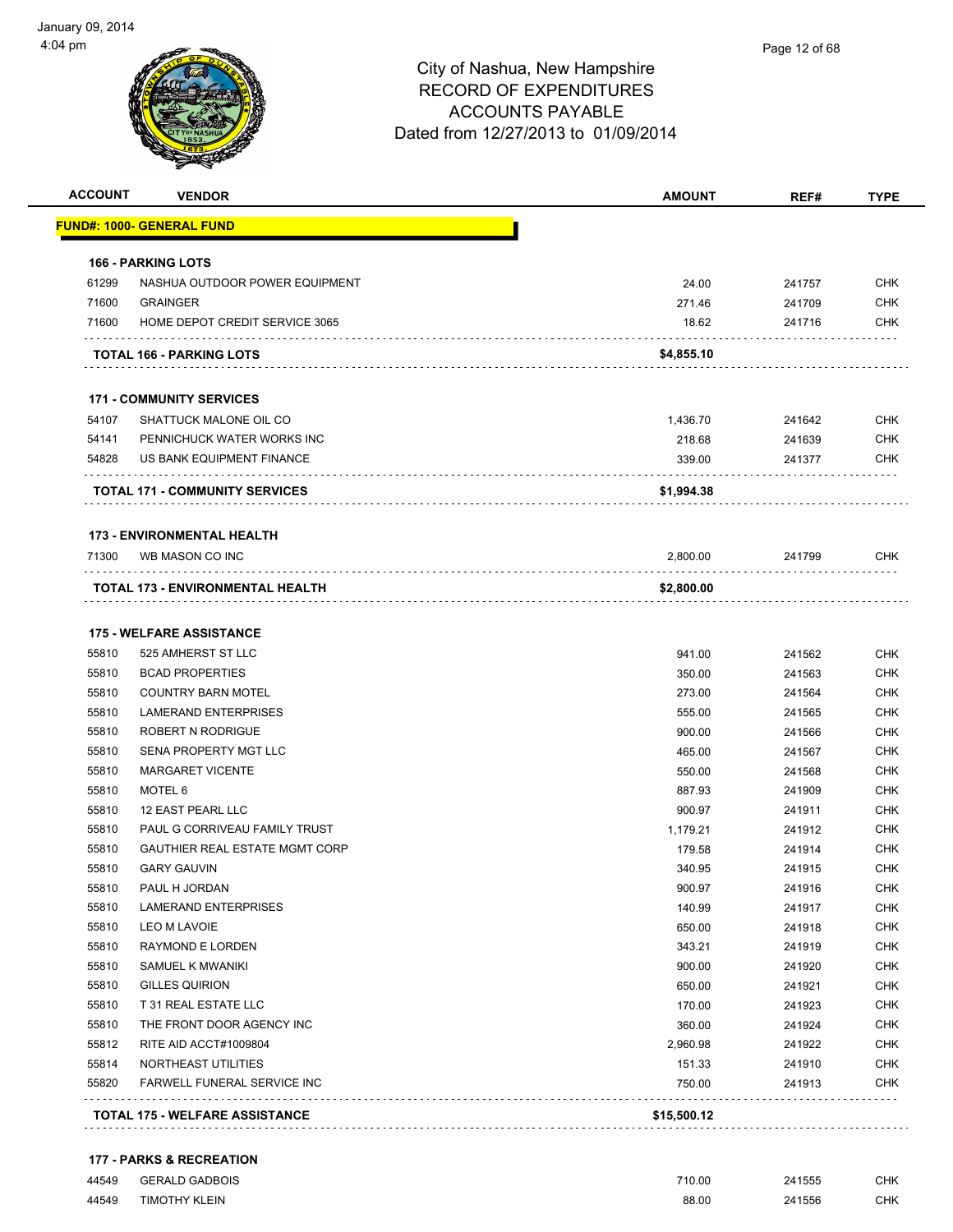# City of Nashua, New Hampshire
## RECORD OF EXPENDITURES
## ACCOUNTS PAYABLE
## Dated from 12/27/2013 to 01/09/2014

**FUND#: 1000- GENERAL FUND**

| ACCOUNT | VENDOR | AMOUNT | REF# | TYPE |
|---|---|---|---|---|
| **166 - PARKING LOTS** | | | | |
| 61299 | NASHUA OUTDOOR POWER EQUIPMENT | 24.00 | 241757 | CHK |
| 71600 | GRAINGER | 271.46 | 241709 | CHK |
| 71600 | HOME DEPOT CREDIT SERVICE 3065 | 18.62 | 241716 | CHK |
| | **TOTAL 166 - PARKING LOTS** | **$4,855.10** | | |
| **171 - COMMUNITY SERVICES** | | | | |
| 54107 | SHATTUCK MALONE OIL CO | 1,436.70 | 241642 | CHK |
| 54141 | PENNICHUCK WATER WORKS INC | 218.68 | 241639 | CHK |
| 54828 | US BANK EQUIPMENT FINANCE | 339.00 | 241377 | CHK |
| | **TOTAL 171 - COMMUNITY SERVICES** | **$1,994.38** | | |
| **173 - ENVIRONMENTAL HEALTH** | | | | |
| 71300 | WB MASON CO INC | 2,800.00 | 241799 | CHK |
| | **TOTAL 173 - ENVIRONMENTAL HEALTH** | **$2,800.00** | | |
| **175 - WELFARE ASSISTANCE** | | | | |
| 55810 | 525 AMHERST ST LLC | 941.00 | 241562 | CHK |
| 55810 | BCAD PROPERTIES | 350.00 | 241563 | CHK |
| 55810 | COUNTRY BARN MOTEL | 273.00 | 241564 | CHK |
| 55810 | LAMERAND ENTERPRISES | 555.00 | 241565 | CHK |
| 55810 | ROBERT N RODRIGUE | 900.00 | 241566 | CHK |
| 55810 | SENA PROPERTY MGT LLC | 465.00 | 241567 | CHK |
| 55810 | MARGARET VICENTE | 550.00 | 241568 | CHK |
| 55810 | MOTEL 6 | 887.93 | 241909 | CHK |
| 55810 | 12 EAST PEARL LLC | 900.97 | 241911 | CHK |
| 55810 | PAUL G CORRIVEAU FAMILY TRUST | 1,179.21 | 241912 | CHK |
| 55810 | GAUTHIER REAL ESTATE MGMT CORP | 179.58 | 241914 | CHK |
| 55810 | GARY GAUVIN | 340.95 | 241915 | CHK |
| 55810 | PAUL H JORDAN | 900.97 | 241916 | CHK |
| 55810 | LAMERAND ENTERPRISES | 140.99 | 241917 | CHK |
| 55810 | LEO M LAVOIE | 650.00 | 241918 | CHK |
| 55810 | RAYMOND E LORDEN | 343.21 | 241919 | CHK |
| 55810 | SAMUEL K MWANIKI | 900.00 | 241920 | CHK |
| 55810 | GILLES QUIRION | 650.00 | 241921 | CHK |
| 55810 | T 31 REAL ESTATE LLC | 170.00 | 241923 | CHK |
| 55810 | THE FRONT DOOR AGENCY INC | 360.00 | 241924 | CHK |
| 55812 | RITE AID ACCT#1009804 | 2,960.98 | 241922 | CHK |
| 55814 | NORTHEAST UTILITIES | 151.33 | 241910 | CHK |
| 55820 | FARWELL FUNERAL SERVICE INC | 750.00 | 241913 | CHK |
| | **TOTAL 175 - WELFARE ASSISTANCE** | **$15,500.12** | | |
| **177 - PARKS & RECREATION** | | | | |
| 44549 | GERALD GADBOIS | 710.00 | 241555 | CHK |
| 44549 | TIMOTHY KLEIN | 88.00 | 241556 | CHK |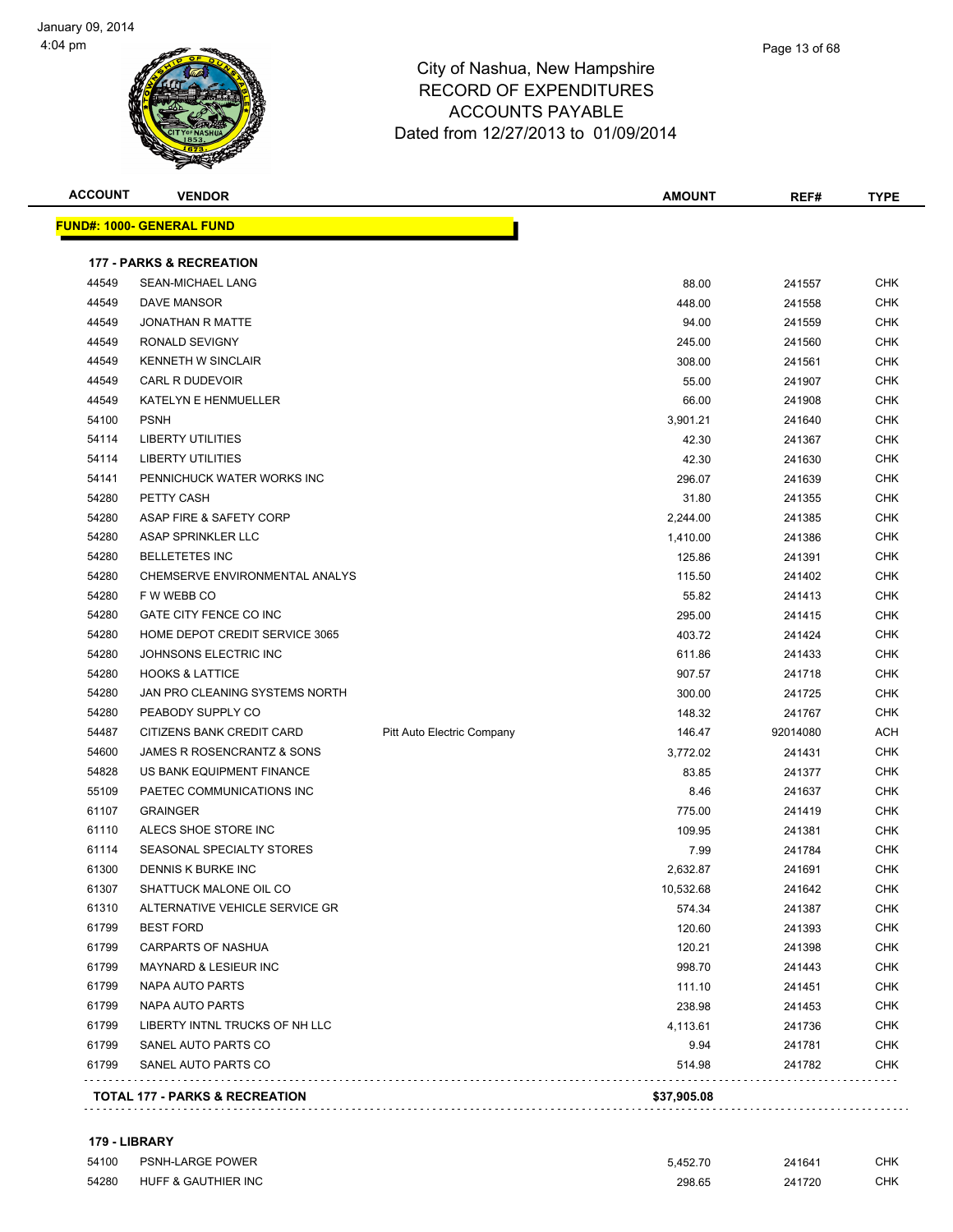January 09, 2014
4:04 pm

# City of Nashua, New Hampshire
## RECORD OF EXPENDITURES
## ACCOUNTS PAYABLE
## Dated from 12/27/2013 to 01/09/2014

| ACCOUNT | VENDOR | | AMOUNT | REF# | TYPE |
|---|---|---|---|---|---|
| **FUND#: 1000- GENERAL FUND** | | | | | |
| **177 - PARKS & RECREATION** | | | | | |
| 44549 | SEAN-MICHAEL LANG | | 88.00 | 241557 | CHK |
| 44549 | DAVE MANSOR | | 448.00 | 241558 | CHK |
| 44549 | JONATHAN R MATTE | | 94.00 | 241559 | CHK |
| 44549 | RONALD SEVIGNY | | 245.00 | 241560 | CHK |
| 44549 | KENNETH W SINCLAIR | | 308.00 | 241561 | CHK |
| 44549 | CARL R DUDEVOIR | | 55.00 | 241907 | CHK |
| 44549 | KATELYN E HENMUELLER | | 66.00 | 241908 | CHK |
| 54100 | PSNH | | 3,901.21 | 241640 | CHK |
| 54114 | LIBERTY UTILITIES | | 42.30 | 241367 | CHK |
| 54114 | LIBERTY UTILITIES | | 42.30 | 241630 | CHK |
| 54141 | PENNICHUCK WATER WORKS INC | | 296.07 | 241639 | CHK |
| 54280 | PETTY CASH | | 31.80 | 241355 | CHK |
| 54280 | ASAP FIRE & SAFETY CORP | | 2,244.00 | 241385 | CHK |
| 54280 | ASAP SPRINKLER LLC | | 1,410.00 | 241386 | CHK |
| 54280 | BELLETETES INC | | 125.86 | 241391 | CHK |
| 54280 | CHEMSERVE ENVIRONMENTAL ANALYS | | 115.50 | 241402 | CHK |
| 54280 | F W WEBB CO | | 55.82 | 241413 | CHK |
| 54280 | GATE CITY FENCE CO INC | | 295.00 | 241415 | CHK |
| 54280 | HOME DEPOT CREDIT SERVICE 3065 | | 403.72 | 241424 | CHK |
| 54280 | JOHNSONS ELECTRIC INC | | 611.86 | 241433 | CHK |
| 54280 | HOOKS & LATTICE | | 907.57 | 241718 | CHK |
| 54280 | JAN PRO CLEANING SYSTEMS NORTH | | 300.00 | 241725 | CHK |
| 54280 | PEABODY SUPPLY CO | | 148.32 | 241767 | CHK |
| 54487 | CITIZENS BANK CREDIT CARD | Pitt Auto Electric Company | 146.47 | 92014080 | ACH |
| 54600 | JAMES R ROSENCRANTZ & SONS | | 3,772.02 | 241431 | CHK |
| 54828 | US BANK EQUIPMENT FINANCE | | 83.85 | 241377 | CHK |
| 55109 | PAETEC COMMUNICATIONS INC | | 8.46 | 241637 | CHK |
| 61107 | GRAINGER | | 775.00 | 241419 | CHK |
| 61110 | ALECS SHOE STORE INC | | 109.95 | 241381 | CHK |
| 61114 | SEASONAL SPECIALTY STORES | | 7.99 | 241784 | CHK |
| 61300 | DENNIS K BURKE INC | | 2,632.87 | 241691 | CHK |
| 61307 | SHATTUCK MALONE OIL CO | | 10,532.68 | 241642 | CHK |
| 61310 | ALTERNATIVE VEHICLE SERVICE GR | | 574.34 | 241387 | CHK |
| 61799 | BEST FORD | | 120.60 | 241393 | CHK |
| 61799 | CARPARTS OF NASHUA | | 120.21 | 241398 | CHK |
| 61799 | MAYNARD & LESIEUR INC | | 998.70 | 241443 | CHK |
| 61799 | NAPA AUTO PARTS | | 111.10 | 241451 | CHK |
| 61799 | NAPA AUTO PARTS | | 238.98 | 241453 | CHK |
| 61799 | LIBERTY INTNL TRUCKS OF NH LLC | | 4,113.61 | 241736 | CHK |
| 61799 | SANEL AUTO PARTS CO | | 9.94 | 241781 | CHK |
| 61799 | SANEL AUTO PARTS CO | | 514.98 | 241782 | CHK |
| **TOTAL 177 - PARKS & RECREATION** | | | **$37,905.08** | | |
| **179 - LIBRARY** | | | | | |
| 54100 | PSNH-LARGE POWER | | 5,452.70 | 241641 | CHK |
| 54280 | HUFF & GAUTHIER INC | | 298.65 | 241720 | CHK |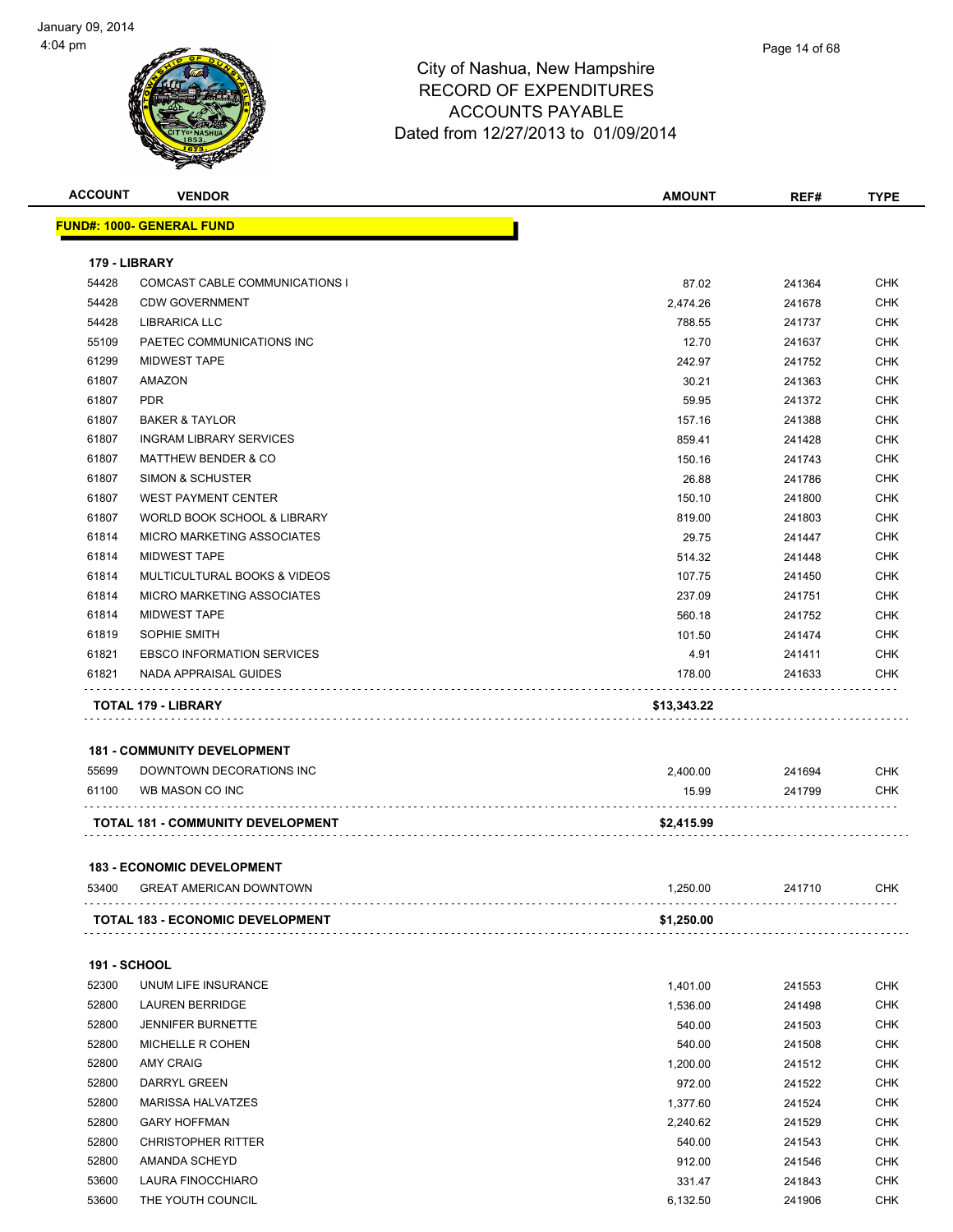January 09, 2014
4:04 pm

# City of Nashua, New Hampshire
## RECORD OF EXPENDITURES
## ACCOUNTS PAYABLE
## Dated from 12/27/2013 to 01/09/2014

| ACCOUNT | VENDOR | AMOUNT | REF# | TYPE |
|---|---|---|---|---|
| **FUND#: 1000- GENERAL FUND** | | | | |
| **179 - LIBRARY** | | | | |
| 54428 | COMCAST CABLE COMMUNICATIONS I | 87.02 | 241364 | CHK |
| 54428 | CDW GOVERNMENT | 2,474.26 | 241678 | CHK |
| 54428 | LIBRARICA LLC | 788.55 | 241737 | CHK |
| 55109 | PAETEC COMMUNICATIONS INC | 12.70 | 241637 | CHK |
| 61299 | MIDWEST TAPE | 242.97 | 241752 | CHK |
| 61807 | AMAZON | 30.21 | 241363 | CHK |
| 61807 | PDR | 59.95 | 241372 | CHK |
| 61807 | BAKER & TAYLOR | 157.16 | 241388 | CHK |
| 61807 | INGRAM LIBRARY SERVICES | 859.41 | 241428 | CHK |
| 61807 | MATTHEW BENDER & CO | 150.16 | 241743 | CHK |
| 61807 | SIMON & SCHUSTER | 26.88 | 241786 | CHK |
| 61807 | WEST PAYMENT CENTER | 150.10 | 241800 | CHK |
| 61807 | WORLD BOOK SCHOOL & LIBRARY | 819.00 | 241803 | CHK |
| 61814 | MICRO MARKETING ASSOCIATES | 29.75 | 241447 | CHK |
| 61814 | MIDWEST TAPE | 514.32 | 241448 | CHK |
| 61814 | MULTICULTURAL BOOKS & VIDEOS | 107.75 | 241450 | CHK |
| 61814 | MICRO MARKETING ASSOCIATES | 237.09 | 241751 | CHK |
| 61814 | MIDWEST TAPE | 560.18 | 241752 | CHK |
| 61819 | SOPHIE SMITH | 101.50 | 241474 | CHK |
| 61821 | EBSCO INFORMATION SERVICES | 4.91 | 241411 | CHK |
| 61821 | NADA APPRAISAL GUIDES | 178.00 | 241633 | CHK |
| | **TOTAL 179 - LIBRARY** | **$13,343.22** | | |
| **181 - COMMUNITY DEVELOPMENT** | | | | |
| 55699 | DOWNTOWN DECORATIONS INC | 2,400.00 | 241694 | CHK |
| 61100 | WB MASON CO INC | 15.99 | 241799 | CHK |
| | **TOTAL 181 - COMMUNITY DEVELOPMENT** | **$2,415.99** | | |
| **183 - ECONOMIC DEVELOPMENT** | | | | |
| 53400 | GREAT AMERICAN DOWNTOWN | 1,250.00 | 241710 | CHK |
| | **TOTAL 183 - ECONOMIC DEVELOPMENT** | **$1,250.00** | | |
| **191 - SCHOOL** | | | | |
| 52300 | UNUM LIFE INSURANCE | 1,401.00 | 241553 | CHK |
| 52800 | LAUREN BERRIDGE | 1,536.00 | 241498 | CHK |
| 52800 | JENNIFER BURNETTE | 540.00 | 241503 | CHK |
| 52800 | MICHELLE R COHEN | 540.00 | 241508 | CHK |
| 52800 | AMY CRAIG | 1,200.00 | 241512 | CHK |
| 52800 | DARRYL GREEN | 972.00 | 241522 | CHK |
| 52800 | MARISSA HALVATZES | 1,377.60 | 241524 | CHK |
| 52800 | GARY HOFFMAN | 2,240.62 | 241529 | CHK |
| 52800 | CHRISTOPHER RITTER | 540.00 | 241543 | CHK |
| 52800 | AMANDA SCHEYD | 912.00 | 241546 | CHK |
| 53600 | LAURA FINOCCHIARO | 331.47 | 241843 | CHK |
| 53600 | THE YOUTH COUNCIL | 6,132.50 | 241906 | CHK |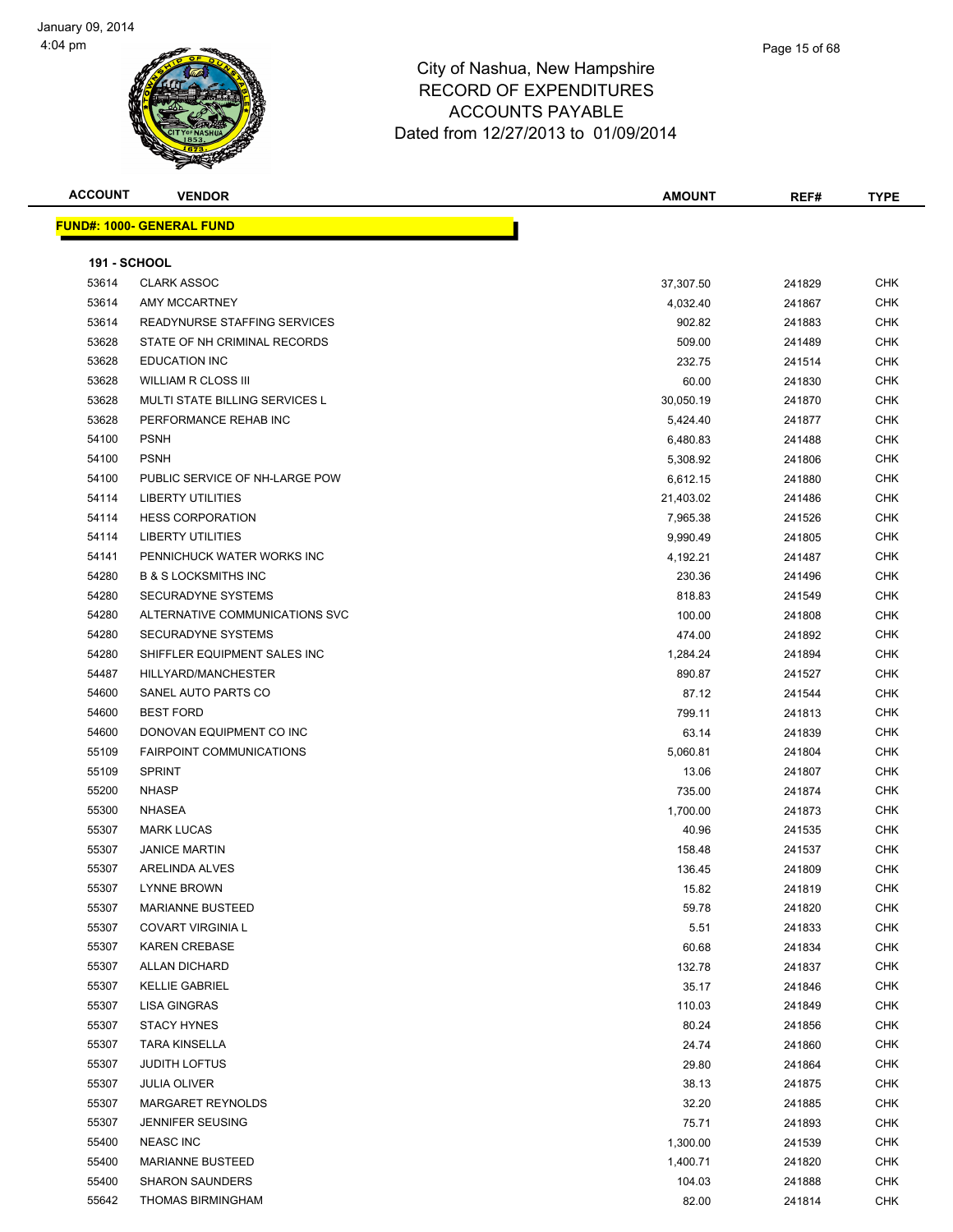# City of Nashua, New Hampshire
## RECORD OF EXPENDITURES
## ACCOUNTS PAYABLE
## Dated from 12/27/2013 to 01/09/2014

| ACCOUNT | VENDOR | AMOUNT | REF# | TYPE |
|---|---|---|---|---|
| **FUND#: 1000- GENERAL FUND** | | | | |
| **191 - SCHOOL** | | | | |
| 53614 | CLARK ASSOC | 37,307.50 | 241829 | CHK |
| 53614 | AMY MCCARTNEY | 4,032.40 | 241867 | CHK |
| 53614 | READYNURSE STAFFING SERVICES | 902.82 | 241883 | CHK |
| 53628 | STATE OF NH CRIMINAL RECORDS | 509.00 | 241489 | CHK |
| 53628 | EDUCATION INC | 232.75 | 241514 | CHK |
| 53628 | WILLIAM R CLOSS III | 60.00 | 241830 | CHK |
| 53628 | MULTI STATE BILLING SERVICES L | 30,050.19 | 241870 | CHK |
| 53628 | PERFORMANCE REHAB INC | 5,424.40 | 241877 | CHK |
| 54100 | PSNH | 6,480.83 | 241488 | CHK |
| 54100 | PSNH | 5,308.92 | 241806 | CHK |
| 54100 | PUBLIC SERVICE OF NH-LARGE POW | 6,612.15 | 241880 | CHK |
| 54114 | LIBERTY UTILITIES | 21,403.02 | 241486 | CHK |
| 54114 | HESS CORPORATION | 7,965.38 | 241526 | CHK |
| 54114 | LIBERTY UTILITIES | 9,990.49 | 241805 | CHK |
| 54141 | PENNICHUCK WATER WORKS INC | 4,192.21 | 241487 | CHK |
| 54280 | B & S LOCKSMITHS INC | 230.36 | 241496 | CHK |
| 54280 | SECURADYNE SYSTEMS | 818.83 | 241549 | CHK |
| 54280 | ALTERNATIVE COMMUNICATIONS SVC | 100.00 | 241808 | CHK |
| 54280 | SECURADYNE SYSTEMS | 474.00 | 241892 | CHK |
| 54280 | SHIFFLER EQUIPMENT SALES INC | 1,284.24 | 241894 | CHK |
| 54487 | HILLYARD/MANCHESTER | 890.87 | 241527 | CHK |
| 54600 | SANEL AUTO PARTS CO | 87.12 | 241544 | CHK |
| 54600 | BEST FORD | 799.11 | 241813 | CHK |
| 54600 | DONOVAN EQUIPMENT CO INC | 63.14 | 241839 | CHK |
| 55109 | FAIRPOINT COMMUNICATIONS | 5,060.81 | 241804 | CHK |
| 55109 | SPRINT | 13.06 | 241807 | CHK |
| 55200 | NHASP | 735.00 | 241874 | CHK |
| 55300 | NHASEA | 1,700.00 | 241873 | CHK |
| 55307 | MARK LUCAS | 40.96 | 241535 | CHK |
| 55307 | JANICE MARTIN | 158.48 | 241537 | CHK |
| 55307 | ARELINDA ALVES | 136.45 | 241809 | CHK |
| 55307 | LYNNE BROWN | 15.82 | 241819 | CHK |
| 55307 | MARIANNE BUSTEED | 59.78 | 241820 | CHK |
| 55307 | COVART VIRGINIA L | 5.51 | 241833 | CHK |
| 55307 | KAREN CREBASE | 60.68 | 241834 | CHK |
| 55307 | ALLAN DICHARD | 132.78 | 241837 | CHK |
| 55307 | KELLIE GABRIEL | 35.17 | 241846 | CHK |
| 55307 | LISA GINGRAS | 110.03 | 241849 | CHK |
| 55307 | STACY HYNES | 80.24 | 241856 | CHK |
| 55307 | TARA KINSELLA | 24.74 | 241860 | CHK |
| 55307 | JUDITH LOFTUS | 29.80 | 241864 | CHK |
| 55307 | JULIA OLIVER | 38.13 | 241875 | CHK |
| 55307 | MARGARET REYNOLDS | 32.20 | 241885 | CHK |
| 55307 | JENNIFER SEUSING | 75.71 | 241893 | CHK |
| 55400 | NEASC INC | 1,300.00 | 241539 | CHK |
| 55400 | MARIANNE BUSTEED | 1,400.71 | 241820 | CHK |
| 55400 | SHARON SAUNDERS | 104.03 | 241888 | CHK |
| 55642 | THOMAS BIRMINGHAM | 82.00 | 241814 | CHK |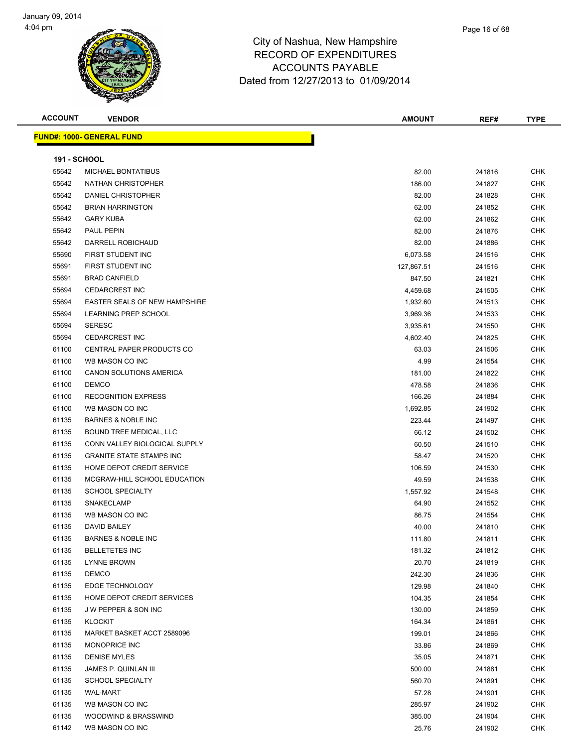# City of Nashua, New Hampshire
## RECORD OF EXPENDITURES
## ACCOUNTS PAYABLE
### Dated from 12/27/2013 to 01/09/2014

**FUND#: 1000- GENERAL FUND**

**191 - SCHOOL**

| ACCOUNT | VENDOR | AMOUNT | REF# | TYPE |
|---|---|---|---|---|
| 55642 | MICHAEL BONTATIBUS | 82.00 | 241816 | CHK |
| 55642 | NATHAN CHRISTOPHER | 186.00 | 241827 | CHK |
| 55642 | DANIEL CHRISTOPHER | 82.00 | 241828 | CHK |
| 55642 | BRIAN HARRINGTON | 62.00 | 241852 | CHK |
| 55642 | GARY KUBA | 62.00 | 241862 | CHK |
| 55642 | PAUL PEPIN | 82.00 | 241876 | CHK |
| 55642 | DARRELL ROBICHAUD | 82.00 | 241886 | CHK |
| 55690 | FIRST STUDENT INC | 6,073.58 | 241516 | CHK |
| 55691 | FIRST STUDENT INC | 127,867.51 | 241516 | CHK |
| 55691 | BRAD CANFIELD | 847.50 | 241821 | CHK |
| 55694 | CEDARCREST INC | 4,459.68 | 241505 | CHK |
| 55694 | EASTER SEALS OF NEW HAMPSHIRE | 1,932.60 | 241513 | CHK |
| 55694 | LEARNING PREP SCHOOL | 3,969.36 | 241533 | CHK |
| 55694 | SERESC | 3,935.61 | 241550 | CHK |
| 55694 | CEDARCREST INC | 4,602.40 | 241825 | CHK |
| 61100 | CENTRAL PAPER PRODUCTS CO | 63.03 | 241506 | CHK |
| 61100 | WB MASON CO INC | 4.99 | 241554 | CHK |
| 61100 | CANON SOLUTIONS AMERICA | 181.00 | 241822 | CHK |
| 61100 | DEMCO | 478.58 | 241836 | CHK |
| 61100 | RECOGNITION EXPRESS | 166.26 | 241884 | CHK |
| 61100 | WB MASON CO INC | 1,692.85 | 241902 | CHK |
| 61135 | BARNES & NOBLE INC | 223.44 | 241497 | CHK |
| 61135 | BOUND TREE MEDICAL, LLC | 66.12 | 241502 | CHK |
| 61135 | CONN VALLEY BIOLOGICAL SUPPLY | 60.50 | 241510 | CHK |
| 61135 | GRANITE STATE STAMPS INC | 58.47 | 241520 | CHK |
| 61135 | HOME DEPOT CREDIT SERVICE | 106.59 | 241530 | CHK |
| 61135 | MCGRAW-HILL SCHOOL EDUCATION | 49.59 | 241538 | CHK |
| 61135 | SCHOOL SPECIALTY | 1,557.92 | 241548 | CHK |
| 61135 | SNAKECLAMP | 64.90 | 241552 | CHK |
| 61135 | WB MASON CO INC | 86.75 | 241554 | CHK |
| 61135 | DAVID BAILEY | 40.00 | 241810 | CHK |
| 61135 | BARNES & NOBLE INC | 111.80 | 241811 | CHK |
| 61135 | BELLETETES INC | 181.32 | 241812 | CHK |
| 61135 | LYNNE BROWN | 20.70 | 241819 | CHK |
| 61135 | DEMCO | 242.30 | 241836 | CHK |
| 61135 | EDGE TECHNOLOGY | 129.98 | 241840 | CHK |
| 61135 | HOME DEPOT CREDIT SERVICES | 104.35 | 241854 | CHK |
| 61135 | J W PEPPER & SON INC | 130.00 | 241859 | CHK |
| 61135 | KLOCKIT | 164.34 | 241861 | CHK |
| 61135 | MARKET BASKET ACCT 2589096 | 199.01 | 241866 | CHK |
| 61135 | MONOPRICE INC | 33.86 | 241869 | CHK |
| 61135 | DENISE MYLES | 35.05 | 241871 | CHK |
| 61135 | JAMES P. QUINLAN III | 500.00 | 241881 | CHK |
| 61135 | SCHOOL SPECIALTY | 560.70 | 241891 | CHK |
| 61135 | WAL-MART | 57.28 | 241901 | CHK |
| 61135 | WB MASON CO INC | 285.97 | 241902 | CHK |
| 61135 | WOODWIND & BRASSWIND | 385.00 | 241904 | CHK |
| 61142 | WB MASON CO INC | 25.76 | 241902 | CHK |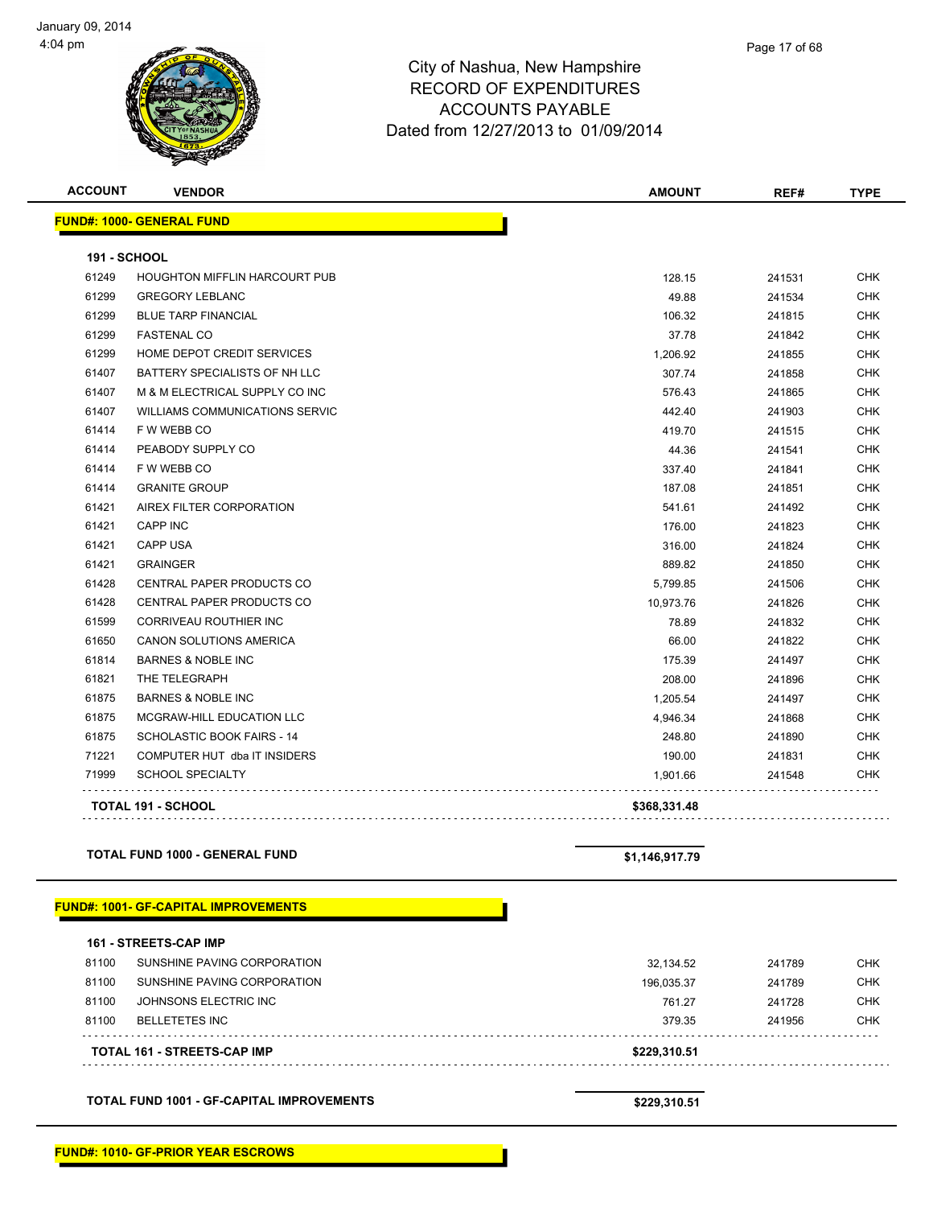# City of Nashua, New Hampshire
## RECORD OF EXPENDITURES
## ACCOUNTS PAYABLE
## Dated from 12/27/2013 to 01/09/2014

January 09, 2014
4:04 pm

| ACCOUNT | VENDOR | AMOUNT | REF# | TYPE |
|---|---|---|---|---|
| **FUND#: 1000- GENERAL FUND** | | | | |
| **191 - SCHOOL** | | | | |
| 61249 | HOUGHTON MIFFLIN HARCOURT PUB | 128.15 | 241531 | CHK |
| 61299 | GREGORY LEBLANC | 49.88 | 241534 | CHK |
| 61299 | BLUE TARP FINANCIAL | 106.32 | 241815 | CHK |
| 61299 | FASTENAL CO | 37.78 | 241842 | CHK |
| 61299 | HOME DEPOT CREDIT SERVICES | 1,206.92 | 241855 | CHK |
| 61407 | BATTERY SPECIALISTS OF NH LLC | 307.74 | 241858 | CHK |
| 61407 | M & M ELECTRICAL SUPPLY CO INC | 576.43 | 241865 | CHK |
| 61407 | WILLIAMS COMMUNICATIONS SERVIC | 442.40 | 241903 | CHK |
| 61414 | F W WEBB CO | 419.70 | 241515 | CHK |
| 61414 | PEABODY SUPPLY CO | 44.36 | 241541 | CHK |
| 61414 | F W WEBB CO | 337.40 | 241841 | CHK |
| 61414 | GRANITE GROUP | 187.08 | 241851 | CHK |
| 61421 | AIREX FILTER CORPORATION | 541.61 | 241492 | CHK |
| 61421 | CAPP INC | 176.00 | 241823 | CHK |
| 61421 | CAPP USA | 316.00 | 241824 | CHK |
| 61421 | GRAINGER | 889.82 | 241850 | CHK |
| 61428 | CENTRAL PAPER PRODUCTS CO | 5,799.85 | 241506 | CHK |
| 61428 | CENTRAL PAPER PRODUCTS CO | 10,973.76 | 241826 | CHK |
| 61599 | CORRIVEAU ROUTHIER INC | 78.89 | 241832 | CHK |
| 61650 | CANON SOLUTIONS AMERICA | 66.00 | 241822 | CHK |
| 61814 | BARNES & NOBLE INC | 175.39 | 241497 | CHK |
| 61821 | THE TELEGRAPH | 208.00 | 241896 | CHK |
| 61875 | BARNES & NOBLE INC | 1,205.54 | 241497 | CHK |
| 61875 | MCGRAW-HILL EDUCATION LLC | 4,946.34 | 241868 | CHK |
| 61875 | SCHOLASTIC BOOK FAIRS - 14 | 248.80 | 241890 | CHK |
| 71221 | COMPUTER HUT dba IT INSIDERS | 190.00 | 241831 | CHK |
| 71999 | SCHOOL SPECIALTY | 1,901.66 | 241548 | CHK |
| | **TOTAL 191 - SCHOOL** | **$368,331.48** | | |
| | **TOTAL FUND 1000 - GENERAL FUND** | **$1,146,917.79** | | |
| **FUND#: 1001- GF-CAPITAL IMPROVEMENTS** | | | | |
| **161 - STREETS-CAP IMP** | | | | |
| 81100 | SUNSHINE PAVING CORPORATION | 32,134.52 | 241789 | CHK |
| 81100 | SUNSHINE PAVING CORPORATION | 196,035.37 | 241789 | CHK |
| 81100 | JOHNSONS ELECTRIC INC | 761.27 | 241728 | CHK |
| 81100 | BELLETETES INC | 379.35 | 241956 | CHK |
| | **TOTAL 161 - STREETS-CAP IMP** | **$229,310.51** | | |
| | **TOTAL FUND 1001 - GF-CAPITAL IMPROVEMENTS** | **$229,310.51** | | |
| **FUND#: 1010- GF-PRIOR YEAR ESCROWS** | | | | |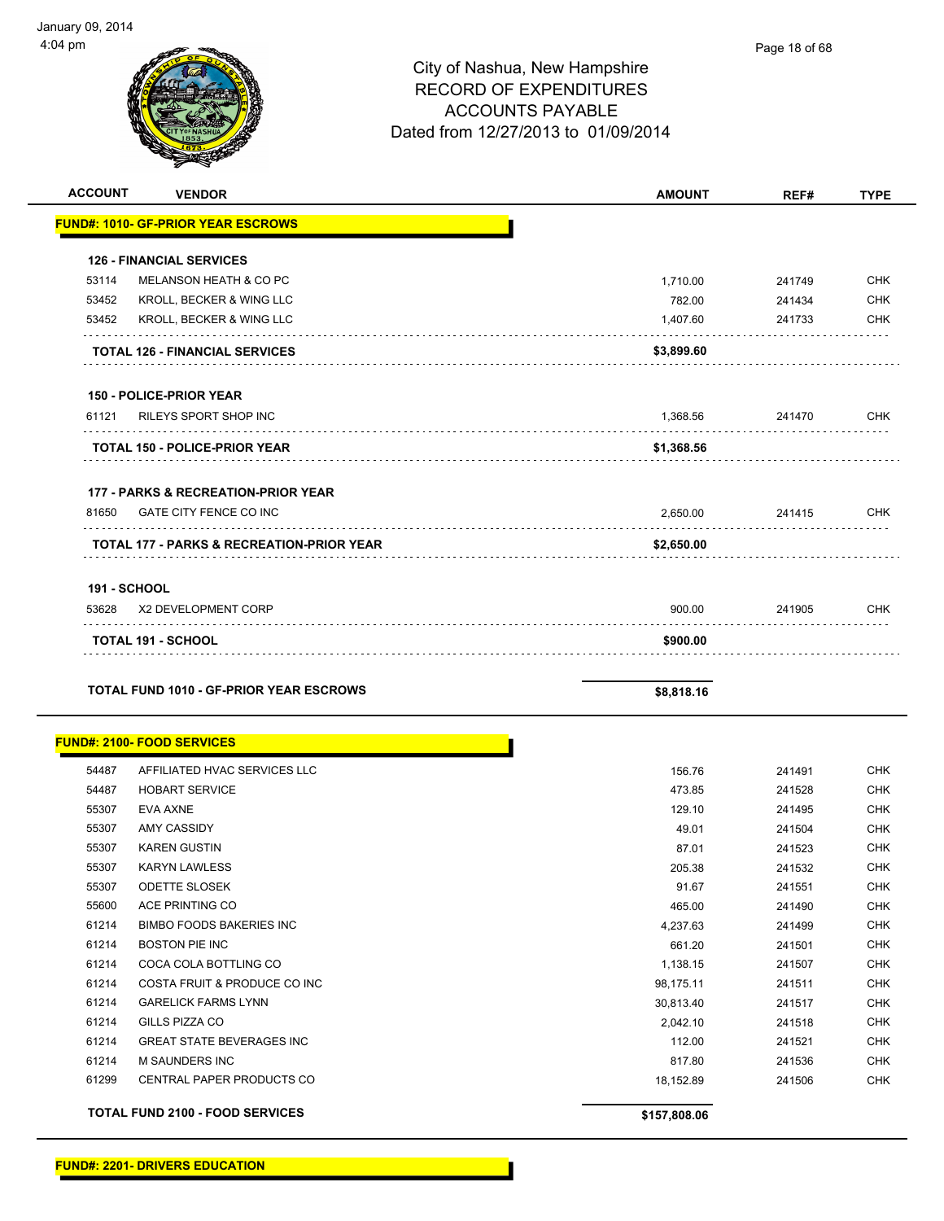January 09, 2014
4:04 pm

# City of Nashua, New Hampshire
## RECORD OF EXPENDITURES
## ACCOUNTS PAYABLE
## Dated from 12/27/2013 to 01/09/2014

| ACCOUNT | VENDOR | AMOUNT | REF# | TYPE |
|---|---|---|---|---|
| **FUND#: 1010- GF-PRIOR YEAR ESCROWS** | | | | |
| **126 - FINANCIAL SERVICES** | | | | |
| 53114 | MELANSON HEATH & CO PC | 1,710.00 | 241749 | CHK |
| 53452 | KROLL, BECKER & WING LLC | 782.00 | 241434 | CHK |
| 53452 | KROLL, BECKER & WING LLC | 1,407.60 | 241733 | CHK |
| | **TOTAL 126 - FINANCIAL SERVICES** | **$3,899.60** | | |
| **150 - POLICE-PRIOR YEAR** | | | | |
| 61121 | RILEYS SPORT SHOP INC | 1,368.56 | 241470 | CHK |
| | **TOTAL 150 - POLICE-PRIOR YEAR** | **$1,368.56** | | |
| **177 - PARKS & RECREATION-PRIOR YEAR** | | | | |
| 81650 | GATE CITY FENCE CO INC | 2,650.00 | 241415 | CHK |
| | **TOTAL 177 - PARKS & RECREATION-PRIOR YEAR** | **$2,650.00** | | |
| **191 - SCHOOL** | | | | |
| 53628 | X2 DEVELOPMENT CORP | 900.00 | 241905 | CHK |
| | **TOTAL 191 - SCHOOL** | **$900.00** | | |
| | **TOTAL FUND 1010 - GF-PRIOR YEAR ESCROWS** | **$8,818.16** | | |
| **FUND#: 2100- FOOD SERVICES** | | | | |
| 54487 | AFFILIATED HVAC SERVICES LLC | 156.76 | 241491 | CHK |
| 54487 | HOBART SERVICE | 473.85 | 241528 | CHK |
| 55307 | EVA AXNE | 129.10 | 241495 | CHK |
| 55307 | AMY CASSIDY | 49.01 | 241504 | CHK |
| 55307 | KAREN GUSTIN | 87.01 | 241523 | CHK |
| 55307 | KARYN LAWLESS | 205.38 | 241532 | CHK |
| 55307 | ODETTE SLOSEK | 91.67 | 241551 | CHK |
| 55600 | ACE PRINTING CO | 465.00 | 241490 | CHK |
| 61214 | BIMBO FOODS BAKERIES INC | 4,237.63 | 241499 | CHK |
| 61214 | BOSTON PIE INC | 661.20 | 241501 | CHK |
| 61214 | COCA COLA BOTTLING CO | 1,138.15 | 241507 | CHK |
| 61214 | COSTA FRUIT & PRODUCE CO INC | 98,175.11 | 241511 | CHK |
| 61214 | GARELICK FARMS LYNN | 30,813.40 | 241517 | CHK |
| 61214 | GILLS PIZZA CO | 2,042.10 | 241518 | CHK |
| 61214 | GREAT STATE BEVERAGES INC | 112.00 | 241521 | CHK |
| 61214 | M SAUNDERS INC | 817.80 | 241536 | CHK |
| 61299 | CENTRAL PAPER PRODUCTS CO | 18,152.89 | 241506 | CHK |
| | **TOTAL FUND 2100 - FOOD SERVICES** | **$157,808.06** | | |
| **FUND#: 2201- DRIVERS EDUCATION** | | | | |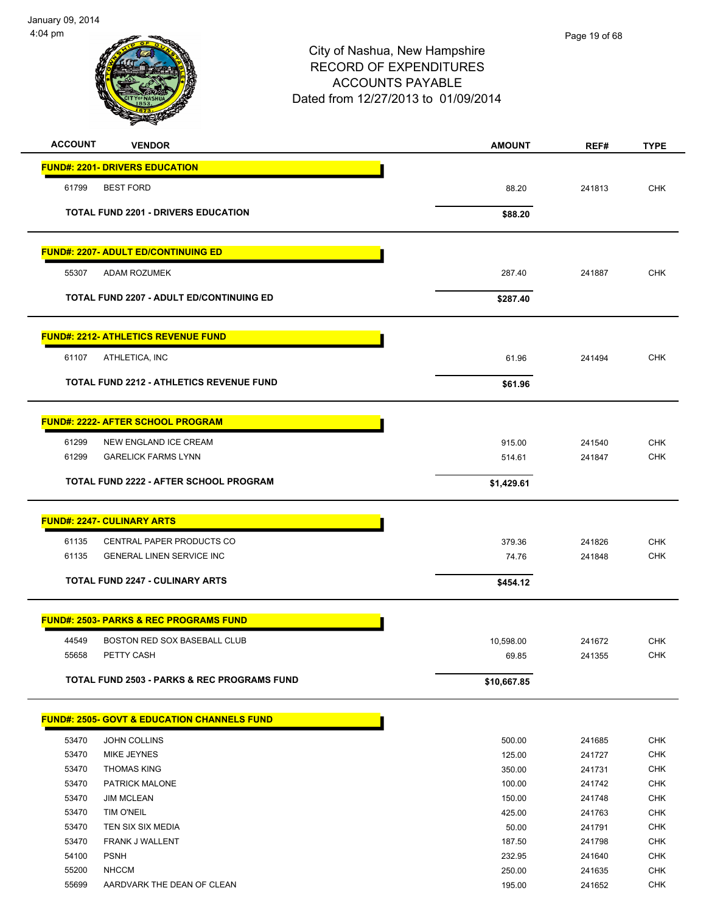# City of Nashua, New Hampshire
## RECORD OF EXPENDITURES
## ACCOUNTS PAYABLE
### Dated from 12/27/2013 to 01/09/2014

January 09, 2014
4:04 pm

| ACCOUNT | VENDOR | AMOUNT | REF# | TYPE |
|---|---|---|---|---|
| **FUND#: 2201- DRIVERS EDUCATION** | | | | |
| 61799 | BEST FORD | 88.20 | 241813 | CHK |
| | **TOTAL FUND 2201 - DRIVERS EDUCATION** | **$88.20** | | |
| **FUND#: 2207- ADULT ED/CONTINUING ED** | | | | |
| 55307 | ADAM ROZUMEK | 287.40 | 241887 | CHK |
| | **TOTAL FUND 2207 - ADULT ED/CONTINUING ED** | **$287.40** | | |
| **FUND#: 2212- ATHLETICS REVENUE FUND** | | | | |
| 61107 | ATHLETICA, INC | 61.96 | 241494 | CHK |
| | **TOTAL FUND 2212 - ATHLETICS REVENUE FUND** | **$61.96** | | |
| **FUND#: 2222- AFTER SCHOOL PROGRAM** | | | | |
| 61299 | NEW ENGLAND ICE CREAM | 915.00 | 241540 | CHK |
| 61299 | GARELICK FARMS LYNN | 514.61 | 241847 | CHK |
| | **TOTAL FUND 2222 - AFTER SCHOOL PROGRAM** | **$1,429.61** | | |
| **FUND#: 2247- CULINARY ARTS** | | | | |
| 61135 | CENTRAL PAPER PRODUCTS CO | 379.36 | 241826 | CHK |
| 61135 | GENERAL LINEN SERVICE INC | 74.76 | 241848 | CHK |
| | **TOTAL FUND 2247 - CULINARY ARTS** | **$454.12** | | |
| **FUND#: 2503- PARKS & REC PROGRAMS FUND** | | | | |
| 44549 | BOSTON RED SOX BASEBALL CLUB | 10,598.00 | 241672 | CHK |
| 55658 | PETTY CASH | 69.85 | 241355 | CHK |
| | **TOTAL FUND 2503 - PARKS & REC PROGRAMS FUND** | **$10,667.85** | | |
| **FUND#: 2505- GOVT & EDUCATION CHANNELS FUND** | | | | |
| 53470 | JOHN COLLINS | 500.00 | 241685 | CHK |
| 53470 | MIKE JEYNES | 125.00 | 241727 | CHK |
| 53470 | THOMAS KING | 350.00 | 241731 | CHK |
| 53470 | PATRICK MALONE | 100.00 | 241742 | CHK |
| 53470 | JIM MCLEAN | 150.00 | 241748 | CHK |
| 53470 | TIM O'NEIL | 425.00 | 241763 | CHK |
| 53470 | TEN SIX SIX MEDIA | 50.00 | 241791 | CHK |
| 53470 | FRANK J WALLENT | 187.50 | 241798 | CHK |
| 54100 | PSNH | 232.95 | 241640 | CHK |
| 55200 | NHCCM | 250.00 | 241635 | CHK |
| 55699 | AARDVARK THE DEAN OF CLEAN | 195.00 | 241652 | CHK |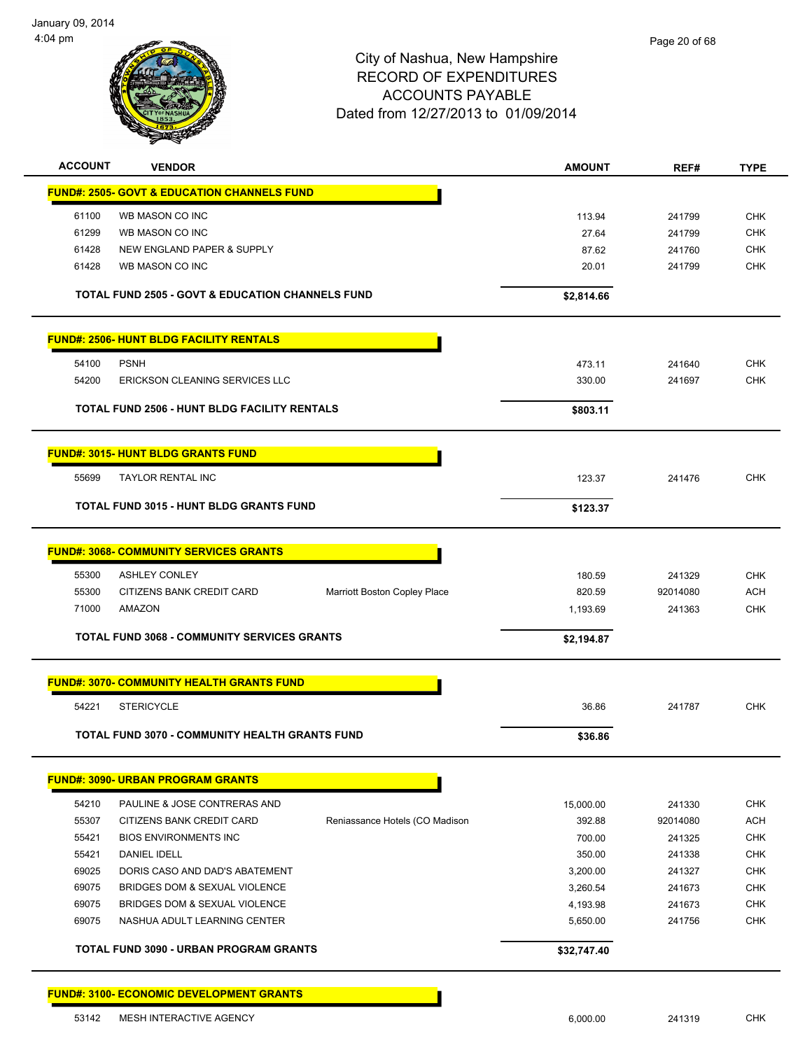City of Nashua, New Hampshire
RECORD OF EXPENDITURES
ACCOUNTS PAYABLE
Dated from 12/27/2013 to 01/09/2014

| ACCOUNT | VENDOR | | AMOUNT | REF# | TYPE |
|---|---|---|---|---|---|
| **FUND#: 2505- GOVT & EDUCATION CHANNELS FUND** | | | | | |
| 61100 | WB MASON CO INC | | 113.94 | 241799 | CHK |
| 61299 | WB MASON CO INC | | 27.64 | 241799 | CHK |
| 61428 | NEW ENGLAND PAPER & SUPPLY | | 87.62 | 241760 | CHK |
| 61428 | WB MASON CO INC | | 20.01 | 241799 | CHK |
| **TOTAL FUND 2505 - GOVT & EDUCATION CHANNELS FUND** | | | **$2,814.66** | | |
| **FUND#: 2506- HUNT BLDG FACILITY RENTALS** | | | | | |
| 54100 | PSNH | | 473.11 | 241640 | CHK |
| 54200 | ERICKSON CLEANING SERVICES LLC | | 330.00 | 241697 | CHK |
| **TOTAL FUND 2506 - HUNT BLDG FACILITY RENTALS** | | | **$803.11** | | |
| **FUND#: 3015- HUNT BLDG GRANTS FUND** | | | | | |
| 55699 | TAYLOR RENTAL INC | | 123.37 | 241476 | CHK |
| **TOTAL FUND 3015 - HUNT BLDG GRANTS FUND** | | | **$123.37** | | |
| **FUND#: 3068- COMMUNITY SERVICES GRANTS** | | | | | |
| 55300 | ASHLEY CONLEY | | 180.59 | 241329 | CHK |
| 55300 | CITIZENS BANK CREDIT CARD | Marriott Boston Copley Place | 820.59 | 92014080 | ACH |
| 71000 | AMAZON | | 1,193.69 | 241363 | CHK |
| **TOTAL FUND 3068 - COMMUNITY SERVICES GRANTS** | | | **$2,194.87** | | |
| **FUND#: 3070- COMMUNITY HEALTH GRANTS FUND** | | | | | |
| 54221 | STERICYCLE | | 36.86 | 241787 | CHK |
| **TOTAL FUND 3070 - COMMUNITY HEALTH GRANTS FUND** | | | **$36.86** | | |
| **FUND#: 3090- URBAN PROGRAM GRANTS** | | | | | |
| 54210 | PAULINE & JOSE CONTRERAS AND | | 15,000.00 | 241330 | CHK |
| 55307 | CITIZENS BANK CREDIT CARD | Reniassance Hotels (CO Madison | 392.88 | 92014080 | ACH |
| 55421 | BIOS ENVIRONMENTS INC | | 700.00 | 241325 | CHK |
| 55421 | DANIEL IDELL | | 350.00 | 241338 | CHK |
| 69025 | DORIS CASO AND DAD'S ABATEMENT | | 3,200.00 | 241327 | CHK |
| 69075 | BRIDGES DOM & SEXUAL VIOLENCE | | 3,260.54 | 241673 | CHK |
| 69075 | BRIDGES DOM & SEXUAL VIOLENCE | | 4,193.98 | 241673 | CHK |
| 69075 | NASHUA ADULT LEARNING CENTER | | 5,650.00 | 241756 | CHK |
| **TOTAL FUND 3090 - URBAN PROGRAM GRANTS** | | | **$32,747.40** | | |
| **FUND#: 3100- ECONOMIC DEVELOPMENT GRANTS** | | | | | |
| 53142 | MESH INTERACTIVE AGENCY | | 6,000.00 | 241319 | CHK |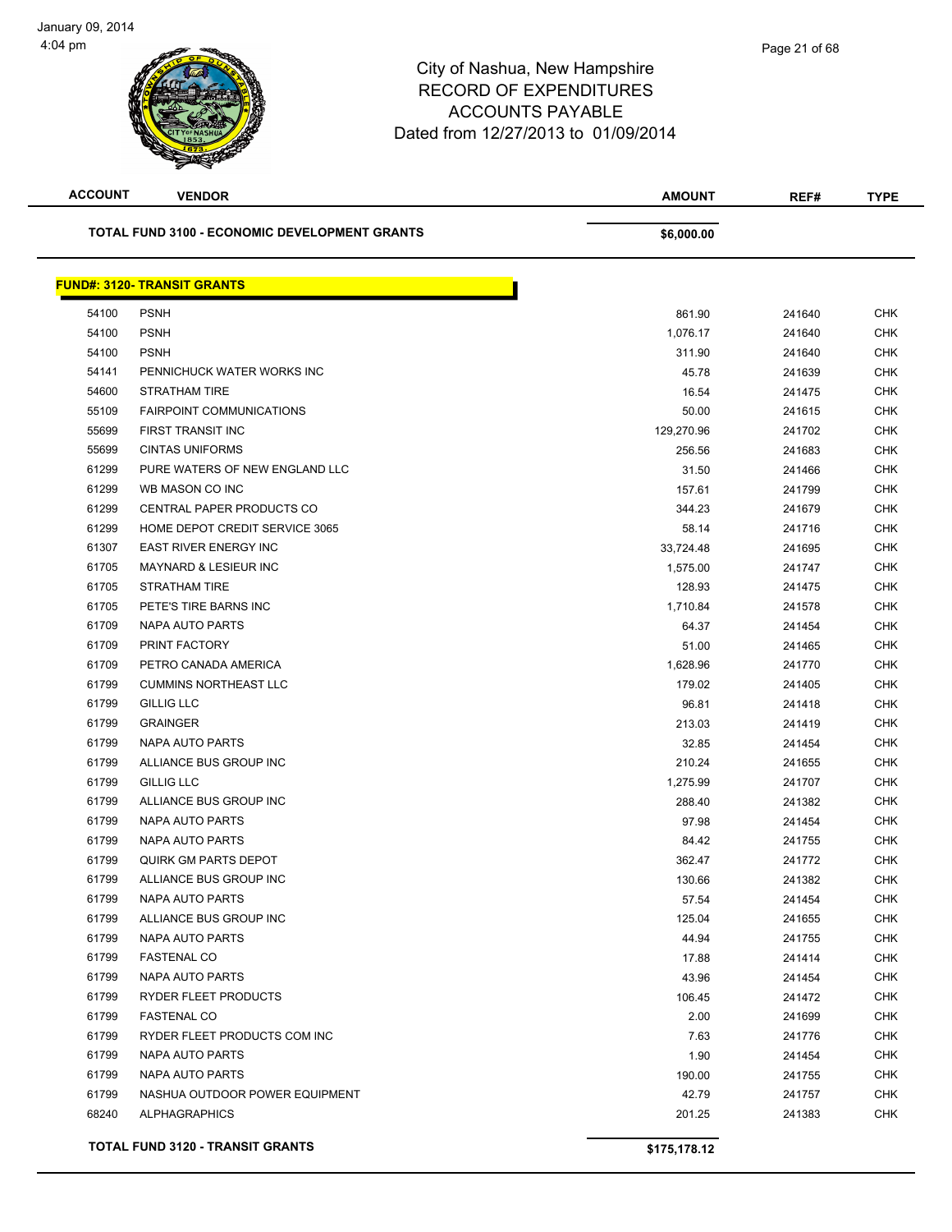City of Nashua, New Hampshire
RECORD OF EXPENDITURES
ACCOUNTS PAYABLE
Dated from 12/27/2013 to 01/09/2014

| ACCOUNT | VENDOR | AMOUNT | REF# | TYPE |
|---|---|---|---|---|
| | **TOTAL FUND 3100 - ECONOMIC DEVELOPMENT GRANTS** | **$6,000.00** | | |

**FUND#: 3120- TRANSIT GRANTS**

| ACCOUNT | VENDOR | AMOUNT | REF# | TYPE |
|---|---|---|---|---|
| 54100 | PSNH | 861.90 | 241640 | CHK |
| 54100 | PSNH | 1,076.17 | 241640 | CHK |
| 54100 | PSNH | 311.90 | 241640 | CHK |
| 54141 | PENNICHUCK WATER WORKS INC | 45.78 | 241639 | CHK |
| 54600 | STRATHAM TIRE | 16.54 | 241475 | CHK |
| 55109 | FAIRPOINT COMMUNICATIONS | 50.00 | 241615 | CHK |
| 55699 | FIRST TRANSIT INC | 129,270.96 | 241702 | CHK |
| 55699 | CINTAS UNIFORMS | 256.56 | 241683 | CHK |
| 61299 | PURE WATERS OF NEW ENGLAND LLC | 31.50 | 241466 | CHK |
| 61299 | WB MASON CO INC | 157.61 | 241799 | CHK |
| 61299 | CENTRAL PAPER PRODUCTS CO | 344.23 | 241679 | CHK |
| 61299 | HOME DEPOT CREDIT SERVICE 3065 | 58.14 | 241716 | CHK |
| 61307 | EAST RIVER ENERGY INC | 33,724.48 | 241695 | CHK |
| 61705 | MAYNARD & LESIEUR INC | 1,575.00 | 241747 | CHK |
| 61705 | STRATHAM TIRE | 128.93 | 241475 | CHK |
| 61705 | PETE'S TIRE BARNS INC | 1,710.84 | 241578 | CHK |
| 61709 | NAPA AUTO PARTS | 64.37 | 241454 | CHK |
| 61709 | PRINT FACTORY | 51.00 | 241465 | CHK |
| 61709 | PETRO CANADA AMERICA | 1,628.96 | 241770 | CHK |
| 61799 | CUMMINS NORTHEAST LLC | 179.02 | 241405 | CHK |
| 61799 | GILLIG LLC | 96.81 | 241418 | CHK |
| 61799 | GRAINGER | 213.03 | 241419 | CHK |
| 61799 | NAPA AUTO PARTS | 32.85 | 241454 | CHK |
| 61799 | ALLIANCE BUS GROUP INC | 210.24 | 241655 | CHK |
| 61799 | GILLIG LLC | 1,275.99 | 241707 | CHK |
| 61799 | ALLIANCE BUS GROUP INC | 288.40 | 241382 | CHK |
| 61799 | NAPA AUTO PARTS | 97.98 | 241454 | CHK |
| 61799 | NAPA AUTO PARTS | 84.42 | 241755 | CHK |
| 61799 | QUIRK GM PARTS DEPOT | 362.47 | 241772 | CHK |
| 61799 | ALLIANCE BUS GROUP INC | 130.66 | 241382 | CHK |
| 61799 | NAPA AUTO PARTS | 57.54 | 241454 | CHK |
| 61799 | ALLIANCE BUS GROUP INC | 125.04 | 241655 | CHK |
| 61799 | NAPA AUTO PARTS | 44.94 | 241755 | CHK |
| 61799 | FASTENAL CO | 17.88 | 241414 | CHK |
| 61799 | NAPA AUTO PARTS | 43.96 | 241454 | CHK |
| 61799 | RYDER FLEET PRODUCTS | 106.45 | 241472 | CHK |
| 61799 | FASTENAL CO | 2.00 | 241699 | CHK |
| 61799 | RYDER FLEET PRODUCTS COM INC | 7.63 | 241776 | CHK |
| 61799 | NAPA AUTO PARTS | 1.90 | 241454 | CHK |
| 61799 | NAPA AUTO PARTS | 190.00 | 241755 | CHK |
| 61799 | NASHUA OUTDOOR POWER EQUIPMENT | 42.79 | 241757 | CHK |
| 68240 | ALPHAGRAPHICS | 201.25 | 241383 | CHK |
| | **TOTAL FUND 3120 - TRANSIT GRANTS** | **$175,178.12** | | |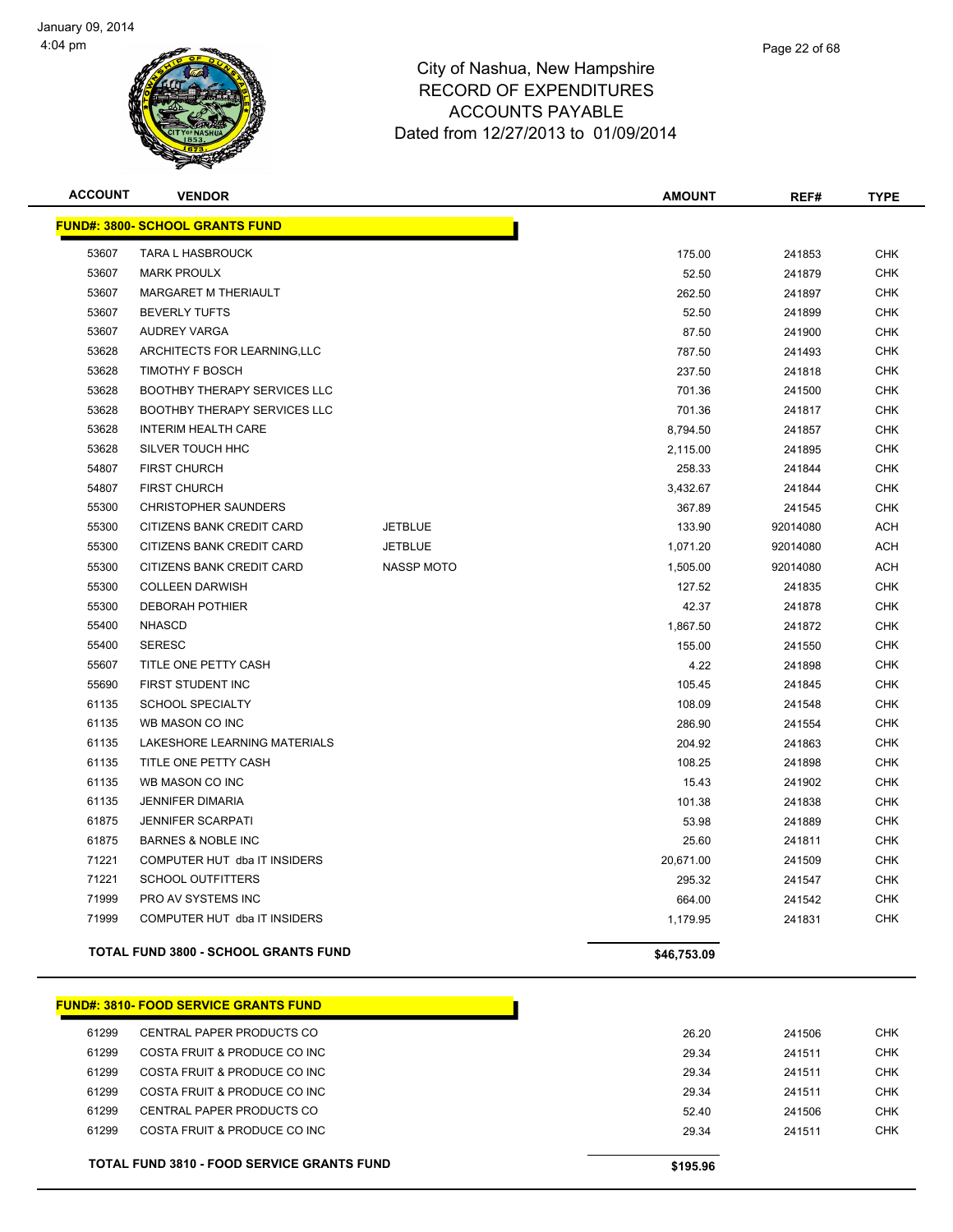January 09, 2014
4:04 pm

City of Nashua, New Hampshire
RECORD OF EXPENDITURES
ACCOUNTS PAYABLE
Dated from 12/27/2013 to 01/09/2014

| ACCOUNT | VENDOR | | AMOUNT | REF# | TYPE |
|---|---|---|---|---|---|
| **FUND#: 3800- SCHOOL GRANTS FUND** | | | | | |
| 53607 | TARA L HASBROUCK | | 175.00 | 241853 | CHK |
| 53607 | MARK PROULX | | 52.50 | 241879 | CHK |
| 53607 | MARGARET M THERIAULT | | 262.50 | 241897 | CHK |
| 53607 | BEVERLY TUFTS | | 52.50 | 241899 | CHK |
| 53607 | AUDREY VARGA | | 87.50 | 241900 | CHK |
| 53628 | ARCHITECTS FOR LEARNING,LLC | | 787.50 | 241493 | CHK |
| 53628 | TIMOTHY F BOSCH | | 237.50 | 241818 | CHK |
| 53628 | BOOTHBY THERAPY SERVICES LLC | | 701.36 | 241500 | CHK |
| 53628 | BOOTHBY THERAPY SERVICES LLC | | 701.36 | 241817 | CHK |
| 53628 | INTERIM HEALTH CARE | | 8,794.50 | 241857 | CHK |
| 53628 | SILVER TOUCH HHC | | 2,115.00 | 241895 | CHK |
| 54807 | FIRST CHURCH | | 258.33 | 241844 | CHK |
| 54807 | FIRST CHURCH | | 3,432.67 | 241844 | CHK |
| 55300 | CHRISTOPHER SAUNDERS | | 367.89 | 241545 | CHK |
| 55300 | CITIZENS BANK CREDIT CARD | JETBLUE | 133.90 | 92014080 | ACH |
| 55300 | CITIZENS BANK CREDIT CARD | JETBLUE | 1,071.20 | 92014080 | ACH |
| 55300 | CITIZENS BANK CREDIT CARD | NASSP MOTO | 1,505.00 | 92014080 | ACH |
| 55300 | COLLEEN DARWISH | | 127.52 | 241835 | CHK |
| 55300 | DEBORAH POTHIER | | 42.37 | 241878 | CHK |
| 55400 | NHASCD | | 1,867.50 | 241872 | CHK |
| 55400 | SERESC | | 155.00 | 241550 | CHK |
| 55607 | TITLE ONE PETTY CASH | | 4.22 | 241898 | CHK |
| 55690 | FIRST STUDENT INC | | 105.45 | 241845 | CHK |
| 61135 | SCHOOL SPECIALTY | | 108.09 | 241548 | CHK |
| 61135 | WB MASON CO INC | | 286.90 | 241554 | CHK |
| 61135 | LAKESHORE LEARNING MATERIALS | | 204.92 | 241863 | CHK |
| 61135 | TITLE ONE PETTY CASH | | 108.25 | 241898 | CHK |
| 61135 | WB MASON CO INC | | 15.43 | 241902 | CHK |
| 61135 | JENNIFER DIMARIA | | 101.38 | 241838 | CHK |
| 61875 | JENNIFER SCARPATI | | 53.98 | 241889 | CHK |
| 61875 | BARNES & NOBLE INC | | 25.60 | 241811 | CHK |
| 71221 | COMPUTER HUT dba IT INSIDERS | | 20,671.00 | 241509 | CHK |
| 71221 | SCHOOL OUTFITTERS | | 295.32 | 241547 | CHK |
| 71999 | PRO AV SYSTEMS INC | | 664.00 | 241542 | CHK |
| 71999 | COMPUTER HUT dba IT INSIDERS | | 1,179.95 | 241831 | CHK |
| **TOTAL FUND 3800 - SCHOOL GRANTS FUND** | | | **$46,753.09** | | |

| ACCOUNT | VENDOR | | AMOUNT | REF# | TYPE |
|---|---|---|---|---|---|
| **FUND#: 3810- FOOD SERVICE GRANTS FUND** | | | | | |
| 61299 | CENTRAL PAPER PRODUCTS CO | | 26.20 | 241506 | CHK |
| 61299 | COSTA FRUIT & PRODUCE CO INC | | 29.34 | 241511 | CHK |
| 61299 | COSTA FRUIT & PRODUCE CO INC | | 29.34 | 241511 | CHK |
| 61299 | COSTA FRUIT & PRODUCE CO INC | | 29.34 | 241511 | CHK |
| 61299 | CENTRAL PAPER PRODUCTS CO | | 52.40 | 241506 | CHK |
| 61299 | COSTA FRUIT & PRODUCE CO INC | | 29.34 | 241511 | CHK |
| **TOTAL FUND 3810 - FOOD SERVICE GRANTS FUND** | | | **$195.96** | | |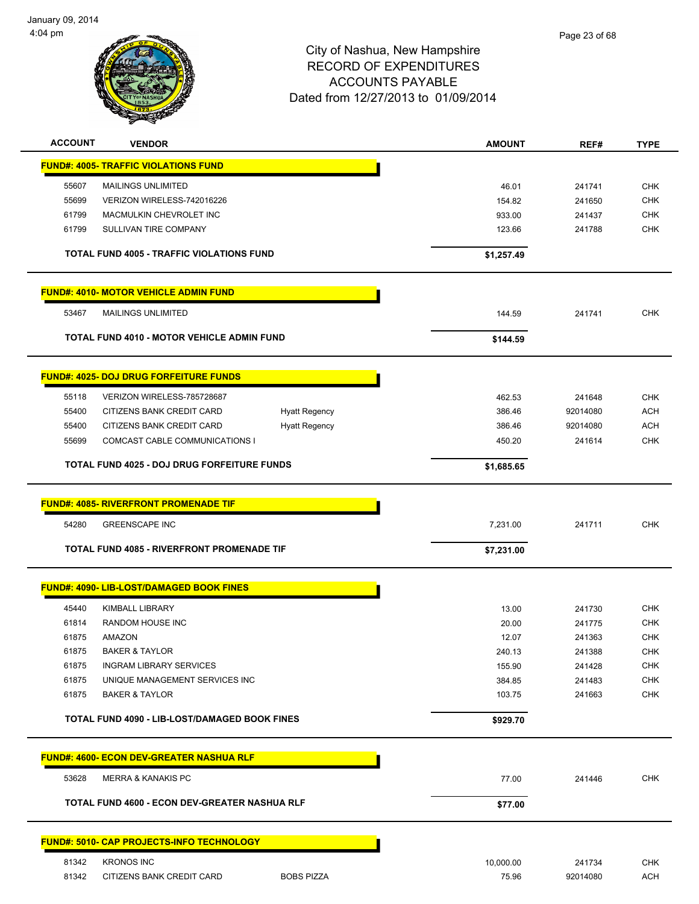City of Nashua, New Hampshire
RECORD OF EXPENDITURES
ACCOUNTS PAYABLE
Dated from 12/27/2013 to 01/09/2014

| ACCOUNT | VENDOR | | AMOUNT | REF# | TYPE |
|---|---|---|---|---|---|
| **FUND#: 4005- TRAFFIC VIOLATIONS FUND** | | | | | |
| 55607 | MAILINGS UNLIMITED | | 46.01 | 241741 | CHK |
| 55699 | VERIZON WIRELESS-742016226 | | 154.82 | 241650 | CHK |
| 61799 | MACMULKIN CHEVROLET INC | | 933.00 | 241437 | CHK |
| 61799 | SULLIVAN TIRE COMPANY | | 123.66 | 241788 | CHK |
| **TOTAL FUND 4005 - TRAFFIC VIOLATIONS FUND** | | | **$1,257.49** | | |
| **FUND#: 4010- MOTOR VEHICLE ADMIN FUND** | | | | | |
| 53467 | MAILINGS UNLIMITED | | 144.59 | 241741 | CHK |
| **TOTAL FUND 4010 - MOTOR VEHICLE ADMIN FUND** | | | **$144.59** | | |
| **FUND#: 4025- DOJ DRUG FORFEITURE FUNDS** | | | | | |
| 55118 | VERIZON WIRELESS-785728687 | | 462.53 | 241648 | CHK |
| 55400 | CITIZENS BANK CREDIT CARD | Hyatt Regency | 386.46 | 92014080 | ACH |
| 55400 | CITIZENS BANK CREDIT CARD | Hyatt Regency | 386.46 | 92014080 | ACH |
| 55699 | COMCAST CABLE COMMUNICATIONS I | | 450.20 | 241614 | CHK |
| **TOTAL FUND 4025 - DOJ DRUG FORFEITURE FUNDS** | | | **$1,685.65** | | |
| **FUND#: 4085- RIVERFRONT PROMENADE TIF** | | | | | |
| 54280 | GREENSCAPE INC | | 7,231.00 | 241711 | CHK |
| **TOTAL FUND 4085 - RIVERFRONT PROMENADE TIF** | | | **$7,231.00** | | |
| **FUND#: 4090- LIB-LOST/DAMAGED BOOK FINES** | | | | | |
| 45440 | KIMBALL LIBRARY | | 13.00 | 241730 | CHK |
| 61814 | RANDOM HOUSE INC | | 20.00 | 241775 | CHK |
| 61875 | AMAZON | | 12.07 | 241363 | CHK |
| 61875 | BAKER & TAYLOR | | 240.13 | 241388 | CHK |
| 61875 | INGRAM LIBRARY SERVICES | | 155.90 | 241428 | CHK |
| 61875 | UNIQUE MANAGEMENT SERVICES INC | | 384.85 | 241483 | CHK |
| 61875 | BAKER & TAYLOR | | 103.75 | 241663 | CHK |
| **TOTAL FUND 4090 - LIB-LOST/DAMAGED BOOK FINES** | | | **$929.70** | | |
| **FUND#: 4600- ECON DEV-GREATER NASHUA RLF** | | | | | |
| 53628 | MERRA & KANAKIS PC | | 77.00 | 241446 | CHK |
| **TOTAL FUND 4600 - ECON DEV-GREATER NASHUA RLF** | | | **$77.00** | | |
| **FUND#: 5010- CAP PROJECTS-INFO TECHNOLOGY** | | | | | |
| 81342 | KRONOS INC | | 10,000.00 | 241734 | CHK |
| 81342 | CITIZENS BANK CREDIT CARD | BOBS PIZZA | 75.96 | 92014080 | ACH |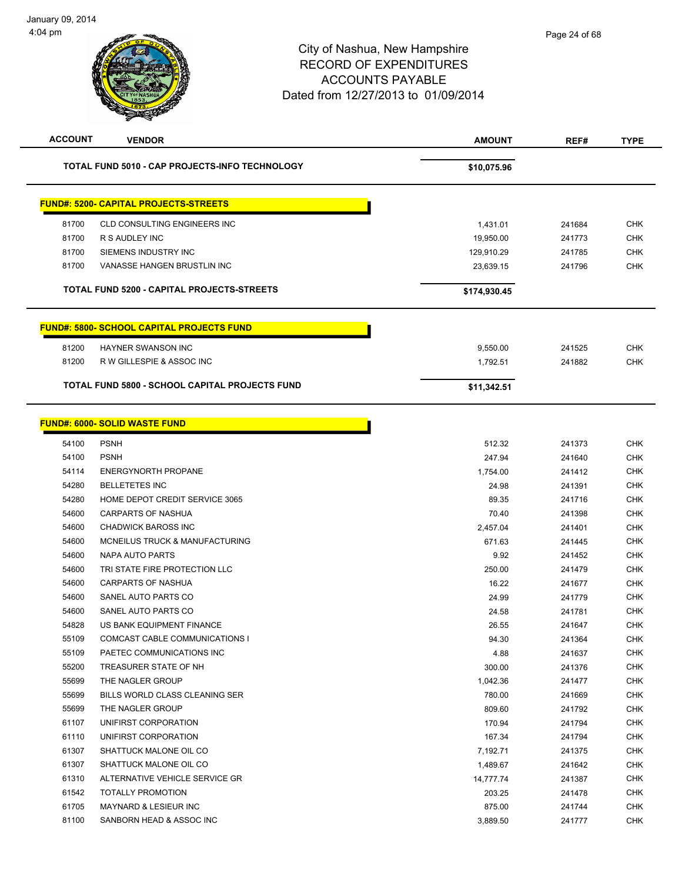# City of Nashua, New Hampshire
## RECORD OF EXPENDITURES
## ACCOUNTS PAYABLE
### Dated from 12/27/2013 to 01/09/2014

| ACCOUNT | VENDOR | AMOUNT | REF# | TYPE |
|---|---|---|---|---|
| | **TOTAL FUND 5010 - CAP PROJECTS-INFO TECHNOLOGY** | **$10,075.96** | | |

**FUND#: 5200- CAPITAL PROJECTS-STREETS**

| ACCOUNT | VENDOR | AMOUNT | REF# | TYPE |
|---|---|---|---|---|
| 81700 | CLD CONSULTING ENGINEERS INC | 1,431.01 | 241684 | CHK |
| 81700 | R S AUDLEY INC | 19,950.00 | 241773 | CHK |
| 81700 | SIEMENS INDUSTRY INC | 129,910.29 | 241785 | CHK |
| 81700 | VANASSE HANGEN BRUSTLIN INC | 23,639.15 | 241796 | CHK |
| | **TOTAL FUND 5200 - CAPITAL PROJECTS-STREETS** | **$174,930.45** | | |

**FUND#: 5800- SCHOOL CAPITAL PROJECTS FUND**

| ACCOUNT | VENDOR | AMOUNT | REF# | TYPE |
|---|---|---|---|---|
| 81200 | HAYNER SWANSON INC | 9,550.00 | 241525 | CHK |
| 81200 | R W GILLESPIE & ASSOC INC | 1,792.51 | 241882 | CHK |
| | **TOTAL FUND 5800 - SCHOOL CAPITAL PROJECTS FUND** | **$11,342.51** | | |

**FUND#: 6000- SOLID WASTE FUND**

| ACCOUNT | VENDOR | AMOUNT | REF# | TYPE |
|---|---|---|---|---|
| 54100 | PSNH | 512.32 | 241373 | CHK |
| 54100 | PSNH | 247.94 | 241640 | CHK |
| 54114 | ENERGYNORTH PROPANE | 1,754.00 | 241412 | CHK |
| 54280 | BELLETETES INC | 24.98 | 241391 | CHK |
| 54280 | HOME DEPOT CREDIT SERVICE 3065 | 89.35 | 241716 | CHK |
| 54600 | CARPARTS OF NASHUA | 70.40 | 241398 | CHK |
| 54600 | CHADWICK BAROSS INC | 2,457.04 | 241401 | CHK |
| 54600 | MCNEILUS TRUCK & MANUFACTURING | 671.63 | 241445 | CHK |
| 54600 | NAPA AUTO PARTS | 9.92 | 241452 | CHK |
| 54600 | TRI STATE FIRE PROTECTION LLC | 250.00 | 241479 | CHK |
| 54600 | CARPARTS OF NASHUA | 16.22 | 241677 | CHK |
| 54600 | SANEL AUTO PARTS CO | 24.99 | 241779 | CHK |
| 54600 | SANEL AUTO PARTS CO | 24.58 | 241781 | CHK |
| 54828 | US BANK EQUIPMENT FINANCE | 26.55 | 241647 | CHK |
| 55109 | COMCAST CABLE COMMUNICATIONS I | 94.30 | 241364 | CHK |
| 55109 | PAETEC COMMUNICATIONS INC | 4.88 | 241637 | CHK |
| 55200 | TREASURER STATE OF NH | 300.00 | 241376 | CHK |
| 55699 | THE NAGLER GROUP | 1,042.36 | 241477 | CHK |
| 55699 | BILLS WORLD CLASS CLEANING SER | 780.00 | 241669 | CHK |
| 55699 | THE NAGLER GROUP | 809.60 | 241792 | CHK |
| 61107 | UNIFIRST CORPORATION | 170.94 | 241794 | CHK |
| 61110 | UNIFIRST CORPORATION | 167.34 | 241794 | CHK |
| 61307 | SHATTUCK MALONE OIL CO | 7,192.71 | 241375 | CHK |
| 61307 | SHATTUCK MALONE OIL CO | 1,489.67 | 241642 | CHK |
| 61310 | ALTERNATIVE VEHICLE SERVICE GR | 14,777.74 | 241387 | CHK |
| 61542 | TOTALLY PROMOTION | 203.25 | 241478 | CHK |
| 61705 | MAYNARD & LESIEUR INC | 875.00 | 241744 | CHK |
| 81100 | SANBORN HEAD & ASSOC INC | 3,889.50 | 241777 | CHK |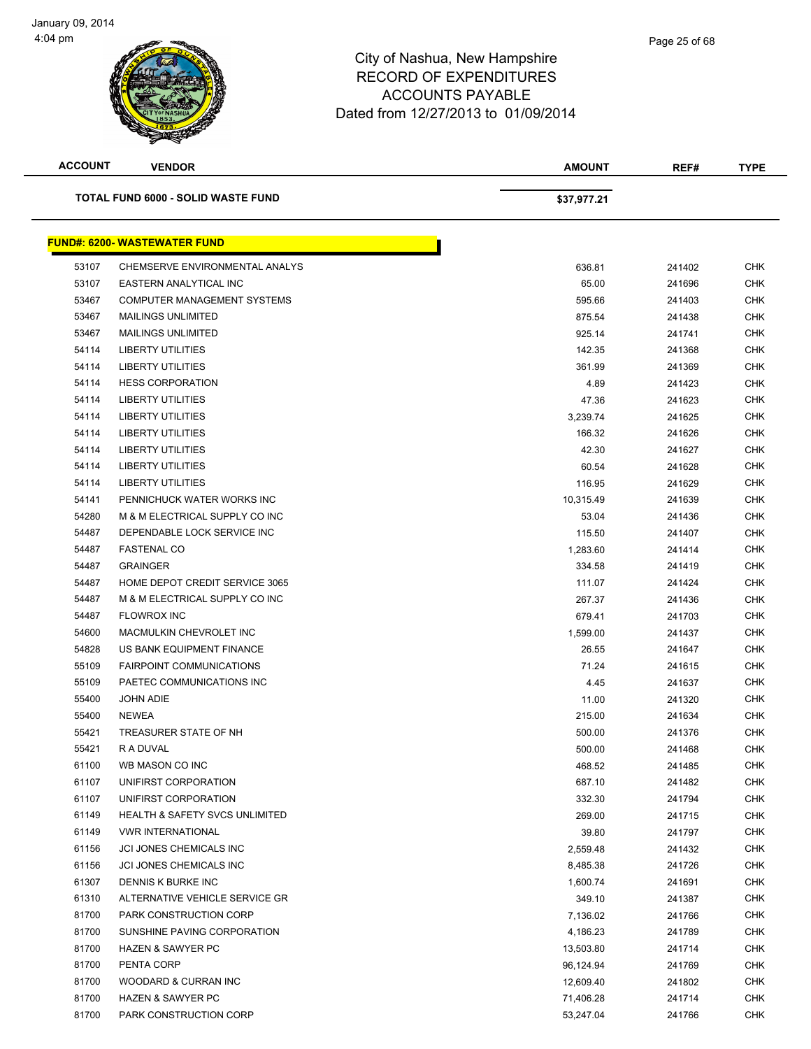# City of Nashua, New Hampshire
# RECORD OF EXPENDITURES
# ACCOUNTS PAYABLE
Dated from 12/27/2013 to 01/09/2014

| ACCOUNT | VENDOR | AMOUNT | REF# | TYPE |
|---|---|---|---|---|
| | **TOTAL FUND 6000 - SOLID WASTE FUND** | **$37,977.21** | | |

## FUND#: 6200- WASTEWATER FUND

| ACCOUNT | VENDOR | AMOUNT | REF# | TYPE |
|---|---|---|---|---|
| 53107 | CHEMSERVE ENVIRONMENTAL ANALYS | 636.81 | 241402 | CHK |
| 53107 | EASTERN ANALYTICAL INC | 65.00 | 241696 | CHK |
| 53467 | COMPUTER MANAGEMENT SYSTEMS | 595.66 | 241403 | CHK |
| 53467 | MAILINGS UNLIMITED | 875.54 | 241438 | CHK |
| 53467 | MAILINGS UNLIMITED | 925.14 | 241741 | CHK |
| 54114 | LIBERTY UTILITIES | 142.35 | 241368 | CHK |
| 54114 | LIBERTY UTILITIES | 361.99 | 241369 | CHK |
| 54114 | HESS CORPORATION | 4.89 | 241423 | CHK |
| 54114 | LIBERTY UTILITIES | 47.36 | 241623 | CHK |
| 54114 | LIBERTY UTILITIES | 3,239.74 | 241625 | CHK |
| 54114 | LIBERTY UTILITIES | 166.32 | 241626 | CHK |
| 54114 | LIBERTY UTILITIES | 42.30 | 241627 | CHK |
| 54114 | LIBERTY UTILITIES | 60.54 | 241628 | CHK |
| 54114 | LIBERTY UTILITIES | 116.95 | 241629 | CHK |
| 54141 | PENNICHUCK WATER WORKS INC | 10,315.49 | 241639 | CHK |
| 54280 | M & M ELECTRICAL SUPPLY CO INC | 53.04 | 241436 | CHK |
| 54487 | DEPENDABLE LOCK SERVICE INC | 115.50 | 241407 | CHK |
| 54487 | FASTENAL CO | 1,283.60 | 241414 | CHK |
| 54487 | GRAINGER | 334.58 | 241419 | CHK |
| 54487 | HOME DEPOT CREDIT SERVICE 3065 | 111.07 | 241424 | CHK |
| 54487 | M & M ELECTRICAL SUPPLY CO INC | 267.37 | 241436 | CHK |
| 54487 | FLOWROX INC | 679.41 | 241703 | CHK |
| 54600 | MACMULKIN CHEVROLET INC | 1,599.00 | 241437 | CHK |
| 54828 | US BANK EQUIPMENT FINANCE | 26.55 | 241647 | CHK |
| 55109 | FAIRPOINT COMMUNICATIONS | 71.24 | 241615 | CHK |
| 55109 | PAETEC COMMUNICATIONS INC | 4.45 | 241637 | CHK |
| 55400 | JOHN ADIE | 11.00 | 241320 | CHK |
| 55400 | NEWEA | 215.00 | 241634 | CHK |
| 55421 | TREASURER STATE OF NH | 500.00 | 241376 | CHK |
| 55421 | R A DUVAL | 500.00 | 241468 | CHK |
| 61100 | WB MASON CO INC | 468.52 | 241485 | CHK |
| 61107 | UNIFIRST CORPORATION | 687.10 | 241482 | CHK |
| 61107 | UNIFIRST CORPORATION | 332.30 | 241794 | CHK |
| 61149 | HEALTH & SAFETY SVCS UNLIMITED | 269.00 | 241715 | CHK |
| 61149 | VWR INTERNATIONAL | 39.80 | 241797 | CHK |
| 61156 | JCI JONES CHEMICALS INC | 2,559.48 | 241432 | CHK |
| 61156 | JCI JONES CHEMICALS INC | 8,485.38 | 241726 | CHK |
| 61307 | DENNIS K BURKE INC | 1,600.74 | 241691 | CHK |
| 61310 | ALTERNATIVE VEHICLE SERVICE GR | 349.10 | 241387 | CHK |
| 81700 | PARK CONSTRUCTION CORP | 7,136.02 | 241766 | CHK |
| 81700 | SUNSHINE PAVING CORPORATION | 4,186.23 | 241789 | CHK |
| 81700 | HAZEN & SAWYER PC | 13,503.80 | 241714 | CHK |
| 81700 | PENTA CORP | 96,124.94 | 241769 | CHK |
| 81700 | WOODARD & CURRAN INC | 12,609.40 | 241802 | CHK |
| 81700 | HAZEN & SAWYER PC | 71,406.28 | 241714 | CHK |
| 81700 | PARK CONSTRUCTION CORP | 53,247.04 | 241766 | CHK |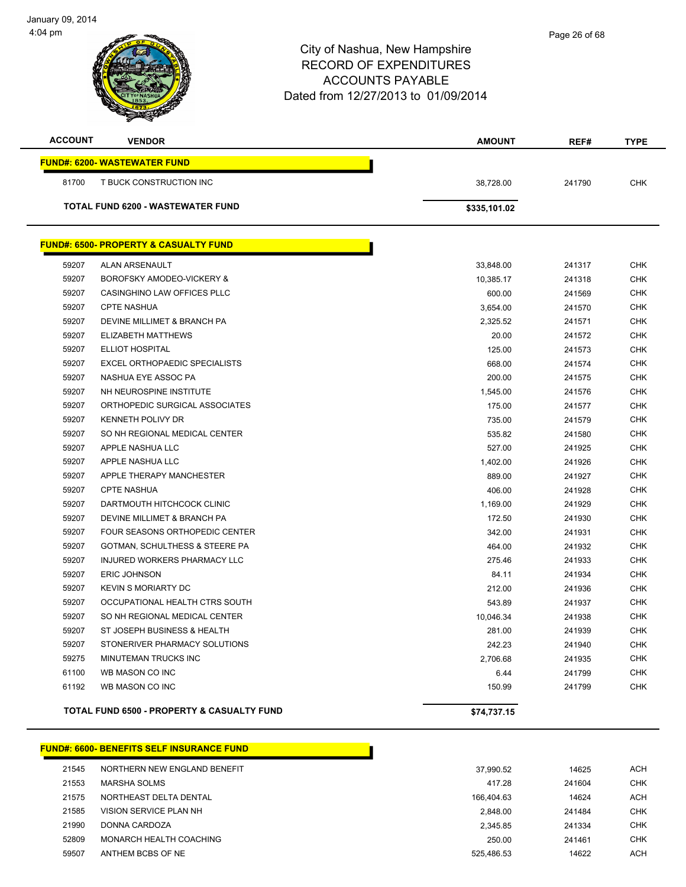January 09, 2014
4:04 pm

# City of Nashua, New Hampshire
## RECORD OF EXPENDITURES
## ACCOUNTS PAYABLE
## Dated from 12/27/2013 to 01/09/2014

| ACCOUNT | VENDOR | AMOUNT | REF# | TYPE |
|---|---|---|---|---|
| **FUND#: 6200- WASTEWATER FUND** | | | | |
| 81700 | T BUCK CONSTRUCTION INC | 38,728.00 | 241790 | CHK |
| | **TOTAL FUND 6200 - WASTEWATER FUND** | **$335,101.02** | | |
| **FUND#: 6500- PROPERTY & CASUALTY FUND** | | | | |
| 59207 | ALAN ARSENAULT | 33,848.00 | 241317 | CHK |
| 59207 | BOROFSKY AMODEO-VICKERY & | 10,385.17 | 241318 | CHK |
| 59207 | CASINGHINO LAW OFFICES PLLC | 600.00 | 241569 | CHK |
| 59207 | CPTE NASHUA | 3,654.00 | 241570 | CHK |
| 59207 | DEVINE MILLIMET & BRANCH PA | 2,325.52 | 241571 | CHK |
| 59207 | ELIZABETH MATTHEWS | 20.00 | 241572 | CHK |
| 59207 | ELLIOT HOSPITAL | 125.00 | 241573 | CHK |
| 59207 | EXCEL ORTHOPAEDIC SPECIALISTS | 668.00 | 241574 | CHK |
| 59207 | NASHUA EYE ASSOC PA | 200.00 | 241575 | CHK |
| 59207 | NH NEUROSPINE INSTITUTE | 1,545.00 | 241576 | CHK |
| 59207 | ORTHOPEDIC SURGICAL ASSOCIATES | 175.00 | 241577 | CHK |
| 59207 | KENNETH POLIVY DR | 735.00 | 241579 | CHK |
| 59207 | SO NH REGIONAL MEDICAL CENTER | 535.82 | 241580 | CHK |
| 59207 | APPLE NASHUA LLC | 527.00 | 241925 | CHK |
| 59207 | APPLE NASHUA LLC | 1,402.00 | 241926 | CHK |
| 59207 | APPLE THERAPY MANCHESTER | 889.00 | 241927 | CHK |
| 59207 | CPTE NASHUA | 406.00 | 241928 | CHK |
| 59207 | DARTMOUTH HITCHCOCK CLINIC | 1,169.00 | 241929 | CHK |
| 59207 | DEVINE MILLIMET & BRANCH PA | 172.50 | 241930 | CHK |
| 59207 | FOUR SEASONS ORTHOPEDIC CENTER | 342.00 | 241931 | CHK |
| 59207 | GOTMAN, SCHULTHESS & STEERE PA | 464.00 | 241932 | CHK |
| 59207 | INJURED WORKERS PHARMACY LLC | 275.46 | 241933 | CHK |
| 59207 | ERIC JOHNSON | 84.11 | 241934 | CHK |
| 59207 | KEVIN S MORIARTY DC | 212.00 | 241936 | CHK |
| 59207 | OCCUPATIONAL HEALTH CTRS SOUTH | 543.89 | 241937 | CHK |
| 59207 | SO NH REGIONAL MEDICAL CENTER | 10,046.34 | 241938 | CHK |
| 59207 | ST JOSEPH BUSINESS & HEALTH | 281.00 | 241939 | CHK |
| 59207 | STONERIVER PHARMACY SOLUTIONS | 242.23 | 241940 | CHK |
| 59275 | MINUTEMAN TRUCKS INC | 2,706.68 | 241935 | CHK |
| 61100 | WB MASON CO INC | 6.44 | 241799 | CHK |
| 61192 | WB MASON CO INC | 150.99 | 241799 | CHK |
| | **TOTAL FUND 6500 - PROPERTY & CASUALTY FUND** | **$74,737.15** | | |
| **FUND#: 6600- BENEFITS SELF INSURANCE FUND** | | | | |
| 21545 | NORTHERN NEW ENGLAND BENEFIT | 37,990.52 | 14625 | ACH |
| 21553 | MARSHA SOLMS | 417.28 | 241604 | CHK |
| 21575 | NORTHEAST DELTA DENTAL | 166,404.63 | 14624 | ACH |
| 21585 | VISION SERVICE PLAN NH | 2,848.00 | 241484 | CHK |
| 21990 | DONNA CARDOZA | 2,345.85 | 241334 | CHK |
| 52809 | MONARCH HEALTH COACHING | 250.00 | 241461 | CHK |
| 59507 | ANTHEM BCBS OF NE | 525,486.53 | 14622 | ACH |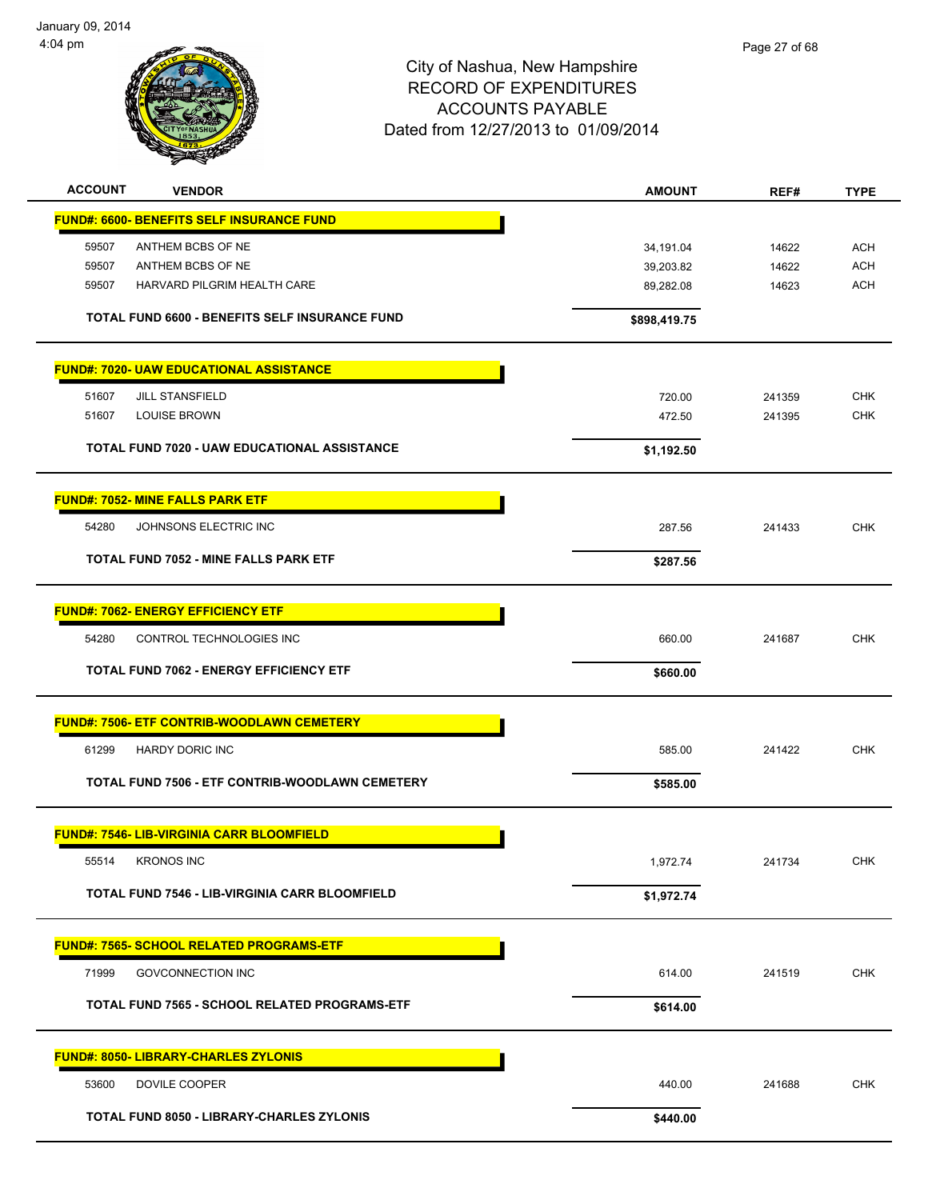City of Nashua, New Hampshire
RECORD OF EXPENDITURES
ACCOUNTS PAYABLE
Dated from 12/27/2013 to 01/09/2014

January 09, 2014
4:04 pm

| ACCOUNT | VENDOR | AMOUNT | REF# | TYPE |
|---|---|---|---|---|
| **FUND#: 6600- BENEFITS SELF INSURANCE FUND** | | | | |
| 59507 | ANTHEM BCBS OF NE | 34,191.04 | 14622 | ACH |
| 59507 | ANTHEM BCBS OF NE | 39,203.82 | 14622 | ACH |
| 59507 | HARVARD PILGRIM HEALTH CARE | 89,282.08 | 14623 | ACH |
| | **TOTAL FUND 6600 - BENEFITS SELF INSURANCE FUND** | **$898,419.75** | | |
| **FUND#: 7020- UAW EDUCATIONAL ASSISTANCE** | | | | |
| 51607 | JILL STANSFIELD | 720.00 | 241359 | CHK |
| 51607 | LOUISE BROWN | 472.50 | 241395 | CHK |
| | **TOTAL FUND 7020 - UAW EDUCATIONAL ASSISTANCE** | **$1,192.50** | | |
| **FUND#: 7052- MINE FALLS PARK ETF** | | | | |
| 54280 | JOHNSONS ELECTRIC INC | 287.56 | 241433 | CHK |
| | **TOTAL FUND 7052 - MINE FALLS PARK ETF** | **$287.56** | | |
| **FUND#: 7062- ENERGY EFFICIENCY ETF** | | | | |
| 54280 | CONTROL TECHNOLOGIES INC | 660.00 | 241687 | CHK |
| | **TOTAL FUND 7062 - ENERGY EFFICIENCY ETF** | **$660.00** | | |
| **FUND#: 7506- ETF CONTRIB-WOODLAWN CEMETERY** | | | | |
| 61299 | HARDY DORIC INC | 585.00 | 241422 | CHK |
| | **TOTAL FUND 7506 - ETF CONTRIB-WOODLAWN CEMETERY** | **$585.00** | | |
| **FUND#: 7546- LIB-VIRGINIA CARR BLOOMFIELD** | | | | |
| 55514 | KRONOS INC | 1,972.74 | 241734 | CHK |
| | **TOTAL FUND 7546 - LIB-VIRGINIA CARR BLOOMFIELD** | **$1,972.74** | | |
| **FUND#: 7565- SCHOOL RELATED PROGRAMS-ETF** | | | | |
| 71999 | GOVCONNECTION INC | 614.00 | 241519 | CHK |
| | **TOTAL FUND 7565 - SCHOOL RELATED PROGRAMS-ETF** | **$614.00** | | |
| **FUND#: 8050- LIBRARY-CHARLES ZYLONIS** | | | | |
| 53600 | DOVILE COOPER | 440.00 | 241688 | CHK |
| | **TOTAL FUND 8050 - LIBRARY-CHARLES ZYLONIS** | **$440.00** | | |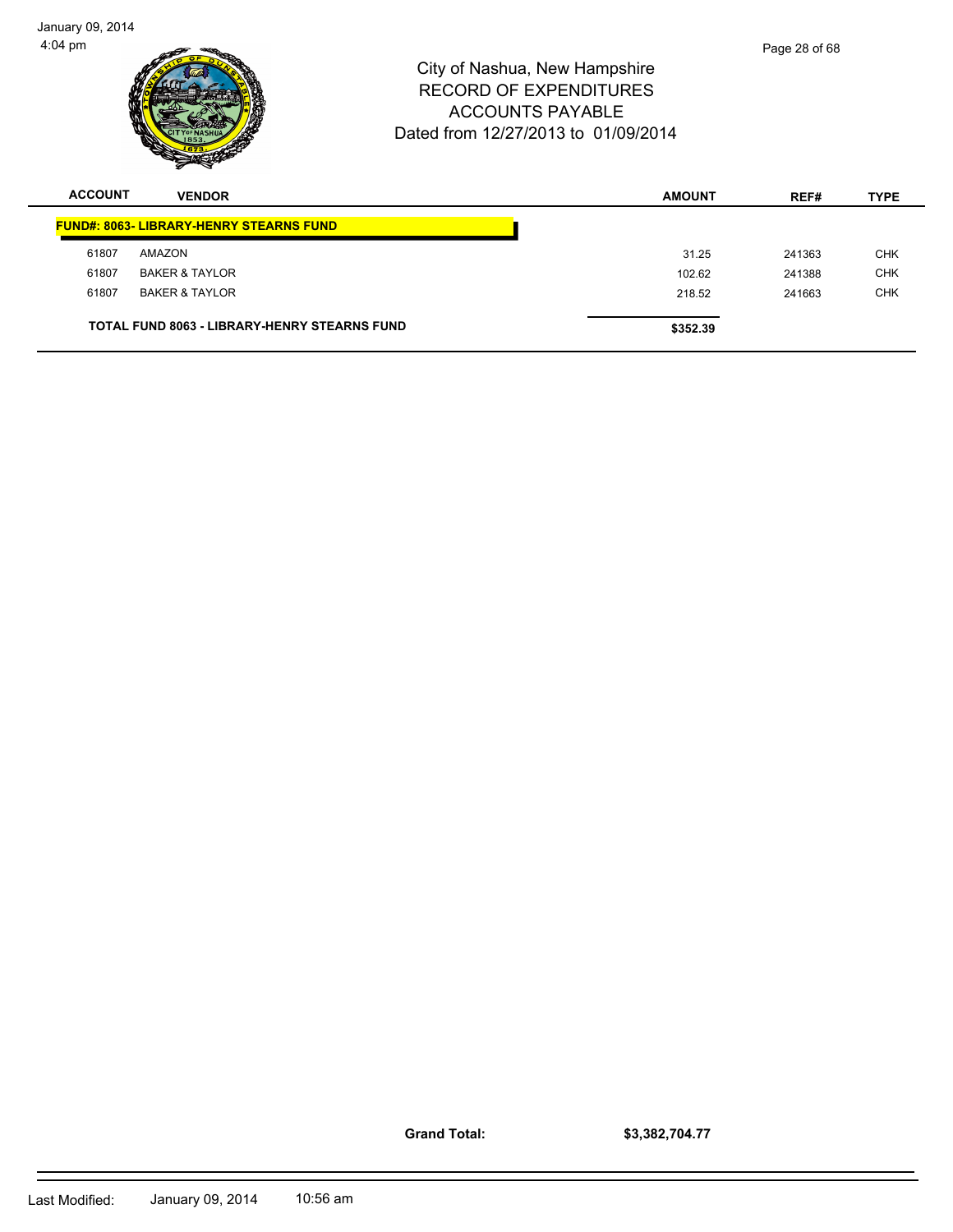# City of Nashua, New Hampshire
## RECORD OF EXPENDITURES
## ACCOUNTS PAYABLE
## Dated from 12/27/2013 to 01/09/2014

| ACCOUNT | VENDOR | AMOUNT | REF# | TYPE |
|---|---|---|---|---|
| **FUND#: 8063- LIBRARY-HENRY STEARNS FUND** | | | | |
| 61807 | AMAZON | 31.25 | 241363 | CHK |
| 61807 | BAKER & TAYLOR | 102.62 | 241388 | CHK |
| 61807 | BAKER & TAYLOR | 218.52 | 241663 | CHK |
| **TOTAL FUND 8063 - LIBRARY-HENRY STEARNS FUND** | | **$352.39** | | |

**Grand Total:** **$3,382,704.77**

Last Modified: January 09, 2014 10:56 am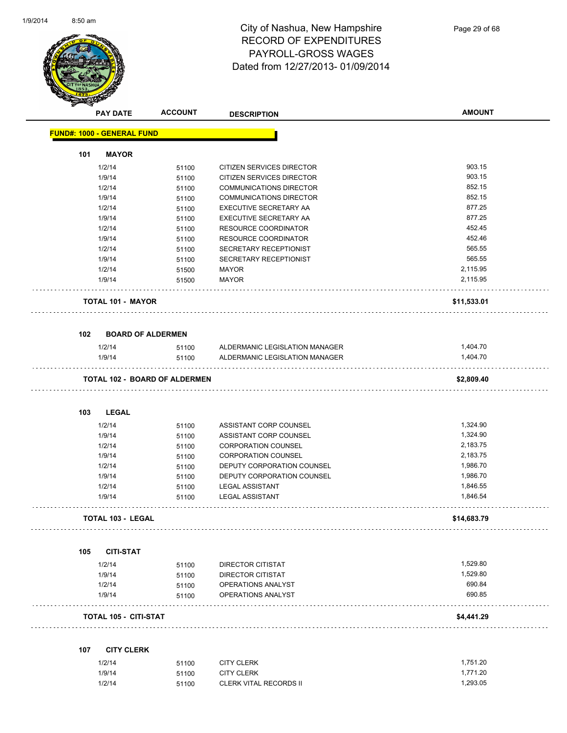# City of Nashua, New Hampshire
## RECORD OF EXPENDITURES
## PAYROLL-GROSS WAGES
## Dated from 12/27/2013- 01/09/2014

| PAY DATE | ACCOUNT | DESCRIPTION | AMOUNT |
|---|---|---|---|
| **FUND#: 1000 - GENERAL FUND** | | | |
| **101 MAYOR** | | | |
| 1/2/14 | 51100 | CITIZEN SERVICES DIRECTOR | 903.15 |
| 1/9/14 | 51100 | CITIZEN SERVICES DIRECTOR | 903.15 |
| 1/2/14 | 51100 | COMMUNICATIONS DIRECTOR | 852.15 |
| 1/9/14 | 51100 | COMMUNICATIONS DIRECTOR | 852.15 |
| 1/2/14 | 51100 | EXECUTIVE SECRETARY AA | 877.25 |
| 1/9/14 | 51100 | EXECUTIVE SECRETARY AA | 877.25 |
| 1/2/14 | 51100 | RESOURCE COORDINATOR | 452.45 |
| 1/9/14 | 51100 | RESOURCE COORDINATOR | 452.46 |
| 1/2/14 | 51100 | SECRETARY RECEPTIONIST | 565.55 |
| 1/9/14 | 51100 | SECRETARY RECEPTIONIST | 565.55 |
| 1/2/14 | 51500 | MAYOR | 2,115.95 |
| 1/9/14 | 51500 | MAYOR | 2,115.95 |
| **TOTAL 101 - MAYOR** | | | **$11,533.01** |
| **102 BOARD OF ALDERMEN** | | | |
| 1/2/14 | 51100 | ALDERMANIC LEGISLATION MANAGER | 1,404.70 |
| 1/9/14 | 51100 | ALDERMANIC LEGISLATION MANAGER | 1,404.70 |
| **TOTAL 102 - BOARD OF ALDERMEN** | | | **$2,809.40** |
| **103 LEGAL** | | | |
| 1/2/14 | 51100 | ASSISTANT CORP COUNSEL | 1,324.90 |
| 1/9/14 | 51100 | ASSISTANT CORP COUNSEL | 1,324.90 |
| 1/2/14 | 51100 | CORPORATION COUNSEL | 2,183.75 |
| 1/9/14 | 51100 | CORPORATION COUNSEL | 2,183.75 |
| 1/2/14 | 51100 | DEPUTY CORPORATION COUNSEL | 1,986.70 |
| 1/9/14 | 51100 | DEPUTY CORPORATION COUNSEL | 1,986.70 |
| 1/2/14 | 51100 | LEGAL ASSISTANT | 1,846.55 |
| 1/9/14 | 51100 | LEGAL ASSISTANT | 1,846.54 |
| **TOTAL 103 - LEGAL** | | | **$14,683.79** |
| **105 CITI-STAT** | | | |
| 1/2/14 | 51100 | DIRECTOR CITISTAT | 1,529.80 |
| 1/9/14 | 51100 | DIRECTOR CITISTAT | 1,529.80 |
| 1/2/14 | 51100 | OPERATIONS ANALYST | 690.84 |
| 1/9/14 | 51100 | OPERATIONS ANALYST | 690.85 |
| **TOTAL 105 - CITI-STAT** | | | **$4,441.29** |
| **107 CITY CLERK** | | | |
| 1/2/14 | 51100 | CITY CLERK | 1,751.20 |
| 1/9/14 | 51100 | CITY CLERK | 1,771.20 |
| 1/2/14 | 51100 | CLERK VITAL RECORDS II | 1,293.05 |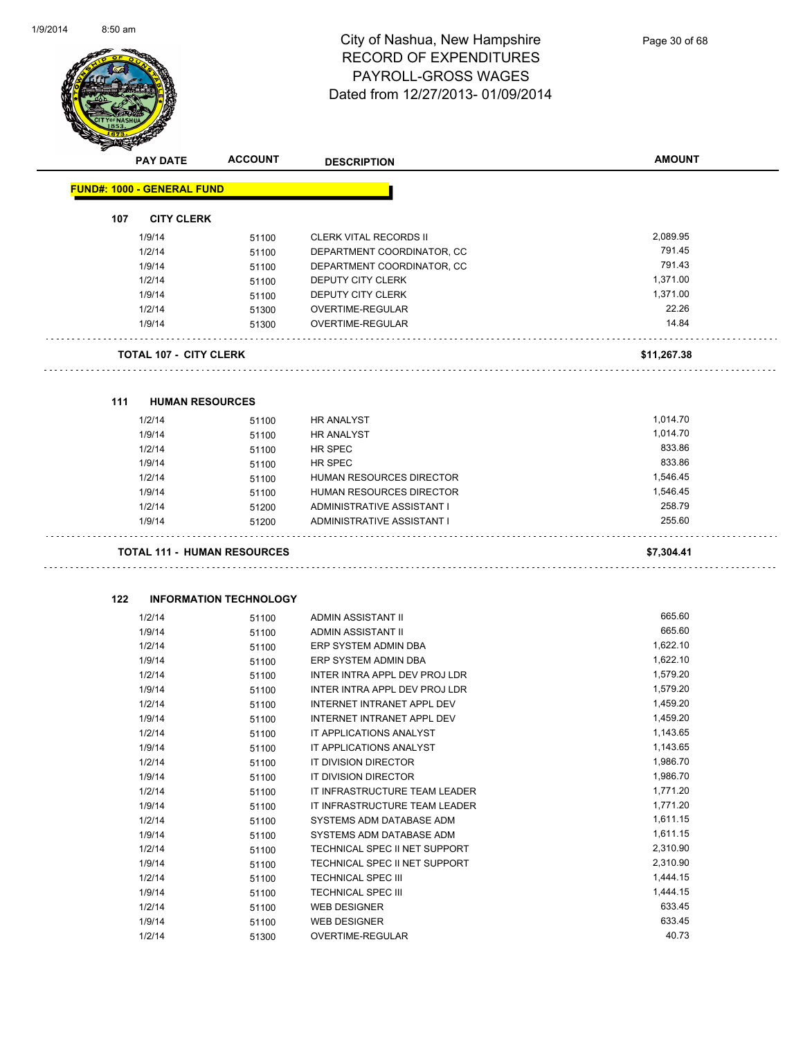# City of Nashua, New Hampshire
## RECORD OF EXPENDITURES
## PAYROLL-GROSS WAGES
## Dated from 12/27/2013- 01/09/2014

| PAY DATE | ACCOUNT | DESCRIPTION | AMOUNT |
|---|---|---|---|

**FUND#: 1000 - GENERAL FUND**

### 107 CITY CLERK

| PAY DATE | ACCOUNT | DESCRIPTION | AMOUNT |
|---|---|---|---|
| 1/9/14 | 51100 | CLERK VITAL RECORDS II | 2,089.95 |
| 1/2/14 | 51100 | DEPARTMENT COORDINATOR, CC | 791.45 |
| 1/9/14 | 51100 | DEPARTMENT COORDINATOR, CC | 791.43 |
| 1/2/14 | 51100 | DEPUTY CITY CLERK | 1,371.00 |
| 1/9/14 | 51100 | DEPUTY CITY CLERK | 1,371.00 |
| 1/2/14 | 51300 | OVERTIME-REGULAR | 22.26 |
| 1/9/14 | 51300 | OVERTIME-REGULAR | 14.84 |

**TOTAL 107 - CITY CLERK** **$11,267.38**

### 111 HUMAN RESOURCES

| PAY DATE | ACCOUNT | DESCRIPTION | AMOUNT |
|---|---|---|---|
| 1/2/14 | 51100 | HR ANALYST | 1,014.70 |
| 1/9/14 | 51100 | HR ANALYST | 1,014.70 |
| 1/2/14 | 51100 | HR SPEC | 833.86 |
| 1/9/14 | 51100 | HR SPEC | 833.86 |
| 1/2/14 | 51100 | HUMAN RESOURCES DIRECTOR | 1,546.45 |
| 1/9/14 | 51100 | HUMAN RESOURCES DIRECTOR | 1,546.45 |
| 1/2/14 | 51200 | ADMINISTRATIVE ASSISTANT I | 258.79 |
| 1/9/14 | 51200 | ADMINISTRATIVE ASSISTANT I | 255.60 |

**TOTAL 111 - HUMAN RESOURCES** **$7,304.41**

### 122 INFORMATION TECHNOLOGY

| PAY DATE | ACCOUNT | DESCRIPTION | AMOUNT |
|---|---|---|---|
| 1/2/14 | 51100 | ADMIN ASSISTANT II | 665.60 |
| 1/9/14 | 51100 | ADMIN ASSISTANT II | 665.60 |
| 1/2/14 | 51100 | ERP SYSTEM ADMIN DBA | 1,622.10 |
| 1/9/14 | 51100 | ERP SYSTEM ADMIN DBA | 1,622.10 |
| 1/2/14 | 51100 | INTER INTRA APPL DEV PROJ LDR | 1,579.20 |
| 1/9/14 | 51100 | INTER INTRA APPL DEV PROJ LDR | 1,579.20 |
| 1/2/14 | 51100 | INTERNET INTRANET APPL DEV | 1,459.20 |
| 1/9/14 | 51100 | INTERNET INTRANET APPL DEV | 1,459.20 |
| 1/2/14 | 51100 | IT APPLICATIONS ANALYST | 1,143.65 |
| 1/9/14 | 51100 | IT APPLICATIONS ANALYST | 1,143.65 |
| 1/2/14 | 51100 | IT DIVISION DIRECTOR | 1,986.70 |
| 1/9/14 | 51100 | IT DIVISION DIRECTOR | 1,986.70 |
| 1/2/14 | 51100 | IT INFRASTRUCTURE TEAM LEADER | 1,771.20 |
| 1/9/14 | 51100 | IT INFRASTRUCTURE TEAM LEADER | 1,771.20 |
| 1/2/14 | 51100 | SYSTEMS ADM DATABASE ADM | 1,611.15 |
| 1/9/14 | 51100 | SYSTEMS ADM DATABASE ADM | 1,611.15 |
| 1/2/14 | 51100 | TECHNICAL SPEC II NET SUPPORT | 2,310.90 |
| 1/9/14 | 51100 | TECHNICAL SPEC II NET SUPPORT | 2,310.90 |
| 1/2/14 | 51100 | TECHNICAL SPEC III | 1,444.15 |
| 1/9/14 | 51100 | TECHNICAL SPEC III | 1,444.15 |
| 1/2/14 | 51100 | WEB DESIGNER | 633.45 |
| 1/9/14 | 51100 | WEB DESIGNER | 633.45 |
| 1/2/14 | 51300 | OVERTIME-REGULAR | 40.73 |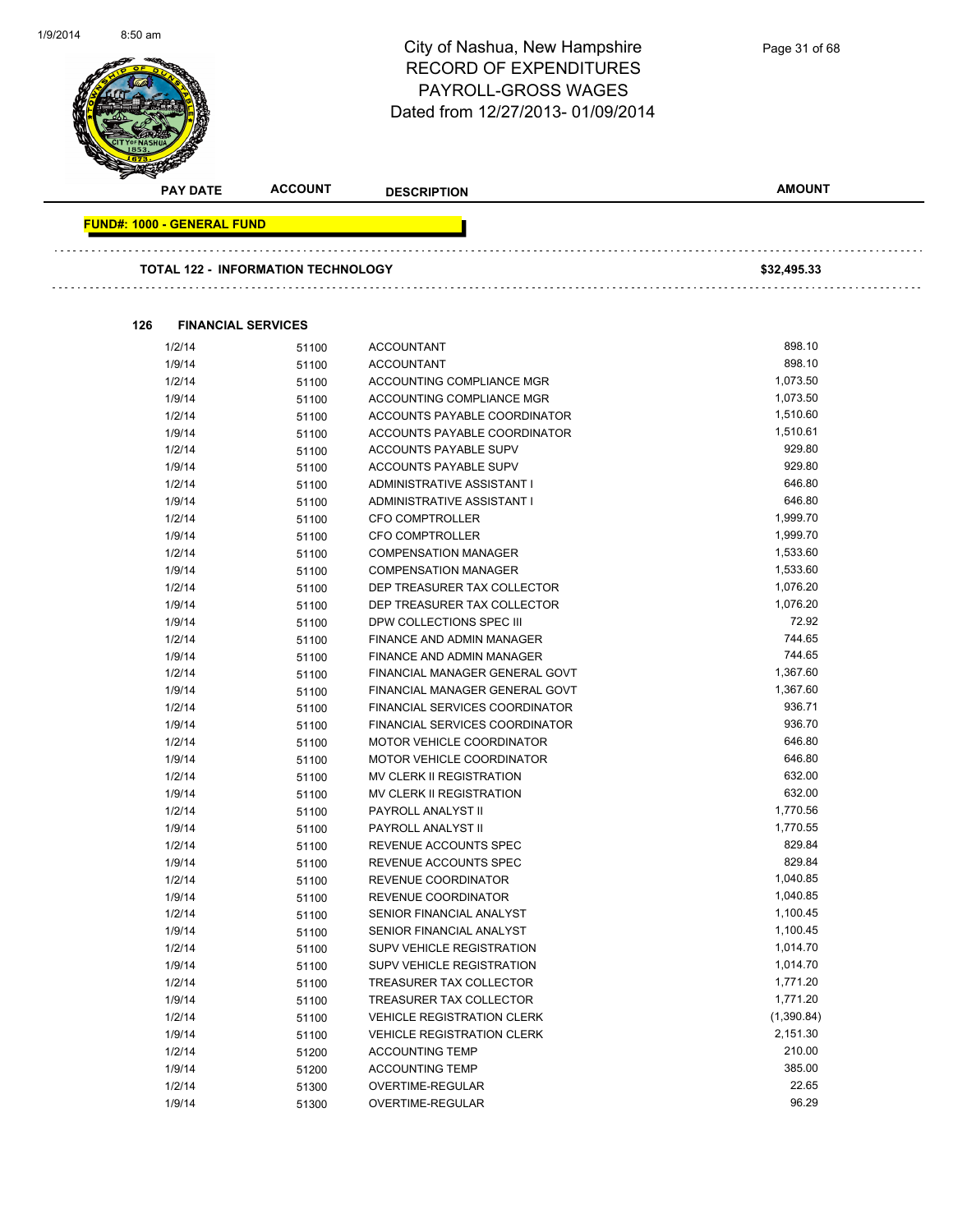# City of Nashua, New Hampshire
## RECORD OF EXPENDITURES
## PAYROLL-GROSS WAGES
## Dated from 12/27/2013- 01/09/2014

**FUND#: 1000 - GENERAL FUND**

**TOTAL 122 - INFORMATION TECHNOLOGY** — **$32,495.33**

### 126 FINANCIAL SERVICES

| PAY DATE | ACCOUNT | DESCRIPTION | AMOUNT |
|---|---|---|---|
| 1/2/14 | 51100 | ACCOUNTANT | 898.10 |
| 1/9/14 | 51100 | ACCOUNTANT | 898.10 |
| 1/2/14 | 51100 | ACCOUNTING COMPLIANCE MGR | 1,073.50 |
| 1/9/14 | 51100 | ACCOUNTING COMPLIANCE MGR | 1,073.50 |
| 1/2/14 | 51100 | ACCOUNTS PAYABLE COORDINATOR | 1,510.60 |
| 1/9/14 | 51100 | ACCOUNTS PAYABLE COORDINATOR | 1,510.61 |
| 1/2/14 | 51100 | ACCOUNTS PAYABLE SUPV | 929.80 |
| 1/9/14 | 51100 | ACCOUNTS PAYABLE SUPV | 929.80 |
| 1/2/14 | 51100 | ADMINISTRATIVE ASSISTANT I | 646.80 |
| 1/9/14 | 51100 | ADMINISTRATIVE ASSISTANT I | 646.80 |
| 1/2/14 | 51100 | CFO COMPTROLLER | 1,999.70 |
| 1/9/14 | 51100 | CFO COMPTROLLER | 1,999.70 |
| 1/2/14 | 51100 | COMPENSATION MANAGER | 1,533.60 |
| 1/9/14 | 51100 | COMPENSATION MANAGER | 1,533.60 |
| 1/2/14 | 51100 | DEP TREASURER TAX COLLECTOR | 1,076.20 |
| 1/9/14 | 51100 | DEP TREASURER TAX COLLECTOR | 1,076.20 |
| 1/9/14 | 51100 | DPW COLLECTIONS SPEC III | 72.92 |
| 1/2/14 | 51100 | FINANCE AND ADMIN MANAGER | 744.65 |
| 1/9/14 | 51100 | FINANCE AND ADMIN MANAGER | 744.65 |
| 1/2/14 | 51100 | FINANCIAL MANAGER GENERAL GOVT | 1,367.60 |
| 1/9/14 | 51100 | FINANCIAL MANAGER GENERAL GOVT | 1,367.60 |
| 1/2/14 | 51100 | FINANCIAL SERVICES COORDINATOR | 936.71 |
| 1/9/14 | 51100 | FINANCIAL SERVICES COORDINATOR | 936.70 |
| 1/2/14 | 51100 | MOTOR VEHICLE COORDINATOR | 646.80 |
| 1/9/14 | 51100 | MOTOR VEHICLE COORDINATOR | 646.80 |
| 1/2/14 | 51100 | MV CLERK II REGISTRATION | 632.00 |
| 1/9/14 | 51100 | MV CLERK II REGISTRATION | 632.00 |
| 1/2/14 | 51100 | PAYROLL ANALYST II | 1,770.56 |
| 1/9/14 | 51100 | PAYROLL ANALYST II | 1,770.55 |
| 1/2/14 | 51100 | REVENUE ACCOUNTS SPEC | 829.84 |
| 1/9/14 | 51100 | REVENUE ACCOUNTS SPEC | 829.84 |
| 1/2/14 | 51100 | REVENUE COORDINATOR | 1,040.85 |
| 1/9/14 | 51100 | REVENUE COORDINATOR | 1,040.85 |
| 1/2/14 | 51100 | SENIOR FINANCIAL ANALYST | 1,100.45 |
| 1/9/14 | 51100 | SENIOR FINANCIAL ANALYST | 1,100.45 |
| 1/2/14 | 51100 | SUPV VEHICLE REGISTRATION | 1,014.70 |
| 1/9/14 | 51100 | SUPV VEHICLE REGISTRATION | 1,014.70 |
| 1/2/14 | 51100 | TREASURER TAX COLLECTOR | 1,771.20 |
| 1/9/14 | 51100 | TREASURER TAX COLLECTOR | 1,771.20 |
| 1/2/14 | 51100 | VEHICLE REGISTRATION CLERK | (1,390.84) |
| 1/9/14 | 51100 | VEHICLE REGISTRATION CLERK | 2,151.30 |
| 1/2/14 | 51200 | ACCOUNTING TEMP | 210.00 |
| 1/9/14 | 51200 | ACCOUNTING TEMP | 385.00 |
| 1/2/14 | 51300 | OVERTIME-REGULAR | 22.65 |
| 1/9/14 | 51300 | OVERTIME-REGULAR | 96.29 |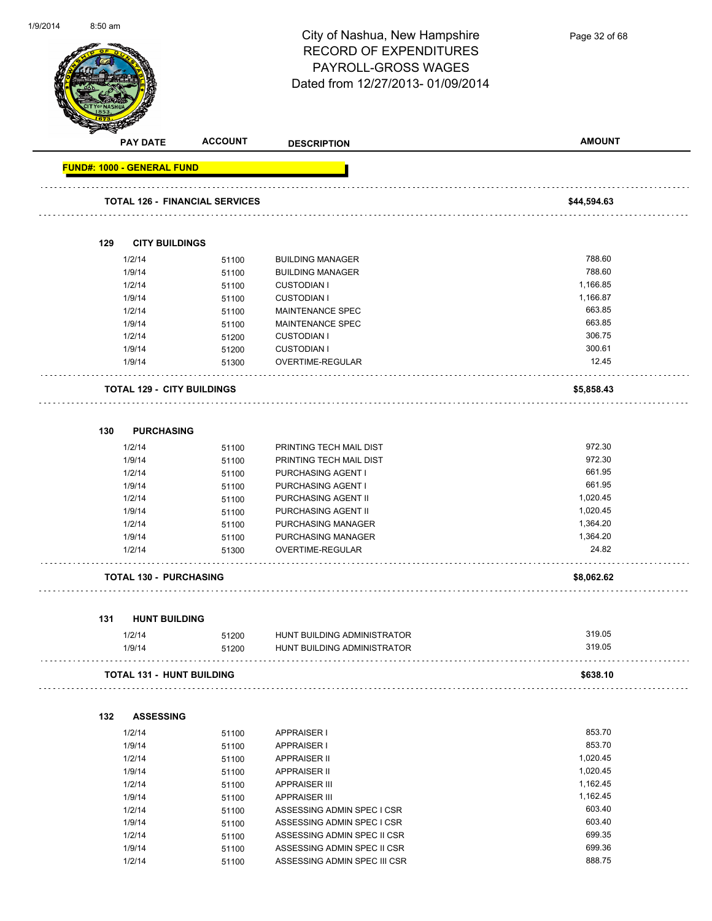City of Nashua, New Hampshire
RECORD OF EXPENDITURES
PAYROLL-GROSS WAGES
Dated from 12/27/2013- 01/09/2014

| PAY DATE | ACCOUNT | DESCRIPTION | AMOUNT |
|---|---|---|---|
| **FUND#: 1000 - GENERAL FUND** | | | |
| **TOTAL 126 - FINANCIAL SERVICES** | | | **$44,594.63** |
| **129 CITY BUILDINGS** | | | |
| 1/2/14 | 51100 | BUILDING MANAGER | 788.60 |
| 1/9/14 | 51100 | BUILDING MANAGER | 788.60 |
| 1/2/14 | 51100 | CUSTODIAN I | 1,166.85 |
| 1/9/14 | 51100 | CUSTODIAN I | 1,166.87 |
| 1/2/14 | 51100 | MAINTENANCE SPEC | 663.85 |
| 1/9/14 | 51100 | MAINTENANCE SPEC | 663.85 |
| 1/2/14 | 51200 | CUSTODIAN I | 306.75 |
| 1/9/14 | 51200 | CUSTODIAN I | 300.61 |
| 1/9/14 | 51300 | OVERTIME-REGULAR | 12.45 |
| **TOTAL 129 - CITY BUILDINGS** | | | **$5,858.43** |
| **130 PURCHASING** | | | |
| 1/2/14 | 51100 | PRINTING TECH MAIL DIST | 972.30 |
| 1/9/14 | 51100 | PRINTING TECH MAIL DIST | 972.30 |
| 1/2/14 | 51100 | PURCHASING AGENT I | 661.95 |
| 1/9/14 | 51100 | PURCHASING AGENT I | 661.95 |
| 1/2/14 | 51100 | PURCHASING AGENT II | 1,020.45 |
| 1/9/14 | 51100 | PURCHASING AGENT II | 1,020.45 |
| 1/2/14 | 51100 | PURCHASING MANAGER | 1,364.20 |
| 1/9/14 | 51100 | PURCHASING MANAGER | 1,364.20 |
| 1/2/14 | 51300 | OVERTIME-REGULAR | 24.82 |
| **TOTAL 130 - PURCHASING** | | | **$8,062.62** |
| **131 HUNT BUILDING** | | | |
| 1/2/14 | 51200 | HUNT BUILDING ADMINISTRATOR | 319.05 |
| 1/9/14 | 51200 | HUNT BUILDING ADMINISTRATOR | 319.05 |
| **TOTAL 131 - HUNT BUILDING** | | | **$638.10** |
| **132 ASSESSING** | | | |
| 1/2/14 | 51100 | APPRAISER I | 853.70 |
| 1/9/14 | 51100 | APPRAISER I | 853.70 |
| 1/2/14 | 51100 | APPRAISER II | 1,020.45 |
| 1/9/14 | 51100 | APPRAISER II | 1,020.45 |
| 1/2/14 | 51100 | APPRAISER III | 1,162.45 |
| 1/9/14 | 51100 | APPRAISER III | 1,162.45 |
| 1/2/14 | 51100 | ASSESSING ADMIN SPEC I CSR | 603.40 |
| 1/9/14 | 51100 | ASSESSING ADMIN SPEC I CSR | 603.40 |
| 1/2/14 | 51100 | ASSESSING ADMIN SPEC II CSR | 699.35 |
| 1/9/14 | 51100 | ASSESSING ADMIN SPEC II CSR | 699.36 |
| 1/2/14 | 51100 | ASSESSING ADMIN SPEC III CSR | 888.75 |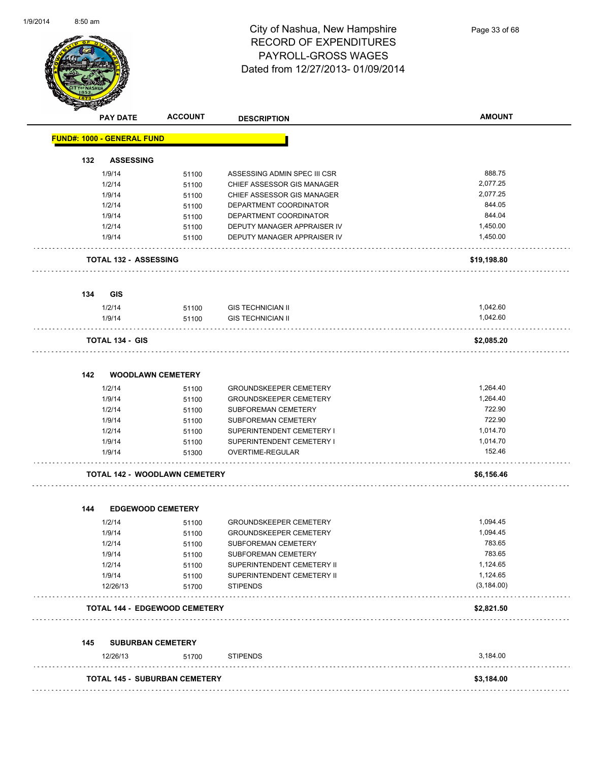# City of Nashua, New Hampshire
## RECORD OF EXPENDITURES
## PAYROLL-GROSS WAGES
## Dated from 12/27/2013- 01/09/2014

| PAY DATE | ACCOUNT | DESCRIPTION | AMOUNT |
|---|---|---|---|
| **FUND#: 1000 - GENERAL FUND** | | | |
| **132 ASSESSING** | | | |
| 1/9/14 | 51100 | ASSESSING ADMIN SPEC III CSR | 888.75 |
| 1/2/14 | 51100 | CHIEF ASSESSOR GIS MANAGER | 2,077.25 |
| 1/9/14 | 51100 | CHIEF ASSESSOR GIS MANAGER | 2,077.25 |
| 1/2/14 | 51100 | DEPARTMENT COORDINATOR | 844.05 |
| 1/9/14 | 51100 | DEPARTMENT COORDINATOR | 844.04 |
| 1/2/14 | 51100 | DEPUTY MANAGER APPRAISER IV | 1,450.00 |
| 1/9/14 | 51100 | DEPUTY MANAGER APPRAISER IV | 1,450.00 |
| **TOTAL 132 - ASSESSING** | | | **$19,198.80** |
| **134 GIS** | | | |
| 1/2/14 | 51100 | GIS TECHNICIAN II | 1,042.60 |
| 1/9/14 | 51100 | GIS TECHNICIAN II | 1,042.60 |
| **TOTAL 134 - GIS** | | | **$2,085.20** |
| **142 WOODLAWN CEMETERY** | | | |
| 1/2/14 | 51100 | GROUNDSKEEPER CEMETERY | 1,264.40 |
| 1/9/14 | 51100 | GROUNDSKEEPER CEMETERY | 1,264.40 |
| 1/2/14 | 51100 | SUBFOREMAN CEMETERY | 722.90 |
| 1/9/14 | 51100 | SUBFOREMAN CEMETERY | 722.90 |
| 1/2/14 | 51100 | SUPERINTENDENT CEMETERY I | 1,014.70 |
| 1/9/14 | 51100 | SUPERINTENDENT CEMETERY I | 1,014.70 |
| 1/9/14 | 51300 | OVERTIME-REGULAR | 152.46 |
| **TOTAL 142 - WOODLAWN CEMETERY** | | | **$6,156.46** |
| **144 EDGEWOOD CEMETERY** | | | |
| 1/2/14 | 51100 | GROUNDSKEEPER CEMETERY | 1,094.45 |
| 1/9/14 | 51100 | GROUNDSKEEPER CEMETERY | 1,094.45 |
| 1/2/14 | 51100 | SUBFOREMAN CEMETERY | 783.65 |
| 1/9/14 | 51100 | SUBFOREMAN CEMETERY | 783.65 |
| 1/2/14 | 51100 | SUPERINTENDENT CEMETERY II | 1,124.65 |
| 1/9/14 | 51100 | SUPERINTENDENT CEMETERY II | 1,124.65 |
| 12/26/13 | 51700 | STIPENDS | (3,184.00) |
| **TOTAL 144 - EDGEWOOD CEMETERY** | | | **$2,821.50** |
| **145 SUBURBAN CEMETERY** | | | |
| 12/26/13 | 51700 | STIPENDS | 3,184.00 |
| **TOTAL 145 - SUBURBAN CEMETERY** | | | **$3,184.00** |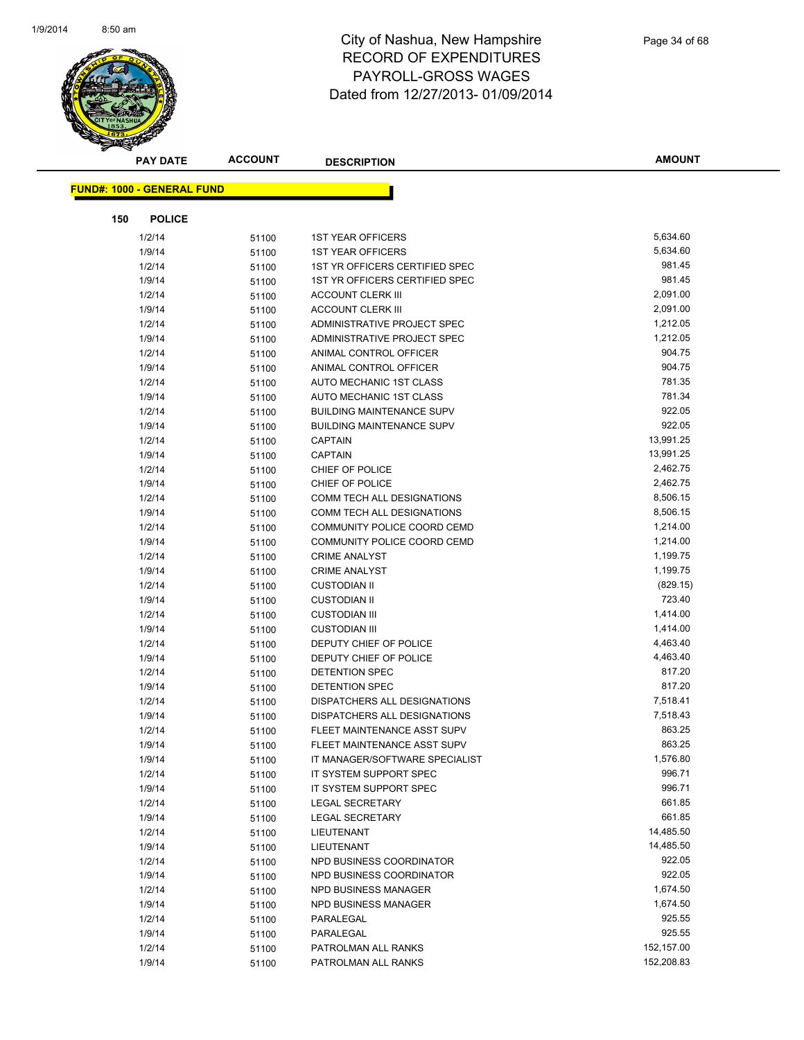# City of Nashua, New Hampshire
## RECORD OF EXPENDITURES
## PAYROLL-GROSS WAGES
## Dated from 12/27/2013- 01/09/2014

| PAY DATE | ACCOUNT | DESCRIPTION | AMOUNT |
|---|---|---|---|

**FUND#: 1000 - GENERAL FUND**

**150 POLICE**

| PAY DATE | ACCOUNT | DESCRIPTION | AMOUNT |
|---|---|---|---|
| 1/2/14 | 51100 | 1ST YEAR OFFICERS | 5,634.60 |
| 1/9/14 | 51100 | 1ST YEAR OFFICERS | 5,634.60 |
| 1/2/14 | 51100 | 1ST YR OFFICERS CERTIFIED SPEC | 981.45 |
| 1/9/14 | 51100 | 1ST YR OFFICERS CERTIFIED SPEC | 981.45 |
| 1/2/14 | 51100 | ACCOUNT CLERK III | 2,091.00 |
| 1/9/14 | 51100 | ACCOUNT CLERK III | 2,091.00 |
| 1/2/14 | 51100 | ADMINISTRATIVE PROJECT SPEC | 1,212.05 |
| 1/9/14 | 51100 | ADMINISTRATIVE PROJECT SPEC | 1,212.05 |
| 1/2/14 | 51100 | ANIMAL CONTROL OFFICER | 904.75 |
| 1/9/14 | 51100 | ANIMAL CONTROL OFFICER | 904.75 |
| 1/2/14 | 51100 | AUTO MECHANIC 1ST CLASS | 781.35 |
| 1/9/14 | 51100 | AUTO MECHANIC 1ST CLASS | 781.34 |
| 1/2/14 | 51100 | BUILDING MAINTENANCE SUPV | 922.05 |
| 1/9/14 | 51100 | BUILDING MAINTENANCE SUPV | 922.05 |
| 1/2/14 | 51100 | CAPTAIN | 13,991.25 |
| 1/9/14 | 51100 | CAPTAIN | 13,991.25 |
| 1/2/14 | 51100 | CHIEF OF POLICE | 2,462.75 |
| 1/9/14 | 51100 | CHIEF OF POLICE | 2,462.75 |
| 1/2/14 | 51100 | COMM TECH ALL DESIGNATIONS | 8,506.15 |
| 1/9/14 | 51100 | COMM TECH ALL DESIGNATIONS | 8,506.15 |
| 1/2/14 | 51100 | COMMUNITY POLICE COORD CEMD | 1,214.00 |
| 1/9/14 | 51100 | COMMUNITY POLICE COORD CEMD | 1,214.00 |
| 1/2/14 | 51100 | CRIME ANALYST | 1,199.75 |
| 1/9/14 | 51100 | CRIME ANALYST | 1,199.75 |
| 1/2/14 | 51100 | CUSTODIAN II | (829.15) |
| 1/9/14 | 51100 | CUSTODIAN II | 723.40 |
| 1/2/14 | 51100 | CUSTODIAN III | 1,414.00 |
| 1/9/14 | 51100 | CUSTODIAN III | 1,414.00 |
| 1/2/14 | 51100 | DEPUTY CHIEF OF POLICE | 4,463.40 |
| 1/9/14 | 51100 | DEPUTY CHIEF OF POLICE | 4,463.40 |
| 1/2/14 | 51100 | DETENTION SPEC | 817.20 |
| 1/9/14 | 51100 | DETENTION SPEC | 817.20 |
| 1/2/14 | 51100 | DISPATCHERS ALL DESIGNATIONS | 7,518.41 |
| 1/9/14 | 51100 | DISPATCHERS ALL DESIGNATIONS | 7,518.43 |
| 1/2/14 | 51100 | FLEET MAINTENANCE ASST SUPV | 863.25 |
| 1/9/14 | 51100 | FLEET MAINTENANCE ASST SUPV | 863.25 |
| 1/9/14 | 51100 | IT MANAGER/SOFTWARE SPECIALIST | 1,576.80 |
| 1/2/14 | 51100 | IT SYSTEM SUPPORT SPEC | 996.71 |
| 1/9/14 | 51100 | IT SYSTEM SUPPORT SPEC | 996.71 |
| 1/2/14 | 51100 | LEGAL SECRETARY | 661.85 |
| 1/9/14 | 51100 | LEGAL SECRETARY | 661.85 |
| 1/2/14 | 51100 | LIEUTENANT | 14,485.50 |
| 1/9/14 | 51100 | LIEUTENANT | 14,485.50 |
| 1/2/14 | 51100 | NPD BUSINESS COORDINATOR | 922.05 |
| 1/9/14 | 51100 | NPD BUSINESS COORDINATOR | 922.05 |
| 1/2/14 | 51100 | NPD BUSINESS MANAGER | 1,674.50 |
| 1/9/14 | 51100 | NPD BUSINESS MANAGER | 1,674.50 |
| 1/2/14 | 51100 | PARALEGAL | 925.55 |
| 1/9/14 | 51100 | PARALEGAL | 925.55 |
| 1/2/14 | 51100 | PATROLMAN ALL RANKS | 152,157.00 |
| 1/9/14 | 51100 | PATROLMAN ALL RANKS | 152,208.83 |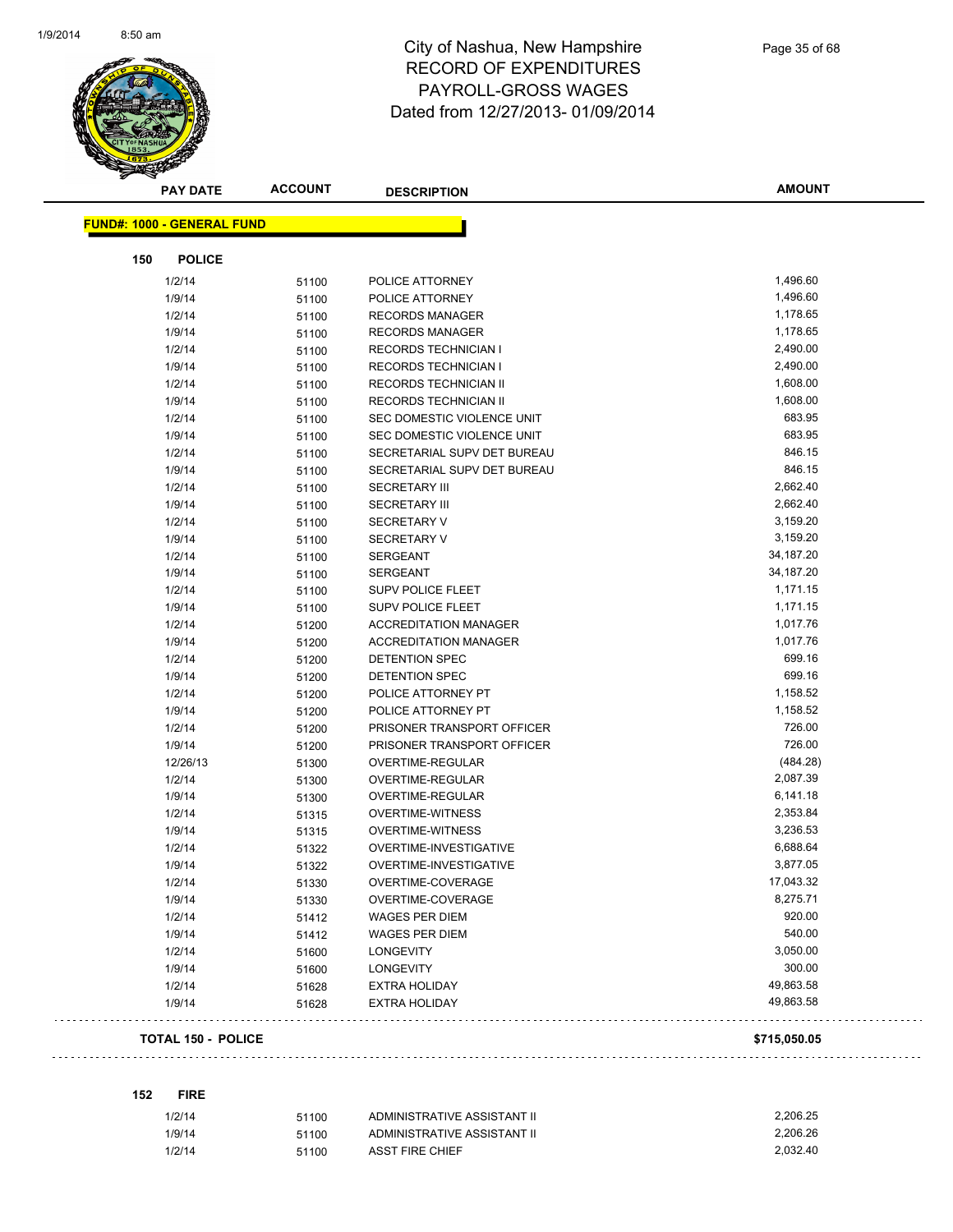# City of Nashua, New Hampshire
## RECORD OF EXPENDITURES
## PAYROLL-GROSS WAGES
## Dated from 12/27/2013- 01/09/2014

| PAY DATE | ACCOUNT | DESCRIPTION | AMOUNT |
|---|---|---|---|

**FUND#: 1000 - GENERAL FUND**

**150 POLICE**

| PAY DATE | ACCOUNT | DESCRIPTION | AMOUNT |
|---|---|---|---|
| 1/2/14 | 51100 | POLICE ATTORNEY | 1,496.60 |
| 1/9/14 | 51100 | POLICE ATTORNEY | 1,496.60 |
| 1/2/14 | 51100 | RECORDS MANAGER | 1,178.65 |
| 1/9/14 | 51100 | RECORDS MANAGER | 1,178.65 |
| 1/2/14 | 51100 | RECORDS TECHNICIAN I | 2,490.00 |
| 1/9/14 | 51100 | RECORDS TECHNICIAN I | 2,490.00 |
| 1/2/14 | 51100 | RECORDS TECHNICIAN II | 1,608.00 |
| 1/9/14 | 51100 | RECORDS TECHNICIAN II | 1,608.00 |
| 1/2/14 | 51100 | SEC DOMESTIC VIOLENCE UNIT | 683.95 |
| 1/9/14 | 51100 | SEC DOMESTIC VIOLENCE UNIT | 683.95 |
| 1/2/14 | 51100 | SECRETARIAL SUPV DET BUREAU | 846.15 |
| 1/9/14 | 51100 | SECRETARIAL SUPV DET BUREAU | 846.15 |
| 1/2/14 | 51100 | SECRETARY III | 2,662.40 |
| 1/9/14 | 51100 | SECRETARY III | 2,662.40 |
| 1/2/14 | 51100 | SECRETARY V | 3,159.20 |
| 1/9/14 | 51100 | SECRETARY V | 3,159.20 |
| 1/2/14 | 51100 | SERGEANT | 34,187.20 |
| 1/9/14 | 51100 | SERGEANT | 34,187.20 |
| 1/2/14 | 51100 | SUPV POLICE FLEET | 1,171.15 |
| 1/9/14 | 51100 | SUPV POLICE FLEET | 1,171.15 |
| 1/2/14 | 51200 | ACCREDITATION MANAGER | 1,017.76 |
| 1/9/14 | 51200 | ACCREDITATION MANAGER | 1,017.76 |
| 1/2/14 | 51200 | DETENTION SPEC | 699.16 |
| 1/9/14 | 51200 | DETENTION SPEC | 699.16 |
| 1/2/14 | 51200 | POLICE ATTORNEY PT | 1,158.52 |
| 1/9/14 | 51200 | POLICE ATTORNEY PT | 1,158.52 |
| 1/2/14 | 51200 | PRISONER TRANSPORT OFFICER | 726.00 |
| 1/9/14 | 51200 | PRISONER TRANSPORT OFFICER | 726.00 |
| 12/26/13 | 51300 | OVERTIME-REGULAR | (484.28) |
| 1/2/14 | 51300 | OVERTIME-REGULAR | 2,087.39 |
| 1/9/14 | 51300 | OVERTIME-REGULAR | 6,141.18 |
| 1/2/14 | 51315 | OVERTIME-WITNESS | 2,353.84 |
| 1/9/14 | 51315 | OVERTIME-WITNESS | 3,236.53 |
| 1/2/14 | 51322 | OVERTIME-INVESTIGATIVE | 6,688.64 |
| 1/9/14 | 51322 | OVERTIME-INVESTIGATIVE | 3,877.05 |
| 1/2/14 | 51330 | OVERTIME-COVERAGE | 17,043.32 |
| 1/9/14 | 51330 | OVERTIME-COVERAGE | 8,275.71 |
| 1/2/14 | 51412 | WAGES PER DIEM | 920.00 |
| 1/9/14 | 51412 | WAGES PER DIEM | 540.00 |
| 1/2/14 | 51600 | LONGEVITY | 3,050.00 |
| 1/9/14 | 51600 | LONGEVITY | 300.00 |
| 1/2/14 | 51628 | EXTRA HOLIDAY | 49,863.58 |
| 1/9/14 | 51628 | EXTRA HOLIDAY | 49,863.58 |

**TOTAL 150 - POLICE** **$715,050.05**

**152 FIRE**

| PAY DATE | ACCOUNT | DESCRIPTION | AMOUNT |
|---|---|---|---|
| 1/2/14 | 51100 | ADMINISTRATIVE ASSISTANT II | 2,206.25 |
| 1/9/14 | 51100 | ADMINISTRATIVE ASSISTANT II | 2,206.26 |
| 1/2/14 | 51100 | ASST FIRE CHIEF | 2,032.40 |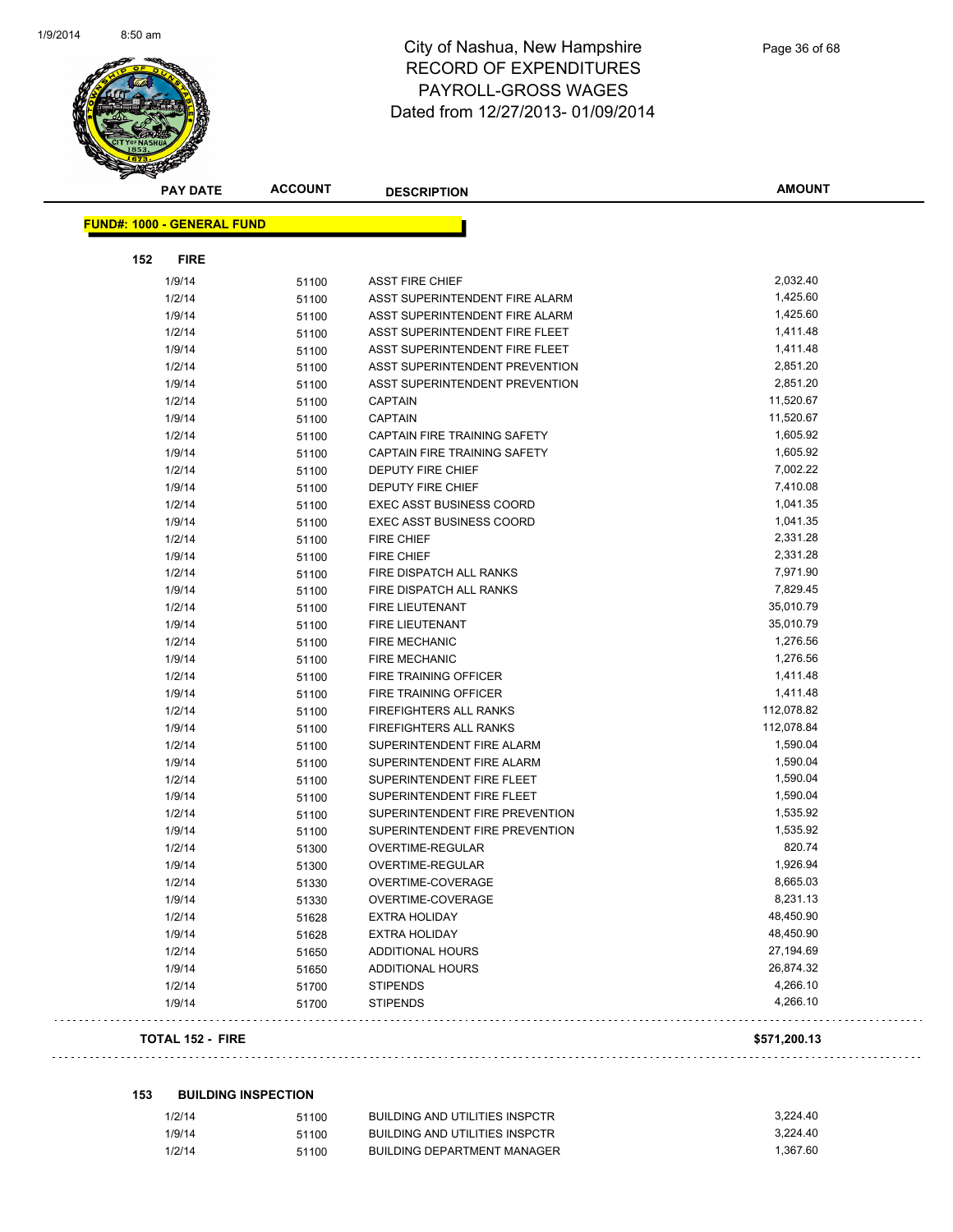# City of Nashua, New Hampshire
## RECORD OF EXPENDITURES
## PAYROLL-GROSS WAGES
## Dated from 12/27/2013- 01/09/2014

| PAY DATE | ACCOUNT | DESCRIPTION | AMOUNT |
|---|---|---|---|

**FUND#: 1000 - GENERAL FUND**

**152 FIRE**

| PAY DATE | ACCOUNT | DESCRIPTION | AMOUNT |
|---|---|---|---|
| 1/9/14 | 51100 | ASST FIRE CHIEF | 2,032.40 |
| 1/2/14 | 51100 | ASST SUPERINTENDENT FIRE ALARM | 1,425.60 |
| 1/9/14 | 51100 | ASST SUPERINTENDENT FIRE ALARM | 1,425.60 |
| 1/2/14 | 51100 | ASST SUPERINTENDENT FIRE FLEET | 1,411.48 |
| 1/9/14 | 51100 | ASST SUPERINTENDENT FIRE FLEET | 1,411.48 |
| 1/2/14 | 51100 | ASST SUPERINTENDENT PREVENTION | 2,851.20 |
| 1/9/14 | 51100 | ASST SUPERINTENDENT PREVENTION | 2,851.20 |
| 1/2/14 | 51100 | CAPTAIN | 11,520.67 |
| 1/9/14 | 51100 | CAPTAIN | 11,520.67 |
| 1/2/14 | 51100 | CAPTAIN FIRE TRAINING SAFETY | 1,605.92 |
| 1/9/14 | 51100 | CAPTAIN FIRE TRAINING SAFETY | 1,605.92 |
| 1/2/14 | 51100 | DEPUTY FIRE CHIEF | 7,002.22 |
| 1/9/14 | 51100 | DEPUTY FIRE CHIEF | 7,410.08 |
| 1/2/14 | 51100 | EXEC ASST BUSINESS COORD | 1,041.35 |
| 1/9/14 | 51100 | EXEC ASST BUSINESS COORD | 1,041.35 |
| 1/2/14 | 51100 | FIRE CHIEF | 2,331.28 |
| 1/9/14 | 51100 | FIRE CHIEF | 2,331.28 |
| 1/2/14 | 51100 | FIRE DISPATCH ALL RANKS | 7,971.90 |
| 1/9/14 | 51100 | FIRE DISPATCH ALL RANKS | 7,829.45 |
| 1/2/14 | 51100 | FIRE LIEUTENANT | 35,010.79 |
| 1/9/14 | 51100 | FIRE LIEUTENANT | 35,010.79 |
| 1/2/14 | 51100 | FIRE MECHANIC | 1,276.56 |
| 1/9/14 | 51100 | FIRE MECHANIC | 1,276.56 |
| 1/2/14 | 51100 | FIRE TRAINING OFFICER | 1,411.48 |
| 1/9/14 | 51100 | FIRE TRAINING OFFICER | 1,411.48 |
| 1/2/14 | 51100 | FIREFIGHTERS ALL RANKS | 112,078.82 |
| 1/9/14 | 51100 | FIREFIGHTERS ALL RANKS | 112,078.84 |
| 1/2/14 | 51100 | SUPERINTENDENT FIRE ALARM | 1,590.04 |
| 1/9/14 | 51100 | SUPERINTENDENT FIRE ALARM | 1,590.04 |
| 1/2/14 | 51100 | SUPERINTENDENT FIRE FLEET | 1,590.04 |
| 1/9/14 | 51100 | SUPERINTENDENT FIRE FLEET | 1,590.04 |
| 1/2/14 | 51100 | SUPERINTENDENT FIRE PREVENTION | 1,535.92 |
| 1/9/14 | 51100 | SUPERINTENDENT FIRE PREVENTION | 1,535.92 |
| 1/2/14 | 51300 | OVERTIME-REGULAR | 820.74 |
| 1/9/14 | 51300 | OVERTIME-REGULAR | 1,926.94 |
| 1/2/14 | 51330 | OVERTIME-COVERAGE | 8,665.03 |
| 1/9/14 | 51330 | OVERTIME-COVERAGE | 8,231.13 |
| 1/2/14 | 51628 | EXTRA HOLIDAY | 48,450.90 |
| 1/9/14 | 51628 | EXTRA HOLIDAY | 48,450.90 |
| 1/2/14 | 51650 | ADDITIONAL HOURS | 27,194.69 |
| 1/9/14 | 51650 | ADDITIONAL HOURS | 26,874.32 |
| 1/2/14 | 51700 | STIPENDS | 4,266.10 |
| 1/9/14 | 51700 | STIPENDS | 4,266.10 |

**TOTAL 152 - FIRE** **$571,200.13**

**153 BUILDING INSPECTION**

| PAY DATE | ACCOUNT | DESCRIPTION | AMOUNT |
|---|---|---|---|
| 1/2/14 | 51100 | BUILDING AND UTILITIES INSPCTR | 3,224.40 |
| 1/9/14 | 51100 | BUILDING AND UTILITIES INSPCTR | 3,224.40 |
| 1/2/14 | 51100 | BUILDING DEPARTMENT MANAGER | 1,367.60 |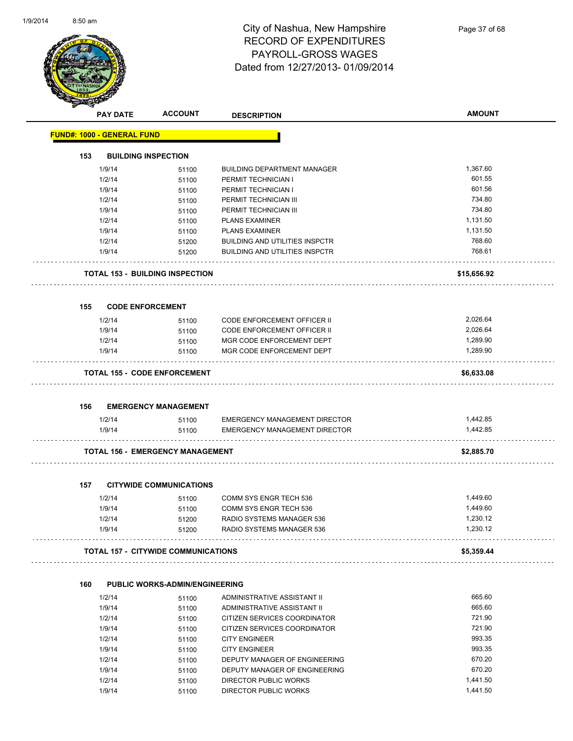# City of Nashua, New Hampshire
## RECORD OF EXPENDITURES
## PAYROLL-GROSS WAGES
### Dated from 12/27/2013- 01/09/2014

| PAY DATE | ACCOUNT | DESCRIPTION | AMOUNT |
|---|---|---|---|

**FUND#: 1000 - GENERAL FUND**

**153 BUILDING INSPECTION**

| PAY DATE | ACCOUNT | DESCRIPTION | AMOUNT |
|---|---|---|---|
| 1/9/14 | 51100 | BUILDING DEPARTMENT MANAGER | 1,367.60 |
| 1/2/14 | 51100 | PERMIT TECHNICIAN I | 601.55 |
| 1/9/14 | 51100 | PERMIT TECHNICIAN I | 601.56 |
| 1/2/14 | 51100 | PERMIT TECHNICIAN III | 734.80 |
| 1/9/14 | 51100 | PERMIT TECHNICIAN III | 734.80 |
| 1/2/14 | 51100 | PLANS EXAMINER | 1,131.50 |
| 1/9/14 | 51100 | PLANS EXAMINER | 1,131.50 |
| 1/2/14 | 51200 | BUILDING AND UTILITIES INSPCTR | 768.60 |
| 1/9/14 | 51200 | BUILDING AND UTILITIES INSPCTR | 768.61 |

**TOTAL 153 - BUILDING INSPECTION** **$15,656.92**

**155 CODE ENFORCEMENT**

| PAY DATE | ACCOUNT | DESCRIPTION | AMOUNT |
|---|---|---|---|
| 1/2/14 | 51100 | CODE ENFORCEMENT OFFICER II | 2,026.64 |
| 1/9/14 | 51100 | CODE ENFORCEMENT OFFICER II | 2,026.64 |
| 1/2/14 | 51100 | MGR CODE ENFORCEMENT DEPT | 1,289.90 |
| 1/9/14 | 51100 | MGR CODE ENFORCEMENT DEPT | 1,289.90 |

**TOTAL 155 - CODE ENFORCEMENT** **$6,633.08**

**156 EMERGENCY MANAGEMENT**

| PAY DATE | ACCOUNT | DESCRIPTION | AMOUNT |
|---|---|---|---|
| 1/2/14 | 51100 | EMERGENCY MANAGEMENT DIRECTOR | 1,442.85 |
| 1/9/14 | 51100 | EMERGENCY MANAGEMENT DIRECTOR | 1,442.85 |

**TOTAL 156 - EMERGENCY MANAGEMENT** **$2,885.70**

**157 CITYWIDE COMMUNICATIONS**

| PAY DATE | ACCOUNT | DESCRIPTION | AMOUNT |
|---|---|---|---|
| 1/2/14 | 51100 | COMM SYS ENGR TECH 536 | 1,449.60 |
| 1/9/14 | 51100 | COMM SYS ENGR TECH 536 | 1,449.60 |
| 1/2/14 | 51200 | RADIO SYSTEMS MANAGER 536 | 1,230.12 |
| 1/9/14 | 51200 | RADIO SYSTEMS MANAGER 536 | 1,230.12 |

**TOTAL 157 - CITYWIDE COMMUNICATIONS** **$5,359.44**

**160 PUBLIC WORKS-ADMIN/ENGINEERING**

| PAY DATE | ACCOUNT | DESCRIPTION | AMOUNT |
|---|---|---|---|
| 1/2/14 | 51100 | ADMINISTRATIVE ASSISTANT II | 665.60 |
| 1/9/14 | 51100 | ADMINISTRATIVE ASSISTANT II | 665.60 |
| 1/2/14 | 51100 | CITIZEN SERVICES COORDINATOR | 721.90 |
| 1/9/14 | 51100 | CITIZEN SERVICES COORDINATOR | 721.90 |
| 1/2/14 | 51100 | CITY ENGINEER | 993.35 |
| 1/9/14 | 51100 | CITY ENGINEER | 993.35 |
| 1/2/14 | 51100 | DEPUTY MANAGER OF ENGINEERING | 670.20 |
| 1/9/14 | 51100 | DEPUTY MANAGER OF ENGINEERING | 670.20 |
| 1/2/14 | 51100 | DIRECTOR PUBLIC WORKS | 1,441.50 |
| 1/9/14 | 51100 | DIRECTOR PUBLIC WORKS | 1,441.50 |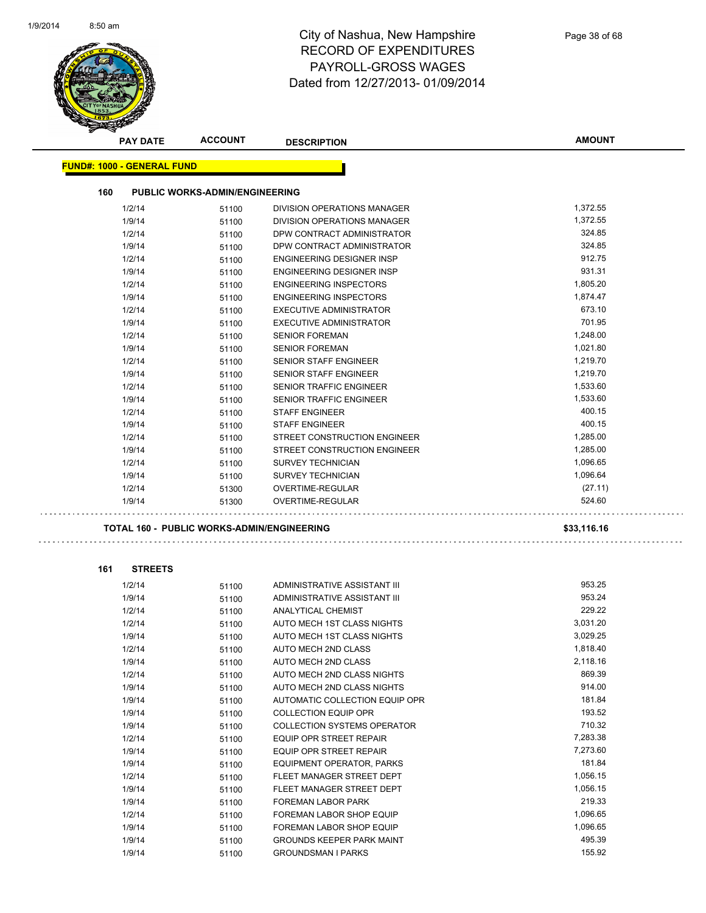# City of Nashua, New Hampshire
# RECORD OF EXPENDITURES
# PAYROLL-GROSS WAGES
# Dated from 12/27/2013- 01/09/2014

| PAY DATE | ACCOUNT | DESCRIPTION | AMOUNT |
|---|---|---|---|

**FUND#: 1000 - GENERAL FUND**

**160 PUBLIC WORKS-ADMIN/ENGINEERING**

| PAY DATE | ACCOUNT | DESCRIPTION | AMOUNT |
|---|---|---|---|
| 1/2/14 | 51100 | DIVISION OPERATIONS MANAGER | 1,372.55 |
| 1/9/14 | 51100 | DIVISION OPERATIONS MANAGER | 1,372.55 |
| 1/2/14 | 51100 | DPW CONTRACT ADMINISTRATOR | 324.85 |
| 1/9/14 | 51100 | DPW CONTRACT ADMINISTRATOR | 324.85 |
| 1/2/14 | 51100 | ENGINEERING DESIGNER INSP | 912.75 |
| 1/9/14 | 51100 | ENGINEERING DESIGNER INSP | 931.31 |
| 1/2/14 | 51100 | ENGINEERING INSPECTORS | 1,805.20 |
| 1/9/14 | 51100 | ENGINEERING INSPECTORS | 1,874.47 |
| 1/2/14 | 51100 | EXECUTIVE ADMINISTRATOR | 673.10 |
| 1/9/14 | 51100 | EXECUTIVE ADMINISTRATOR | 701.95 |
| 1/2/14 | 51100 | SENIOR FOREMAN | 1,248.00 |
| 1/9/14 | 51100 | SENIOR FOREMAN | 1,021.80 |
| 1/2/14 | 51100 | SENIOR STAFF ENGINEER | 1,219.70 |
| 1/9/14 | 51100 | SENIOR STAFF ENGINEER | 1,219.70 |
| 1/2/14 | 51100 | SENIOR TRAFFIC ENGINEER | 1,533.60 |
| 1/9/14 | 51100 | SENIOR TRAFFIC ENGINEER | 1,533.60 |
| 1/2/14 | 51100 | STAFF ENGINEER | 400.15 |
| 1/9/14 | 51100 | STAFF ENGINEER | 400.15 |
| 1/2/14 | 51100 | STREET CONSTRUCTION ENGINEER | 1,285.00 |
| 1/9/14 | 51100 | STREET CONSTRUCTION ENGINEER | 1,285.00 |
| 1/2/14 | 51100 | SURVEY TECHNICIAN | 1,096.65 |
| 1/9/14 | 51100 | SURVEY TECHNICIAN | 1,096.64 |
| 1/2/14 | 51300 | OVERTIME-REGULAR | (27.11) |
| 1/9/14 | 51300 | OVERTIME-REGULAR | 524.60 |

**TOTAL 160 - PUBLIC WORKS-ADMIN/ENGINEERING** **$33,116.16**

**161 STREETS**

| PAY DATE | ACCOUNT | DESCRIPTION | AMOUNT |
|---|---|---|---|
| 1/2/14 | 51100 | ADMINISTRATIVE ASSISTANT III | 953.25 |
| 1/9/14 | 51100 | ADMINISTRATIVE ASSISTANT III | 953.24 |
| 1/2/14 | 51100 | ANALYTICAL CHEMIST | 229.22 |
| 1/2/14 | 51100 | AUTO MECH 1ST CLASS NIGHTS | 3,031.20 |
| 1/9/14 | 51100 | AUTO MECH 1ST CLASS NIGHTS | 3,029.25 |
| 1/2/14 | 51100 | AUTO MECH 2ND CLASS | 1,818.40 |
| 1/9/14 | 51100 | AUTO MECH 2ND CLASS | 2,118.16 |
| 1/2/14 | 51100 | AUTO MECH 2ND CLASS NIGHTS | 869.39 |
| 1/9/14 | 51100 | AUTO MECH 2ND CLASS NIGHTS | 914.00 |
| 1/9/14 | 51100 | AUTOMATIC COLLECTION EQUIP OPR | 181.84 |
| 1/9/14 | 51100 | COLLECTION EQUIP OPR | 193.52 |
| 1/9/14 | 51100 | COLLECTION SYSTEMS OPERATOR | 710.32 |
| 1/2/14 | 51100 | EQUIP OPR STREET REPAIR | 7,283.38 |
| 1/9/14 | 51100 | EQUIP OPR STREET REPAIR | 7,273.60 |
| 1/9/14 | 51100 | EQUIPMENT OPERATOR, PARKS | 181.84 |
| 1/2/14 | 51100 | FLEET MANAGER STREET DEPT | 1,056.15 |
| 1/9/14 | 51100 | FLEET MANAGER STREET DEPT | 1,056.15 |
| 1/9/14 | 51100 | FOREMAN LABOR PARK | 219.33 |
| 1/2/14 | 51100 | FOREMAN LABOR SHOP EQUIP | 1,096.65 |
| 1/9/14 | 51100 | FOREMAN LABOR SHOP EQUIP | 1,096.65 |
| 1/9/14 | 51100 | GROUNDS KEEPER PARK MAINT | 495.39 |
| 1/9/14 | 51100 | GROUNDSMAN I PARKS | 155.92 |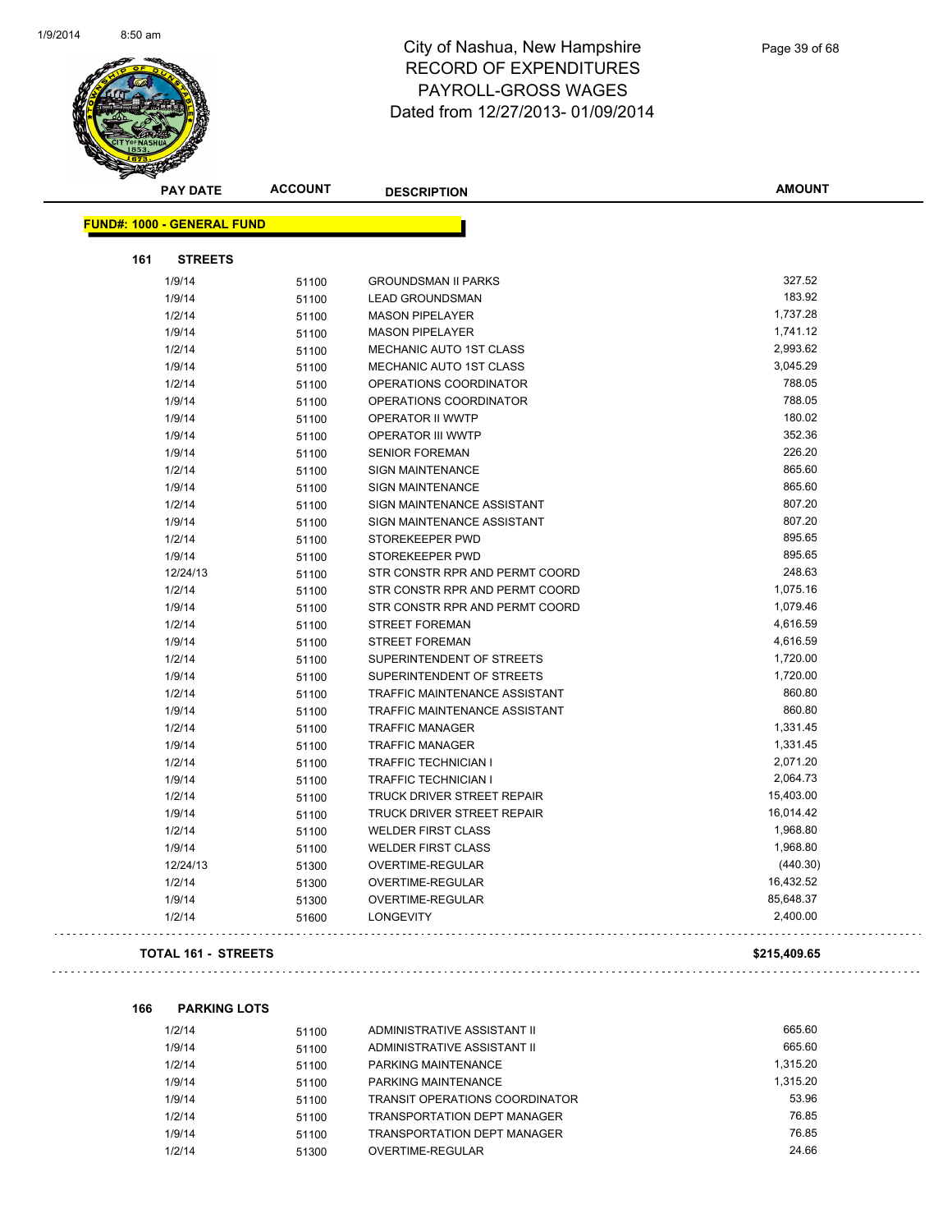# City of Nashua, New Hampshire
## RECORD OF EXPENDITURES
## PAYROLL-GROSS WAGES
### Dated from 12/27/2013- 01/09/2014

| PAY DATE | ACCOUNT | DESCRIPTION | AMOUNT |
|---|---|---|---|

**FUND#: 1000 - GENERAL FUND**

**161 STREETS**

| PAY DATE | ACCOUNT | DESCRIPTION | AMOUNT |
|---|---|---|---|
| 1/9/14 | 51100 | GROUNDSMAN II PARKS | 327.52 |
| 1/9/14 | 51100 | LEAD GROUNDSMAN | 183.92 |
| 1/2/14 | 51100 | MASON PIPELAYER | 1,737.28 |
| 1/9/14 | 51100 | MASON PIPELAYER | 1,741.12 |
| 1/2/14 | 51100 | MECHANIC AUTO 1ST CLASS | 2,993.62 |
| 1/9/14 | 51100 | MECHANIC AUTO 1ST CLASS | 3,045.29 |
| 1/2/14 | 51100 | OPERATIONS COORDINATOR | 788.05 |
| 1/9/14 | 51100 | OPERATIONS COORDINATOR | 788.05 |
| 1/9/14 | 51100 | OPERATOR II WWTP | 180.02 |
| 1/9/14 | 51100 | OPERATOR III WWTP | 352.36 |
| 1/9/14 | 51100 | SENIOR FOREMAN | 226.20 |
| 1/2/14 | 51100 | SIGN MAINTENANCE | 865.60 |
| 1/9/14 | 51100 | SIGN MAINTENANCE | 865.60 |
| 1/2/14 | 51100 | SIGN MAINTENANCE ASSISTANT | 807.20 |
| 1/9/14 | 51100 | SIGN MAINTENANCE ASSISTANT | 807.20 |
| 1/2/14 | 51100 | STOREKEEPER PWD | 895.65 |
| 1/9/14 | 51100 | STOREKEEPER PWD | 895.65 |
| 12/24/13 | 51100 | STR CONSTR RPR AND PERMT COORD | 248.63 |
| 1/2/14 | 51100 | STR CONSTR RPR AND PERMT COORD | 1,075.16 |
| 1/9/14 | 51100 | STR CONSTR RPR AND PERMT COORD | 1,079.46 |
| 1/2/14 | 51100 | STREET FOREMAN | 4,616.59 |
| 1/9/14 | 51100 | STREET FOREMAN | 4,616.59 |
| 1/2/14 | 51100 | SUPERINTENDENT OF STREETS | 1,720.00 |
| 1/9/14 | 51100 | SUPERINTENDENT OF STREETS | 1,720.00 |
| 1/2/14 | 51100 | TRAFFIC MAINTENANCE ASSISTANT | 860.80 |
| 1/9/14 | 51100 | TRAFFIC MAINTENANCE ASSISTANT | 860.80 |
| 1/2/14 | 51100 | TRAFFIC MANAGER | 1,331.45 |
| 1/9/14 | 51100 | TRAFFIC MANAGER | 1,331.45 |
| 1/2/14 | 51100 | TRAFFIC TECHNICIAN I | 2,071.20 |
| 1/9/14 | 51100 | TRAFFIC TECHNICIAN I | 2,064.73 |
| 1/2/14 | 51100 | TRUCK DRIVER STREET REPAIR | 15,403.00 |
| 1/9/14 | 51100 | TRUCK DRIVER STREET REPAIR | 16,014.42 |
| 1/2/14 | 51100 | WELDER FIRST CLASS | 1,968.80 |
| 1/9/14 | 51100 | WELDER FIRST CLASS | 1,968.80 |
| 12/24/13 | 51300 | OVERTIME-REGULAR | (440.30) |
| 1/2/14 | 51300 | OVERTIME-REGULAR | 16,432.52 |
| 1/9/14 | 51300 | OVERTIME-REGULAR | 85,648.37 |
| 1/2/14 | 51600 | LONGEVITY | 2,400.00 |

**TOTAL 161 - STREETS** **$215,409.65**

**166 PARKING LOTS**

| PAY DATE | ACCOUNT | DESCRIPTION | AMOUNT |
|---|---|---|---|
| 1/2/14 | 51100 | ADMINISTRATIVE ASSISTANT II | 665.60 |
| 1/9/14 | 51100 | ADMINISTRATIVE ASSISTANT II | 665.60 |
| 1/2/14 | 51100 | PARKING MAINTENANCE | 1,315.20 |
| 1/9/14 | 51100 | PARKING MAINTENANCE | 1,315.20 |
| 1/9/14 | 51100 | TRANSIT OPERATIONS COORDINATOR | 53.96 |
| 1/2/14 | 51100 | TRANSPORTATION DEPT MANAGER | 76.85 |
| 1/9/14 | 51100 | TRANSPORTATION DEPT MANAGER | 76.85 |
| 1/2/14 | 51300 | OVERTIME-REGULAR | 24.66 |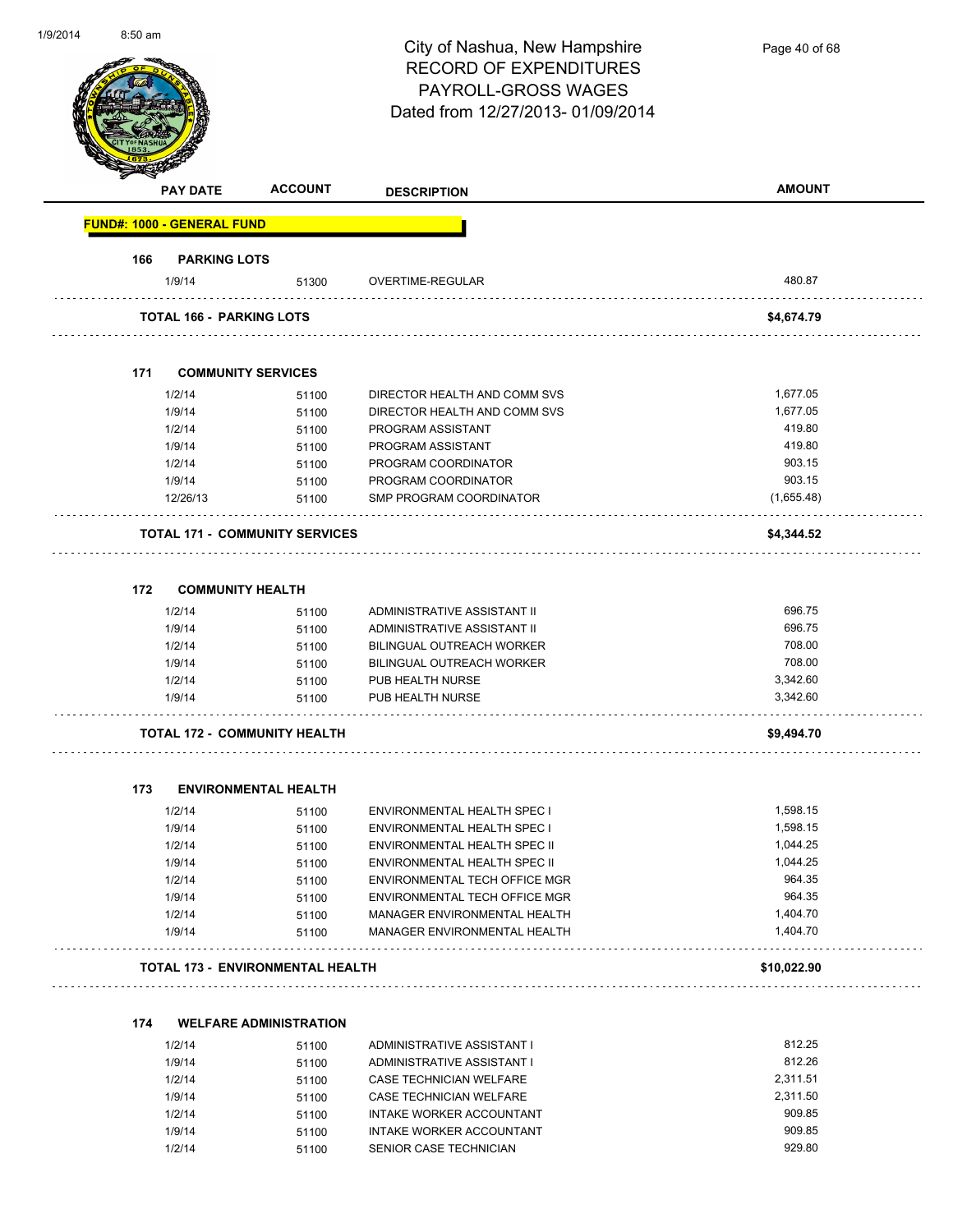# City of Nashua, New Hampshire
## RECORD OF EXPENDITURES
## PAYROLL-GROSS WAGES
## Dated from 12/27/2013- 01/09/2014

| PAY DATE | ACCOUNT | DESCRIPTION | AMOUNT |
|---|---|---|---|
| **FUND#: 1000 - GENERAL FUND** | | | |
| **166 PARKING LOTS** | | | |
| 1/9/14 | 51300 | OVERTIME-REGULAR | 480.87 |
| **TOTAL 166 - PARKING LOTS** | | | **$4,674.79** |
| **171 COMMUNITY SERVICES** | | | |
| 1/2/14 | 51100 | DIRECTOR HEALTH AND COMM SVS | 1,677.05 |
| 1/9/14 | 51100 | DIRECTOR HEALTH AND COMM SVS | 1,677.05 |
| 1/2/14 | 51100 | PROGRAM ASSISTANT | 419.80 |
| 1/9/14 | 51100 | PROGRAM ASSISTANT | 419.80 |
| 1/2/14 | 51100 | PROGRAM COORDINATOR | 903.15 |
| 1/9/14 | 51100 | PROGRAM COORDINATOR | 903.15 |
| 12/26/13 | 51100 | SMP PROGRAM COORDINATOR | (1,655.48) |
| **TOTAL 171 - COMMUNITY SERVICES** | | | **$4,344.52** |
| **172 COMMUNITY HEALTH** | | | |
| 1/2/14 | 51100 | ADMINISTRATIVE ASSISTANT II | 696.75 |
| 1/9/14 | 51100 | ADMINISTRATIVE ASSISTANT II | 696.75 |
| 1/2/14 | 51100 | BILINGUAL OUTREACH WORKER | 708.00 |
| 1/9/14 | 51100 | BILINGUAL OUTREACH WORKER | 708.00 |
| 1/2/14 | 51100 | PUB HEALTH NURSE | 3,342.60 |
| 1/9/14 | 51100 | PUB HEALTH NURSE | 3,342.60 |
| **TOTAL 172 - COMMUNITY HEALTH** | | | **$9,494.70** |
| **173 ENVIRONMENTAL HEALTH** | | | |
| 1/2/14 | 51100 | ENVIRONMENTAL HEALTH SPEC I | 1,598.15 |
| 1/9/14 | 51100 | ENVIRONMENTAL HEALTH SPEC I | 1,598.15 |
| 1/2/14 | 51100 | ENVIRONMENTAL HEALTH SPEC II | 1,044.25 |
| 1/9/14 | 51100 | ENVIRONMENTAL HEALTH SPEC II | 1,044.25 |
| 1/2/14 | 51100 | ENVIRONMENTAL TECH OFFICE MGR | 964.35 |
| 1/9/14 | 51100 | ENVIRONMENTAL TECH OFFICE MGR | 964.35 |
| 1/2/14 | 51100 | MANAGER ENVIRONMENTAL HEALTH | 1,404.70 |
| 1/9/14 | 51100 | MANAGER ENVIRONMENTAL HEALTH | 1,404.70 |
| **TOTAL 173 - ENVIRONMENTAL HEALTH** | | | **$10,022.90** |
| **174 WELFARE ADMINISTRATION** | | | |
| 1/2/14 | 51100 | ADMINISTRATIVE ASSISTANT I | 812.25 |
| 1/9/14 | 51100 | ADMINISTRATIVE ASSISTANT I | 812.26 |
| 1/2/14 | 51100 | CASE TECHNICIAN WELFARE | 2,311.51 |
| 1/9/14 | 51100 | CASE TECHNICIAN WELFARE | 2,311.50 |
| 1/2/14 | 51100 | INTAKE WORKER ACCOUNTANT | 909.85 |
| 1/9/14 | 51100 | INTAKE WORKER ACCOUNTANT | 909.85 |
| 1/2/14 | 51100 | SENIOR CASE TECHNICIAN | 929.80 |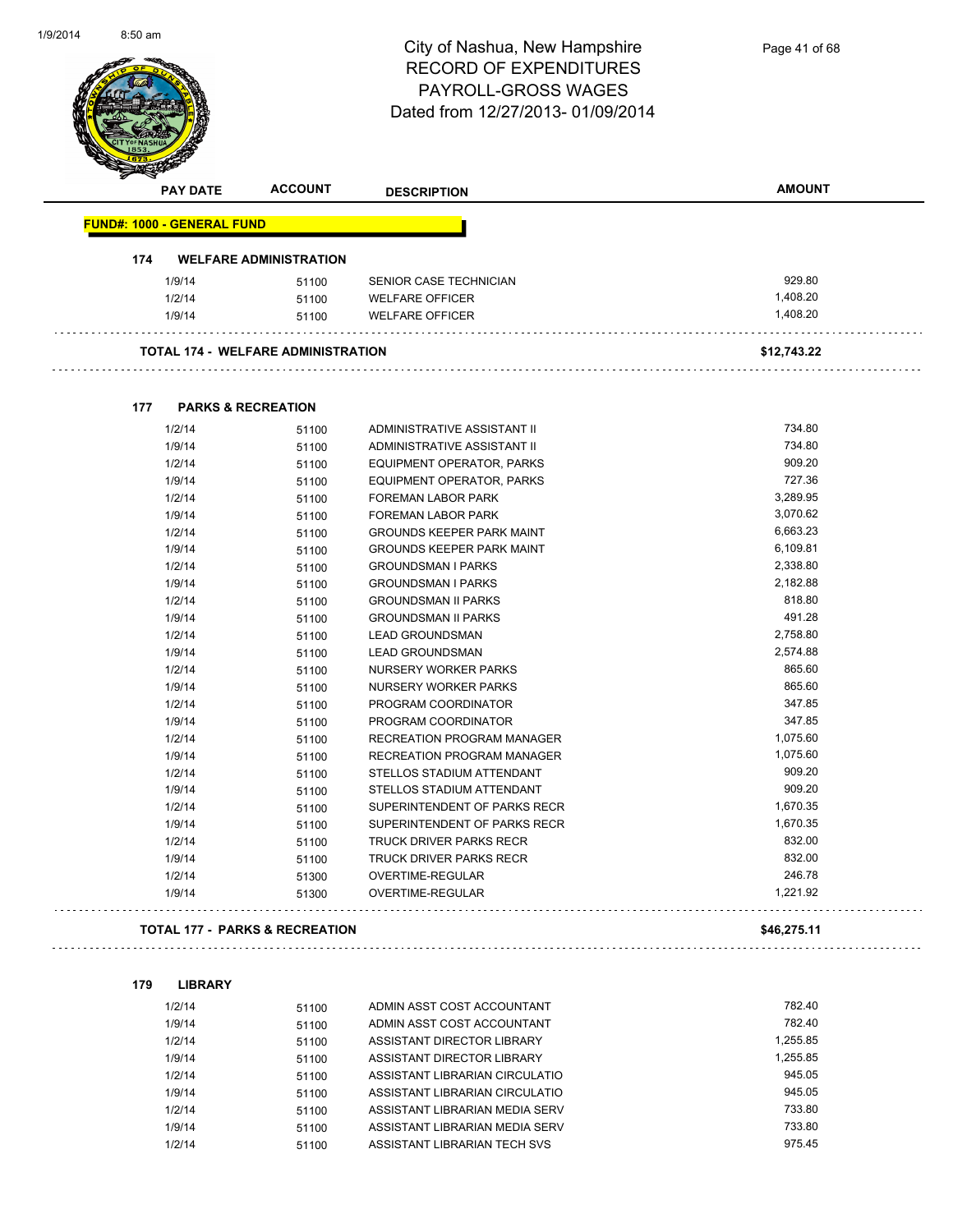# City of Nashua, New Hampshire
## RECORD OF EXPENDITURES
## PAYROLL-GROSS WAGES
## Dated from 12/27/2013- 01/09/2014

| PAY DATE | ACCOUNT | DESCRIPTION | AMOUNT |
|---|---|---|---|

**FUND#: 1000 - GENERAL FUND**

### 174 WELFARE ADMINISTRATION

| PAY DATE | ACCOUNT | DESCRIPTION | AMOUNT |
|---|---|---|---|
| 1/9/14 | 51100 | SENIOR CASE TECHNICIAN | 929.80 |
| 1/2/14 | 51100 | WELFARE OFFICER | 1,408.20 |
| 1/9/14 | 51100 | WELFARE OFFICER | 1,408.20 |

**TOTAL 174 - WELFARE ADMINISTRATION** **$12,743.22**

### 177 PARKS & RECREATION

| PAY DATE | ACCOUNT | DESCRIPTION | AMOUNT |
|---|---|---|---|
| 1/2/14 | 51100 | ADMINISTRATIVE ASSISTANT II | 734.80 |
| 1/9/14 | 51100 | ADMINISTRATIVE ASSISTANT II | 734.80 |
| 1/2/14 | 51100 | EQUIPMENT OPERATOR, PARKS | 909.20 |
| 1/9/14 | 51100 | EQUIPMENT OPERATOR, PARKS | 727.36 |
| 1/2/14 | 51100 | FOREMAN LABOR PARK | 3,289.95 |
| 1/9/14 | 51100 | FOREMAN LABOR PARK | 3,070.62 |
| 1/2/14 | 51100 | GROUNDS KEEPER PARK MAINT | 6,663.23 |
| 1/9/14 | 51100 | GROUNDS KEEPER PARK MAINT | 6,109.81 |
| 1/2/14 | 51100 | GROUNDSMAN I PARKS | 2,338.80 |
| 1/9/14 | 51100 | GROUNDSMAN I PARKS | 2,182.88 |
| 1/2/14 | 51100 | GROUNDSMAN II PARKS | 818.80 |
| 1/9/14 | 51100 | GROUNDSMAN II PARKS | 491.28 |
| 1/2/14 | 51100 | LEAD GROUNDSMAN | 2,758.80 |
| 1/9/14 | 51100 | LEAD GROUNDSMAN | 2,574.88 |
| 1/2/14 | 51100 | NURSERY WORKER PARKS | 865.60 |
| 1/9/14 | 51100 | NURSERY WORKER PARKS | 865.60 |
| 1/2/14 | 51100 | PROGRAM COORDINATOR | 347.85 |
| 1/9/14 | 51100 | PROGRAM COORDINATOR | 347.85 |
| 1/2/14 | 51100 | RECREATION PROGRAM MANAGER | 1,075.60 |
| 1/9/14 | 51100 | RECREATION PROGRAM MANAGER | 1,075.60 |
| 1/2/14 | 51100 | STELLOS STADIUM ATTENDANT | 909.20 |
| 1/9/14 | 51100 | STELLOS STADIUM ATTENDANT | 909.20 |
| 1/2/14 | 51100 | SUPERINTENDENT OF PARKS RECR | 1,670.35 |
| 1/9/14 | 51100 | SUPERINTENDENT OF PARKS RECR | 1,670.35 |
| 1/2/14 | 51100 | TRUCK DRIVER PARKS RECR | 832.00 |
| 1/9/14 | 51100 | TRUCK DRIVER PARKS RECR | 832.00 |
| 1/2/14 | 51300 | OVERTIME-REGULAR | 246.78 |
| 1/9/14 | 51300 | OVERTIME-REGULAR | 1,221.92 |

**TOTAL 177 - PARKS & RECREATION** **$46,275.11**

### 179 LIBRARY

| PAY DATE | ACCOUNT | DESCRIPTION | AMOUNT |
|---|---|---|---|
| 1/2/14 | 51100 | ADMIN ASST COST ACCOUNTANT | 782.40 |
| 1/9/14 | 51100 | ADMIN ASST COST ACCOUNTANT | 782.40 |
| 1/2/14 | 51100 | ASSISTANT DIRECTOR LIBRARY | 1,255.85 |
| 1/9/14 | 51100 | ASSISTANT DIRECTOR LIBRARY | 1,255.85 |
| 1/2/14 | 51100 | ASSISTANT LIBRARIAN CIRCULATIO | 945.05 |
| 1/9/14 | 51100 | ASSISTANT LIBRARIAN CIRCULATIO | 945.05 |
| 1/2/14 | 51100 | ASSISTANT LIBRARIAN MEDIA SERV | 733.80 |
| 1/9/14 | 51100 | ASSISTANT LIBRARIAN MEDIA SERV | 733.80 |
| 1/2/14 | 51100 | ASSISTANT LIBRARIAN TECH SVS | 975.45 |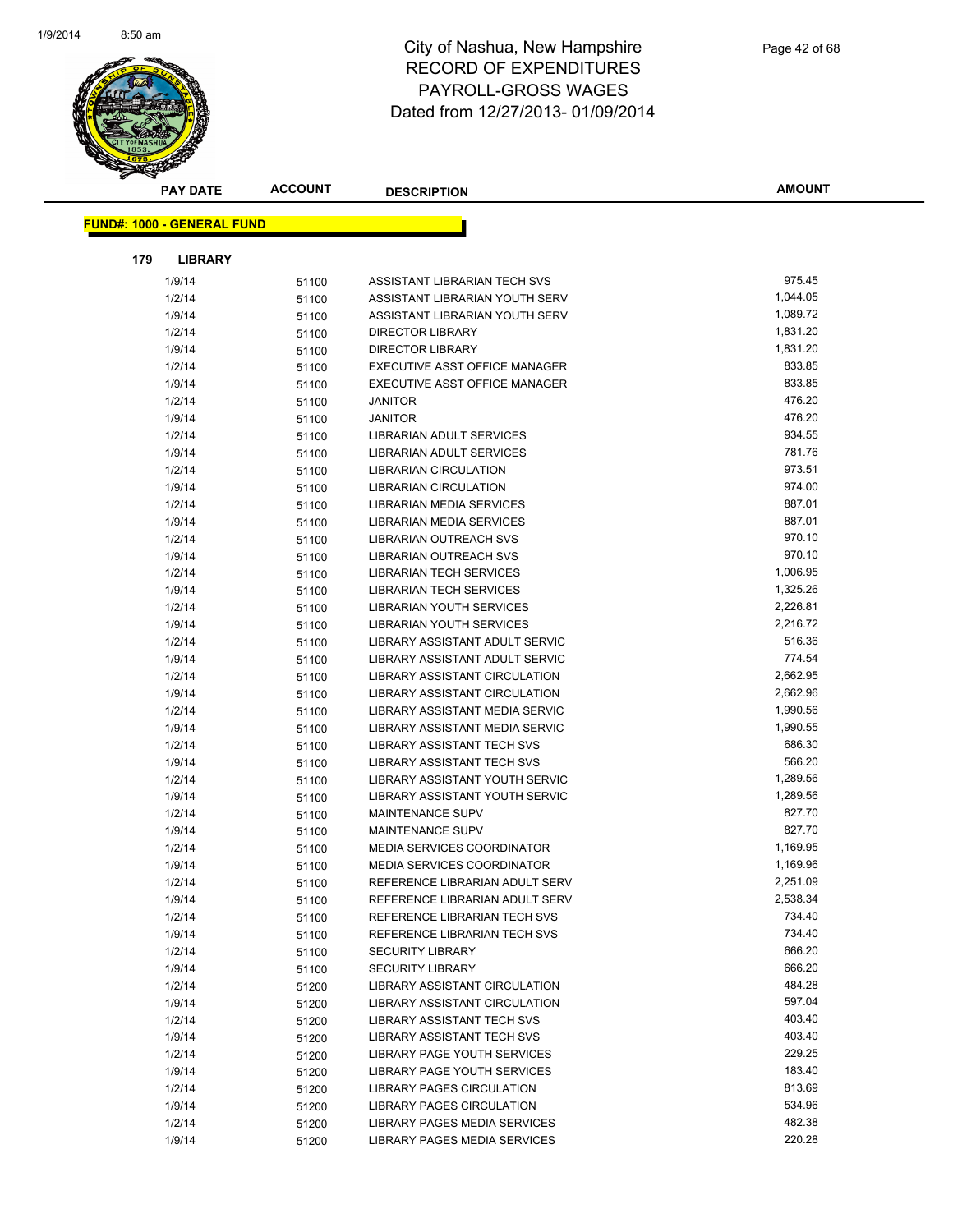# City of Nashua, New Hampshire
# RECORD OF EXPENDITURES
# PAYROLL-GROSS WAGES
# Dated from 12/27/2013- 01/09/2014

| PAY DATE | ACCOUNT | DESCRIPTION | AMOUNT |
|---|---|---|---|

**FUND#: 1000 - GENERAL FUND**

**179 LIBRARY**

| PAY DATE | ACCOUNT | DESCRIPTION | AMOUNT |
|---|---|---|---|
| 1/9/14 | 51100 | ASSISTANT LIBRARIAN TECH SVS | 975.45 |
| 1/2/14 | 51100 | ASSISTANT LIBRARIAN YOUTH SERV | 1,044.05 |
| 1/9/14 | 51100 | ASSISTANT LIBRARIAN YOUTH SERV | 1,089.72 |
| 1/2/14 | 51100 | DIRECTOR LIBRARY | 1,831.20 |
| 1/9/14 | 51100 | DIRECTOR LIBRARY | 1,831.20 |
| 1/2/14 | 51100 | EXECUTIVE ASST OFFICE MANAGER | 833.85 |
| 1/9/14 | 51100 | EXECUTIVE ASST OFFICE MANAGER | 833.85 |
| 1/2/14 | 51100 | JANITOR | 476.20 |
| 1/9/14 | 51100 | JANITOR | 476.20 |
| 1/2/14 | 51100 | LIBRARIAN ADULT SERVICES | 934.55 |
| 1/9/14 | 51100 | LIBRARIAN ADULT SERVICES | 781.76 |
| 1/2/14 | 51100 | LIBRARIAN CIRCULATION | 973.51 |
| 1/9/14 | 51100 | LIBRARIAN CIRCULATION | 974.00 |
| 1/2/14 | 51100 | LIBRARIAN MEDIA SERVICES | 887.01 |
| 1/9/14 | 51100 | LIBRARIAN MEDIA SERVICES | 887.01 |
| 1/2/14 | 51100 | LIBRARIAN OUTREACH SVS | 970.10 |
| 1/9/14 | 51100 | LIBRARIAN OUTREACH SVS | 970.10 |
| 1/2/14 | 51100 | LIBRARIAN TECH SERVICES | 1,006.95 |
| 1/9/14 | 51100 | LIBRARIAN TECH SERVICES | 1,325.26 |
| 1/2/14 | 51100 | LIBRARIAN YOUTH SERVICES | 2,226.81 |
| 1/9/14 | 51100 | LIBRARIAN YOUTH SERVICES | 2,216.72 |
| 1/2/14 | 51100 | LIBRARY ASSISTANT ADULT SERVIC | 516.36 |
| 1/9/14 | 51100 | LIBRARY ASSISTANT ADULT SERVIC | 774.54 |
| 1/2/14 | 51100 | LIBRARY ASSISTANT CIRCULATION | 2,662.95 |
| 1/9/14 | 51100 | LIBRARY ASSISTANT CIRCULATION | 2,662.96 |
| 1/2/14 | 51100 | LIBRARY ASSISTANT MEDIA SERVIC | 1,990.56 |
| 1/9/14 | 51100 | LIBRARY ASSISTANT MEDIA SERVIC | 1,990.55 |
| 1/2/14 | 51100 | LIBRARY ASSISTANT TECH SVS | 686.30 |
| 1/9/14 | 51100 | LIBRARY ASSISTANT TECH SVS | 566.20 |
| 1/2/14 | 51100 | LIBRARY ASSISTANT YOUTH SERVIC | 1,289.56 |
| 1/9/14 | 51100 | LIBRARY ASSISTANT YOUTH SERVIC | 1,289.56 |
| 1/2/14 | 51100 | MAINTENANCE SUPV | 827.70 |
| 1/9/14 | 51100 | MAINTENANCE SUPV | 827.70 |
| 1/2/14 | 51100 | MEDIA SERVICES COORDINATOR | 1,169.95 |
| 1/9/14 | 51100 | MEDIA SERVICES COORDINATOR | 1,169.96 |
| 1/2/14 | 51100 | REFERENCE LIBRARIAN ADULT SERV | 2,251.09 |
| 1/9/14 | 51100 | REFERENCE LIBRARIAN ADULT SERV | 2,538.34 |
| 1/2/14 | 51100 | REFERENCE LIBRARIAN TECH SVS | 734.40 |
| 1/9/14 | 51100 | REFERENCE LIBRARIAN TECH SVS | 734.40 |
| 1/2/14 | 51100 | SECURITY LIBRARY | 666.20 |
| 1/9/14 | 51100 | SECURITY LIBRARY | 666.20 |
| 1/2/14 | 51200 | LIBRARY ASSISTANT CIRCULATION | 484.28 |
| 1/9/14 | 51200 | LIBRARY ASSISTANT CIRCULATION | 597.04 |
| 1/2/14 | 51200 | LIBRARY ASSISTANT TECH SVS | 403.40 |
| 1/9/14 | 51200 | LIBRARY ASSISTANT TECH SVS | 403.40 |
| 1/2/14 | 51200 | LIBRARY PAGE YOUTH SERVICES | 229.25 |
| 1/9/14 | 51200 | LIBRARY PAGE YOUTH SERVICES | 183.40 |
| 1/2/14 | 51200 | LIBRARY PAGES CIRCULATION | 813.69 |
| 1/9/14 | 51200 | LIBRARY PAGES CIRCULATION | 534.96 |
| 1/2/14 | 51200 | LIBRARY PAGES MEDIA SERVICES | 482.38 |
| 1/9/14 | 51200 | LIBRARY PAGES MEDIA SERVICES | 220.28 |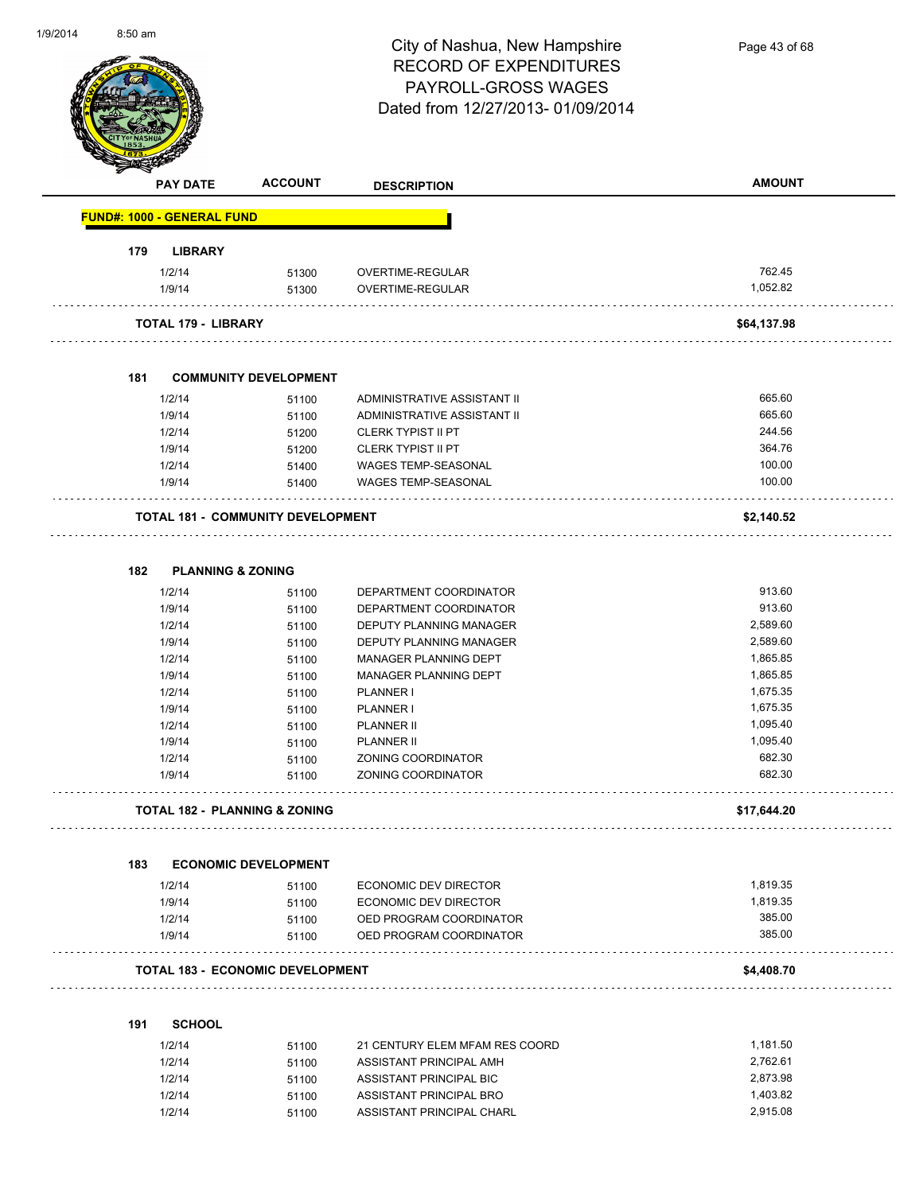# City of Nashua, New Hampshire
## RECORD OF EXPENDITURES
## PAYROLL-GROSS WAGES
## Dated from 12/27/2013- 01/09/2014

| PAY DATE | ACCOUNT | DESCRIPTION | AMOUNT |
|---|---|---|---|
| **FUND#: 1000 - GENERAL FUND** | | | |
| **179 LIBRARY** | | | |
| 1/2/14 | 51300 | OVERTIME-REGULAR | 762.45 |
| 1/9/14 | 51300 | OVERTIME-REGULAR | 1,052.82 |
| **TOTAL 179 - LIBRARY** | | | **$64,137.98** |
| **181 COMMUNITY DEVELOPMENT** | | | |
| 1/2/14 | 51100 | ADMINISTRATIVE ASSISTANT II | 665.60 |
| 1/9/14 | 51100 | ADMINISTRATIVE ASSISTANT II | 665.60 |
| 1/2/14 | 51200 | CLERK TYPIST II PT | 244.56 |
| 1/9/14 | 51200 | CLERK TYPIST II PT | 364.76 |
| 1/2/14 | 51400 | WAGES TEMP-SEASONAL | 100.00 |
| 1/9/14 | 51400 | WAGES TEMP-SEASONAL | 100.00 |
| **TOTAL 181 - COMMUNITY DEVELOPMENT** | | | **$2,140.52** |
| **182 PLANNING & ZONING** | | | |
| 1/2/14 | 51100 | DEPARTMENT COORDINATOR | 913.60 |
| 1/9/14 | 51100 | DEPARTMENT COORDINATOR | 913.60 |
| 1/2/14 | 51100 | DEPUTY PLANNING MANAGER | 2,589.60 |
| 1/9/14 | 51100 | DEPUTY PLANNING MANAGER | 2,589.60 |
| 1/2/14 | 51100 | MANAGER PLANNING DEPT | 1,865.85 |
| 1/9/14 | 51100 | MANAGER PLANNING DEPT | 1,865.85 |
| 1/2/14 | 51100 | PLANNER I | 1,675.35 |
| 1/9/14 | 51100 | PLANNER I | 1,675.35 |
| 1/2/14 | 51100 | PLANNER II | 1,095.40 |
| 1/9/14 | 51100 | PLANNER II | 1,095.40 |
| 1/2/14 | 51100 | ZONING COORDINATOR | 682.30 |
| 1/9/14 | 51100 | ZONING COORDINATOR | 682.30 |
| **TOTAL 182 - PLANNING & ZONING** | | | **$17,644.20** |
| **183 ECONOMIC DEVELOPMENT** | | | |
| 1/2/14 | 51100 | ECONOMIC DEV DIRECTOR | 1,819.35 |
| 1/9/14 | 51100 | ECONOMIC DEV DIRECTOR | 1,819.35 |
| 1/2/14 | 51100 | OED PROGRAM COORDINATOR | 385.00 |
| 1/9/14 | 51100 | OED PROGRAM COORDINATOR | 385.00 |
| **TOTAL 183 - ECONOMIC DEVELOPMENT** | | | **$4,408.70** |
| **191 SCHOOL** | | | |
| 1/2/14 | 51100 | 21 CENTURY ELEM MFAM RES COORD | 1,181.50 |
| 1/2/14 | 51100 | ASSISTANT PRINCIPAL AMH | 2,762.61 |
| 1/2/14 | 51100 | ASSISTANT PRINCIPAL BIC | 2,873.98 |
| 1/2/14 | 51100 | ASSISTANT PRINCIPAL BRO | 1,403.82 |
| 1/2/14 | 51100 | ASSISTANT PRINCIPAL CHARL | 2,915.08 |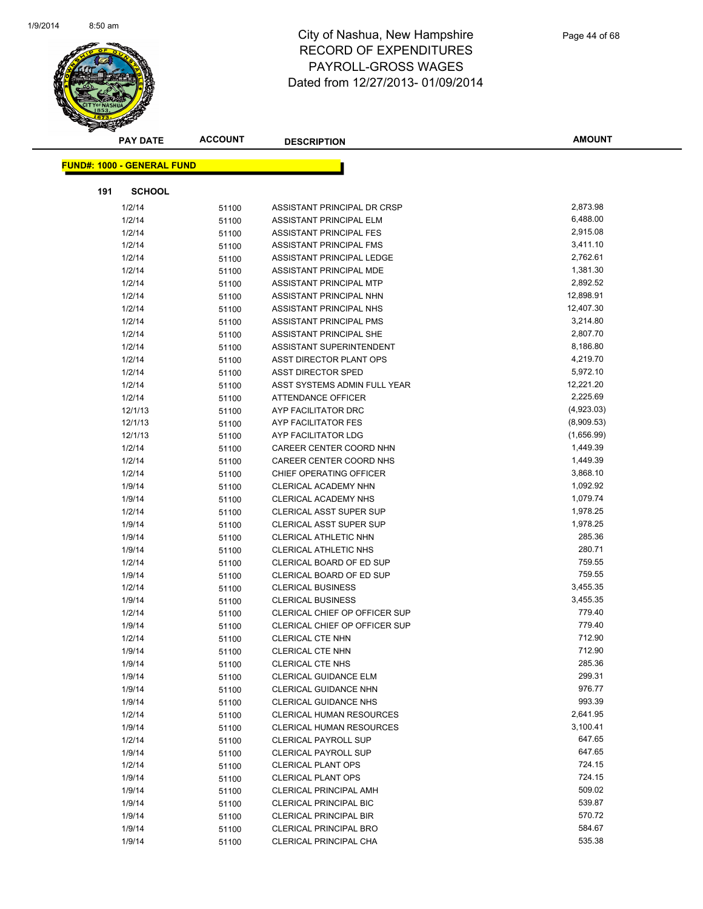# City of Nashua, New Hampshire
# RECORD OF EXPENDITURES
# PAYROLL-GROSS WAGES
# Dated from 12/27/2013- 01/09/2014

**FUND#: 1000 - GENERAL FUND**

**191 SCHOOL**

| PAY DATE | ACCOUNT | DESCRIPTION | AMOUNT |
|---|---|---|---|
| 1/2/14 | 51100 | ASSISTANT PRINCIPAL DR CRSP | 2,873.98 |
| 1/2/14 | 51100 | ASSISTANT PRINCIPAL ELM | 6,488.00 |
| 1/2/14 | 51100 | ASSISTANT PRINCIPAL FES | 2,915.08 |
| 1/2/14 | 51100 | ASSISTANT PRINCIPAL FMS | 3,411.10 |
| 1/2/14 | 51100 | ASSISTANT PRINCIPAL LEDGE | 2,762.61 |
| 1/2/14 | 51100 | ASSISTANT PRINCIPAL MDE | 1,381.30 |
| 1/2/14 | 51100 | ASSISTANT PRINCIPAL MTP | 2,892.52 |
| 1/2/14 | 51100 | ASSISTANT PRINCIPAL NHN | 12,898.91 |
| 1/2/14 | 51100 | ASSISTANT PRINCIPAL NHS | 12,407.30 |
| 1/2/14 | 51100 | ASSISTANT PRINCIPAL PMS | 3,214.80 |
| 1/2/14 | 51100 | ASSISTANT PRINCIPAL SHE | 2,807.70 |
| 1/2/14 | 51100 | ASSISTANT SUPERINTENDENT | 8,186.80 |
| 1/2/14 | 51100 | ASST DIRECTOR PLANT OPS | 4,219.70 |
| 1/2/14 | 51100 | ASST DIRECTOR SPED | 5,972.10 |
| 1/2/14 | 51100 | ASST SYSTEMS ADMIN FULL YEAR | 12,221.20 |
| 1/2/14 | 51100 | ATTENDANCE OFFICER | 2,225.69 |
| 12/1/13 | 51100 | AYP FACILITATOR DRC | (4,923.03) |
| 12/1/13 | 51100 | AYP FACILITATOR FES | (8,909.53) |
| 12/1/13 | 51100 | AYP FACILITATOR LDG | (1,656.99) |
| 1/2/14 | 51100 | CAREER CENTER COORD NHN | 1,449.39 |
| 1/2/14 | 51100 | CAREER CENTER COORD NHS | 1,449.39 |
| 1/2/14 | 51100 | CHIEF OPERATING OFFICER | 3,868.10 |
| 1/9/14 | 51100 | CLERICAL ACADEMY NHN | 1,092.92 |
| 1/9/14 | 51100 | CLERICAL ACADEMY NHS | 1,079.74 |
| 1/2/14 | 51100 | CLERICAL ASST SUPER SUP | 1,978.25 |
| 1/9/14 | 51100 | CLERICAL ASST SUPER SUP | 1,978.25 |
| 1/9/14 | 51100 | CLERICAL ATHLETIC NHN | 285.36 |
| 1/9/14 | 51100 | CLERICAL ATHLETIC NHS | 280.71 |
| 1/2/14 | 51100 | CLERICAL BOARD OF ED SUP | 759.55 |
| 1/9/14 | 51100 | CLERICAL BOARD OF ED SUP | 759.55 |
| 1/2/14 | 51100 | CLERICAL BUSINESS | 3,455.35 |
| 1/9/14 | 51100 | CLERICAL BUSINESS | 3,455.35 |
| 1/2/14 | 51100 | CLERICAL CHIEF OP OFFICER SUP | 779.40 |
| 1/9/14 | 51100 | CLERICAL CHIEF OP OFFICER SUP | 779.40 |
| 1/2/14 | 51100 | CLERICAL CTE NHN | 712.90 |
| 1/9/14 | 51100 | CLERICAL CTE NHN | 712.90 |
| 1/9/14 | 51100 | CLERICAL CTE NHS | 285.36 |
| 1/9/14 | 51100 | CLERICAL GUIDANCE ELM | 299.31 |
| 1/9/14 | 51100 | CLERICAL GUIDANCE NHN | 976.77 |
| 1/9/14 | 51100 | CLERICAL GUIDANCE NHS | 993.39 |
| 1/2/14 | 51100 | CLERICAL HUMAN RESOURCES | 2,641.95 |
| 1/9/14 | 51100 | CLERICAL HUMAN RESOURCES | 3,100.41 |
| 1/2/14 | 51100 | CLERICAL PAYROLL SUP | 647.65 |
| 1/9/14 | 51100 | CLERICAL PAYROLL SUP | 647.65 |
| 1/2/14 | 51100 | CLERICAL PLANT OPS | 724.15 |
| 1/9/14 | 51100 | CLERICAL PLANT OPS | 724.15 |
| 1/9/14 | 51100 | CLERICAL PRINCIPAL AMH | 509.02 |
| 1/9/14 | 51100 | CLERICAL PRINCIPAL BIC | 539.87 |
| 1/9/14 | 51100 | CLERICAL PRINCIPAL BIR | 570.72 |
| 1/9/14 | 51100 | CLERICAL PRINCIPAL BRO | 584.67 |
| 1/9/14 | 51100 | CLERICAL PRINCIPAL CHA | 535.38 |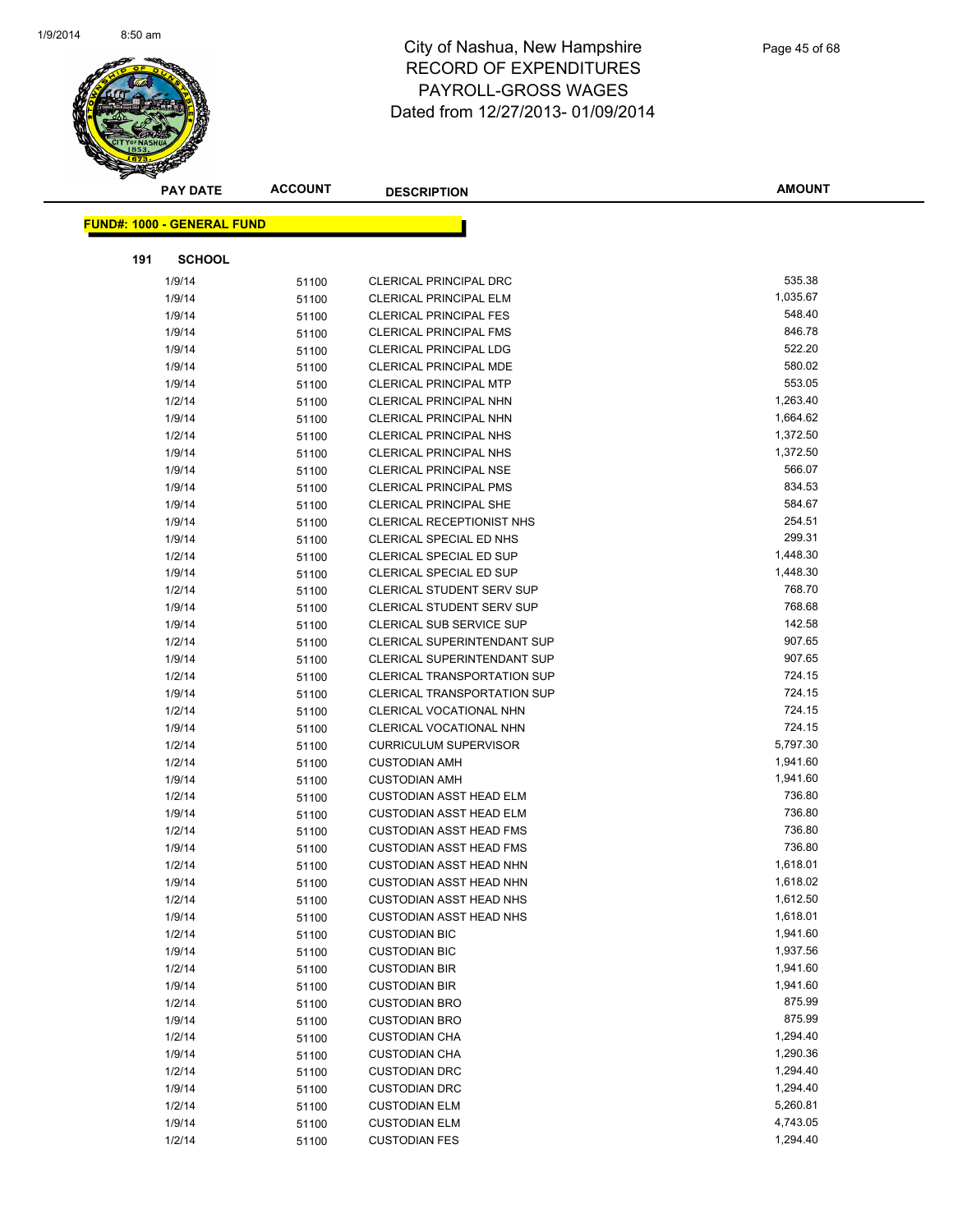# City of Nashua, New Hampshire
## RECORD OF EXPENDITURES
## PAYROLL-GROSS WAGES
### Dated from 12/27/2013- 01/09/2014

| PAY DATE | ACCOUNT | DESCRIPTION | AMOUNT |
|---|---|---|---|

**FUND#: 1000 - GENERAL FUND**

**191 SCHOOL**

| PAY DATE | ACCOUNT | DESCRIPTION | AMOUNT |
|---|---|---|---|
| 1/9/14 | 51100 | CLERICAL PRINCIPAL DRC | 535.38 |
| 1/9/14 | 51100 | CLERICAL PRINCIPAL ELM | 1,035.67 |
| 1/9/14 | 51100 | CLERICAL PRINCIPAL FES | 548.40 |
| 1/9/14 | 51100 | CLERICAL PRINCIPAL FMS | 846.78 |
| 1/9/14 | 51100 | CLERICAL PRINCIPAL LDG | 522.20 |
| 1/9/14 | 51100 | CLERICAL PRINCIPAL MDE | 580.02 |
| 1/9/14 | 51100 | CLERICAL PRINCIPAL MTP | 553.05 |
| 1/2/14 | 51100 | CLERICAL PRINCIPAL NHN | 1,263.40 |
| 1/9/14 | 51100 | CLERICAL PRINCIPAL NHN | 1,664.62 |
| 1/2/14 | 51100 | CLERICAL PRINCIPAL NHS | 1,372.50 |
| 1/9/14 | 51100 | CLERICAL PRINCIPAL NHS | 1,372.50 |
| 1/9/14 | 51100 | CLERICAL PRINCIPAL NSE | 566.07 |
| 1/9/14 | 51100 | CLERICAL PRINCIPAL PMS | 834.53 |
| 1/9/14 | 51100 | CLERICAL PRINCIPAL SHE | 584.67 |
| 1/9/14 | 51100 | CLERICAL RECEPTIONIST NHS | 254.51 |
| 1/9/14 | 51100 | CLERICAL SPECIAL ED NHS | 299.31 |
| 1/2/14 | 51100 | CLERICAL SPECIAL ED SUP | 1,448.30 |
| 1/9/14 | 51100 | CLERICAL SPECIAL ED SUP | 1,448.30 |
| 1/2/14 | 51100 | CLERICAL STUDENT SERV SUP | 768.70 |
| 1/9/14 | 51100 | CLERICAL STUDENT SERV SUP | 768.68 |
| 1/9/14 | 51100 | CLERICAL SUB SERVICE SUP | 142.58 |
| 1/2/14 | 51100 | CLERICAL SUPERINTENDANT SUP | 907.65 |
| 1/9/14 | 51100 | CLERICAL SUPERINTENDANT SUP | 907.65 |
| 1/2/14 | 51100 | CLERICAL TRANSPORTATION SUP | 724.15 |
| 1/9/14 | 51100 | CLERICAL TRANSPORTATION SUP | 724.15 |
| 1/2/14 | 51100 | CLERICAL VOCATIONAL NHN | 724.15 |
| 1/9/14 | 51100 | CLERICAL VOCATIONAL NHN | 724.15 |
| 1/2/14 | 51100 | CURRICULUM SUPERVISOR | 5,797.30 |
| 1/2/14 | 51100 | CUSTODIAN AMH | 1,941.60 |
| 1/9/14 | 51100 | CUSTODIAN AMH | 1,941.60 |
| 1/2/14 | 51100 | CUSTODIAN ASST HEAD ELM | 736.80 |
| 1/9/14 | 51100 | CUSTODIAN ASST HEAD ELM | 736.80 |
| 1/2/14 | 51100 | CUSTODIAN ASST HEAD FMS | 736.80 |
| 1/9/14 | 51100 | CUSTODIAN ASST HEAD FMS | 736.80 |
| 1/2/14 | 51100 | CUSTODIAN ASST HEAD NHN | 1,618.01 |
| 1/9/14 | 51100 | CUSTODIAN ASST HEAD NHN | 1,618.02 |
| 1/2/14 | 51100 | CUSTODIAN ASST HEAD NHS | 1,612.50 |
| 1/9/14 | 51100 | CUSTODIAN ASST HEAD NHS | 1,618.01 |
| 1/2/14 | 51100 | CUSTODIAN BIC | 1,941.60 |
| 1/9/14 | 51100 | CUSTODIAN BIC | 1,937.56 |
| 1/2/14 | 51100 | CUSTODIAN BIR | 1,941.60 |
| 1/9/14 | 51100 | CUSTODIAN BIR | 1,941.60 |
| 1/2/14 | 51100 | CUSTODIAN BRO | 875.99 |
| 1/9/14 | 51100 | CUSTODIAN BRO | 875.99 |
| 1/2/14 | 51100 | CUSTODIAN CHA | 1,294.40 |
| 1/9/14 | 51100 | CUSTODIAN CHA | 1,290.36 |
| 1/2/14 | 51100 | CUSTODIAN DRC | 1,294.40 |
| 1/9/14 | 51100 | CUSTODIAN DRC | 1,294.40 |
| 1/2/14 | 51100 | CUSTODIAN ELM | 5,260.81 |
| 1/9/14 | 51100 | CUSTODIAN ELM | 4,743.05 |
| 1/2/14 | 51100 | CUSTODIAN FES | 1,294.40 |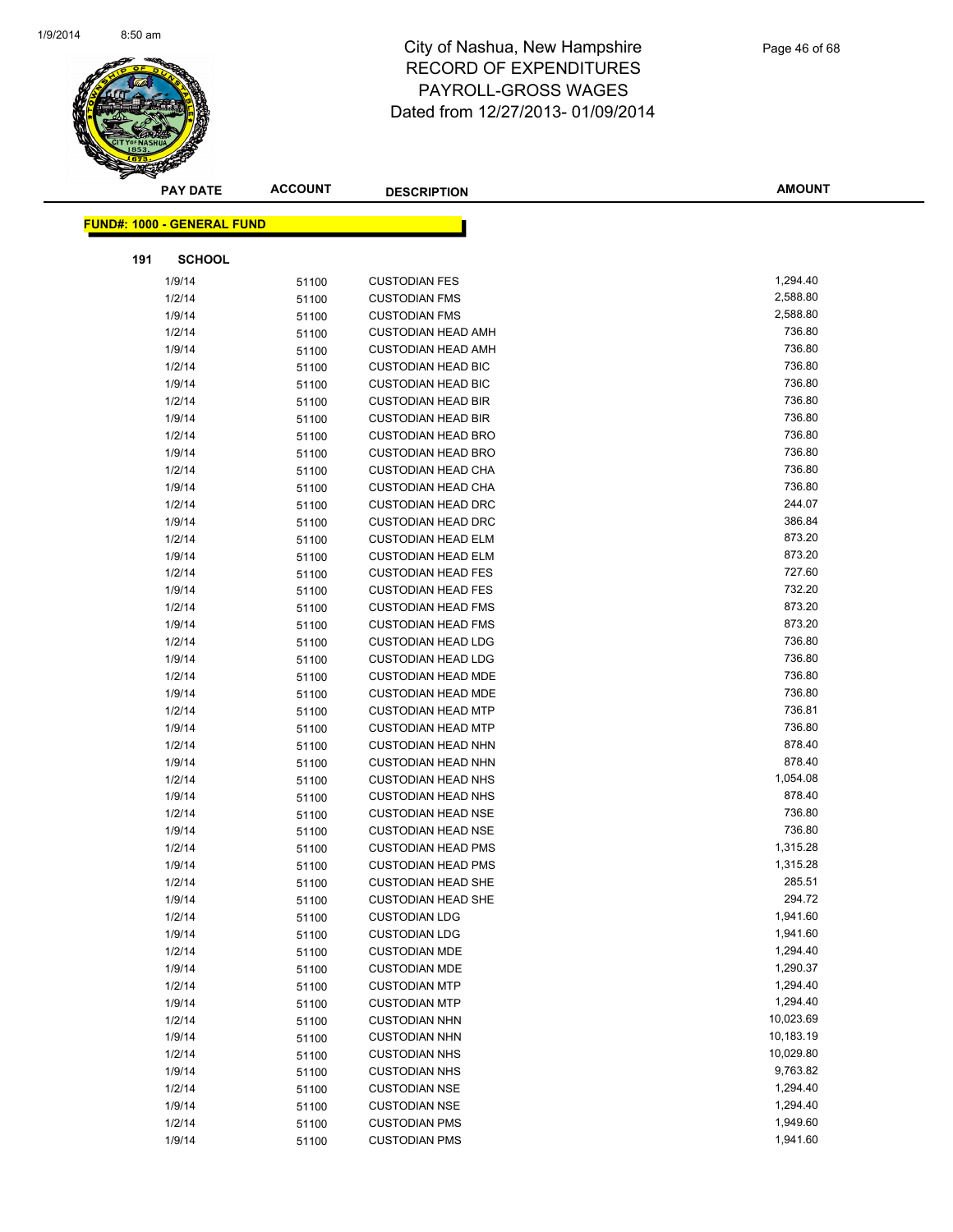# City of Nashua, New Hampshire
## RECORD OF EXPENDITURES
## PAYROLL-GROSS WAGES
## Dated from 12/27/2013- 01/09/2014

**FUND#: 1000 - GENERAL FUND**

**191 SCHOOL**

| PAY DATE | ACCOUNT | DESCRIPTION | AMOUNT |
|---|---|---|---|
| 1/9/14 | 51100 | CUSTODIAN FES | 1,294.40 |
| 1/2/14 | 51100 | CUSTODIAN FMS | 2,588.80 |
| 1/9/14 | 51100 | CUSTODIAN FMS | 2,588.80 |
| 1/2/14 | 51100 | CUSTODIAN HEAD AMH | 736.80 |
| 1/9/14 | 51100 | CUSTODIAN HEAD AMH | 736.80 |
| 1/2/14 | 51100 | CUSTODIAN HEAD BIC | 736.80 |
| 1/9/14 | 51100 | CUSTODIAN HEAD BIC | 736.80 |
| 1/2/14 | 51100 | CUSTODIAN HEAD BIR | 736.80 |
| 1/9/14 | 51100 | CUSTODIAN HEAD BIR | 736.80 |
| 1/2/14 | 51100 | CUSTODIAN HEAD BRO | 736.80 |
| 1/9/14 | 51100 | CUSTODIAN HEAD BRO | 736.80 |
| 1/2/14 | 51100 | CUSTODIAN HEAD CHA | 736.80 |
| 1/9/14 | 51100 | CUSTODIAN HEAD CHA | 736.80 |
| 1/2/14 | 51100 | CUSTODIAN HEAD DRC | 244.07 |
| 1/9/14 | 51100 | CUSTODIAN HEAD DRC | 386.84 |
| 1/2/14 | 51100 | CUSTODIAN HEAD ELM | 873.20 |
| 1/9/14 | 51100 | CUSTODIAN HEAD ELM | 873.20 |
| 1/2/14 | 51100 | CUSTODIAN HEAD FES | 727.60 |
| 1/9/14 | 51100 | CUSTODIAN HEAD FES | 732.20 |
| 1/2/14 | 51100 | CUSTODIAN HEAD FMS | 873.20 |
| 1/9/14 | 51100 | CUSTODIAN HEAD FMS | 873.20 |
| 1/2/14 | 51100 | CUSTODIAN HEAD LDG | 736.80 |
| 1/9/14 | 51100 | CUSTODIAN HEAD LDG | 736.80 |
| 1/2/14 | 51100 | CUSTODIAN HEAD MDE | 736.80 |
| 1/9/14 | 51100 | CUSTODIAN HEAD MDE | 736.80 |
| 1/2/14 | 51100 | CUSTODIAN HEAD MTP | 736.81 |
| 1/9/14 | 51100 | CUSTODIAN HEAD MTP | 736.80 |
| 1/2/14 | 51100 | CUSTODIAN HEAD NHN | 878.40 |
| 1/9/14 | 51100 | CUSTODIAN HEAD NHN | 878.40 |
| 1/2/14 | 51100 | CUSTODIAN HEAD NHS | 1,054.08 |
| 1/9/14 | 51100 | CUSTODIAN HEAD NHS | 878.40 |
| 1/2/14 | 51100 | CUSTODIAN HEAD NSE | 736.80 |
| 1/9/14 | 51100 | CUSTODIAN HEAD NSE | 736.80 |
| 1/2/14 | 51100 | CUSTODIAN HEAD PMS | 1,315.28 |
| 1/9/14 | 51100 | CUSTODIAN HEAD PMS | 1,315.28 |
| 1/2/14 | 51100 | CUSTODIAN HEAD SHE | 285.51 |
| 1/9/14 | 51100 | CUSTODIAN HEAD SHE | 294.72 |
| 1/2/14 | 51100 | CUSTODIAN LDG | 1,941.60 |
| 1/9/14 | 51100 | CUSTODIAN LDG | 1,941.60 |
| 1/2/14 | 51100 | CUSTODIAN MDE | 1,294.40 |
| 1/9/14 | 51100 | CUSTODIAN MDE | 1,290.37 |
| 1/2/14 | 51100 | CUSTODIAN MTP | 1,294.40 |
| 1/9/14 | 51100 | CUSTODIAN MTP | 1,294.40 |
| 1/2/14 | 51100 | CUSTODIAN NHN | 10,023.69 |
| 1/9/14 | 51100 | CUSTODIAN NHN | 10,183.19 |
| 1/2/14 | 51100 | CUSTODIAN NHS | 10,029.80 |
| 1/9/14 | 51100 | CUSTODIAN NHS | 9,763.82 |
| 1/2/14 | 51100 | CUSTODIAN NSE | 1,294.40 |
| 1/9/14 | 51100 | CUSTODIAN NSE | 1,294.40 |
| 1/2/14 | 51100 | CUSTODIAN PMS | 1,949.60 |
| 1/9/14 | 51100 | CUSTODIAN PMS | 1,941.60 |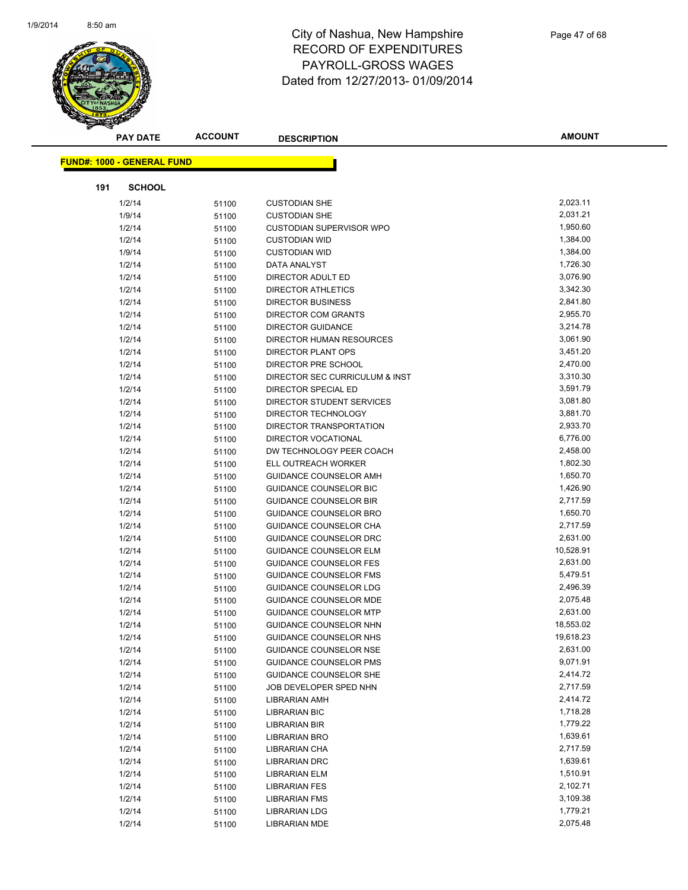# City of Nashua, New Hampshire
## RECORD OF EXPENDITURES
## PAYROLL-GROSS WAGES
## Dated from 12/27/2013- 01/09/2014

**FUND#: 1000 - GENERAL FUND**

**191 SCHOOL**

| PAY DATE | ACCOUNT | DESCRIPTION | AMOUNT |
|---|---|---|---|
| 1/2/14 | 51100 | CUSTODIAN SHE | 2,023.11 |
| 1/9/14 | 51100 | CUSTODIAN SHE | 2,031.21 |
| 1/2/14 | 51100 | CUSTODIAN SUPERVISOR WPO | 1,950.60 |
| 1/2/14 | 51100 | CUSTODIAN WID | 1,384.00 |
| 1/9/14 | 51100 | CUSTODIAN WID | 1,384.00 |
| 1/2/14 | 51100 | DATA ANALYST | 1,726.30 |
| 1/2/14 | 51100 | DIRECTOR ADULT ED | 3,076.90 |
| 1/2/14 | 51100 | DIRECTOR ATHLETICS | 3,342.30 |
| 1/2/14 | 51100 | DIRECTOR BUSINESS | 2,841.80 |
| 1/2/14 | 51100 | DIRECTOR COM GRANTS | 2,955.70 |
| 1/2/14 | 51100 | DIRECTOR GUIDANCE | 3,214.78 |
| 1/2/14 | 51100 | DIRECTOR HUMAN RESOURCES | 3,061.90 |
| 1/2/14 | 51100 | DIRECTOR PLANT OPS | 3,451.20 |
| 1/2/14 | 51100 | DIRECTOR PRE SCHOOL | 2,470.00 |
| 1/2/14 | 51100 | DIRECTOR SEC CURRICULUM & INST | 3,310.30 |
| 1/2/14 | 51100 | DIRECTOR SPECIAL ED | 3,591.79 |
| 1/2/14 | 51100 | DIRECTOR STUDENT SERVICES | 3,081.80 |
| 1/2/14 | 51100 | DIRECTOR TECHNOLOGY | 3,881.70 |
| 1/2/14 | 51100 | DIRECTOR TRANSPORTATION | 2,933.70 |
| 1/2/14 | 51100 | DIRECTOR VOCATIONAL | 6,776.00 |
| 1/2/14 | 51100 | DW TECHNOLOGY PEER COACH | 2,458.00 |
| 1/2/14 | 51100 | ELL OUTREACH WORKER | 1,802.30 |
| 1/2/14 | 51100 | GUIDANCE COUNSELOR AMH | 1,650.70 |
| 1/2/14 | 51100 | GUIDANCE COUNSELOR BIC | 1,426.90 |
| 1/2/14 | 51100 | GUIDANCE COUNSELOR BIR | 2,717.59 |
| 1/2/14 | 51100 | GUIDANCE COUNSELOR BRO | 1,650.70 |
| 1/2/14 | 51100 | GUIDANCE COUNSELOR CHA | 2,717.59 |
| 1/2/14 | 51100 | GUIDANCE COUNSELOR DRC | 2,631.00 |
| 1/2/14 | 51100 | GUIDANCE COUNSELOR ELM | 10,528.91 |
| 1/2/14 | 51100 | GUIDANCE COUNSELOR FES | 2,631.00 |
| 1/2/14 | 51100 | GUIDANCE COUNSELOR FMS | 5,479.51 |
| 1/2/14 | 51100 | GUIDANCE COUNSELOR LDG | 2,496.39 |
| 1/2/14 | 51100 | GUIDANCE COUNSELOR MDE | 2,075.48 |
| 1/2/14 | 51100 | GUIDANCE COUNSELOR MTP | 2,631.00 |
| 1/2/14 | 51100 | GUIDANCE COUNSELOR NHN | 18,553.02 |
| 1/2/14 | 51100 | GUIDANCE COUNSELOR NHS | 19,618.23 |
| 1/2/14 | 51100 | GUIDANCE COUNSELOR NSE | 2,631.00 |
| 1/2/14 | 51100 | GUIDANCE COUNSELOR PMS | 9,071.91 |
| 1/2/14 | 51100 | GUIDANCE COUNSELOR SHE | 2,414.72 |
| 1/2/14 | 51100 | JOB DEVELOPER SPED NHN | 2,717.59 |
| 1/2/14 | 51100 | LIBRARIAN AMH | 2,414.72 |
| 1/2/14 | 51100 | LIBRARIAN BIC | 1,718.28 |
| 1/2/14 | 51100 | LIBRARIAN BIR | 1,779.22 |
| 1/2/14 | 51100 | LIBRARIAN BRO | 1,639.61 |
| 1/2/14 | 51100 | LIBRARIAN CHA | 2,717.59 |
| 1/2/14 | 51100 | LIBRARIAN DRC | 1,639.61 |
| 1/2/14 | 51100 | LIBRARIAN ELM | 1,510.91 |
| 1/2/14 | 51100 | LIBRARIAN FES | 2,102.71 |
| 1/2/14 | 51100 | LIBRARIAN FMS | 3,109.38 |
| 1/2/14 | 51100 | LIBRARIAN LDG | 1,779.21 |
| 1/2/14 | 51100 | LIBRARIAN MDE | 2,075.48 |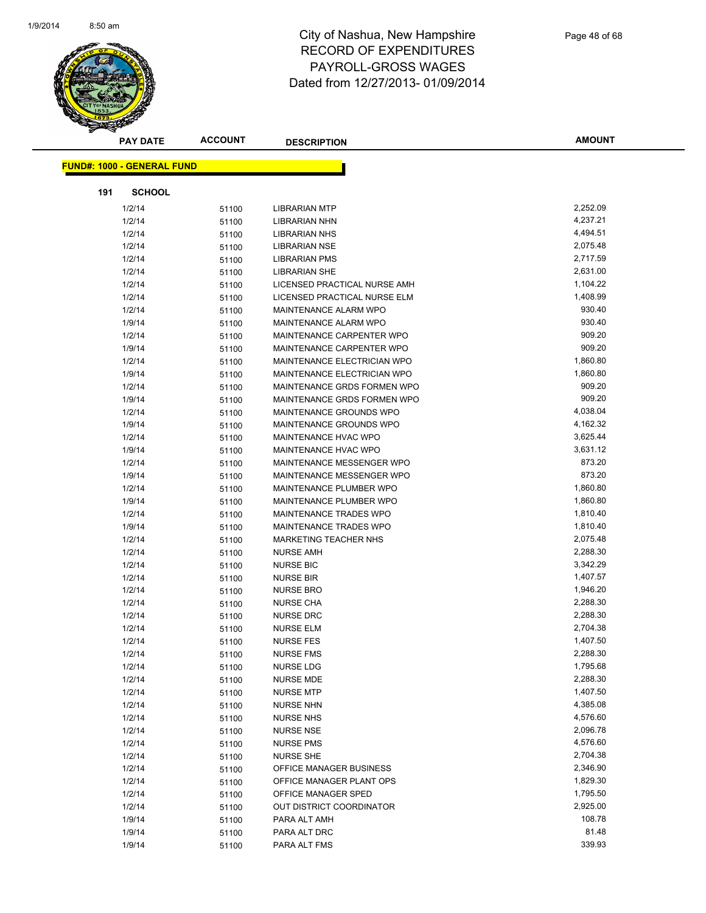# City of Nashua, New Hampshire
## RECORD OF EXPENDITURES
## PAYROLL-GROSS WAGES
## Dated from 12/27/2013- 01/09/2014

| PAY DATE | ACCOUNT | DESCRIPTION | AMOUNT |
|---|---|---|---|

**FUND#: 1000 - GENERAL FUND**

**191 SCHOOL**

| PAY DATE | ACCOUNT | DESCRIPTION | AMOUNT |
|---|---|---|---|
| 1/2/14 | 51100 | LIBRARIAN MTP | 2,252.09 |
| 1/2/14 | 51100 | LIBRARIAN NHN | 4,237.21 |
| 1/2/14 | 51100 | LIBRARIAN NHS | 4,494.51 |
| 1/2/14 | 51100 | LIBRARIAN NSE | 2,075.48 |
| 1/2/14 | 51100 | LIBRARIAN PMS | 2,717.59 |
| 1/2/14 | 51100 | LIBRARIAN SHE | 2,631.00 |
| 1/2/14 | 51100 | LICENSED PRACTICAL NURSE AMH | 1,104.22 |
| 1/2/14 | 51100 | LICENSED PRACTICAL NURSE ELM | 1,408.99 |
| 1/2/14 | 51100 | MAINTENANCE ALARM WPO | 930.40 |
| 1/9/14 | 51100 | MAINTENANCE ALARM WPO | 930.40 |
| 1/2/14 | 51100 | MAINTENANCE CARPENTER WPO | 909.20 |
| 1/9/14 | 51100 | MAINTENANCE CARPENTER WPO | 909.20 |
| 1/2/14 | 51100 | MAINTENANCE ELECTRICIAN WPO | 1,860.80 |
| 1/9/14 | 51100 | MAINTENANCE ELECTRICIAN WPO | 1,860.80 |
| 1/2/14 | 51100 | MAINTENANCE GRDS FORMEN WPO | 909.20 |
| 1/9/14 | 51100 | MAINTENANCE GRDS FORMEN WPO | 909.20 |
| 1/2/14 | 51100 | MAINTENANCE GROUNDS WPO | 4,038.04 |
| 1/9/14 | 51100 | MAINTENANCE GROUNDS WPO | 4,162.32 |
| 1/2/14 | 51100 | MAINTENANCE HVAC WPO | 3,625.44 |
| 1/9/14 | 51100 | MAINTENANCE HVAC WPO | 3,631.12 |
| 1/2/14 | 51100 | MAINTENANCE MESSENGER WPO | 873.20 |
| 1/9/14 | 51100 | MAINTENANCE MESSENGER WPO | 873.20 |
| 1/2/14 | 51100 | MAINTENANCE PLUMBER WPO | 1,860.80 |
| 1/9/14 | 51100 | MAINTENANCE PLUMBER WPO | 1,860.80 |
| 1/2/14 | 51100 | MAINTENANCE TRADES WPO | 1,810.40 |
| 1/9/14 | 51100 | MAINTENANCE TRADES WPO | 1,810.40 |
| 1/2/14 | 51100 | MARKETING TEACHER NHS | 2,075.48 |
| 1/2/14 | 51100 | NURSE AMH | 2,288.30 |
| 1/2/14 | 51100 | NURSE BIC | 3,342.29 |
| 1/2/14 | 51100 | NURSE BIR | 1,407.57 |
| 1/2/14 | 51100 | NURSE BRO | 1,946.20 |
| 1/2/14 | 51100 | NURSE CHA | 2,288.30 |
| 1/2/14 | 51100 | NURSE DRC | 2,288.30 |
| 1/2/14 | 51100 | NURSE ELM | 2,704.38 |
| 1/2/14 | 51100 | NURSE FES | 1,407.50 |
| 1/2/14 | 51100 | NURSE FMS | 2,288.30 |
| 1/2/14 | 51100 | NURSE LDG | 1,795.68 |
| 1/2/14 | 51100 | NURSE MDE | 2,288.30 |
| 1/2/14 | 51100 | NURSE MTP | 1,407.50 |
| 1/2/14 | 51100 | NURSE NHN | 4,385.08 |
| 1/2/14 | 51100 | NURSE NHS | 4,576.60 |
| 1/2/14 | 51100 | NURSE NSE | 2,096.78 |
| 1/2/14 | 51100 | NURSE PMS | 4,576.60 |
| 1/2/14 | 51100 | NURSE SHE | 2,704.38 |
| 1/2/14 | 51100 | OFFICE MANAGER BUSINESS | 2,346.90 |
| 1/2/14 | 51100 | OFFICE MANAGER PLANT OPS | 1,829.30 |
| 1/2/14 | 51100 | OFFICE MANAGER SPED | 1,795.50 |
| 1/2/14 | 51100 | OUT DISTRICT COORDINATOR | 2,925.00 |
| 1/9/14 | 51100 | PARA ALT AMH | 108.78 |
| 1/9/14 | 51100 | PARA ALT DRC | 81.48 |
| 1/9/14 | 51100 | PARA ALT FMS | 339.93 |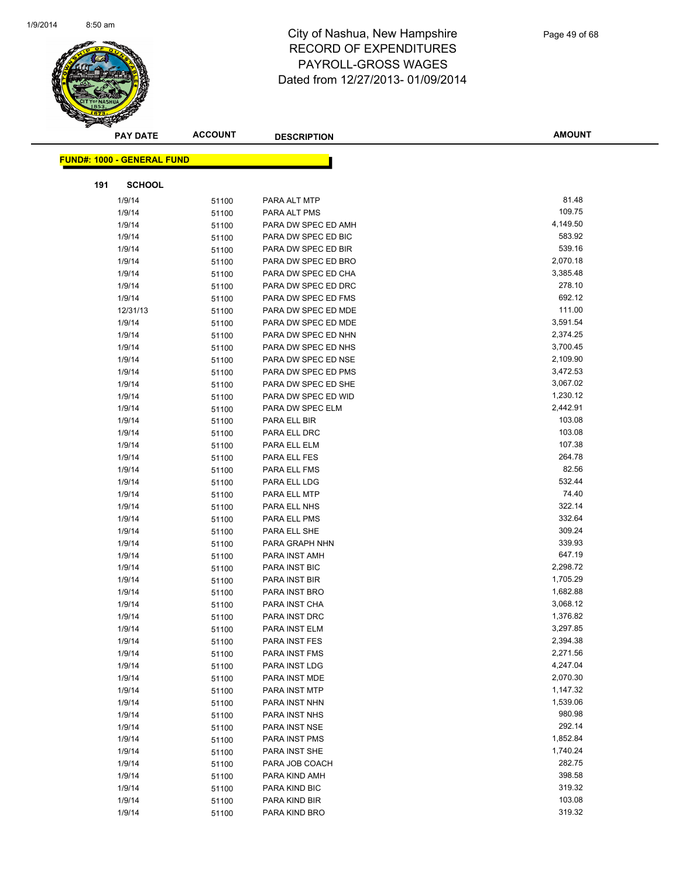# City of Nashua, New Hampshire
## RECORD OF EXPENDITURES
## PAYROLL-GROSS WAGES
## Dated from 12/27/2013- 01/09/2014

**FUND#: 1000 - GENERAL FUND**

**191 SCHOOL**

| PAY DATE | ACCOUNT | DESCRIPTION | AMOUNT |
|---|---|---|---|
| 1/9/14 | 51100 | PARA ALT MTP | 81.48 |
| 1/9/14 | 51100 | PARA ALT PMS | 109.75 |
| 1/9/14 | 51100 | PARA DW SPEC ED AMH | 4,149.50 |
| 1/9/14 | 51100 | PARA DW SPEC ED BIC | 583.92 |
| 1/9/14 | 51100 | PARA DW SPEC ED BIR | 539.16 |
| 1/9/14 | 51100 | PARA DW SPEC ED BRO | 2,070.18 |
| 1/9/14 | 51100 | PARA DW SPEC ED CHA | 3,385.48 |
| 1/9/14 | 51100 | PARA DW SPEC ED DRC | 278.10 |
| 1/9/14 | 51100 | PARA DW SPEC ED FMS | 692.12 |
| 12/31/13 | 51100 | PARA DW SPEC ED MDE | 111.00 |
| 1/9/14 | 51100 | PARA DW SPEC ED MDE | 3,591.54 |
| 1/9/14 | 51100 | PARA DW SPEC ED NHN | 2,374.25 |
| 1/9/14 | 51100 | PARA DW SPEC ED NHS | 3,700.45 |
| 1/9/14 | 51100 | PARA DW SPEC ED NSE | 2,109.90 |
| 1/9/14 | 51100 | PARA DW SPEC ED PMS | 3,472.53 |
| 1/9/14 | 51100 | PARA DW SPEC ED SHE | 3,067.02 |
| 1/9/14 | 51100 | PARA DW SPEC ED WID | 1,230.12 |
| 1/9/14 | 51100 | PARA DW SPEC ELM | 2,442.91 |
| 1/9/14 | 51100 | PARA ELL BIR | 103.08 |
| 1/9/14 | 51100 | PARA ELL DRC | 103.08 |
| 1/9/14 | 51100 | PARA ELL ELM | 107.38 |
| 1/9/14 | 51100 | PARA ELL FES | 264.78 |
| 1/9/14 | 51100 | PARA ELL FMS | 82.56 |
| 1/9/14 | 51100 | PARA ELL LDG | 532.44 |
| 1/9/14 | 51100 | PARA ELL MTP | 74.40 |
| 1/9/14 | 51100 | PARA ELL NHS | 322.14 |
| 1/9/14 | 51100 | PARA ELL PMS | 332.64 |
| 1/9/14 | 51100 | PARA ELL SHE | 309.24 |
| 1/9/14 | 51100 | PARA GRAPH NHN | 339.93 |
| 1/9/14 | 51100 | PARA INST AMH | 647.19 |
| 1/9/14 | 51100 | PARA INST BIC | 2,298.72 |
| 1/9/14 | 51100 | PARA INST BIR | 1,705.29 |
| 1/9/14 | 51100 | PARA INST BRO | 1,682.88 |
| 1/9/14 | 51100 | PARA INST CHA | 3,068.12 |
| 1/9/14 | 51100 | PARA INST DRC | 1,376.82 |
| 1/9/14 | 51100 | PARA INST ELM | 3,297.85 |
| 1/9/14 | 51100 | PARA INST FES | 2,394.38 |
| 1/9/14 | 51100 | PARA INST FMS | 2,271.56 |
| 1/9/14 | 51100 | PARA INST LDG | 4,247.04 |
| 1/9/14 | 51100 | PARA INST MDE | 2,070.30 |
| 1/9/14 | 51100 | PARA INST MTP | 1,147.32 |
| 1/9/14 | 51100 | PARA INST NHN | 1,539.06 |
| 1/9/14 | 51100 | PARA INST NHS | 980.98 |
| 1/9/14 | 51100 | PARA INST NSE | 292.14 |
| 1/9/14 | 51100 | PARA INST PMS | 1,852.84 |
| 1/9/14 | 51100 | PARA INST SHE | 1,740.24 |
| 1/9/14 | 51100 | PARA JOB COACH | 282.75 |
| 1/9/14 | 51100 | PARA KIND AMH | 398.58 |
| 1/9/14 | 51100 | PARA KIND BIC | 319.32 |
| 1/9/14 | 51100 | PARA KIND BIR | 103.08 |
| 1/9/14 | 51100 | PARA KIND BRO | 319.32 |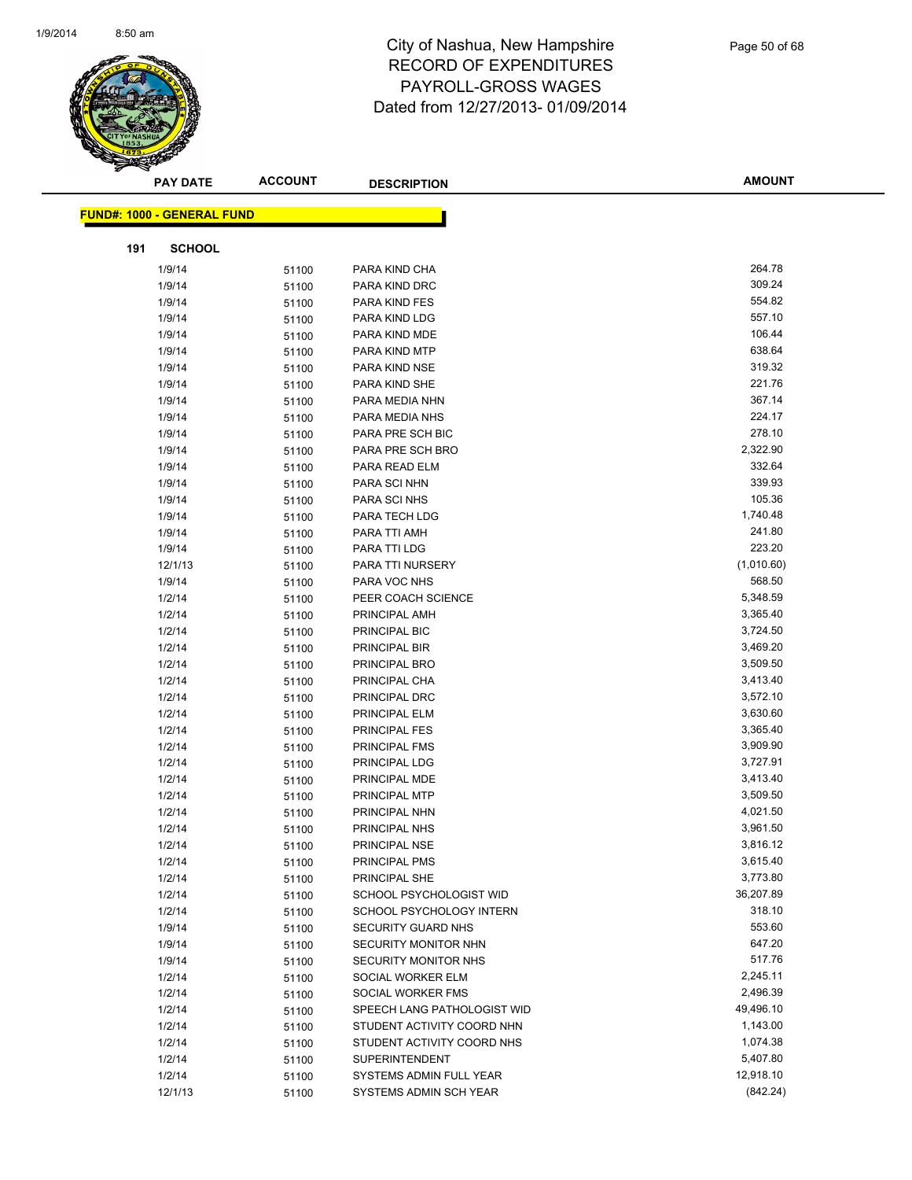# City of Nashua, New Hampshire
## RECORD OF EXPENDITURES
## PAYROLL-GROSS WAGES
## Dated from 12/27/2013- 01/09/2014

**FUND#: 1000 - GENERAL FUND**

**191 SCHOOL**

| PAY DATE | ACCOUNT | DESCRIPTION | AMOUNT |
|---|---|---|---|
| 1/9/14 | 51100 | PARA KIND CHA | 264.78 |
| 1/9/14 | 51100 | PARA KIND DRC | 309.24 |
| 1/9/14 | 51100 | PARA KIND FES | 554.82 |
| 1/9/14 | 51100 | PARA KIND LDG | 557.10 |
| 1/9/14 | 51100 | PARA KIND MDE | 106.44 |
| 1/9/14 | 51100 | PARA KIND MTP | 638.64 |
| 1/9/14 | 51100 | PARA KIND NSE | 319.32 |
| 1/9/14 | 51100 | PARA KIND SHE | 221.76 |
| 1/9/14 | 51100 | PARA MEDIA NHN | 367.14 |
| 1/9/14 | 51100 | PARA MEDIA NHS | 224.17 |
| 1/9/14 | 51100 | PARA PRE SCH BIC | 278.10 |
| 1/9/14 | 51100 | PARA PRE SCH BRO | 2,322.90 |
| 1/9/14 | 51100 | PARA READ ELM | 332.64 |
| 1/9/14 | 51100 | PARA SCI NHN | 339.93 |
| 1/9/14 | 51100 | PARA SCI NHS | 105.36 |
| 1/9/14 | 51100 | PARA TECH LDG | 1,740.48 |
| 1/9/14 | 51100 | PARA TTI AMH | 241.80 |
| 1/9/14 | 51100 | PARA TTI LDG | 223.20 |
| 12/1/13 | 51100 | PARA TTI NURSERY | (1,010.60) |
| 1/9/14 | 51100 | PARA VOC NHS | 568.50 |
| 1/2/14 | 51100 | PEER COACH SCIENCE | 5,348.59 |
| 1/2/14 | 51100 | PRINCIPAL AMH | 3,365.40 |
| 1/2/14 | 51100 | PRINCIPAL BIC | 3,724.50 |
| 1/2/14 | 51100 | PRINCIPAL BIR | 3,469.20 |
| 1/2/14 | 51100 | PRINCIPAL BRO | 3,509.50 |
| 1/2/14 | 51100 | PRINCIPAL CHA | 3,413.40 |
| 1/2/14 | 51100 | PRINCIPAL DRC | 3,572.10 |
| 1/2/14 | 51100 | PRINCIPAL ELM | 3,630.60 |
| 1/2/14 | 51100 | PRINCIPAL FES | 3,365.40 |
| 1/2/14 | 51100 | PRINCIPAL FMS | 3,909.90 |
| 1/2/14 | 51100 | PRINCIPAL LDG | 3,727.91 |
| 1/2/14 | 51100 | PRINCIPAL MDE | 3,413.40 |
| 1/2/14 | 51100 | PRINCIPAL MTP | 3,509.50 |
| 1/2/14 | 51100 | PRINCIPAL NHN | 4,021.50 |
| 1/2/14 | 51100 | PRINCIPAL NHS | 3,961.50 |
| 1/2/14 | 51100 | PRINCIPAL NSE | 3,816.12 |
| 1/2/14 | 51100 | PRINCIPAL PMS | 3,615.40 |
| 1/2/14 | 51100 | PRINCIPAL SHE | 3,773.80 |
| 1/2/14 | 51100 | SCHOOL PSYCHOLOGIST WID | 36,207.89 |
| 1/2/14 | 51100 | SCHOOL PSYCHOLOGY INTERN | 318.10 |
| 1/9/14 | 51100 | SECURITY GUARD NHS | 553.60 |
| 1/9/14 | 51100 | SECURITY MONITOR NHN | 647.20 |
| 1/9/14 | 51100 | SECURITY MONITOR NHS | 517.76 |
| 1/2/14 | 51100 | SOCIAL WORKER ELM | 2,245.11 |
| 1/2/14 | 51100 | SOCIAL WORKER FMS | 2,496.39 |
| 1/2/14 | 51100 | SPEECH LANG PATHOLOGIST WID | 49,496.10 |
| 1/2/14 | 51100 | STUDENT ACTIVITY COORD NHN | 1,143.00 |
| 1/2/14 | 51100 | STUDENT ACTIVITY COORD NHS | 1,074.38 |
| 1/2/14 | 51100 | SUPERINTENDENT | 5,407.80 |
| 1/2/14 | 51100 | SYSTEMS ADMIN FULL YEAR | 12,918.10 |
| 12/1/13 | 51100 | SYSTEMS ADMIN SCH YEAR | (842.24) |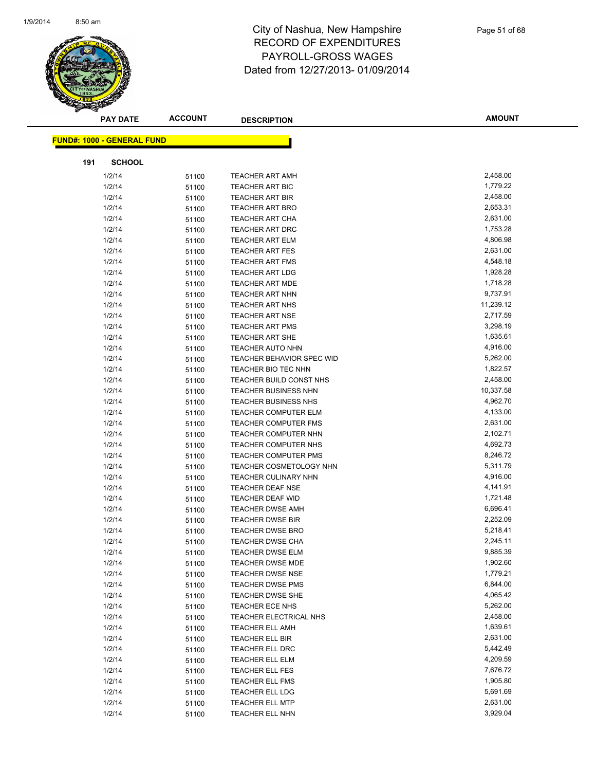# City of Nashua, New Hampshire
## RECORD OF EXPENDITURES
## PAYROLL-GROSS WAGES
## Dated from 12/27/2013- 01/09/2014

| PAY DATE | ACCOUNT | DESCRIPTION | AMOUNT |
|---|---|---|---|

**FUND#: 1000 - GENERAL FUND**

**191 SCHOOL**

| PAY DATE | ACCOUNT | DESCRIPTION | AMOUNT |
|---|---|---|---|
| 1/2/14 | 51100 | TEACHER ART AMH | 2,458.00 |
| 1/2/14 | 51100 | TEACHER ART BIC | 1,779.22 |
| 1/2/14 | 51100 | TEACHER ART BIR | 2,458.00 |
| 1/2/14 | 51100 | TEACHER ART BRO | 2,653.31 |
| 1/2/14 | 51100 | TEACHER ART CHA | 2,631.00 |
| 1/2/14 | 51100 | TEACHER ART DRC | 1,753.28 |
| 1/2/14 | 51100 | TEACHER ART ELM | 4,806.98 |
| 1/2/14 | 51100 | TEACHER ART FES | 2,631.00 |
| 1/2/14 | 51100 | TEACHER ART FMS | 4,548.18 |
| 1/2/14 | 51100 | TEACHER ART LDG | 1,928.28 |
| 1/2/14 | 51100 | TEACHER ART MDE | 1,718.28 |
| 1/2/14 | 51100 | TEACHER ART NHN | 9,737.91 |
| 1/2/14 | 51100 | TEACHER ART NHS | 11,239.12 |
| 1/2/14 | 51100 | TEACHER ART NSE | 2,717.59 |
| 1/2/14 | 51100 | TEACHER ART PMS | 3,298.19 |
| 1/2/14 | 51100 | TEACHER ART SHE | 1,635.61 |
| 1/2/14 | 51100 | TEACHER AUTO NHN | 4,916.00 |
| 1/2/14 | 51100 | TEACHER BEHAVIOR SPEC WID | 5,262.00 |
| 1/2/14 | 51100 | TEACHER BIO TEC NHN | 1,822.57 |
| 1/2/14 | 51100 | TEACHER BUILD CONST NHS | 2,458.00 |
| 1/2/14 | 51100 | TEACHER BUSINESS NHN | 10,337.58 |
| 1/2/14 | 51100 | TEACHER BUSINESS NHS | 4,962.70 |
| 1/2/14 | 51100 | TEACHER COMPUTER ELM | 4,133.00 |
| 1/2/14 | 51100 | TEACHER COMPUTER FMS | 2,631.00 |
| 1/2/14 | 51100 | TEACHER COMPUTER NHN | 2,102.71 |
| 1/2/14 | 51100 | TEACHER COMPUTER NHS | 4,692.73 |
| 1/2/14 | 51100 | TEACHER COMPUTER PMS | 8,246.72 |
| 1/2/14 | 51100 | TEACHER COSMETOLOGY NHN | 5,311.79 |
| 1/2/14 | 51100 | TEACHER CULINARY NHN | 4,916.00 |
| 1/2/14 | 51100 | TEACHER DEAF NSE | 4,141.91 |
| 1/2/14 | 51100 | TEACHER DEAF WID | 1,721.48 |
| 1/2/14 | 51100 | TEACHER DWSE AMH | 6,696.41 |
| 1/2/14 | 51100 | TEACHER DWSE BIR | 2,252.09 |
| 1/2/14 | 51100 | TEACHER DWSE BRO | 5,218.41 |
| 1/2/14 | 51100 | TEACHER DWSE CHA | 2,245.11 |
| 1/2/14 | 51100 | TEACHER DWSE ELM | 9,885.39 |
| 1/2/14 | 51100 | TEACHER DWSE MDE | 1,902.60 |
| 1/2/14 | 51100 | TEACHER DWSE NSE | 1,779.21 |
| 1/2/14 | 51100 | TEACHER DWSE PMS | 6,844.00 |
| 1/2/14 | 51100 | TEACHER DWSE SHE | 4,065.42 |
| 1/2/14 | 51100 | TEACHER ECE NHS | 5,262.00 |
| 1/2/14 | 51100 | TEACHER ELECTRICAL NHS | 2,458.00 |
| 1/2/14 | 51100 | TEACHER ELL AMH | 1,639.61 |
| 1/2/14 | 51100 | TEACHER ELL BIR | 2,631.00 |
| 1/2/14 | 51100 | TEACHER ELL DRC | 5,442.49 |
| 1/2/14 | 51100 | TEACHER ELL ELM | 4,209.59 |
| 1/2/14 | 51100 | TEACHER ELL FES | 7,676.72 |
| 1/2/14 | 51100 | TEACHER ELL FMS | 1,905.80 |
| 1/2/14 | 51100 | TEACHER ELL LDG | 5,691.69 |
| 1/2/14 | 51100 | TEACHER ELL MTP | 2,631.00 |
| 1/2/14 | 51100 | TEACHER ELL NHN | 3,929.04 |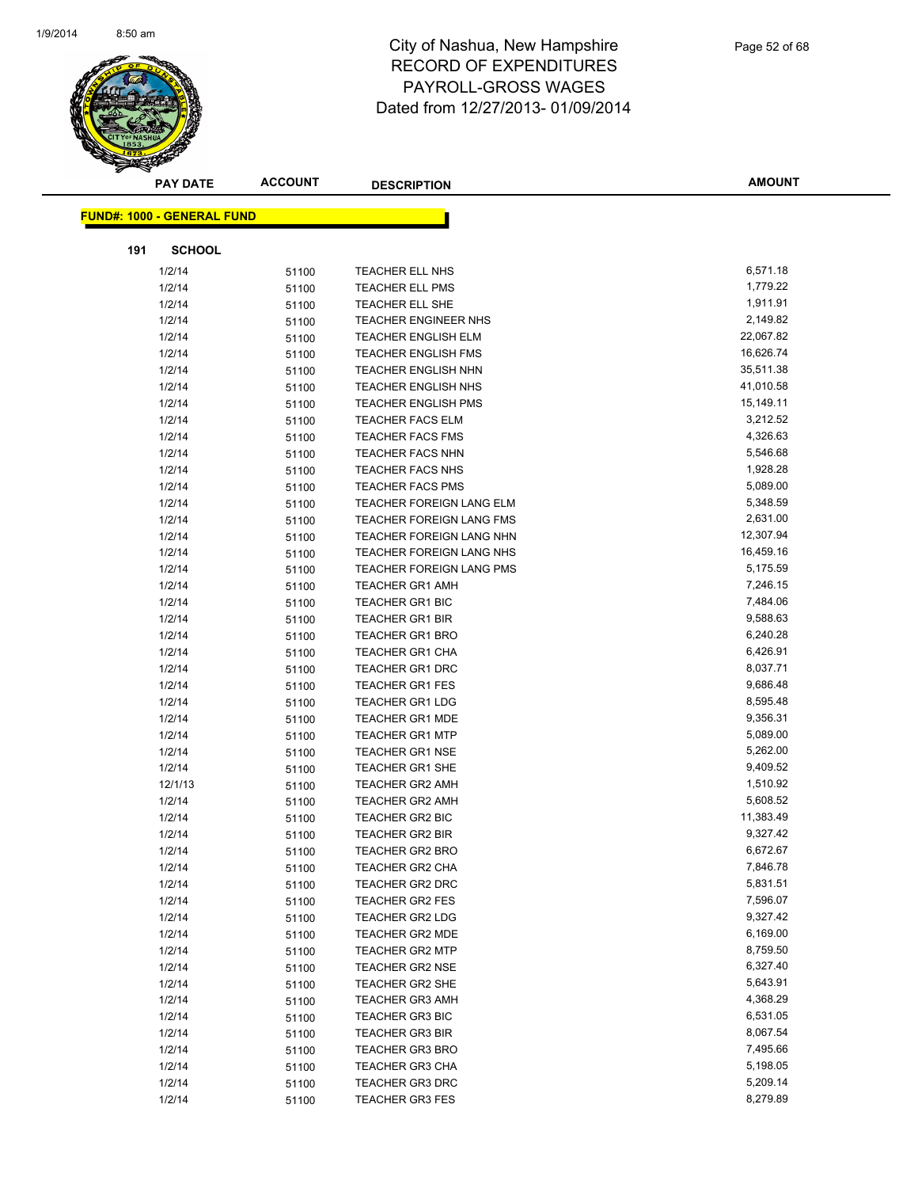# City of Nashua, New Hampshire
## RECORD OF EXPENDITURES
## PAYROLL-GROSS WAGES
## Dated from 12/27/2013- 01/09/2014

| PAY DATE | ACCOUNT | DESCRIPTION | AMOUNT |
|---|---|---|---|

**FUND#: 1000 - GENERAL FUND**

**191 SCHOOL**

| PAY DATE | ACCOUNT | DESCRIPTION | AMOUNT |
|---|---|---|---|
| 1/2/14 | 51100 | TEACHER ELL NHS | 6,571.18 |
| 1/2/14 | 51100 | TEACHER ELL PMS | 1,779.22 |
| 1/2/14 | 51100 | TEACHER ELL SHE | 1,911.91 |
| 1/2/14 | 51100 | TEACHER ENGINEER NHS | 2,149.82 |
| 1/2/14 | 51100 | TEACHER ENGLISH ELM | 22,067.82 |
| 1/2/14 | 51100 | TEACHER ENGLISH FMS | 16,626.74 |
| 1/2/14 | 51100 | TEACHER ENGLISH NHN | 35,511.38 |
| 1/2/14 | 51100 | TEACHER ENGLISH NHS | 41,010.58 |
| 1/2/14 | 51100 | TEACHER ENGLISH PMS | 15,149.11 |
| 1/2/14 | 51100 | TEACHER FACS ELM | 3,212.52 |
| 1/2/14 | 51100 | TEACHER FACS FMS | 4,326.63 |
| 1/2/14 | 51100 | TEACHER FACS NHN | 5,546.68 |
| 1/2/14 | 51100 | TEACHER FACS NHS | 1,928.28 |
| 1/2/14 | 51100 | TEACHER FACS PMS | 5,089.00 |
| 1/2/14 | 51100 | TEACHER FOREIGN LANG ELM | 5,348.59 |
| 1/2/14 | 51100 | TEACHER FOREIGN LANG FMS | 2,631.00 |
| 1/2/14 | 51100 | TEACHER FOREIGN LANG NHN | 12,307.94 |
| 1/2/14 | 51100 | TEACHER FOREIGN LANG NHS | 16,459.16 |
| 1/2/14 | 51100 | TEACHER FOREIGN LANG PMS | 5,175.59 |
| 1/2/14 | 51100 | TEACHER GR1 AMH | 7,246.15 |
| 1/2/14 | 51100 | TEACHER GR1 BIC | 7,484.06 |
| 1/2/14 | 51100 | TEACHER GR1 BIR | 9,588.63 |
| 1/2/14 | 51100 | TEACHER GR1 BRO | 6,240.28 |
| 1/2/14 | 51100 | TEACHER GR1 CHA | 6,426.91 |
| 1/2/14 | 51100 | TEACHER GR1 DRC | 8,037.71 |
| 1/2/14 | 51100 | TEACHER GR1 FES | 9,686.48 |
| 1/2/14 | 51100 | TEACHER GR1 LDG | 8,595.48 |
| 1/2/14 | 51100 | TEACHER GR1 MDE | 9,356.31 |
| 1/2/14 | 51100 | TEACHER GR1 MTP | 5,089.00 |
| 1/2/14 | 51100 | TEACHER GR1 NSE | 5,262.00 |
| 1/2/14 | 51100 | TEACHER GR1 SHE | 9,409.52 |
| 12/1/13 | 51100 | TEACHER GR2 AMH | 1,510.92 |
| 1/2/14 | 51100 | TEACHER GR2 AMH | 5,608.52 |
| 1/2/14 | 51100 | TEACHER GR2 BIC | 11,383.49 |
| 1/2/14 | 51100 | TEACHER GR2 BIR | 9,327.42 |
| 1/2/14 | 51100 | TEACHER GR2 BRO | 6,672.67 |
| 1/2/14 | 51100 | TEACHER GR2 CHA | 7,846.78 |
| 1/2/14 | 51100 | TEACHER GR2 DRC | 5,831.51 |
| 1/2/14 | 51100 | TEACHER GR2 FES | 7,596.07 |
| 1/2/14 | 51100 | TEACHER GR2 LDG | 9,327.42 |
| 1/2/14 | 51100 | TEACHER GR2 MDE | 6,169.00 |
| 1/2/14 | 51100 | TEACHER GR2 MTP | 8,759.50 |
| 1/2/14 | 51100 | TEACHER GR2 NSE | 6,327.40 |
| 1/2/14 | 51100 | TEACHER GR2 SHE | 5,643.91 |
| 1/2/14 | 51100 | TEACHER GR3 AMH | 4,368.29 |
| 1/2/14 | 51100 | TEACHER GR3 BIC | 6,531.05 |
| 1/2/14 | 51100 | TEACHER GR3 BIR | 8,067.54 |
| 1/2/14 | 51100 | TEACHER GR3 BRO | 7,495.66 |
| 1/2/14 | 51100 | TEACHER GR3 CHA | 5,198.05 |
| 1/2/14 | 51100 | TEACHER GR3 DRC | 5,209.14 |
| 1/2/14 | 51100 | TEACHER GR3 FES | 8,279.89 |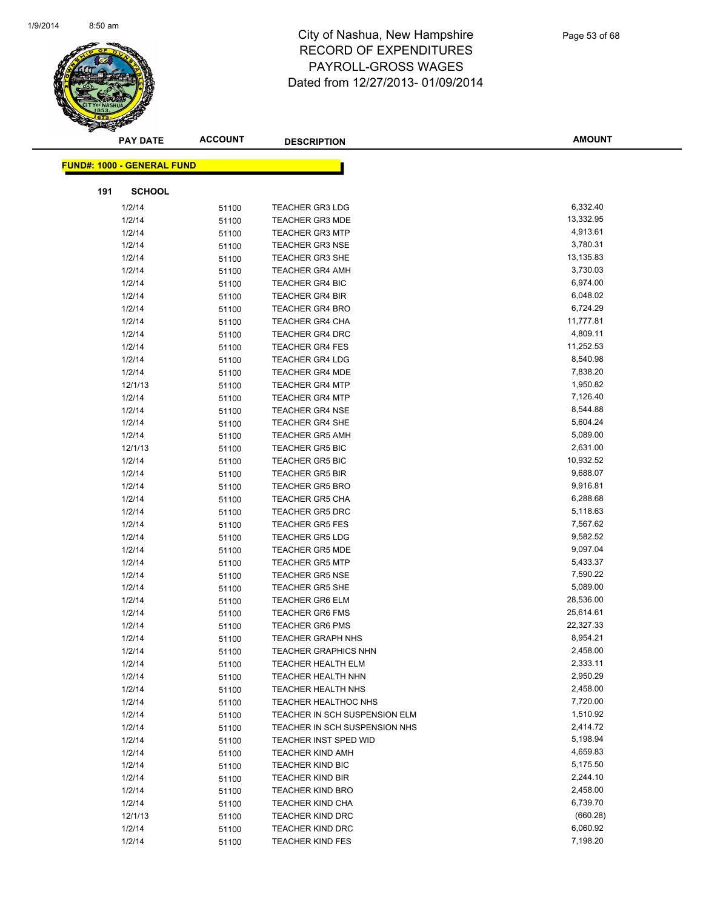# City of Nashua, New Hampshire
## RECORD OF EXPENDITURES
## PAYROLL-GROSS WAGES
## Dated from 12/27/2013- 01/09/2014

**FUND#: 1000 - GENERAL FUND**

**191 SCHOOL**

| PAY DATE | ACCOUNT | DESCRIPTION | AMOUNT |
|---|---|---|---|
| 1/2/14 | 51100 | TEACHER GR3 LDG | 6,332.40 |
| 1/2/14 | 51100 | TEACHER GR3 MDE | 13,332.95 |
| 1/2/14 | 51100 | TEACHER GR3 MTP | 4,913.61 |
| 1/2/14 | 51100 | TEACHER GR3 NSE | 3,780.31 |
| 1/2/14 | 51100 | TEACHER GR3 SHE | 13,135.83 |
| 1/2/14 | 51100 | TEACHER GR4 AMH | 3,730.03 |
| 1/2/14 | 51100 | TEACHER GR4 BIC | 6,974.00 |
| 1/2/14 | 51100 | TEACHER GR4 BIR | 6,048.02 |
| 1/2/14 | 51100 | TEACHER GR4 BRO | 6,724.29 |
| 1/2/14 | 51100 | TEACHER GR4 CHA | 11,777.81 |
| 1/2/14 | 51100 | TEACHER GR4 DRC | 4,809.11 |
| 1/2/14 | 51100 | TEACHER GR4 FES | 11,252.53 |
| 1/2/14 | 51100 | TEACHER GR4 LDG | 8,540.98 |
| 1/2/14 | 51100 | TEACHER GR4 MDE | 7,838.20 |
| 12/1/13 | 51100 | TEACHER GR4 MTP | 1,950.82 |
| 1/2/14 | 51100 | TEACHER GR4 MTP | 7,126.40 |
| 1/2/14 | 51100 | TEACHER GR4 NSE | 8,544.88 |
| 1/2/14 | 51100 | TEACHER GR4 SHE | 5,604.24 |
| 1/2/14 | 51100 | TEACHER GR5 AMH | 5,089.00 |
| 12/1/13 | 51100 | TEACHER GR5 BIC | 2,631.00 |
| 1/2/14 | 51100 | TEACHER GR5 BIC | 10,932.52 |
| 1/2/14 | 51100 | TEACHER GR5 BIR | 9,688.07 |
| 1/2/14 | 51100 | TEACHER GR5 BRO | 9,916.81 |
| 1/2/14 | 51100 | TEACHER GR5 CHA | 6,288.68 |
| 1/2/14 | 51100 | TEACHER GR5 DRC | 5,118.63 |
| 1/2/14 | 51100 | TEACHER GR5 FES | 7,567.62 |
| 1/2/14 | 51100 | TEACHER GR5 LDG | 9,582.52 |
| 1/2/14 | 51100 | TEACHER GR5 MDE | 9,097.04 |
| 1/2/14 | 51100 | TEACHER GR5 MTP | 5,433.37 |
| 1/2/14 | 51100 | TEACHER GR5 NSE | 7,590.22 |
| 1/2/14 | 51100 | TEACHER GR5 SHE | 5,089.00 |
| 1/2/14 | 51100 | TEACHER GR6 ELM | 28,536.00 |
| 1/2/14 | 51100 | TEACHER GR6 FMS | 25,614.61 |
| 1/2/14 | 51100 | TEACHER GR6 PMS | 22,327.33 |
| 1/2/14 | 51100 | TEACHER GRAPH NHS | 8,954.21 |
| 1/2/14 | 51100 | TEACHER GRAPHICS NHN | 2,458.00 |
| 1/2/14 | 51100 | TEACHER HEALTH ELM | 2,333.11 |
| 1/2/14 | 51100 | TEACHER HEALTH NHN | 2,950.29 |
| 1/2/14 | 51100 | TEACHER HEALTH NHS | 2,458.00 |
| 1/2/14 | 51100 | TEACHER HEALTHOC NHS | 7,720.00 |
| 1/2/14 | 51100 | TEACHER IN SCH SUSPENSION ELM | 1,510.92 |
| 1/2/14 | 51100 | TEACHER IN SCH SUSPENSION NHS | 2,414.72 |
| 1/2/14 | 51100 | TEACHER INST SPED WID | 5,198.94 |
| 1/2/14 | 51100 | TEACHER KIND AMH | 4,659.83 |
| 1/2/14 | 51100 | TEACHER KIND BIC | 5,175.50 |
| 1/2/14 | 51100 | TEACHER KIND BIR | 2,244.10 |
| 1/2/14 | 51100 | TEACHER KIND BRO | 2,458.00 |
| 1/2/14 | 51100 | TEACHER KIND CHA | 6,739.70 |
| 12/1/13 | 51100 | TEACHER KIND DRC | (660.28) |
| 1/2/14 | 51100 | TEACHER KIND DRC | 6,060.92 |
| 1/2/14 | 51100 | TEACHER KIND FES | 7,198.20 |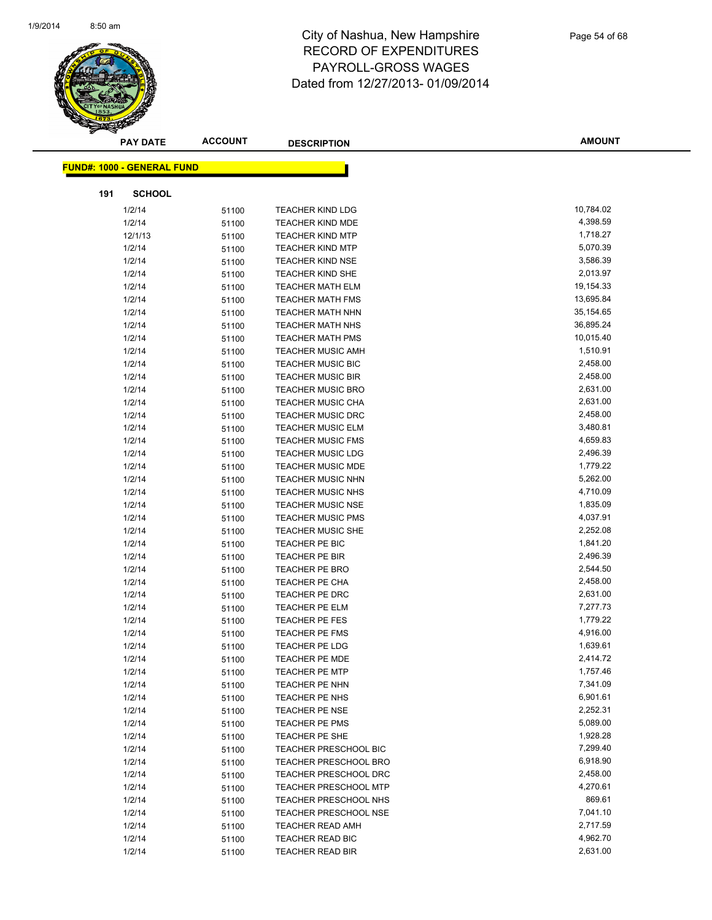# City of Nashua, New Hampshire
## RECORD OF EXPENDITURES
## PAYROLL-GROSS WAGES
## Dated from 12/27/2013- 01/09/2014

| PAY DATE | ACCOUNT | DESCRIPTION | AMOUNT |
|---|---|---|---|

**FUND#: 1000 - GENERAL FUND**

**191 SCHOOL**

| PAY DATE | ACCOUNT | DESCRIPTION | AMOUNT |
|---|---|---|---|
| 1/2/14 | 51100 | TEACHER KIND LDG | 10,784.02 |
| 1/2/14 | 51100 | TEACHER KIND MDE | 4,398.59 |
| 12/1/13 | 51100 | TEACHER KIND MTP | 1,718.27 |
| 1/2/14 | 51100 | TEACHER KIND MTP | 5,070.39 |
| 1/2/14 | 51100 | TEACHER KIND NSE | 3,586.39 |
| 1/2/14 | 51100 | TEACHER KIND SHE | 2,013.97 |
| 1/2/14 | 51100 | TEACHER MATH ELM | 19,154.33 |
| 1/2/14 | 51100 | TEACHER MATH FMS | 13,695.84 |
| 1/2/14 | 51100 | TEACHER MATH NHN | 35,154.65 |
| 1/2/14 | 51100 | TEACHER MATH NHS | 36,895.24 |
| 1/2/14 | 51100 | TEACHER MATH PMS | 10,015.40 |
| 1/2/14 | 51100 | TEACHER MUSIC AMH | 1,510.91 |
| 1/2/14 | 51100 | TEACHER MUSIC BIC | 2,458.00 |
| 1/2/14 | 51100 | TEACHER MUSIC BIR | 2,458.00 |
| 1/2/14 | 51100 | TEACHER MUSIC BRO | 2,631.00 |
| 1/2/14 | 51100 | TEACHER MUSIC CHA | 2,631.00 |
| 1/2/14 | 51100 | TEACHER MUSIC DRC | 2,458.00 |
| 1/2/14 | 51100 | TEACHER MUSIC ELM | 3,480.81 |
| 1/2/14 | 51100 | TEACHER MUSIC FMS | 4,659.83 |
| 1/2/14 | 51100 | TEACHER MUSIC LDG | 2,496.39 |
| 1/2/14 | 51100 | TEACHER MUSIC MDE | 1,779.22 |
| 1/2/14 | 51100 | TEACHER MUSIC NHN | 5,262.00 |
| 1/2/14 | 51100 | TEACHER MUSIC NHS | 4,710.09 |
| 1/2/14 | 51100 | TEACHER MUSIC NSE | 1,835.09 |
| 1/2/14 | 51100 | TEACHER MUSIC PMS | 4,037.91 |
| 1/2/14 | 51100 | TEACHER MUSIC SHE | 2,252.08 |
| 1/2/14 | 51100 | TEACHER PE BIC | 1,841.20 |
| 1/2/14 | 51100 | TEACHER PE BIR | 2,496.39 |
| 1/2/14 | 51100 | TEACHER PE BRO | 2,544.50 |
| 1/2/14 | 51100 | TEACHER PE CHA | 2,458.00 |
| 1/2/14 | 51100 | TEACHER PE DRC | 2,631.00 |
| 1/2/14 | 51100 | TEACHER PE ELM | 7,277.73 |
| 1/2/14 | 51100 | TEACHER PE FES | 1,779.22 |
| 1/2/14 | 51100 | TEACHER PE FMS | 4,916.00 |
| 1/2/14 | 51100 | TEACHER PE LDG | 1,639.61 |
| 1/2/14 | 51100 | TEACHER PE MDE | 2,414.72 |
| 1/2/14 | 51100 | TEACHER PE MTP | 1,757.46 |
| 1/2/14 | 51100 | TEACHER PE NHN | 7,341.09 |
| 1/2/14 | 51100 | TEACHER PE NHS | 6,901.61 |
| 1/2/14 | 51100 | TEACHER PE NSE | 2,252.31 |
| 1/2/14 | 51100 | TEACHER PE PMS | 5,089.00 |
| 1/2/14 | 51100 | TEACHER PE SHE | 1,928.28 |
| 1/2/14 | 51100 | TEACHER PRESCHOOL BIC | 7,299.40 |
| 1/2/14 | 51100 | TEACHER PRESCHOOL BRO | 6,918.90 |
| 1/2/14 | 51100 | TEACHER PRESCHOOL DRC | 2,458.00 |
| 1/2/14 | 51100 | TEACHER PRESCHOOL MTP | 4,270.61 |
| 1/2/14 | 51100 | TEACHER PRESCHOOL NHS | 869.61 |
| 1/2/14 | 51100 | TEACHER PRESCHOOL NSE | 7,041.10 |
| 1/2/14 | 51100 | TEACHER READ AMH | 2,717.59 |
| 1/2/14 | 51100 | TEACHER READ BIC | 4,962.70 |
| 1/2/14 | 51100 | TEACHER READ BIR | 2,631.00 |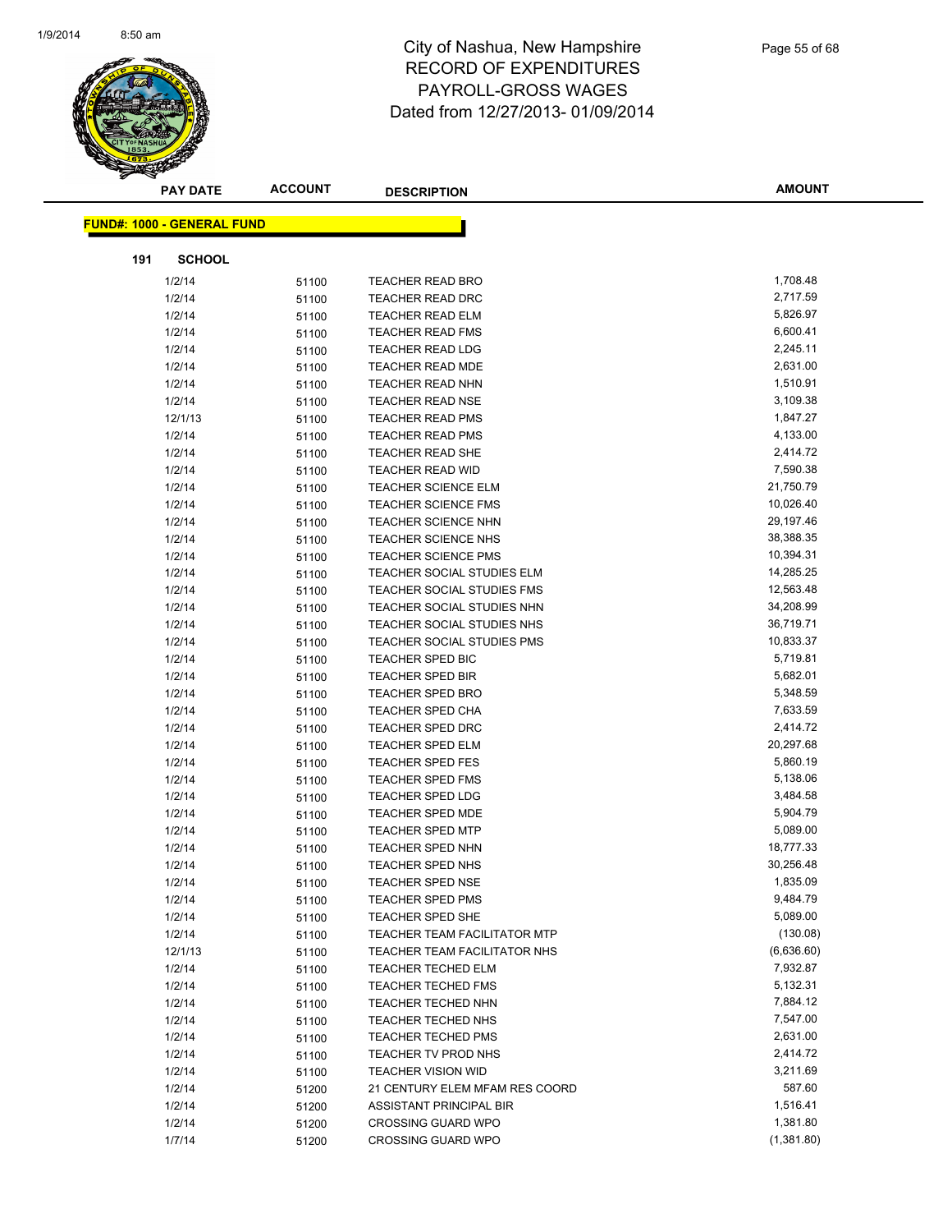# City of Nashua, New Hampshire
## RECORD OF EXPENDITURES
## PAYROLL-GROSS WAGES
## Dated from 12/27/2013- 01/09/2014

**FUND#: 1000 - GENERAL FUND**

**191 SCHOOL**

| PAY DATE | ACCOUNT | DESCRIPTION | AMOUNT |
|---|---|---|---|
| 1/2/14 | 51100 | TEACHER READ BRO | 1,708.48 |
| 1/2/14 | 51100 | TEACHER READ DRC | 2,717.59 |
| 1/2/14 | 51100 | TEACHER READ ELM | 5,826.97 |
| 1/2/14 | 51100 | TEACHER READ FMS | 6,600.41 |
| 1/2/14 | 51100 | TEACHER READ LDG | 2,245.11 |
| 1/2/14 | 51100 | TEACHER READ MDE | 2,631.00 |
| 1/2/14 | 51100 | TEACHER READ NHN | 1,510.91 |
| 1/2/14 | 51100 | TEACHER READ NSE | 3,109.38 |
| 12/1/13 | 51100 | TEACHER READ PMS | 1,847.27 |
| 1/2/14 | 51100 | TEACHER READ PMS | 4,133.00 |
| 1/2/14 | 51100 | TEACHER READ SHE | 2,414.72 |
| 1/2/14 | 51100 | TEACHER READ WID | 7,590.38 |
| 1/2/14 | 51100 | TEACHER SCIENCE ELM | 21,750.79 |
| 1/2/14 | 51100 | TEACHER SCIENCE FMS | 10,026.40 |
| 1/2/14 | 51100 | TEACHER SCIENCE NHN | 29,197.46 |
| 1/2/14 | 51100 | TEACHER SCIENCE NHS | 38,388.35 |
| 1/2/14 | 51100 | TEACHER SCIENCE PMS | 10,394.31 |
| 1/2/14 | 51100 | TEACHER SOCIAL STUDIES ELM | 14,285.25 |
| 1/2/14 | 51100 | TEACHER SOCIAL STUDIES FMS | 12,563.48 |
| 1/2/14 | 51100 | TEACHER SOCIAL STUDIES NHN | 34,208.99 |
| 1/2/14 | 51100 | TEACHER SOCIAL STUDIES NHS | 36,719.71 |
| 1/2/14 | 51100 | TEACHER SOCIAL STUDIES PMS | 10,833.37 |
| 1/2/14 | 51100 | TEACHER SPED BIC | 5,719.81 |
| 1/2/14 | 51100 | TEACHER SPED BIR | 5,682.01 |
| 1/2/14 | 51100 | TEACHER SPED BRO | 5,348.59 |
| 1/2/14 | 51100 | TEACHER SPED CHA | 7,633.59 |
| 1/2/14 | 51100 | TEACHER SPED DRC | 2,414.72 |
| 1/2/14 | 51100 | TEACHER SPED ELM | 20,297.68 |
| 1/2/14 | 51100 | TEACHER SPED FES | 5,860.19 |
| 1/2/14 | 51100 | TEACHER SPED FMS | 5,138.06 |
| 1/2/14 | 51100 | TEACHER SPED LDG | 3,484.58 |
| 1/2/14 | 51100 | TEACHER SPED MDE | 5,904.79 |
| 1/2/14 | 51100 | TEACHER SPED MTP | 5,089.00 |
| 1/2/14 | 51100 | TEACHER SPED NHN | 18,777.33 |
| 1/2/14 | 51100 | TEACHER SPED NHS | 30,256.48 |
| 1/2/14 | 51100 | TEACHER SPED NSE | 1,835.09 |
| 1/2/14 | 51100 | TEACHER SPED PMS | 9,484.79 |
| 1/2/14 | 51100 | TEACHER SPED SHE | 5,089.00 |
| 1/2/14 | 51100 | TEACHER TEAM FACILITATOR MTP | (130.08) |
| 12/1/13 | 51100 | TEACHER TEAM FACILITATOR NHS | (6,636.60) |
| 1/2/14 | 51100 | TEACHER TECHED ELM | 7,932.87 |
| 1/2/14 | 51100 | TEACHER TECHED FMS | 5,132.31 |
| 1/2/14 | 51100 | TEACHER TECHED NHN | 7,884.12 |
| 1/2/14 | 51100 | TEACHER TECHED NHS | 7,547.00 |
| 1/2/14 | 51100 | TEACHER TECHED PMS | 2,631.00 |
| 1/2/14 | 51100 | TEACHER TV PROD NHS | 2,414.72 |
| 1/2/14 | 51100 | TEACHER VISION WID | 3,211.69 |
| 1/2/14 | 51200 | 21 CENTURY ELEM MFAM RES COORD | 587.60 |
| 1/2/14 | 51200 | ASSISTANT PRINCIPAL BIR | 1,516.41 |
| 1/2/14 | 51200 | CROSSING GUARD WPO | 1,381.80 |
| 1/7/14 | 51200 | CROSSING GUARD WPO | (1,381.80) |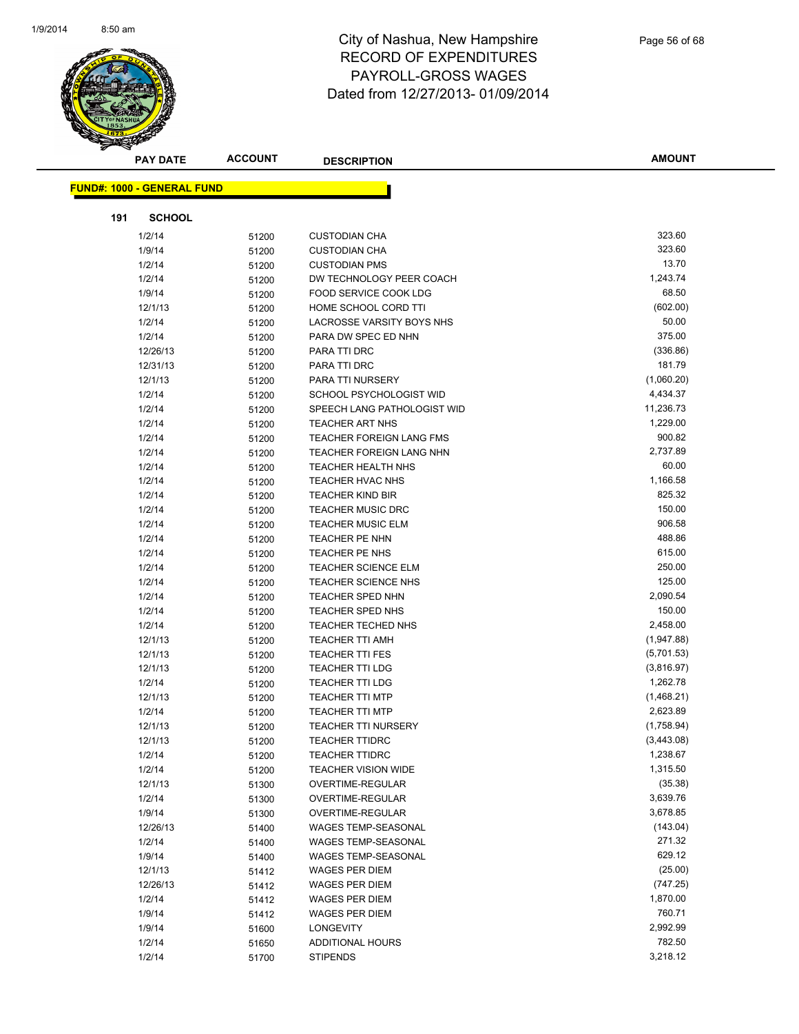# City of Nashua, New Hampshire
# RECORD OF EXPENDITURES
# PAYROLL-GROSS WAGES
# Dated from 12/27/2013- 01/09/2014

| PAY DATE | ACCOUNT | DESCRIPTION | AMOUNT |
|---|---|---|---|

**FUND#: 1000 - GENERAL FUND**

**191 SCHOOL**

| PAY DATE | ACCOUNT | DESCRIPTION | AMOUNT |
|---|---|---|---|
| 1/2/14 | 51200 | CUSTODIAN CHA | 323.60 |
| 1/9/14 | 51200 | CUSTODIAN CHA | 323.60 |
| 1/2/14 | 51200 | CUSTODIAN PMS | 13.70 |
| 1/2/14 | 51200 | DW TECHNOLOGY PEER COACH | 1,243.74 |
| 1/9/14 | 51200 | FOOD SERVICE COOK LDG | 68.50 |
| 12/1/13 | 51200 | HOME SCHOOL CORD TTI | (602.00) |
| 1/2/14 | 51200 | LACROSSE VARSITY BOYS NHS | 50.00 |
| 1/2/14 | 51200 | PARA DW SPEC ED NHN | 375.00 |
| 12/26/13 | 51200 | PARA TTI DRC | (336.86) |
| 12/31/13 | 51200 | PARA TTI DRC | 181.79 |
| 12/1/13 | 51200 | PARA TTI NURSERY | (1,060.20) |
| 1/2/14 | 51200 | SCHOOL PSYCHOLOGIST WID | 4,434.37 |
| 1/2/14 | 51200 | SPEECH LANG PATHOLOGIST WID | 11,236.73 |
| 1/2/14 | 51200 | TEACHER ART NHS | 1,229.00 |
| 1/2/14 | 51200 | TEACHER FOREIGN LANG FMS | 900.82 |
| 1/2/14 | 51200 | TEACHER FOREIGN LANG NHN | 2,737.89 |
| 1/2/14 | 51200 | TEACHER HEALTH NHS | 60.00 |
| 1/2/14 | 51200 | TEACHER HVAC NHS | 1,166.58 |
| 1/2/14 | 51200 | TEACHER KIND BIR | 825.32 |
| 1/2/14 | 51200 | TEACHER MUSIC DRC | 150.00 |
| 1/2/14 | 51200 | TEACHER MUSIC ELM | 906.58 |
| 1/2/14 | 51200 | TEACHER PE NHN | 488.86 |
| 1/2/14 | 51200 | TEACHER PE NHS | 615.00 |
| 1/2/14 | 51200 | TEACHER SCIENCE ELM | 250.00 |
| 1/2/14 | 51200 | TEACHER SCIENCE NHS | 125.00 |
| 1/2/14 | 51200 | TEACHER SPED NHN | 2,090.54 |
| 1/2/14 | 51200 | TEACHER SPED NHS | 150.00 |
| 1/2/14 | 51200 | TEACHER TECHED NHS | 2,458.00 |
| 12/1/13 | 51200 | TEACHER TTI AMH | (1,947.88) |
| 12/1/13 | 51200 | TEACHER TTI FES | (5,701.53) |
| 12/1/13 | 51200 | TEACHER TTI LDG | (3,816.97) |
| 1/2/14 | 51200 | TEACHER TTI LDG | 1,262.78 |
| 12/1/13 | 51200 | TEACHER TTI MTP | (1,468.21) |
| 1/2/14 | 51200 | TEACHER TTI MTP | 2,623.89 |
| 12/1/13 | 51200 | TEACHER TTI NURSERY | (1,758.94) |
| 12/1/13 | 51200 | TEACHER TTIDRC | (3,443.08) |
| 1/2/14 | 51200 | TEACHER TTIDRC | 1,238.67 |
| 1/2/14 | 51200 | TEACHER VISION WIDE | 1,315.50 |
| 12/1/13 | 51300 | OVERTIME-REGULAR | (35.38) |
| 1/2/14 | 51300 | OVERTIME-REGULAR | 3,639.76 |
| 1/9/14 | 51300 | OVERTIME-REGULAR | 3,678.85 |
| 12/26/13 | 51400 | WAGES TEMP-SEASONAL | (143.04) |
| 1/2/14 | 51400 | WAGES TEMP-SEASONAL | 271.32 |
| 1/9/14 | 51400 | WAGES TEMP-SEASONAL | 629.12 |
| 12/1/13 | 51412 | WAGES PER DIEM | (25.00) |
| 12/26/13 | 51412 | WAGES PER DIEM | (747.25) |
| 1/2/14 | 51412 | WAGES PER DIEM | 1,870.00 |
| 1/9/14 | 51412 | WAGES PER DIEM | 760.71 |
| 1/9/14 | 51600 | LONGEVITY | 2,992.99 |
| 1/2/14 | 51650 | ADDITIONAL HOURS | 782.50 |
| 1/2/14 | 51700 | STIPENDS | 3,218.12 |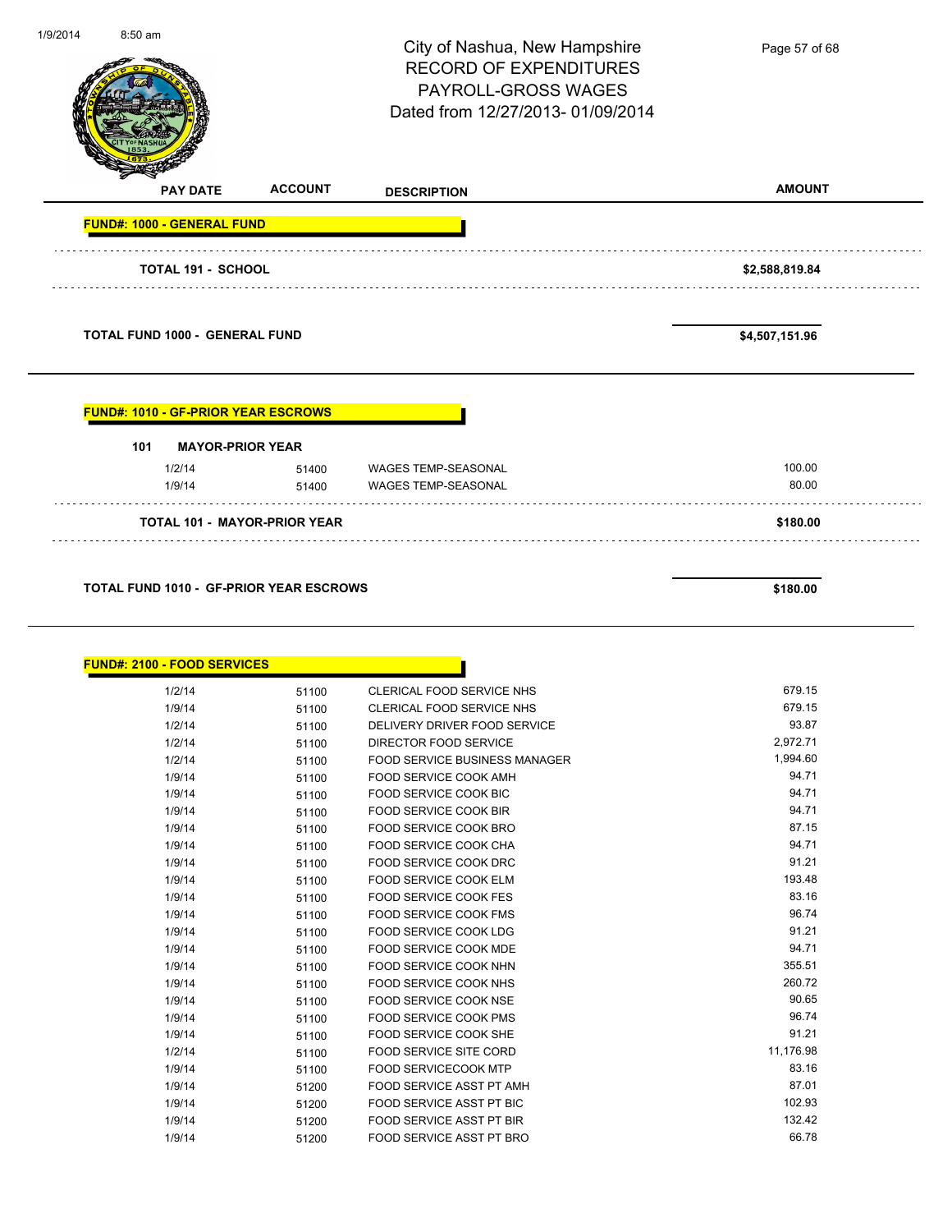City of Nashua, New Hampshire
RECORD OF EXPENDITURES
PAYROLL-GROSS WAGES
Dated from 12/27/2013- 01/09/2014

| PAY DATE | ACCOUNT | DESCRIPTION | AMOUNT |
|---|---|---|---|
| **FUND#: 1000 - GENERAL FUND** | | | |
| **TOTAL 191 - SCHOOL** | | | **$2,588,819.84** |
| **TOTAL FUND 1000 - GENERAL FUND** | | | **$4,507,151.96** |

**FUND#: 1010 - GF-PRIOR YEAR ESCROWS**

**101 MAYOR-PRIOR YEAR**

| PAY DATE | ACCOUNT | DESCRIPTION | AMOUNT |
|---|---|---|---|
| 1/2/14 | 51400 | WAGES TEMP-SEASONAL | 100.00 |
| 1/9/14 | 51400 | WAGES TEMP-SEASONAL | 80.00 |
| **TOTAL 101 - MAYOR-PRIOR YEAR** | | | **$180.00** |
| **TOTAL FUND 1010 - GF-PRIOR YEAR ESCROWS** | | | **$180.00** |

**FUND#: 2100 - FOOD SERVICES**

| PAY DATE | ACCOUNT | DESCRIPTION | AMOUNT |
|---|---|---|---|
| 1/2/14 | 51100 | CLERICAL FOOD SERVICE NHS | 679.15 |
| 1/9/14 | 51100 | CLERICAL FOOD SERVICE NHS | 679.15 |
| 1/2/14 | 51100 | DELIVERY DRIVER FOOD SERVICE | 93.87 |
| 1/2/14 | 51100 | DIRECTOR FOOD SERVICE | 2,972.71 |
| 1/2/14 | 51100 | FOOD SERVICE BUSINESS MANAGER | 1,994.60 |
| 1/9/14 | 51100 | FOOD SERVICE COOK AMH | 94.71 |
| 1/9/14 | 51100 | FOOD SERVICE COOK BIC | 94.71 |
| 1/9/14 | 51100 | FOOD SERVICE COOK BIR | 94.71 |
| 1/9/14 | 51100 | FOOD SERVICE COOK BRO | 87.15 |
| 1/9/14 | 51100 | FOOD SERVICE COOK CHA | 94.71 |
| 1/9/14 | 51100 | FOOD SERVICE COOK DRC | 91.21 |
| 1/9/14 | 51100 | FOOD SERVICE COOK ELM | 193.48 |
| 1/9/14 | 51100 | FOOD SERVICE COOK FES | 83.16 |
| 1/9/14 | 51100 | FOOD SERVICE COOK FMS | 96.74 |
| 1/9/14 | 51100 | FOOD SERVICE COOK LDG | 91.21 |
| 1/9/14 | 51100 | FOOD SERVICE COOK MDE | 94.71 |
| 1/9/14 | 51100 | FOOD SERVICE COOK NHN | 355.51 |
| 1/9/14 | 51100 | FOOD SERVICE COOK NHS | 260.72 |
| 1/9/14 | 51100 | FOOD SERVICE COOK NSE | 90.65 |
| 1/9/14 | 51100 | FOOD SERVICE COOK PMS | 96.74 |
| 1/9/14 | 51100 | FOOD SERVICE COOK SHE | 91.21 |
| 1/2/14 | 51100 | FOOD SERVICE SITE CORD | 11,176.98 |
| 1/9/14 | 51100 | FOOD SERVICECOOK MTP | 83.16 |
| 1/9/14 | 51200 | FOOD SERVICE ASST PT AMH | 87.01 |
| 1/9/14 | 51200 | FOOD SERVICE ASST PT BIC | 102.93 |
| 1/9/14 | 51200 | FOOD SERVICE ASST PT BIR | 132.42 |
| 1/9/14 | 51200 | FOOD SERVICE ASST PT BRO | 66.78 |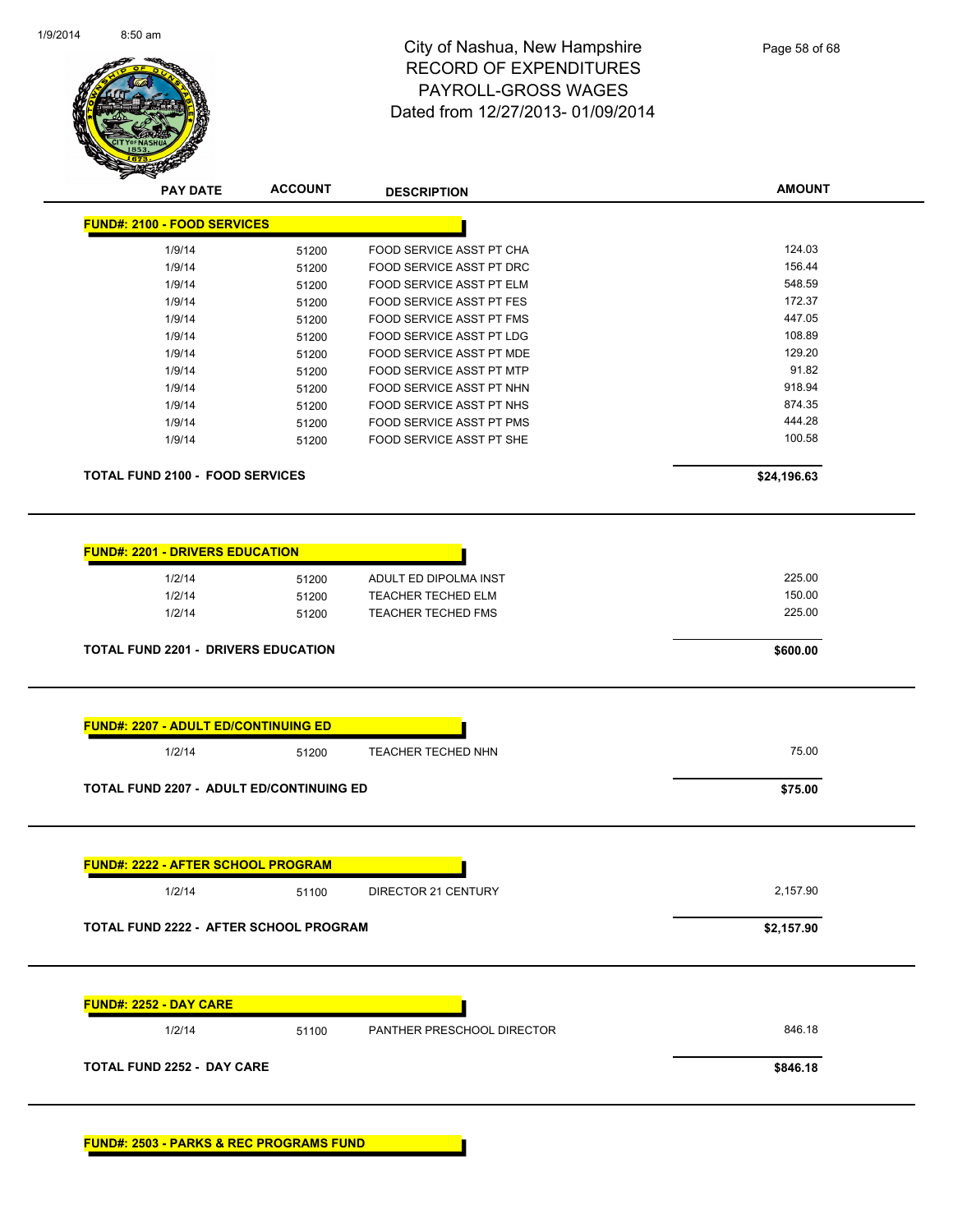# City of Nashua, New Hampshire
# RECORD OF EXPENDITURES
# PAYROLL-GROSS WAGES
# Dated from 12/27/2013- 01/09/2014

| PAY DATE | ACCOUNT | DESCRIPTION | AMOUNT |
|---|---|---|---|
| **FUND#: 2100 - FOOD SERVICES** | | | |
| 1/9/14 | 51200 | FOOD SERVICE ASST PT CHA | 124.03 |
| 1/9/14 | 51200 | FOOD SERVICE ASST PT DRC | 156.44 |
| 1/9/14 | 51200 | FOOD SERVICE ASST PT ELM | 548.59 |
| 1/9/14 | 51200 | FOOD SERVICE ASST PT FES | 172.37 |
| 1/9/14 | 51200 | FOOD SERVICE ASST PT FMS | 447.05 |
| 1/9/14 | 51200 | FOOD SERVICE ASST PT LDG | 108.89 |
| 1/9/14 | 51200 | FOOD SERVICE ASST PT MDE | 129.20 |
| 1/9/14 | 51200 | FOOD SERVICE ASST PT MTP | 91.82 |
| 1/9/14 | 51200 | FOOD SERVICE ASST PT NHN | 918.94 |
| 1/9/14 | 51200 | FOOD SERVICE ASST PT NHS | 874.35 |
| 1/9/14 | 51200 | FOOD SERVICE ASST PT PMS | 444.28 |
| 1/9/14 | 51200 | FOOD SERVICE ASST PT SHE | 100.58 |
| **TOTAL FUND 2100 - FOOD SERVICES** | | | **$24,196.63** |
| **FUND#: 2201 - DRIVERS EDUCATION** | | | |
| 1/2/14 | 51200 | ADULT ED DIPOLMA INST | 225.00 |
| 1/2/14 | 51200 | TEACHER TECHED ELM | 150.00 |
| 1/2/14 | 51200 | TEACHER TECHED FMS | 225.00 |
| **TOTAL FUND 2201 - DRIVERS EDUCATION** | | | **$600.00** |
| **FUND#: 2207 - ADULT ED/CONTINUING ED** | | | |
| 1/2/14 | 51200 | TEACHER TECHED NHN | 75.00 |
| **TOTAL FUND 2207 - ADULT ED/CONTINUING ED** | | | **$75.00** |
| **FUND#: 2222 - AFTER SCHOOL PROGRAM** | | | |
| 1/2/14 | 51100 | DIRECTOR 21 CENTURY | 2,157.90 |
| **TOTAL FUND 2222 - AFTER SCHOOL PROGRAM** | | | **$2,157.90** |
| **FUND#: 2252 - DAY CARE** | | | |
| 1/2/14 | 51100 | PANTHER PRESCHOOL DIRECTOR | 846.18 |
| **TOTAL FUND 2252 - DAY CARE** | | | **$846.18** |
| **FUND#: 2503 - PARKS & REC PROGRAMS FUND** | | | |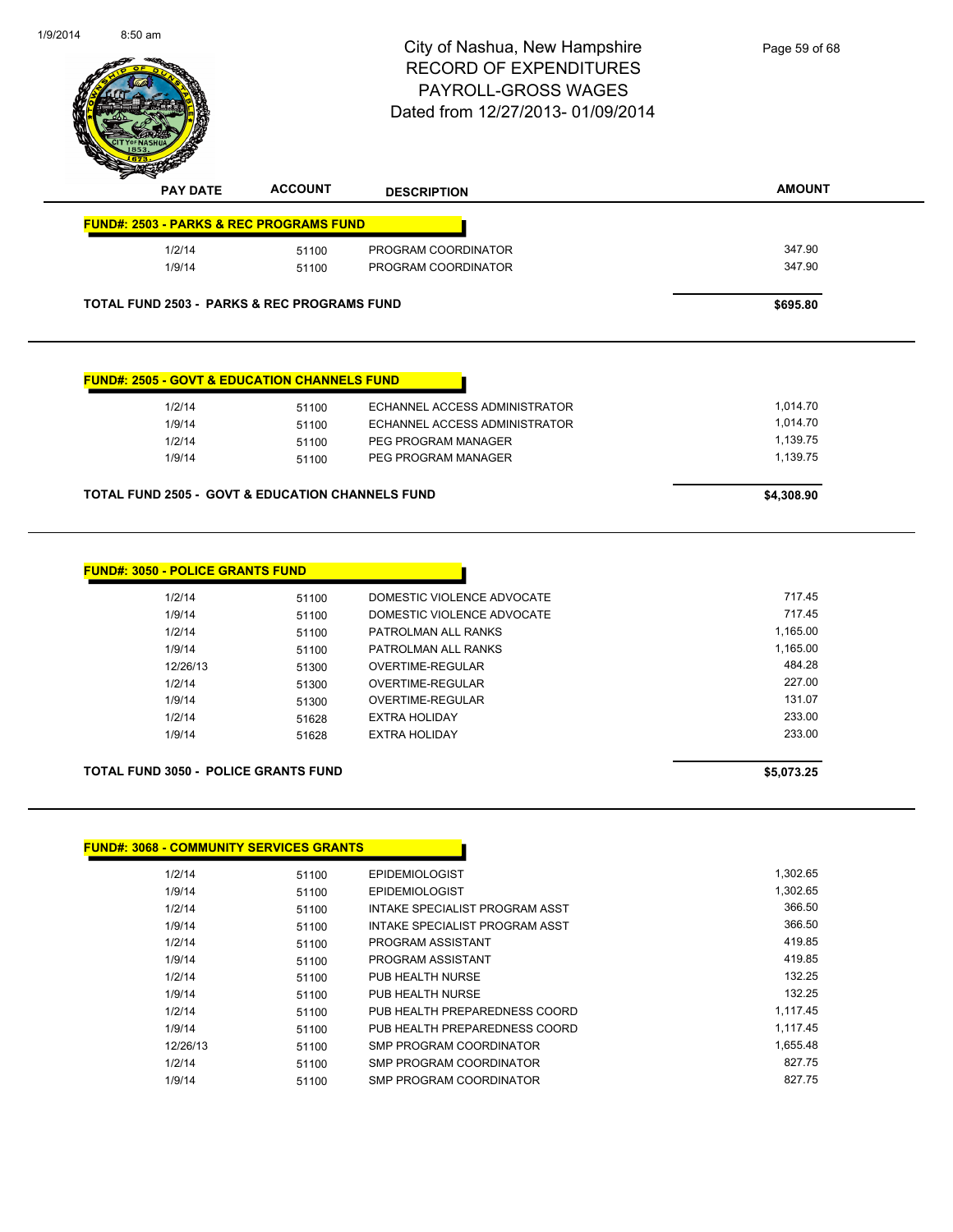# City of Nashua, New Hampshire
## RECORD OF EXPENDITURES
## PAYROLL-GROSS WAGES
## Dated from 12/27/2013- 01/09/2014

| PAY DATE | ACCOUNT | DESCRIPTION | AMOUNT |
|---|---|---|---|
| **FUND#: 2503 - PARKS & REC PROGRAMS FUND** | | | |
| 1/2/14 | 51100 | PROGRAM COORDINATOR | 347.90 |
| 1/9/14 | 51100 | PROGRAM COORDINATOR | 347.90 |
| **TOTAL FUND 2503 - PARKS & REC PROGRAMS FUND** | | | **$695.80** |

| PAY DATE | ACCOUNT | DESCRIPTION | AMOUNT |
|---|---|---|---|
| **FUND#: 2505 - GOVT & EDUCATION CHANNELS FUND** | | | |
| 1/2/14 | 51100 | ECHANNEL ACCESS ADMINISTRATOR | 1,014.70 |
| 1/9/14 | 51100 | ECHANNEL ACCESS ADMINISTRATOR | 1,014.70 |
| 1/2/14 | 51100 | PEG PROGRAM MANAGER | 1,139.75 |
| 1/9/14 | 51100 | PEG PROGRAM MANAGER | 1,139.75 |
| **TOTAL FUND 2505 - GOVT & EDUCATION CHANNELS FUND** | | | **$4,308.90** |

| PAY DATE | ACCOUNT | DESCRIPTION | AMOUNT |
|---|---|---|---|
| **FUND#: 3050 - POLICE GRANTS FUND** | | | |
| 1/2/14 | 51100 | DOMESTIC VIOLENCE ADVOCATE | 717.45 |
| 1/9/14 | 51100 | DOMESTIC VIOLENCE ADVOCATE | 717.45 |
| 1/2/14 | 51100 | PATROLMAN ALL RANKS | 1,165.00 |
| 1/9/14 | 51100 | PATROLMAN ALL RANKS | 1,165.00 |
| 12/26/13 | 51300 | OVERTIME-REGULAR | 484.28 |
| 1/2/14 | 51300 | OVERTIME-REGULAR | 227.00 |
| 1/9/14 | 51300 | OVERTIME-REGULAR | 131.07 |
| 1/2/14 | 51628 | EXTRA HOLIDAY | 233.00 |
| 1/9/14 | 51628 | EXTRA HOLIDAY | 233.00 |
| **TOTAL FUND 3050 - POLICE GRANTS FUND** | | | **$5,073.25** |

| PAY DATE | ACCOUNT | DESCRIPTION | AMOUNT |
|---|---|---|---|
| **FUND#: 3068 - COMMUNITY SERVICES GRANTS** | | | |
| 1/2/14 | 51100 | EPIDEMIOLOGIST | 1,302.65 |
| 1/9/14 | 51100 | EPIDEMIOLOGIST | 1,302.65 |
| 1/2/14 | 51100 | INTAKE SPECIALIST PROGRAM ASST | 366.50 |
| 1/9/14 | 51100 | INTAKE SPECIALIST PROGRAM ASST | 366.50 |
| 1/2/14 | 51100 | PROGRAM ASSISTANT | 419.85 |
| 1/9/14 | 51100 | PROGRAM ASSISTANT | 419.85 |
| 1/2/14 | 51100 | PUB HEALTH NURSE | 132.25 |
| 1/9/14 | 51100 | PUB HEALTH NURSE | 132.25 |
| 1/2/14 | 51100 | PUB HEALTH PREPAREDNESS COORD | 1,117.45 |
| 1/9/14 | 51100 | PUB HEALTH PREPAREDNESS COORD | 1,117.45 |
| 12/26/13 | 51100 | SMP PROGRAM COORDINATOR | 1,655.48 |
| 1/2/14 | 51100 | SMP PROGRAM COORDINATOR | 827.75 |
| 1/9/14 | 51100 | SMP PROGRAM COORDINATOR | 827.75 |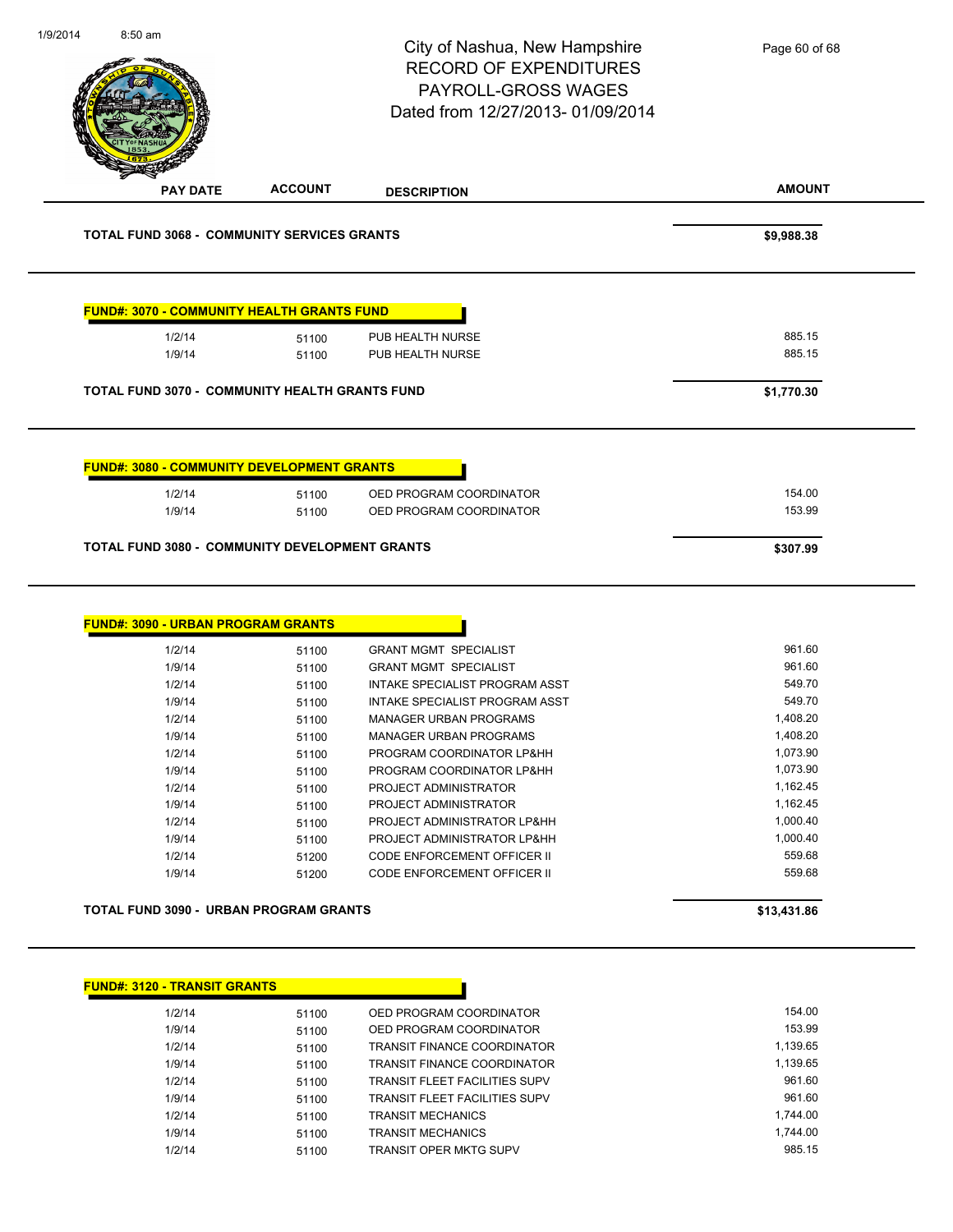# City of Nashua, New Hampshire
## RECORD OF EXPENDITURES
## PAYROLL-GROSS WAGES
## Dated from 12/27/2013- 01/09/2014

| PAY DATE | ACCOUNT | DESCRIPTION | AMOUNT |
|---|---|---|---|
| **TOTAL FUND 3068 - COMMUNITY SERVICES GRANTS** | | | **$9,988.38** |

**FUND#: 3070 - COMMUNITY HEALTH GRANTS FUND**

| PAY DATE | ACCOUNT | DESCRIPTION | AMOUNT |
|---|---|---|---|
| 1/2/14 | 51100 | PUB HEALTH NURSE | 885.15 |
| 1/9/14 | 51100 | PUB HEALTH NURSE | 885.15 |
| **TOTAL FUND 3070 - COMMUNITY HEALTH GRANTS FUND** | | | **$1,770.30** |

**FUND#: 3080 - COMMUNITY DEVELOPMENT GRANTS**

| PAY DATE | ACCOUNT | DESCRIPTION | AMOUNT |
|---|---|---|---|
| 1/2/14 | 51100 | OED PROGRAM COORDINATOR | 154.00 |
| 1/9/14 | 51100 | OED PROGRAM COORDINATOR | 153.99 |
| **TOTAL FUND 3080 - COMMUNITY DEVELOPMENT GRANTS** | | | **$307.99** |

**FUND#: 3090 - URBAN PROGRAM GRANTS**

| PAY DATE | ACCOUNT | DESCRIPTION | AMOUNT |
|---|---|---|---|
| 1/2/14 | 51100 | GRANT MGMT SPECIALIST | 961.60 |
| 1/9/14 | 51100 | GRANT MGMT SPECIALIST | 961.60 |
| 1/2/14 | 51100 | INTAKE SPECIALIST PROGRAM ASST | 549.70 |
| 1/9/14 | 51100 | INTAKE SPECIALIST PROGRAM ASST | 549.70 |
| 1/2/14 | 51100 | MANAGER URBAN PROGRAMS | 1,408.20 |
| 1/9/14 | 51100 | MANAGER URBAN PROGRAMS | 1,408.20 |
| 1/2/14 | 51100 | PROGRAM COORDINATOR LP&HH | 1,073.90 |
| 1/9/14 | 51100 | PROGRAM COORDINATOR LP&HH | 1,073.90 |
| 1/2/14 | 51100 | PROJECT ADMINISTRATOR | 1,162.45 |
| 1/9/14 | 51100 | PROJECT ADMINISTRATOR | 1,162.45 |
| 1/2/14 | 51100 | PROJECT ADMINISTRATOR LP&HH | 1,000.40 |
| 1/9/14 | 51100 | PROJECT ADMINISTRATOR LP&HH | 1,000.40 |
| 1/2/14 | 51200 | CODE ENFORCEMENT OFFICER II | 559.68 |
| 1/9/14 | 51200 | CODE ENFORCEMENT OFFICER II | 559.68 |
| **TOTAL FUND 3090 - URBAN PROGRAM GRANTS** | | | **$13,431.86** |

**FUND#: 3120 - TRANSIT GRANTS**

| PAY DATE | ACCOUNT | DESCRIPTION | AMOUNT |
|---|---|---|---|
| 1/2/14 | 51100 | OED PROGRAM COORDINATOR | 154.00 |
| 1/9/14 | 51100 | OED PROGRAM COORDINATOR | 153.99 |
| 1/2/14 | 51100 | TRANSIT FINANCE COORDINATOR | 1,139.65 |
| 1/9/14 | 51100 | TRANSIT FINANCE COORDINATOR | 1,139.65 |
| 1/2/14 | 51100 | TRANSIT FLEET FACILITIES SUPV | 961.60 |
| 1/9/14 | 51100 | TRANSIT FLEET FACILITIES SUPV | 961.60 |
| 1/2/14 | 51100 | TRANSIT MECHANICS | 1,744.00 |
| 1/9/14 | 51100 | TRANSIT MECHANICS | 1,744.00 |
| 1/2/14 | 51100 | TRANSIT OPER MKTG SUPV | 985.15 |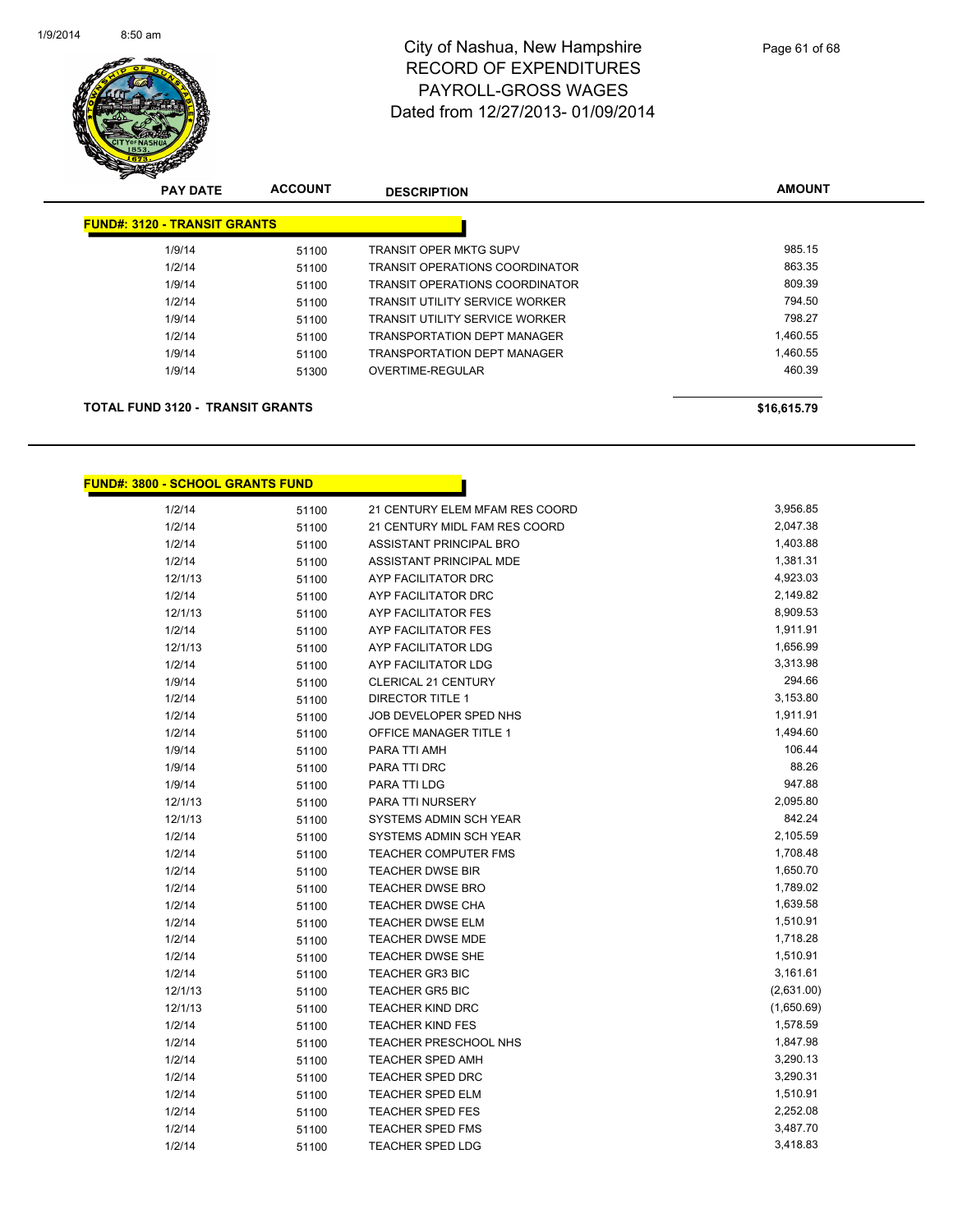# City of Nashua, New Hampshire
## RECORD OF EXPENDITURES
## PAYROLL-GROSS WAGES
## Dated from 12/27/2013- 01/09/2014

| PAY DATE | ACCOUNT | DESCRIPTION | AMOUNT |
|---|---|---|---|
| **FUND#: 3120 - TRANSIT GRANTS** | | | |
| 1/9/14 | 51100 | TRANSIT OPER MKTG SUPV | 985.15 |
| 1/2/14 | 51100 | TRANSIT OPERATIONS COORDINATOR | 863.35 |
| 1/9/14 | 51100 | TRANSIT OPERATIONS COORDINATOR | 809.39 |
| 1/2/14 | 51100 | TRANSIT UTILITY SERVICE WORKER | 794.50 |
| 1/9/14 | 51100 | TRANSIT UTILITY SERVICE WORKER | 798.27 |
| 1/2/14 | 51100 | TRANSPORTATION DEPT MANAGER | 1,460.55 |
| 1/9/14 | 51100 | TRANSPORTATION DEPT MANAGER | 1,460.55 |
| 1/9/14 | 51300 | OVERTIME-REGULAR | 460.39 |
| **TOTAL FUND 3120 - TRANSIT GRANTS** | | | **$16,615.79** |

| PAY DATE | ACCOUNT | DESCRIPTION | AMOUNT |
|---|---|---|---|
| **FUND#: 3800 - SCHOOL GRANTS FUND** | | | |
| 1/2/14 | 51100 | 21 CENTURY ELEM MFAM RES COORD | 3,956.85 |
| 1/2/14 | 51100 | 21 CENTURY MIDL FAM RES COORD | 2,047.38 |
| 1/2/14 | 51100 | ASSISTANT PRINCIPAL BRO | 1,403.88 |
| 1/2/14 | 51100 | ASSISTANT PRINCIPAL MDE | 1,381.31 |
| 12/1/13 | 51100 | AYP FACILITATOR DRC | 4,923.03 |
| 1/2/14 | 51100 | AYP FACILITATOR DRC | 2,149.82 |
| 12/1/13 | 51100 | AYP FACILITATOR FES | 8,909.53 |
| 1/2/14 | 51100 | AYP FACILITATOR FES | 1,911.91 |
| 12/1/13 | 51100 | AYP FACILITATOR LDG | 1,656.99 |
| 1/2/14 | 51100 | AYP FACILITATOR LDG | 3,313.98 |
| 1/9/14 | 51100 | CLERICAL 21 CENTURY | 294.66 |
| 1/2/14 | 51100 | DIRECTOR TITLE 1 | 3,153.80 |
| 1/2/14 | 51100 | JOB DEVELOPER SPED NHS | 1,911.91 |
| 1/2/14 | 51100 | OFFICE MANAGER TITLE 1 | 1,494.60 |
| 1/9/14 | 51100 | PARA TTI AMH | 106.44 |
| 1/9/14 | 51100 | PARA TTI DRC | 88.26 |
| 1/9/14 | 51100 | PARA TTI LDG | 947.88 |
| 12/1/13 | 51100 | PARA TTI NURSERY | 2,095.80 |
| 12/1/13 | 51100 | SYSTEMS ADMIN SCH YEAR | 842.24 |
| 1/2/14 | 51100 | SYSTEMS ADMIN SCH YEAR | 2,105.59 |
| 1/2/14 | 51100 | TEACHER COMPUTER FMS | 1,708.48 |
| 1/2/14 | 51100 | TEACHER DWSE BIR | 1,650.70 |
| 1/2/14 | 51100 | TEACHER DWSE BRO | 1,789.02 |
| 1/2/14 | 51100 | TEACHER DWSE CHA | 1,639.58 |
| 1/2/14 | 51100 | TEACHER DWSE ELM | 1,510.91 |
| 1/2/14 | 51100 | TEACHER DWSE MDE | 1,718.28 |
| 1/2/14 | 51100 | TEACHER DWSE SHE | 1,510.91 |
| 1/2/14 | 51100 | TEACHER GR3 BIC | 3,161.61 |
| 12/1/13 | 51100 | TEACHER GR5 BIC | (2,631.00) |
| 12/1/13 | 51100 | TEACHER KIND DRC | (1,650.69) |
| 1/2/14 | 51100 | TEACHER KIND FES | 1,578.59 |
| 1/2/14 | 51100 | TEACHER PRESCHOOL NHS | 1,847.98 |
| 1/2/14 | 51100 | TEACHER SPED AMH | 3,290.13 |
| 1/2/14 | 51100 | TEACHER SPED DRC | 3,290.31 |
| 1/2/14 | 51100 | TEACHER SPED ELM | 1,510.91 |
| 1/2/14 | 51100 | TEACHER SPED FES | 2,252.08 |
| 1/2/14 | 51100 | TEACHER SPED FMS | 3,487.70 |
| 1/2/14 | 51100 | TEACHER SPED LDG | 3,418.83 |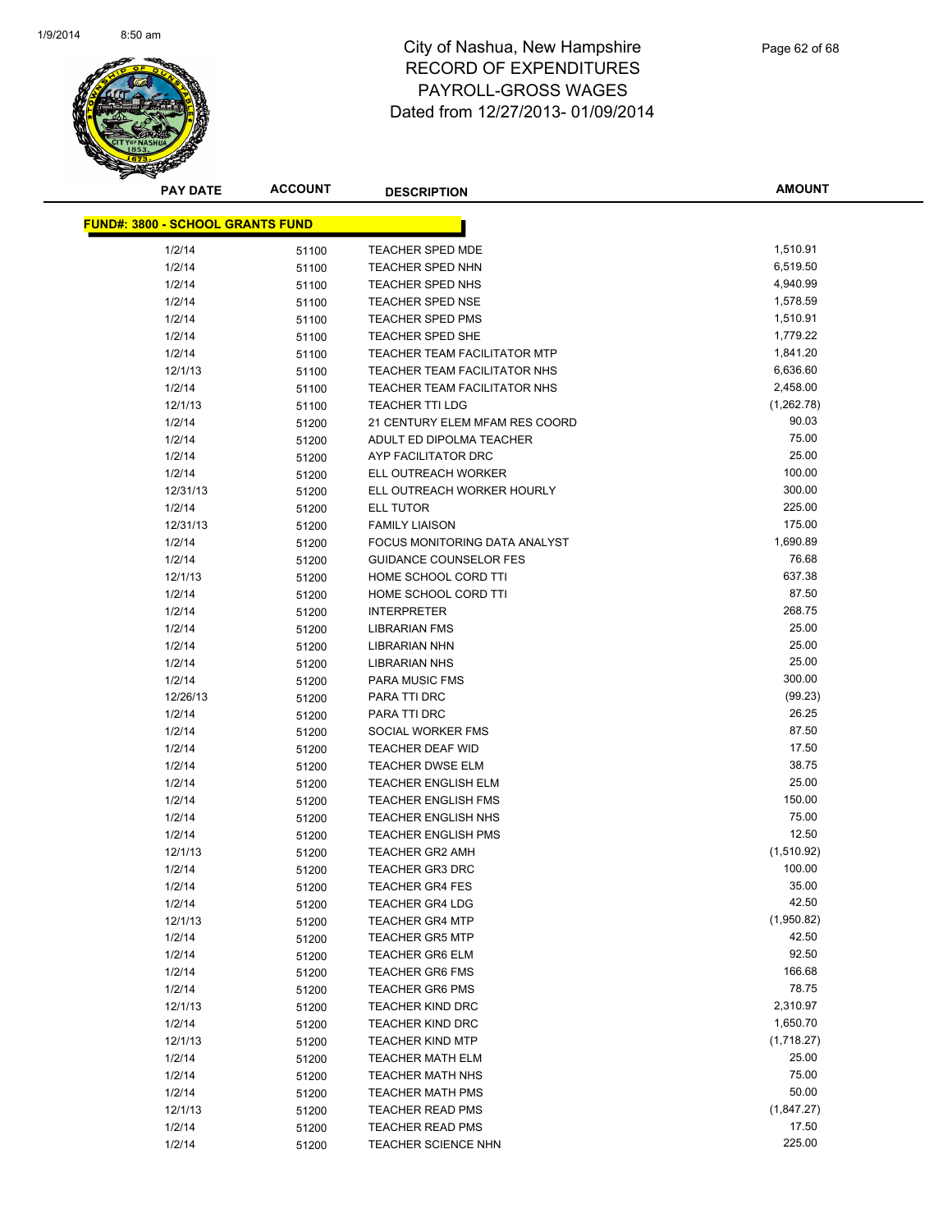# City of Nashua, New Hampshire
# RECORD OF EXPENDITURES
# PAYROLL-GROSS WAGES
# Dated from 12/27/2013- 01/09/2014

**FUND#: 3800 - SCHOOL GRANTS FUND**

| PAY DATE | ACCOUNT | DESCRIPTION | AMOUNT |
|---|---|---|---|
| 1/2/14 | 51100 | TEACHER SPED MDE | 1,510.91 |
| 1/2/14 | 51100 | TEACHER SPED NHN | 6,519.50 |
| 1/2/14 | 51100 | TEACHER SPED NHS | 4,940.99 |
| 1/2/14 | 51100 | TEACHER SPED NSE | 1,578.59 |
| 1/2/14 | 51100 | TEACHER SPED PMS | 1,510.91 |
| 1/2/14 | 51100 | TEACHER SPED SHE | 1,779.22 |
| 1/2/14 | 51100 | TEACHER TEAM FACILITATOR MTP | 1,841.20 |
| 12/1/13 | 51100 | TEACHER TEAM FACILITATOR NHS | 6,636.60 |
| 1/2/14 | 51100 | TEACHER TEAM FACILITATOR NHS | 2,458.00 |
| 12/1/13 | 51100 | TEACHER TTI LDG | (1,262.78) |
| 1/2/14 | 51200 | 21 CENTURY ELEM MFAM RES COORD | 90.03 |
| 1/2/14 | 51200 | ADULT ED DIPOLMA TEACHER | 75.00 |
| 1/2/14 | 51200 | AYP FACILITATOR DRC | 25.00 |
| 1/2/14 | 51200 | ELL OUTREACH WORKER | 100.00 |
| 12/31/13 | 51200 | ELL OUTREACH WORKER HOURLY | 300.00 |
| 1/2/14 | 51200 | ELL TUTOR | 225.00 |
| 12/31/13 | 51200 | FAMILY LIAISON | 175.00 |
| 1/2/14 | 51200 | FOCUS MONITORING DATA ANALYST | 1,690.89 |
| 1/2/14 | 51200 | GUIDANCE COUNSELOR FES | 76.68 |
| 12/1/13 | 51200 | HOME SCHOOL CORD TTI | 637.38 |
| 1/2/14 | 51200 | HOME SCHOOL CORD TTI | 87.50 |
| 1/2/14 | 51200 | INTERPRETER | 268.75 |
| 1/2/14 | 51200 | LIBRARIAN FMS | 25.00 |
| 1/2/14 | 51200 | LIBRARIAN NHN | 25.00 |
| 1/2/14 | 51200 | LIBRARIAN NHS | 25.00 |
| 1/2/14 | 51200 | PARA MUSIC FMS | 300.00 |
| 12/26/13 | 51200 | PARA TTI DRC | (99.23) |
| 1/2/14 | 51200 | PARA TTI DRC | 26.25 |
| 1/2/14 | 51200 | SOCIAL WORKER FMS | 87.50 |
| 1/2/14 | 51200 | TEACHER DEAF WID | 17.50 |
| 1/2/14 | 51200 | TEACHER DWSE ELM | 38.75 |
| 1/2/14 | 51200 | TEACHER ENGLISH ELM | 25.00 |
| 1/2/14 | 51200 | TEACHER ENGLISH FMS | 150.00 |
| 1/2/14 | 51200 | TEACHER ENGLISH NHS | 75.00 |
| 1/2/14 | 51200 | TEACHER ENGLISH PMS | 12.50 |
| 12/1/13 | 51200 | TEACHER GR2 AMH | (1,510.92) |
| 1/2/14 | 51200 | TEACHER GR3 DRC | 100.00 |
| 1/2/14 | 51200 | TEACHER GR4 FES | 35.00 |
| 1/2/14 | 51200 | TEACHER GR4 LDG | 42.50 |
| 12/1/13 | 51200 | TEACHER GR4 MTP | (1,950.82) |
| 1/2/14 | 51200 | TEACHER GR5 MTP | 42.50 |
| 1/2/14 | 51200 | TEACHER GR6 ELM | 92.50 |
| 1/2/14 | 51200 | TEACHER GR6 FMS | 166.68 |
| 1/2/14 | 51200 | TEACHER GR6 PMS | 78.75 |
| 12/1/13 | 51200 | TEACHER KIND DRC | 2,310.97 |
| 1/2/14 | 51200 | TEACHER KIND DRC | 1,650.70 |
| 12/1/13 | 51200 | TEACHER KIND MTP | (1,718.27) |
| 1/2/14 | 51200 | TEACHER MATH ELM | 25.00 |
| 1/2/14 | 51200 | TEACHER MATH NHS | 75.00 |
| 1/2/14 | 51200 | TEACHER MATH PMS | 50.00 |
| 12/1/13 | 51200 | TEACHER READ PMS | (1,847.27) |
| 1/2/14 | 51200 | TEACHER READ PMS | 17.50 |
| 1/2/14 | 51200 | TEACHER SCIENCE NHN | 225.00 |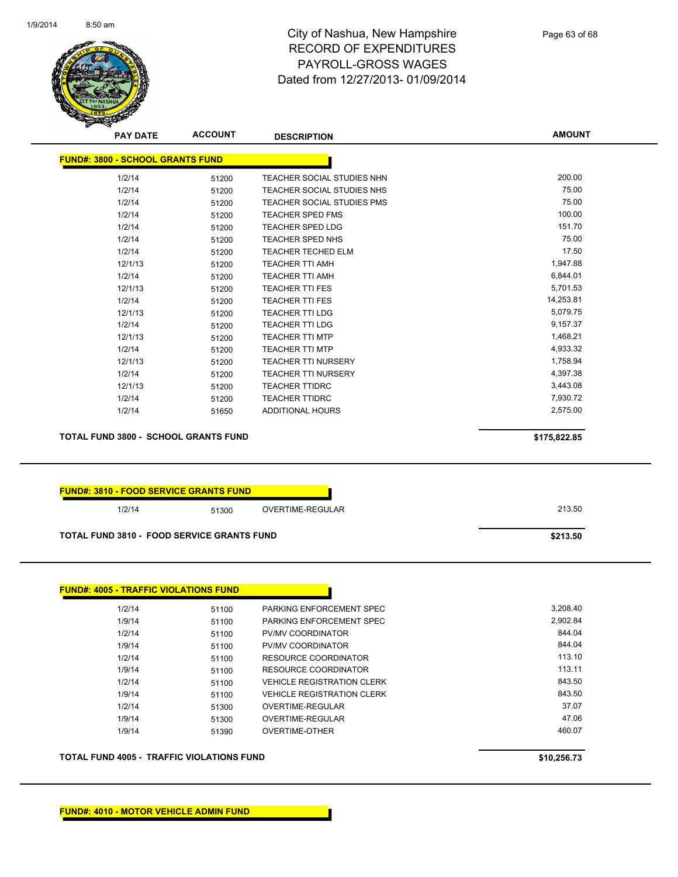# City of Nashua, New Hampshire
# RECORD OF EXPENDITURES
# PAYROLL-GROSS WAGES
# Dated from 12/27/2013- 01/09/2014

| PAY DATE | ACCOUNT | DESCRIPTION | AMOUNT |
|---|---|---|---|

**FUND#: 3800 - SCHOOL GRANTS FUND**

| PAY DATE | ACCOUNT | DESCRIPTION | AMOUNT |
|---|---|---|---|
| 1/2/14 | 51200 | TEACHER SOCIAL STUDIES NHN | 200.00 |
| 1/2/14 | 51200 | TEACHER SOCIAL STUDIES NHS | 75.00 |
| 1/2/14 | 51200 | TEACHER SOCIAL STUDIES PMS | 75.00 |
| 1/2/14 | 51200 | TEACHER SPED FMS | 100.00 |
| 1/2/14 | 51200 | TEACHER SPED LDG | 151.70 |
| 1/2/14 | 51200 | TEACHER SPED NHS | 75.00 |
| 1/2/14 | 51200 | TEACHER TECHED ELM | 17.50 |
| 12/1/13 | 51200 | TEACHER TTI AMH | 1,947.88 |
| 1/2/14 | 51200 | TEACHER TTI AMH | 6,844.01 |
| 12/1/13 | 51200 | TEACHER TTI FES | 5,701.53 |
| 1/2/14 | 51200 | TEACHER TTI FES | 14,253.81 |
| 12/1/13 | 51200 | TEACHER TTI LDG | 5,079.75 |
| 1/2/14 | 51200 | TEACHER TTI LDG | 9,157.37 |
| 12/1/13 | 51200 | TEACHER TTI MTP | 1,468.21 |
| 1/2/14 | 51200 | TEACHER TTI MTP | 4,933.32 |
| 12/1/13 | 51200 | TEACHER TTI NURSERY | 1,758.94 |
| 1/2/14 | 51200 | TEACHER TTI NURSERY | 4,397.38 |
| 12/1/13 | 51200 | TEACHER TTIDRC | 3,443.08 |
| 1/2/14 | 51200 | TEACHER TTIDRC | 7,930.72 |
| 1/2/14 | 51650 | ADDITIONAL HOURS | 2,575.00 |

**TOTAL FUND 3800 - SCHOOL GRANTS FUND** **$175,822.85**

**FUND#: 3810 - FOOD SERVICE GRANTS FUND**

| PAY DATE | ACCOUNT | DESCRIPTION | AMOUNT |
|---|---|---|---|
| 1/2/14 | 51300 | OVERTIME-REGULAR | 213.50 |

**TOTAL FUND 3810 - FOOD SERVICE GRANTS FUND** **$213.50**

**FUND#: 4005 - TRAFFIC VIOLATIONS FUND**

| PAY DATE | ACCOUNT | DESCRIPTION | AMOUNT |
|---|---|---|---|
| 1/2/14 | 51100 | PARKING ENFORCEMENT SPEC | 3,208.40 |
| 1/9/14 | 51100 | PARKING ENFORCEMENT SPEC | 2,902.84 |
| 1/2/14 | 51100 | PV/MV COORDINATOR | 844.04 |
| 1/9/14 | 51100 | PV/MV COORDINATOR | 844.04 |
| 1/2/14 | 51100 | RESOURCE COORDINATOR | 113.10 |
| 1/9/14 | 51100 | RESOURCE COORDINATOR | 113.11 |
| 1/2/14 | 51100 | VEHICLE REGISTRATION CLERK | 843.50 |
| 1/9/14 | 51100 | VEHICLE REGISTRATION CLERK | 843.50 |
| 1/2/14 | 51300 | OVERTIME-REGULAR | 37.07 |
| 1/9/14 | 51300 | OVERTIME-REGULAR | 47.06 |
| 1/9/14 | 51390 | OVERTIME-OTHER | 460.07 |

**TOTAL FUND 4005 - TRAFFIC VIOLATIONS FUND** **$10,256.73**

**FUND#: 4010 - MOTOR VEHICLE ADMIN FUND**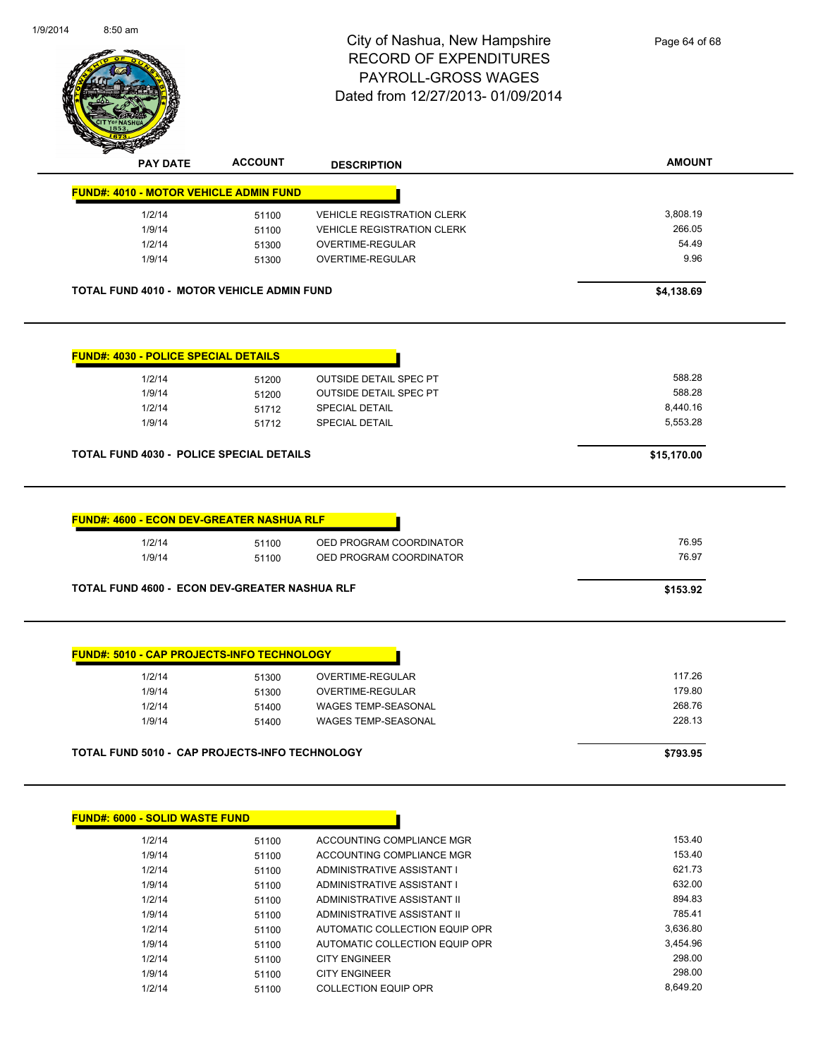# City of Nashua, New Hampshire
## RECORD OF EXPENDITURES
## PAYROLL-GROSS WAGES
## Dated from 12/27/2013- 01/09/2014

| PAY DATE | ACCOUNT | DESCRIPTION | AMOUNT |
|---|---|---|---|

**FUND#: 4010 - MOTOR VEHICLE ADMIN FUND**

| PAY DATE | ACCOUNT | DESCRIPTION | AMOUNT |
|---|---|---|---|
| 1/2/14 | 51100 | VEHICLE REGISTRATION CLERK | 3,808.19 |
| 1/9/14 | 51100 | VEHICLE REGISTRATION CLERK | 266.05 |
| 1/2/14 | 51300 | OVERTIME-REGULAR | 54.49 |
| 1/9/14 | 51300 | OVERTIME-REGULAR | 9.96 |
| **TOTAL FUND 4010 - MOTOR VEHICLE ADMIN FUND** | | | **$4,138.69** |

**FUND#: 4030 - POLICE SPECIAL DETAILS**

| PAY DATE | ACCOUNT | DESCRIPTION | AMOUNT |
|---|---|---|---|
| 1/2/14 | 51200 | OUTSIDE DETAIL SPEC PT | 588.28 |
| 1/9/14 | 51200 | OUTSIDE DETAIL SPEC PT | 588.28 |
| 1/2/14 | 51712 | SPECIAL DETAIL | 8,440.16 |
| 1/9/14 | 51712 | SPECIAL DETAIL | 5,553.28 |
| **TOTAL FUND 4030 - POLICE SPECIAL DETAILS** | | | **$15,170.00** |

**FUND#: 4600 - ECON DEV-GREATER NASHUA RLF**

| PAY DATE | ACCOUNT | DESCRIPTION | AMOUNT |
|---|---|---|---|
| 1/2/14 | 51100 | OED PROGRAM COORDINATOR | 76.95 |
| 1/9/14 | 51100 | OED PROGRAM COORDINATOR | 76.97 |
| **TOTAL FUND 4600 - ECON DEV-GREATER NASHUA RLF** | | | **$153.92** |

**FUND#: 5010 - CAP PROJECTS-INFO TECHNOLOGY**

| PAY DATE | ACCOUNT | DESCRIPTION | AMOUNT |
|---|---|---|---|
| 1/2/14 | 51300 | OVERTIME-REGULAR | 117.26 |
| 1/9/14 | 51300 | OVERTIME-REGULAR | 179.80 |
| 1/2/14 | 51400 | WAGES TEMP-SEASONAL | 268.76 |
| 1/9/14 | 51400 | WAGES TEMP-SEASONAL | 228.13 |
| **TOTAL FUND 5010 - CAP PROJECTS-INFO TECHNOLOGY** | | | **$793.95** |

**FUND#: 6000 - SOLID WASTE FUND**

| PAY DATE | ACCOUNT | DESCRIPTION | AMOUNT |
|---|---|---|---|
| 1/2/14 | 51100 | ACCOUNTING COMPLIANCE MGR | 153.40 |
| 1/9/14 | 51100 | ACCOUNTING COMPLIANCE MGR | 153.40 |
| 1/2/14 | 51100 | ADMINISTRATIVE ASSISTANT I | 621.73 |
| 1/9/14 | 51100 | ADMINISTRATIVE ASSISTANT I | 632.00 |
| 1/2/14 | 51100 | ADMINISTRATIVE ASSISTANT II | 894.83 |
| 1/9/14 | 51100 | ADMINISTRATIVE ASSISTANT II | 785.41 |
| 1/2/14 | 51100 | AUTOMATIC COLLECTION EQUIP OPR | 3,636.80 |
| 1/9/14 | 51100 | AUTOMATIC COLLECTION EQUIP OPR | 3,454.96 |
| 1/2/14 | 51100 | CITY ENGINEER | 298.00 |
| 1/9/14 | 51100 | CITY ENGINEER | 298.00 |
| 1/2/14 | 51100 | COLLECTION EQUIP OPR | 8,649.20 |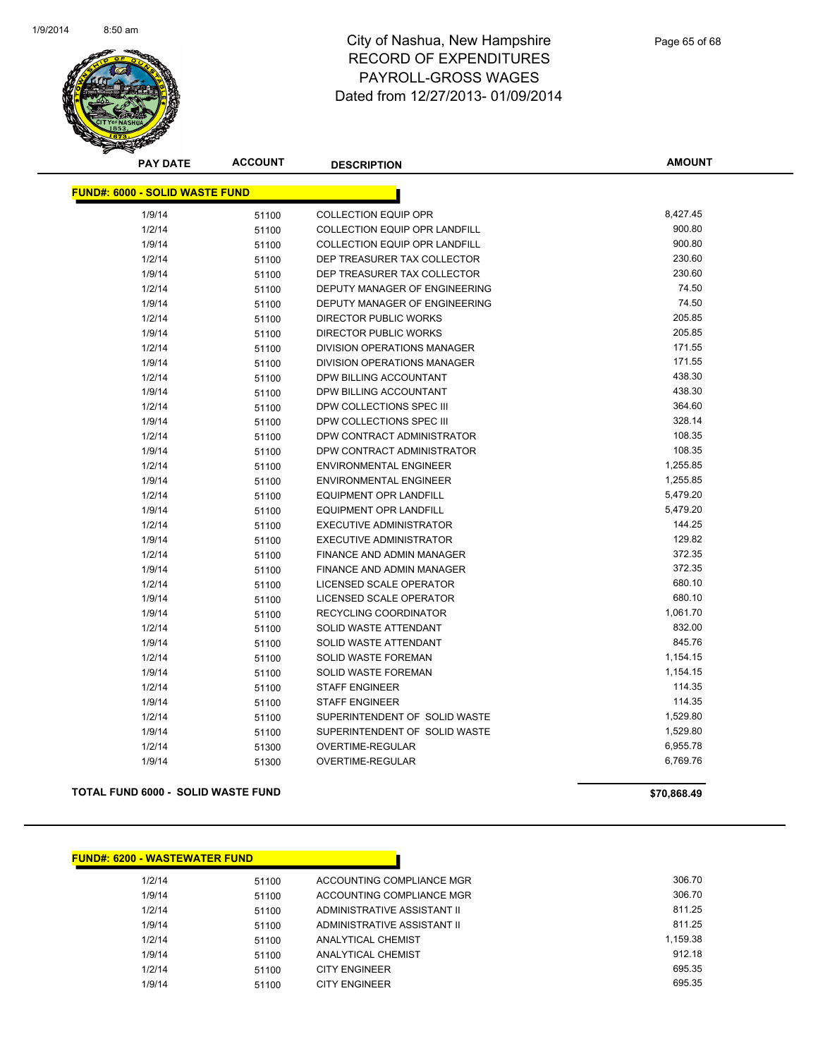# City of Nashua, New Hampshire
## RECORD OF EXPENDITURES
## PAYROLL-GROSS WAGES
## Dated from 12/27/2013- 01/09/2014

### FUND#: 6000 - SOLID WASTE FUND

| PAY DATE | ACCOUNT | DESCRIPTION | AMOUNT |
|---|---|---|---|
| 1/9/14 | 51100 | COLLECTION EQUIP OPR | 8,427.45 |
| 1/2/14 | 51100 | COLLECTION EQUIP OPR LANDFILL | 900.80 |
| 1/9/14 | 51100 | COLLECTION EQUIP OPR LANDFILL | 900.80 |
| 1/2/14 | 51100 | DEP TREASURER TAX COLLECTOR | 230.60 |
| 1/9/14 | 51100 | DEP TREASURER TAX COLLECTOR | 230.60 |
| 1/2/14 | 51100 | DEPUTY MANAGER OF ENGINEERING | 74.50 |
| 1/9/14 | 51100 | DEPUTY MANAGER OF ENGINEERING | 74.50 |
| 1/2/14 | 51100 | DIRECTOR PUBLIC WORKS | 205.85 |
| 1/9/14 | 51100 | DIRECTOR PUBLIC WORKS | 205.85 |
| 1/2/14 | 51100 | DIVISION OPERATIONS MANAGER | 171.55 |
| 1/9/14 | 51100 | DIVISION OPERATIONS MANAGER | 171.55 |
| 1/2/14 | 51100 | DPW BILLING ACCOUNTANT | 438.30 |
| 1/9/14 | 51100 | DPW BILLING ACCOUNTANT | 438.30 |
| 1/2/14 | 51100 | DPW COLLECTIONS SPEC III | 364.60 |
| 1/9/14 | 51100 | DPW COLLECTIONS SPEC III | 328.14 |
| 1/2/14 | 51100 | DPW CONTRACT ADMINISTRATOR | 108.35 |
| 1/9/14 | 51100 | DPW CONTRACT ADMINISTRATOR | 108.35 |
| 1/2/14 | 51100 | ENVIRONMENTAL ENGINEER | 1,255.85 |
| 1/9/14 | 51100 | ENVIRONMENTAL ENGINEER | 1,255.85 |
| 1/2/14 | 51100 | EQUIPMENT OPR LANDFILL | 5,479.20 |
| 1/9/14 | 51100 | EQUIPMENT OPR LANDFILL | 5,479.20 |
| 1/2/14 | 51100 | EXECUTIVE ADMINISTRATOR | 144.25 |
| 1/9/14 | 51100 | EXECUTIVE ADMINISTRATOR | 129.82 |
| 1/2/14 | 51100 | FINANCE AND ADMIN MANAGER | 372.35 |
| 1/9/14 | 51100 | FINANCE AND ADMIN MANAGER | 372.35 |
| 1/2/14 | 51100 | LICENSED SCALE OPERATOR | 680.10 |
| 1/9/14 | 51100 | LICENSED SCALE OPERATOR | 680.10 |
| 1/9/14 | 51100 | RECYCLING COORDINATOR | 1,061.70 |
| 1/2/14 | 51100 | SOLID WASTE ATTENDANT | 832.00 |
| 1/9/14 | 51100 | SOLID WASTE ATTENDANT | 845.76 |
| 1/2/14 | 51100 | SOLID WASTE FOREMAN | 1,154.15 |
| 1/9/14 | 51100 | SOLID WASTE FOREMAN | 1,154.15 |
| 1/2/14 | 51100 | STAFF ENGINEER | 114.35 |
| 1/9/14 | 51100 | STAFF ENGINEER | 114.35 |
| 1/2/14 | 51100 | SUPERINTENDENT OF SOLID WASTE | 1,529.80 |
| 1/9/14 | 51100 | SUPERINTENDENT OF SOLID WASTE | 1,529.80 |
| 1/2/14 | 51300 | OVERTIME-REGULAR | 6,955.78 |
| 1/9/14 | 51300 | OVERTIME-REGULAR | 6,769.76 |

**TOTAL FUND 6000 - SOLID WASTE FUND** **$70,868.49**

### FUND#: 6200 - WASTEWATER FUND

| PAY DATE | ACCOUNT | DESCRIPTION | AMOUNT |
|---|---|---|---|
| 1/2/14 | 51100 | ACCOUNTING COMPLIANCE MGR | 306.70 |
| 1/9/14 | 51100 | ACCOUNTING COMPLIANCE MGR | 306.70 |
| 1/2/14 | 51100 | ADMINISTRATIVE ASSISTANT II | 811.25 |
| 1/9/14 | 51100 | ADMINISTRATIVE ASSISTANT II | 811.25 |
| 1/2/14 | 51100 | ANALYTICAL CHEMIST | 1,159.38 |
| 1/9/14 | 51100 | ANALYTICAL CHEMIST | 912.18 |
| 1/2/14 | 51100 | CITY ENGINEER | 695.35 |
| 1/9/14 | 51100 | CITY ENGINEER | 695.35 |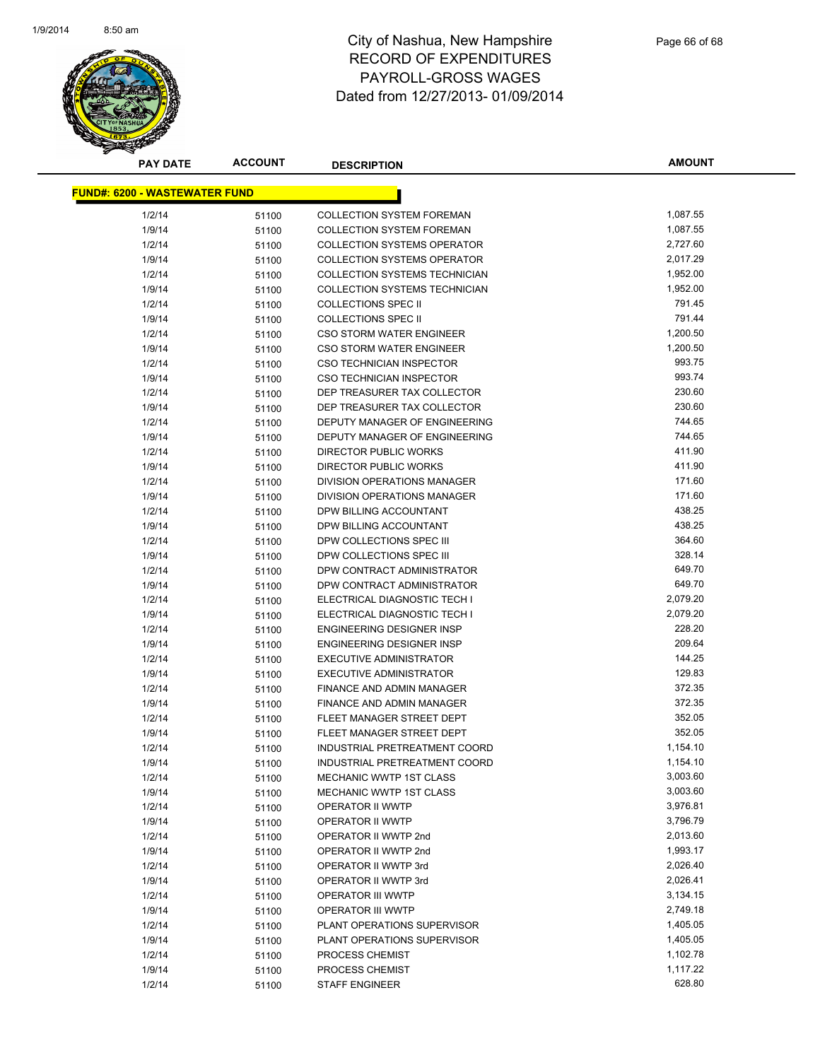# City of Nashua, New Hampshire
# RECORD OF EXPENDITURES
# PAYROLL-GROSS WAGES
# Dated from 12/27/2013- 01/09/2014

**FUND#: 6200 - WASTEWATER FUND**

| PAY DATE | ACCOUNT | DESCRIPTION | AMOUNT |
|---|---|---|---|
| 1/2/14 | 51100 | COLLECTION SYSTEM FOREMAN | 1,087.55 |
| 1/9/14 | 51100 | COLLECTION SYSTEM FOREMAN | 1,087.55 |
| 1/2/14 | 51100 | COLLECTION SYSTEMS OPERATOR | 2,727.60 |
| 1/9/14 | 51100 | COLLECTION SYSTEMS OPERATOR | 2,017.29 |
| 1/2/14 | 51100 | COLLECTION SYSTEMS TECHNICIAN | 1,952.00 |
| 1/9/14 | 51100 | COLLECTION SYSTEMS TECHNICIAN | 1,952.00 |
| 1/2/14 | 51100 | COLLECTIONS SPEC II | 791.45 |
| 1/9/14 | 51100 | COLLECTIONS SPEC II | 791.44 |
| 1/2/14 | 51100 | CSO STORM WATER ENGINEER | 1,200.50 |
| 1/9/14 | 51100 | CSO STORM WATER ENGINEER | 1,200.50 |
| 1/2/14 | 51100 | CSO TECHNICIAN INSPECTOR | 993.75 |
| 1/9/14 | 51100 | CSO TECHNICIAN INSPECTOR | 993.74 |
| 1/2/14 | 51100 | DEP TREASURER TAX COLLECTOR | 230.60 |
| 1/9/14 | 51100 | DEP TREASURER TAX COLLECTOR | 230.60 |
| 1/2/14 | 51100 | DEPUTY MANAGER OF ENGINEERING | 744.65 |
| 1/9/14 | 51100 | DEPUTY MANAGER OF ENGINEERING | 744.65 |
| 1/2/14 | 51100 | DIRECTOR PUBLIC WORKS | 411.90 |
| 1/9/14 | 51100 | DIRECTOR PUBLIC WORKS | 411.90 |
| 1/2/14 | 51100 | DIVISION OPERATIONS MANAGER | 171.60 |
| 1/9/14 | 51100 | DIVISION OPERATIONS MANAGER | 171.60 |
| 1/2/14 | 51100 | DPW BILLING ACCOUNTANT | 438.25 |
| 1/9/14 | 51100 | DPW BILLING ACCOUNTANT | 438.25 |
| 1/2/14 | 51100 | DPW COLLECTIONS SPEC III | 364.60 |
| 1/9/14 | 51100 | DPW COLLECTIONS SPEC III | 328.14 |
| 1/2/14 | 51100 | DPW CONTRACT ADMINISTRATOR | 649.70 |
| 1/9/14 | 51100 | DPW CONTRACT ADMINISTRATOR | 649.70 |
| 1/2/14 | 51100 | ELECTRICAL DIAGNOSTIC TECH I | 2,079.20 |
| 1/9/14 | 51100 | ELECTRICAL DIAGNOSTIC TECH I | 2,079.20 |
| 1/2/14 | 51100 | ENGINEERING DESIGNER INSP | 228.20 |
| 1/9/14 | 51100 | ENGINEERING DESIGNER INSP | 209.64 |
| 1/2/14 | 51100 | EXECUTIVE ADMINISTRATOR | 144.25 |
| 1/9/14 | 51100 | EXECUTIVE ADMINISTRATOR | 129.83 |
| 1/2/14 | 51100 | FINANCE AND ADMIN MANAGER | 372.35 |
| 1/9/14 | 51100 | FINANCE AND ADMIN MANAGER | 372.35 |
| 1/2/14 | 51100 | FLEET MANAGER STREET DEPT | 352.05 |
| 1/9/14 | 51100 | FLEET MANAGER STREET DEPT | 352.05 |
| 1/2/14 | 51100 | INDUSTRIAL PRETREATMENT COORD | 1,154.10 |
| 1/9/14 | 51100 | INDUSTRIAL PRETREATMENT COORD | 1,154.10 |
| 1/2/14 | 51100 | MECHANIC WWTP 1ST CLASS | 3,003.60 |
| 1/9/14 | 51100 | MECHANIC WWTP 1ST CLASS | 3,003.60 |
| 1/2/14 | 51100 | OPERATOR II WWTP | 3,976.81 |
| 1/9/14 | 51100 | OPERATOR II WWTP | 3,796.79 |
| 1/2/14 | 51100 | OPERATOR II WWTP 2nd | 2,013.60 |
| 1/9/14 | 51100 | OPERATOR II WWTP 2nd | 1,993.17 |
| 1/2/14 | 51100 | OPERATOR II WWTP 3rd | 2,026.40 |
| 1/9/14 | 51100 | OPERATOR II WWTP 3rd | 2,026.41 |
| 1/2/14 | 51100 | OPERATOR III WWTP | 3,134.15 |
| 1/9/14 | 51100 | OPERATOR III WWTP | 2,749.18 |
| 1/2/14 | 51100 | PLANT OPERATIONS SUPERVISOR | 1,405.05 |
| 1/9/14 | 51100 | PLANT OPERATIONS SUPERVISOR | 1,405.05 |
| 1/2/14 | 51100 | PROCESS CHEMIST | 1,102.78 |
| 1/9/14 | 51100 | PROCESS CHEMIST | 1,117.22 |
| 1/2/14 | 51100 | STAFF ENGINEER | 628.80 |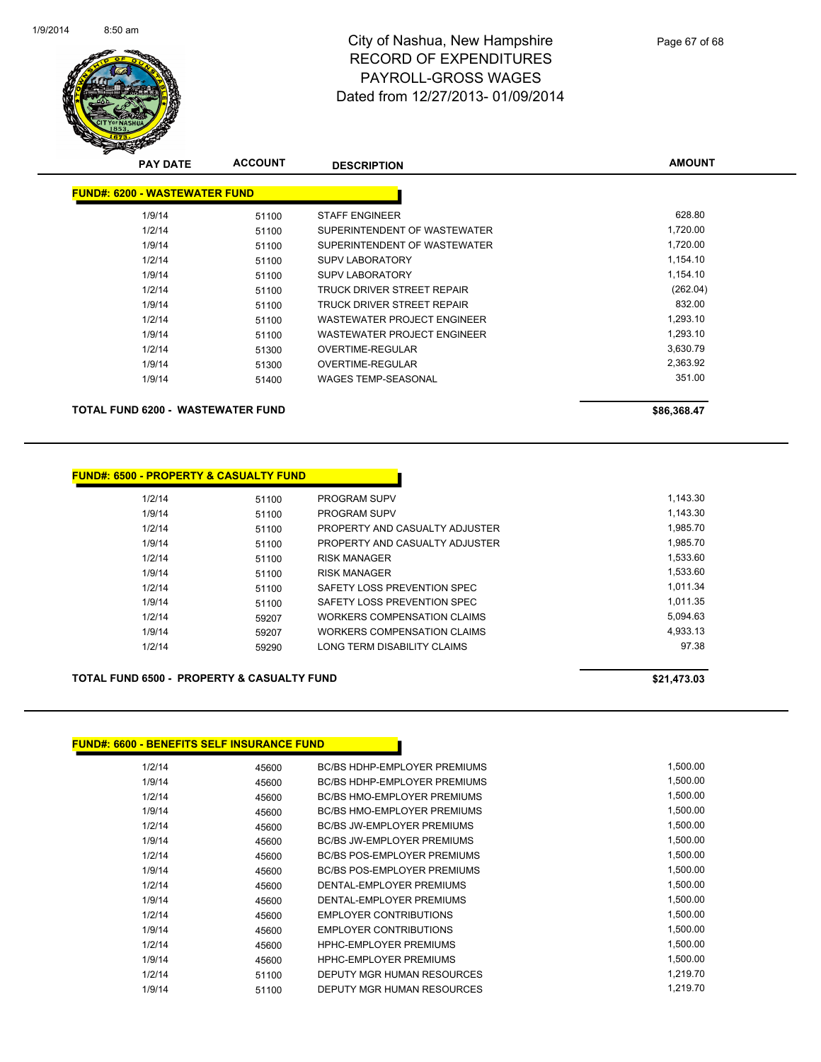# City of Nashua, New Hampshire
## RECORD OF EXPENDITURES
## PAYROLL-GROSS WAGES
## Dated from 12/27/2013- 01/09/2014

| PAY DATE | ACCOUNT | DESCRIPTION | AMOUNT |
|---|---|---|---|
| **FUND#: 6200 - WASTEWATER FUND** | | | |
| 1/9/14 | 51100 | STAFF ENGINEER | 628.80 |
| 1/2/14 | 51100 | SUPERINTENDENT OF WASTEWATER | 1,720.00 |
| 1/9/14 | 51100 | SUPERINTENDENT OF WASTEWATER | 1,720.00 |
| 1/2/14 | 51100 | SUPV LABORATORY | 1,154.10 |
| 1/9/14 | 51100 | SUPV LABORATORY | 1,154.10 |
| 1/2/14 | 51100 | TRUCK DRIVER STREET REPAIR | (262.04) |
| 1/9/14 | 51100 | TRUCK DRIVER STREET REPAIR | 832.00 |
| 1/2/14 | 51100 | WASTEWATER PROJECT ENGINEER | 1,293.10 |
| 1/9/14 | 51100 | WASTEWATER PROJECT ENGINEER | 1,293.10 |
| 1/2/14 | 51300 | OVERTIME-REGULAR | 3,630.79 |
| 1/9/14 | 51300 | OVERTIME-REGULAR | 2,363.92 |
| 1/9/14 | 51400 | WAGES TEMP-SEASONAL | 351.00 |
| **TOTAL FUND 6200 - WASTEWATER FUND** | | | **$86,368.47** |

| PAY DATE | ACCOUNT | DESCRIPTION | AMOUNT |
|---|---|---|---|
| **FUND#: 6500 - PROPERTY & CASUALTY FUND** | | | |
| 1/2/14 | 51100 | PROGRAM SUPV | 1,143.30 |
| 1/9/14 | 51100 | PROGRAM SUPV | 1,143.30 |
| 1/2/14 | 51100 | PROPERTY AND CASUALTY ADJUSTER | 1,985.70 |
| 1/9/14 | 51100 | PROPERTY AND CASUALTY ADJUSTER | 1,985.70 |
| 1/2/14 | 51100 | RISK MANAGER | 1,533.60 |
| 1/9/14 | 51100 | RISK MANAGER | 1,533.60 |
| 1/2/14 | 51100 | SAFETY LOSS PREVENTION SPEC | 1,011.34 |
| 1/9/14 | 51100 | SAFETY LOSS PREVENTION SPEC | 1,011.35 |
| 1/2/14 | 59207 | WORKERS COMPENSATION CLAIMS | 5,094.63 |
| 1/9/14 | 59207 | WORKERS COMPENSATION CLAIMS | 4,933.13 |
| 1/2/14 | 59290 | LONG TERM DISABILITY CLAIMS | 97.38 |
| **TOTAL FUND 6500 - PROPERTY & CASUALTY FUND** | | | **$21,473.03** |

| PAY DATE | ACCOUNT | DESCRIPTION | AMOUNT |
|---|---|---|---|
| **FUND#: 6600 - BENEFITS SELF INSURANCE FUND** | | | |
| 1/2/14 | 45600 | BC/BS HDHP-EMPLOYER PREMIUMS | 1,500.00 |
| 1/9/14 | 45600 | BC/BS HDHP-EMPLOYER PREMIUMS | 1,500.00 |
| 1/2/14 | 45600 | BC/BS HMO-EMPLOYER PREMIUMS | 1,500.00 |
| 1/9/14 | 45600 | BC/BS HMO-EMPLOYER PREMIUMS | 1,500.00 |
| 1/2/14 | 45600 | BC/BS JW-EMPLOYER PREMIUMS | 1,500.00 |
| 1/9/14 | 45600 | BC/BS JW-EMPLOYER PREMIUMS | 1,500.00 |
| 1/2/14 | 45600 | BC/BS POS-EMPLOYER PREMIUMS | 1,500.00 |
| 1/9/14 | 45600 | BC/BS POS-EMPLOYER PREMIUMS | 1,500.00 |
| 1/2/14 | 45600 | DENTAL-EMPLOYER PREMIUMS | 1,500.00 |
| 1/9/14 | 45600 | DENTAL-EMPLOYER PREMIUMS | 1,500.00 |
| 1/2/14 | 45600 | EMPLOYER CONTRIBUTIONS | 1,500.00 |
| 1/9/14 | 45600 | EMPLOYER CONTRIBUTIONS | 1,500.00 |
| 1/2/14 | 45600 | HPHC-EMPLOYER PREMIUMS | 1,500.00 |
| 1/9/14 | 45600 | HPHC-EMPLOYER PREMIUMS | 1,500.00 |
| 1/2/14 | 51100 | DEPUTY MGR HUMAN RESOURCES | 1,219.70 |
| 1/9/14 | 51100 | DEPUTY MGR HUMAN RESOURCES | 1,219.70 |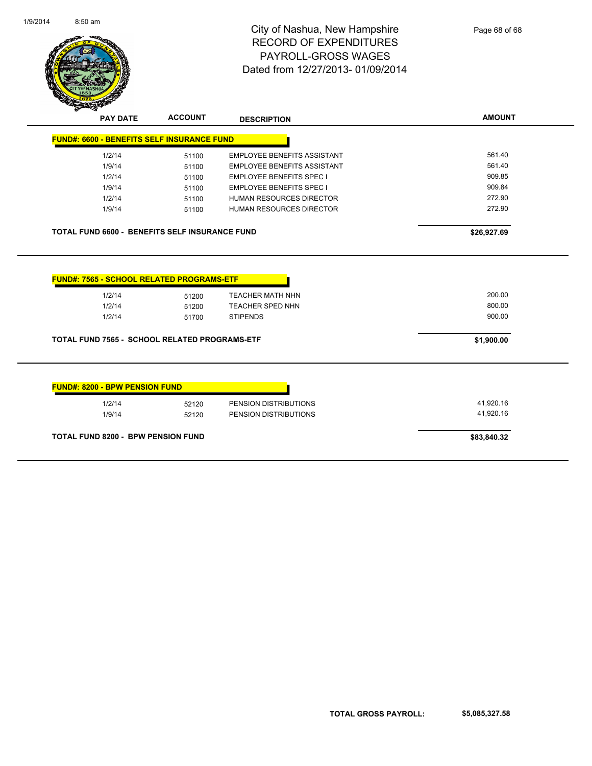# City of Nashua, New Hampshire
## RECORD OF EXPENDITURES
## PAYROLL-GROSS WAGES
## Dated from 12/27/2013- 01/09/2014

| PAY DATE | ACCOUNT | DESCRIPTION | AMOUNT |
|---|---|---|---|
| **FUND#: 6600 - BENEFITS SELF INSURANCE FUND** | | | |
| 1/2/14 | 51100 | EMPLOYEE BENEFITS ASSISTANT | 561.40 |
| 1/9/14 | 51100 | EMPLOYEE BENEFITS ASSISTANT | 561.40 |
| 1/2/14 | 51100 | EMPLOYEE BENEFITS SPEC I | 909.85 |
| 1/9/14 | 51100 | EMPLOYEE BENEFITS SPEC I | 909.84 |
| 1/2/14 | 51100 | HUMAN RESOURCES DIRECTOR | 272.90 |
| 1/9/14 | 51100 | HUMAN RESOURCES DIRECTOR | 272.90 |
| **TOTAL FUND 6600 - BENEFITS SELF INSURANCE FUND** | | | **$26,927.69** |
| **FUND#: 7565 - SCHOOL RELATED PROGRAMS-ETF** | | | |
| 1/2/14 | 51200 | TEACHER MATH NHN | 200.00 |
| 1/2/14 | 51200 | TEACHER SPED NHN | 800.00 |
| 1/2/14 | 51700 | STIPENDS | 900.00 |
| **TOTAL FUND 7565 - SCHOOL RELATED PROGRAMS-ETF** | | | **$1,900.00** |
| **FUND#: 8200 - BPW PENSION FUND** | | | |
| 1/2/14 | 52120 | PENSION DISTRIBUTIONS | 41,920.16 |
| 1/9/14 | 52120 | PENSION DISTRIBUTIONS | 41,920.16 |
| **TOTAL FUND 8200 - BPW PENSION FUND** | | | **$83,840.32** |

**TOTAL GROSS PAYROLL: $5,085,327.58**